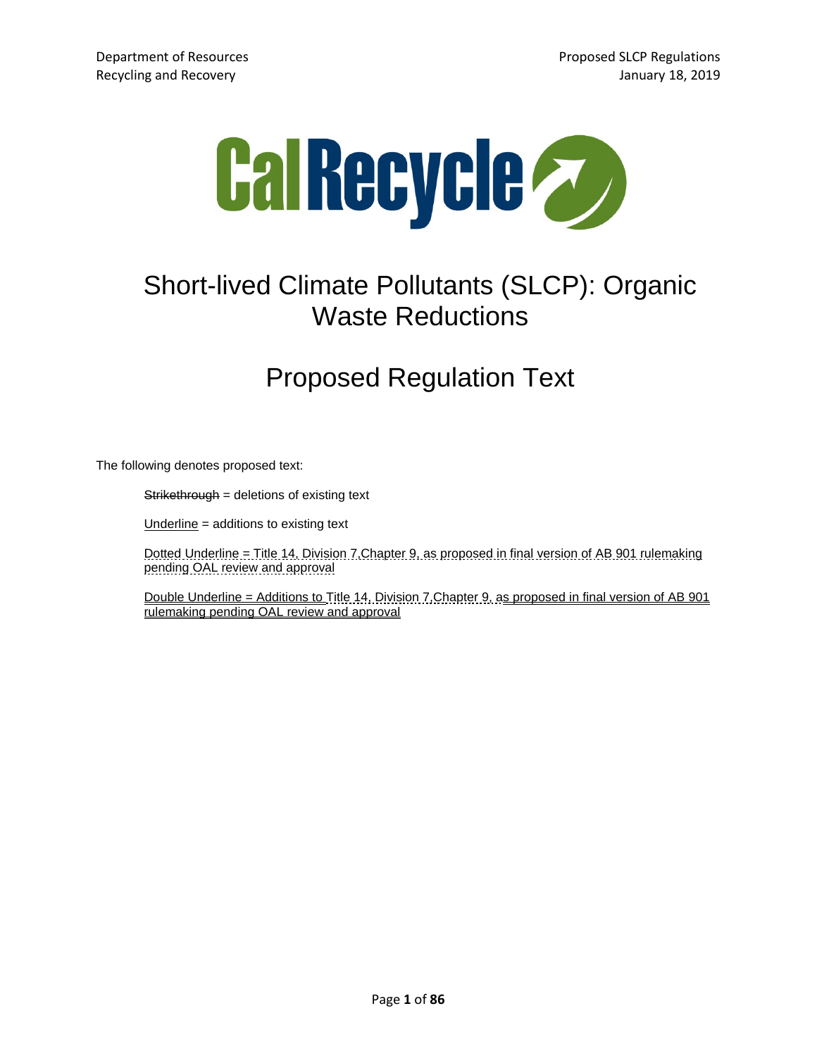Department of Resources Recycling and Recovery

Proposed SLCP Regulations
January 18, 2019

CalRecycle

# Short-lived Climate Pollutants (SLCP): Organic Waste Reductions

# Proposed Regulation Text

The following denotes proposed text:

~~Strikethrough~~ = deletions of existing text

Underline = additions to existing text

Dotted Underline = Title 14, Division 7,Chapter 9, as proposed in final version of AB 901 rulemaking pending OAL review and approval

Double Underline = Additions to Title 14, Division 7,Chapter 9, as proposed in final version of AB 901 rulemaking pending OAL review and approval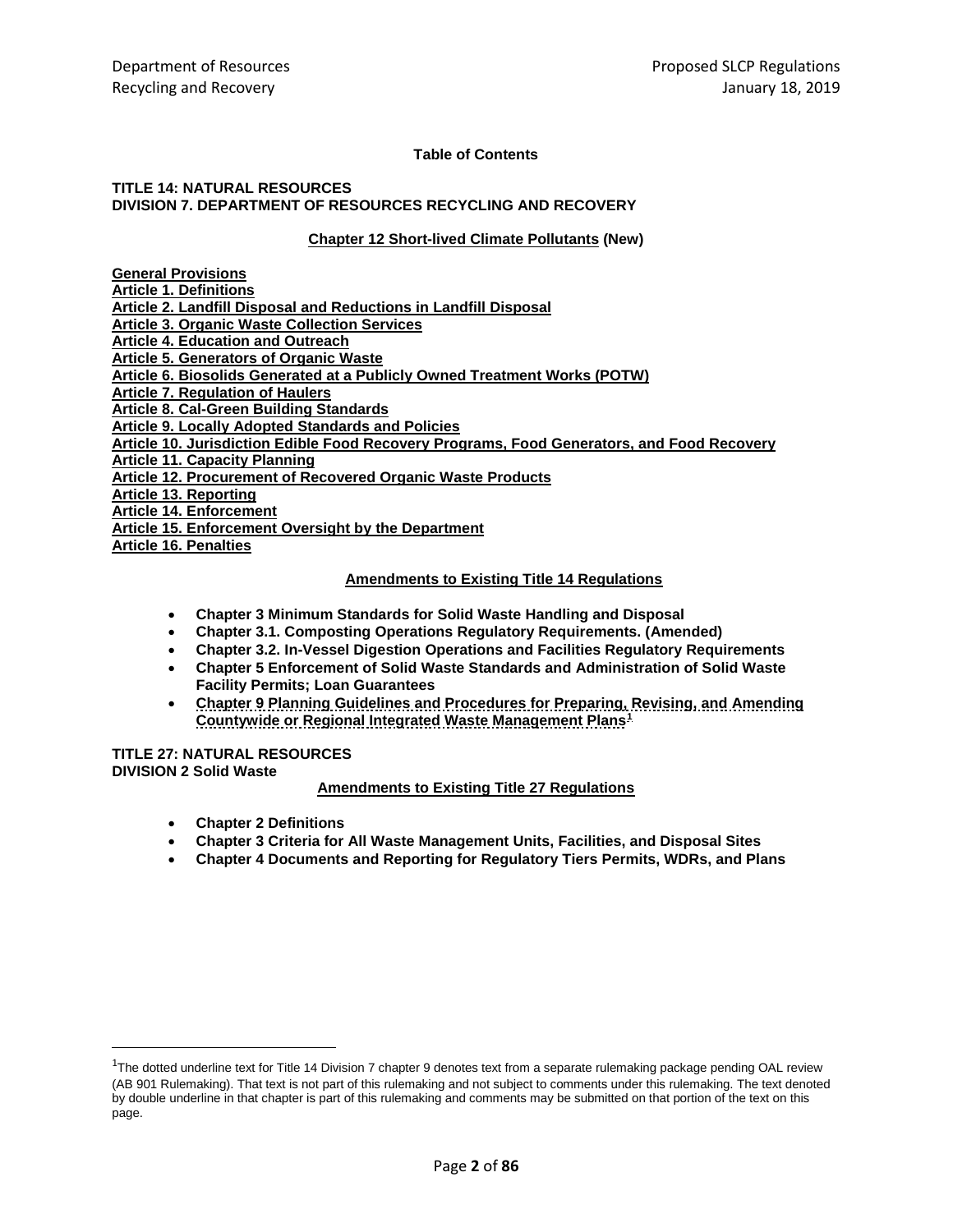**Table of Contents**

**TITLE 14: NATURAL RESOURCES**
**DIVISION 7. DEPARTMENT OF RESOURCES RECYCLING AND RECOVERY**

**Chapter 12 Short-lived Climate Pollutants (New)**

**General Provisions**
**Article 1. Definitions**
**Article 2. Landfill Disposal and Reductions in Landfill Disposal**
**Article 3. Organic Waste Collection Services**
**Article 4. Education and Outreach**
**Article 5. Generators of Organic Waste**
**Article 6. Biosolids Generated at a Publicly Owned Treatment Works (POTW)**
**Article 7. Regulation of Haulers**
**Article 8. Cal-Green Building Standards**
**Article 9. Locally Adopted Standards and Policies**
**Article 10. Jurisdiction Edible Food Recovery Programs, Food Generators, and Food Recovery**
**Article 11. Capacity Planning**
**Article 12. Procurement of Recovered Organic Waste Products**
**Article 13. Reporting**
**Article 14. Enforcement**
**Article 15. Enforcement Oversight by the Department**
**Article 16. Penalties**

**Amendments to Existing Title 14 Regulations**

- **Chapter 3 Minimum Standards for Solid Waste Handling and Disposal**
- **Chapter 3.1. Composting Operations Regulatory Requirements. (Amended)**
- **Chapter 3.2. In-Vessel Digestion Operations and Facilities Regulatory Requirements**
- **Chapter 5 Enforcement of Solid Waste Standards and Administration of Solid Waste Facility Permits; Loan Guarantees**
- **Chapter 9 Planning Guidelines and Procedures for Preparing, Revising, and Amending Countywide or Regional Integrated Waste Management Plans**[1]

**TITLE 27: NATURAL RESOURCES**
**DIVISION 2 Solid Waste**

**Amendments to Existing Title 27 Regulations**

- **Chapter 2 Definitions**
- **Chapter 3 Criteria for All Waste Management Units, Facilities, and Disposal Sites**
- **Chapter 4 Documents and Reporting for Regulatory Tiers Permits, WDRs, and Plans**

[1] The dotted underline text for Title 14 Division 7 chapter 9 denotes text from a separate rulemaking package pending OAL review (AB 901 Rulemaking). That text is not part of this rulemaking and not subject to comments under this rulemaking. The text denoted by double underline in that chapter is part of this rulemaking and comments may be submitted on that portion of the text on this page.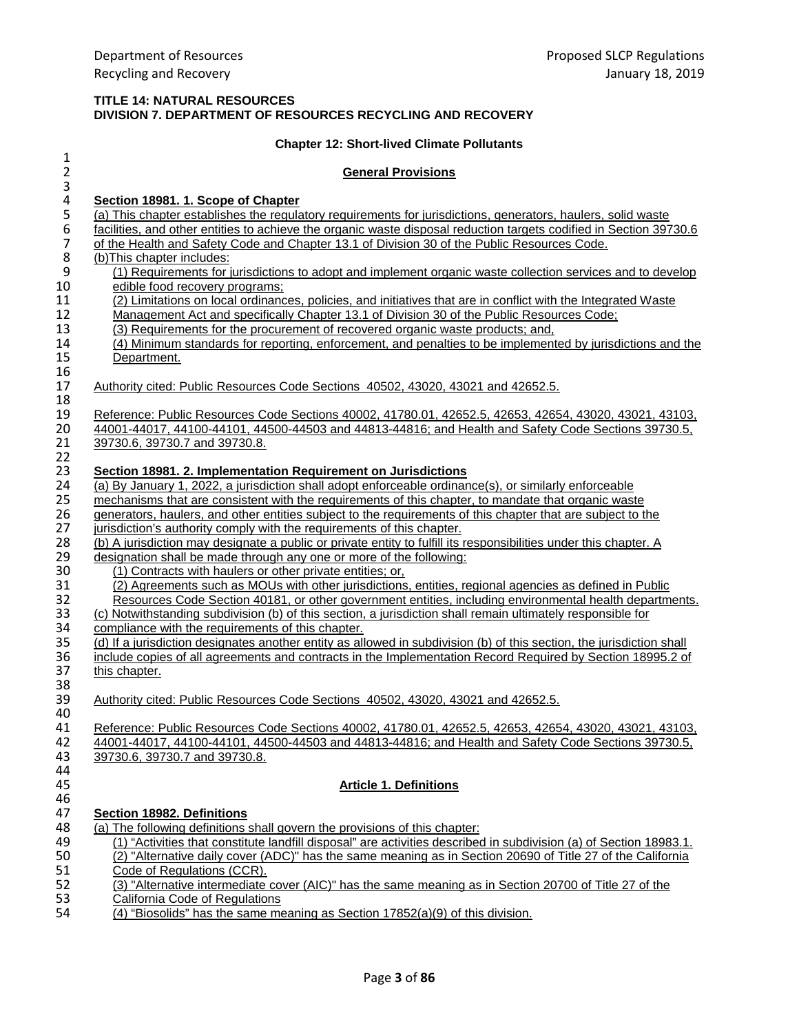**TITLE 14: NATURAL RESOURCES**
**DIVISION 7. DEPARTMENT OF RESOURCES RECYCLING AND RECOVERY**

**Chapter 12: Short-lived Climate Pollutants**

**General Provisions**

**Section 18981. 1. Scope of Chapter**

(a) This chapter establishes the regulatory requirements for jurisdictions, generators, haulers, solid waste facilities, and other entities to achieve the organic waste disposal reduction targets codified in Section 39730.6 of the Health and Safety Code and Chapter 13.1 of Division 30 of the Public Resources Code.

(b)This chapter includes:

(1) Requirements for jurisdictions to adopt and implement organic waste collection services and to develop edible food recovery programs;

(2) Limitations on local ordinances, policies, and initiatives that are in conflict with the Integrated Waste Management Act and specifically Chapter 13.1 of Division 30 of the Public Resources Code;

(3) Requirements for the procurement of recovered organic waste products; and,

(4) Minimum standards for reporting, enforcement, and penalties to be implemented by jurisdictions and the Department.

Authority cited: Public Resources Code Sections 40502, 43020, 43021 and 42652.5.

Reference: Public Resources Code Sections 40002, 41780.01, 42652.5, 42653, 42654, 43020, 43021, 43103, 44001-44017, 44100-44101, 44500-44503 and 44813-44816; and Health and Safety Code Sections 39730.5, 39730.6, 39730.7 and 39730.8.

**Section 18981. 2. Implementation Requirement on Jurisdictions**

(a) By January 1, 2022, a jurisdiction shall adopt enforceable ordinance(s), or similarly enforceable mechanisms that are consistent with the requirements of this chapter, to mandate that organic waste generators, haulers, and other entities subject to the requirements of this chapter that are subject to the jurisdiction's authority comply with the requirements of this chapter.

(b) A jurisdiction may designate a public or private entity to fulfill its responsibilities under this chapter. A designation shall be made through any one or more of the following:

(1) Contracts with haulers or other private entities; or,

(2) Agreements such as MOUs with other jurisdictions, entities, regional agencies as defined in Public Resources Code Section 40181, or other government entities, including environmental health departments.

(c) Notwithstanding subdivision (b) of this section, a jurisdiction shall remain ultimately responsible for compliance with the requirements of this chapter.

(d) If a jurisdiction designates another entity as allowed in subdivision (b) of this section, the jurisdiction shall include copies of all agreements and contracts in the Implementation Record Required by Section 18995.2 of this chapter.

Authority cited: Public Resources Code Sections 40502, 43020, 43021 and 42652.5.

Reference: Public Resources Code Sections 40002, 41780.01, 42652.5, 42653, 42654, 43020, 43021, 43103, 44001-44017, 44100-44101, 44500-44503 and 44813-44816; and Health and Safety Code Sections 39730.5, 39730.6, 39730.7 and 39730.8.

**Article 1. Definitions**

**Section 18982. Definitions**

(a) The following definitions shall govern the provisions of this chapter:

(1) "Activities that constitute landfill disposal" are activities described in subdivision (a) of Section 18983.1.

(2) "Alternative daily cover (ADC)" has the same meaning as in Section 20690 of Title 27 of the California Code of Regulations (CCR).

(3) "Alternative intermediate cover (AIC)" has the same meaning as in Section 20700 of Title 27 of the California Code of Regulations

(4) "Biosolids" has the same meaning as Section 17852(a)(9) of this division.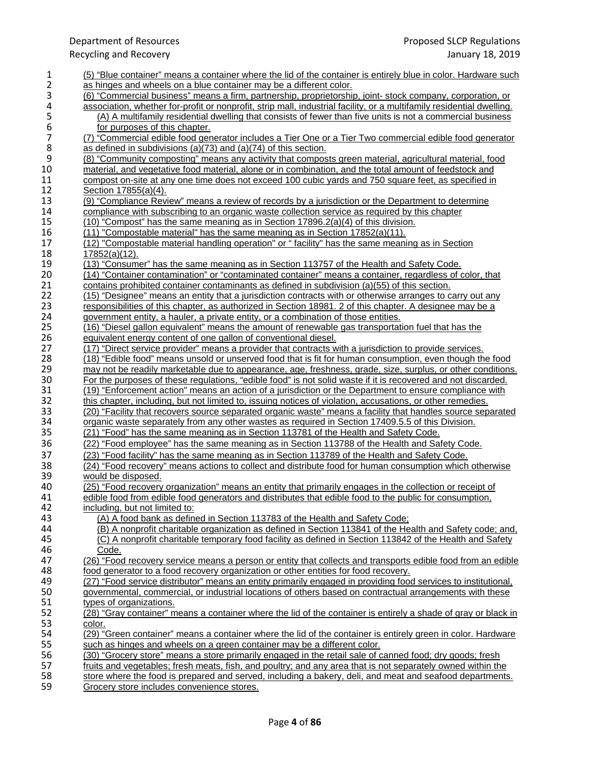(5) “Blue container” means a container where the lid of the container is entirely blue in color. Hardware such as hinges and wheels on a blue container may be a different color.

(6) “Commercial business” means a firm, partnership, proprietorship, joint- stock company, corporation, or association, whether for-profit or nonprofit, strip mall, industrial facility, or a multifamily residential dwelling.

(A) A multifamily residential dwelling that consists of fewer than five units is not a commercial business for purposes of this chapter.

(7) “Commercial edible food generator includes a Tier One or a Tier Two commercial edible food generator as defined in subdivisions (a)(73) and (a)(74) of this section.

(8) “Community composting” means any activity that composts green material, agricultural material, food material, and vegetative food material, alone or in combination, and the total amount of feedstock and compost on-site at any one time does not exceed 100 cubic yards and 750 square feet, as specified in Section 17855(a)(4).

(9) “Compliance Review” means a review of records by a jurisdiction or the Department to determine compliance with subscribing to an organic waste collection service as required by this chapter

(10) “Compost” has the same meaning as in Section 17896.2(a)(4) of this division.

(11) "Compostable material" has the same meaning as in Section 17852(a)(11).

(12) "Compostable material handling operation" or " facility" has the same meaning as in Section 17852(a)(12).

(13) “Consumer” has the same meaning as in Section 113757 of the Health and Safety Code.

(14) “Container contamination” or “contaminated container” means a container, regardless of color, that contains prohibited container contaminants as defined in subdivision (a)(55) of this section.

(15) “Designee” means an entity that a jurisdiction contracts with or otherwise arranges to carry out any responsibilities of this chapter, as authorized in Section 18981. 2 of this chapter. A designee may be a government entity, a hauler, a private entity, or a combination of those entities.

(16) “Diesel gallon equivalent” means the amount of renewable gas transportation fuel that has the equivalent energy content of one gallon of conventional diesel.

(17) “Direct service provider” means a provider that contracts with a jurisdiction to provide services.

(18) “Edible food” means unsold or unserved food that is fit for human consumption, even though the food may not be readily marketable due to appearance, age, freshness, grade, size, surplus, or other conditions. For the purposes of these regulations, “edible food” is not solid waste if it is recovered and not discarded.

(19) “Enforcement action" means an action of a jurisdiction or the Department to ensure compliance with this chapter, including, but not limited to, issuing notices of violation, accusations, or other remedies.

(20) “Facility that recovers source separated organic waste” means a facility that handles source separated organic waste separately from any other wastes as required in Section 17409.5.5 of this Division.

(21) “Food” has the same meaning as in Section 113781 of the Health and Safety Code.

(22) “Food employee” has the same meaning as in Section 113788 of the Health and Safety Code.

(23) “Food facility” has the same meaning as in Section 113789 of the Health and Safety Code.

(24) “Food recovery” means actions to collect and distribute food for human consumption which otherwise would be disposed.

(25) “Food recovery organization” means an entity that primarily engages in the collection or receipt of edible food from edible food generators and distributes that edible food to the public for consumption, including, but not limited to:

(A) A food bank as defined in Section 113783 of the Health and Safety Code;

(B) A nonprofit charitable organization as defined in Section 113841 of the Health and Safety code; and,

(C) A nonprofit charitable temporary food facility as defined in Section 113842 of the Health and Safety Code.

(26) “Food recovery service means a person or entity that collects and transports edible food from an edible food generator to a food recovery organization or other entities for food recovery.

(27) “Food service distributor” means an entity primarily engaged in providing food services to institutional, governmental, commercial, or industrial locations of others based on contractual arrangements with these types of organizations.

(28) “Gray container” means a container where the lid of the container is entirely a shade of gray or black in color.

(29) “Green container” means a container where the lid of the container is entirely green in color. Hardware such as hinges and wheels on a green container may be a different color.

(30) “Grocery store” means a store primarily engaged in the retail sale of canned food; dry goods; fresh fruits and vegetables; fresh meats, fish, and poultry; and any area that is not separately owned within the store where the food is prepared and served, including a bakery, deli, and meat and seafood departments. Grocery store includes convenience stores.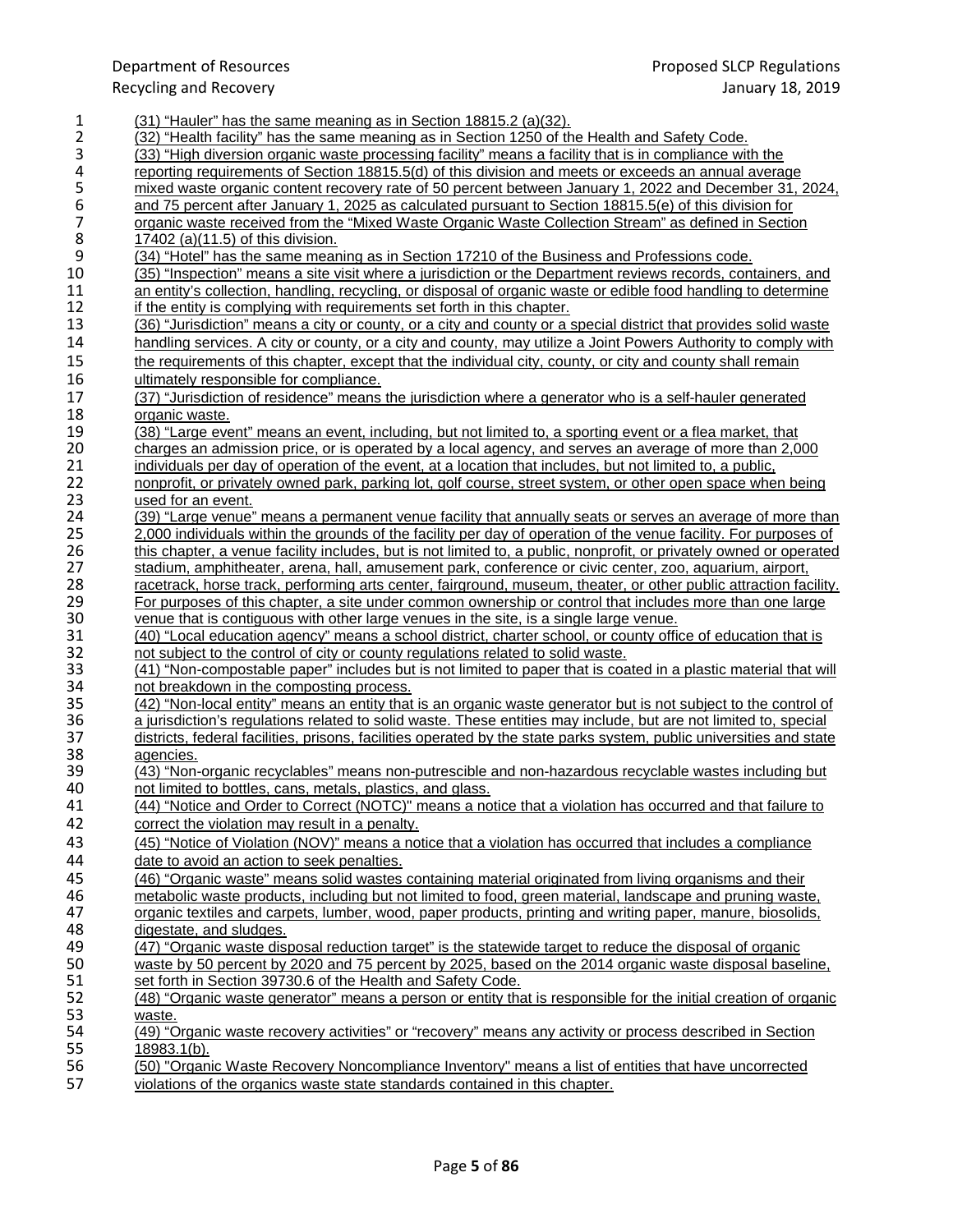(31) "Hauler" has the same meaning as in Section 18815.2 (a)(32).

(32) "Health facility" has the same meaning as in Section 1250 of the Health and Safety Code.

(33) "High diversion organic waste processing facility" means a facility that is in compliance with the reporting requirements of Section 18815.5(d) of this division and meets or exceeds an annual average mixed waste organic content recovery rate of 50 percent between January 1, 2022 and December 31, 2024, and 75 percent after January 1, 2025 as calculated pursuant to Section 18815.5(e) of this division for organic waste received from the "Mixed Waste Organic Waste Collection Stream" as defined in Section 17402 (a)(11.5) of this division.

(34) "Hotel" has the same meaning as in Section 17210 of the Business and Professions code.

(35) "Inspection" means a site visit where a jurisdiction or the Department reviews records, containers, and an entity's collection, handling, recycling, or disposal of organic waste or edible food handling to determine if the entity is complying with requirements set forth in this chapter.

(36) "Jurisdiction" means a city or county, or a city and county or a special district that provides solid waste handling services. A city or county, or a city and county, may utilize a Joint Powers Authority to comply with the requirements of this chapter, except that the individual city, county, or city and county shall remain ultimately responsible for compliance.

(37) "Jurisdiction of residence" means the jurisdiction where a generator who is a self-hauler generated organic waste.

(38) "Large event" means an event, including, but not limited to, a sporting event or a flea market, that charges an admission price, or is operated by a local agency, and serves an average of more than 2,000 individuals per day of operation of the event, at a location that includes, but not limited to, a public, nonprofit, or privately owned park, parking lot, golf course, street system, or other open space when being used for an event.

(39) "Large venue" means a permanent venue facility that annually seats or serves an average of more than 2,000 individuals within the grounds of the facility per day of operation of the venue facility. For purposes of this chapter, a venue facility includes, but is not limited to, a public, nonprofit, or privately owned or operated stadium, amphitheater, arena, hall, amusement park, conference or civic center, zoo, aquarium, airport, racetrack, horse track, performing arts center, fairground, museum, theater, or other public attraction facility. For purposes of this chapter, a site under common ownership or control that includes more than one large venue that is contiguous with other large venues in the site, is a single large venue.

(40) "Local education agency" means a school district, charter school, or county office of education that is not subject to the control of city or county regulations related to solid waste.

(41) "Non-compostable paper" includes but is not limited to paper that is coated in a plastic material that will not breakdown in the composting process.

(42) "Non-local entity" means an entity that is an organic waste generator but is not subject to the control of a jurisdiction's regulations related to solid waste. These entities may include, but are not limited to, special districts, federal facilities, prisons, facilities operated by the state parks system, public universities and state agencies.

(43) "Non-organic recyclables" means non-putrescible and non-hazardous recyclable wastes including but not limited to bottles, cans, metals, plastics, and glass.

(44) "Notice and Order to Correct (NOTC)" means a notice that a violation has occurred and that failure to correct the violation may result in a penalty.

(45) "Notice of Violation (NOV)" means a notice that a violation has occurred that includes a compliance date to avoid an action to seek penalties.

(46) "Organic waste" means solid wastes containing material originated from living organisms and their metabolic waste products, including but not limited to food, green material, landscape and pruning waste, organic textiles and carpets, lumber, wood, paper products, printing and writing paper, manure, biosolids, digestate, and sludges.

(47) "Organic waste disposal reduction target" is the statewide target to reduce the disposal of organic waste by 50 percent by 2020 and 75 percent by 2025, based on the 2014 organic waste disposal baseline, set forth in Section 39730.6 of the Health and Safety Code.

(48) "Organic waste generator" means a person or entity that is responsible for the initial creation of organic waste.

(49) "Organic waste recovery activities" or "recovery" means any activity or process described in Section 18983.1(b).

(50) "Organic Waste Recovery Noncompliance Inventory" means a list of entities that have uncorrected violations of the organics waste state standards contained in this chapter.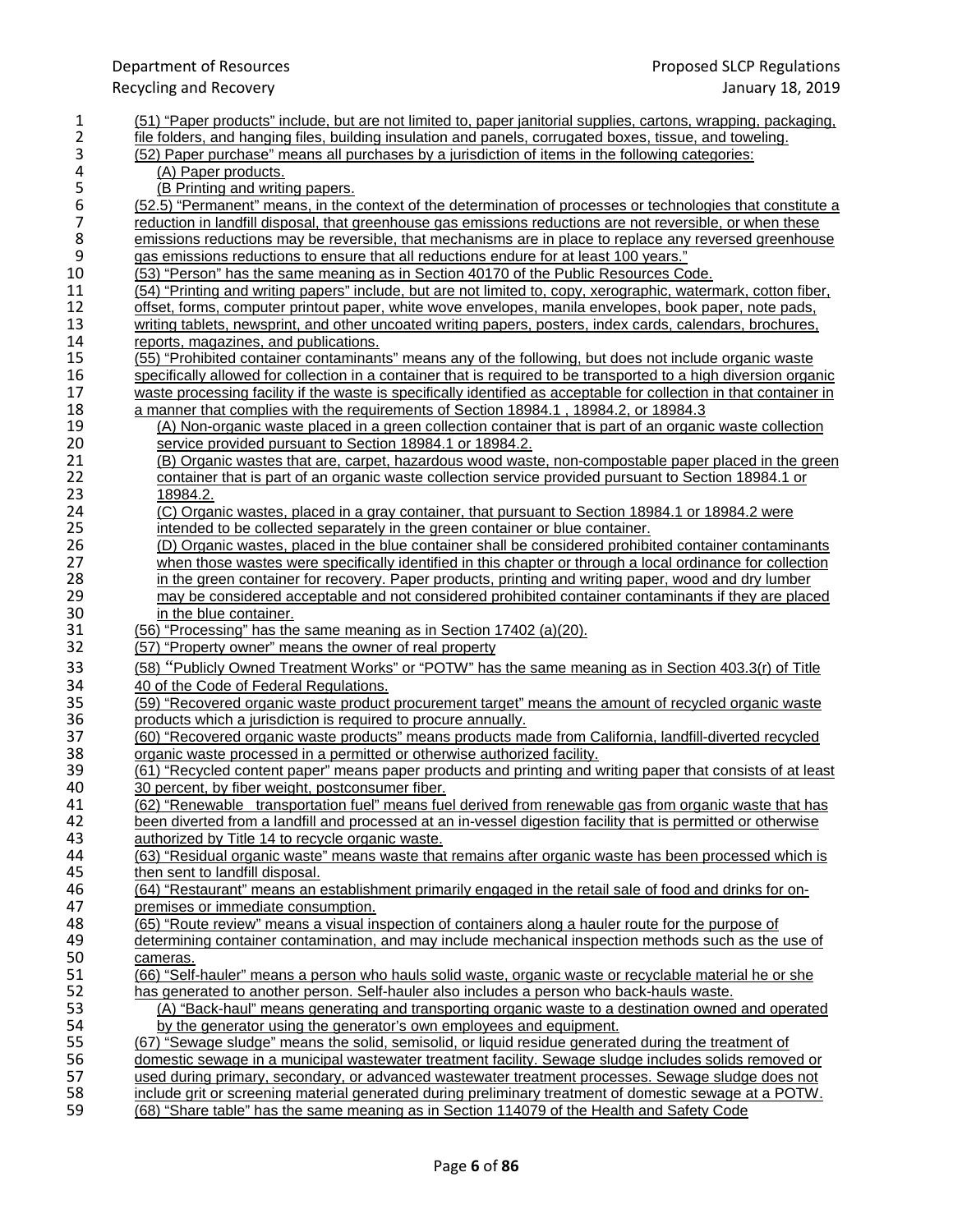(51) "Paper products" include, but are not limited to, paper janitorial supplies, cartons, wrapping, packaging, file folders, and hanging files, building insulation and panels, corrugated boxes, tissue, and toweling.

(52) Paper purchase" means all purchases by a jurisdiction of items in the following categories:

- (A) Paper products.
- (B Printing and writing papers.

(52.5) "Permanent" means, in the context of the determination of processes or technologies that constitute a reduction in landfill disposal, that greenhouse gas emissions reductions are not reversible, or when these emissions reductions may be reversible, that mechanisms are in place to replace any reversed greenhouse gas emissions reductions to ensure that all reductions endure for at least 100 years."

(53) "Person" has the same meaning as in Section 40170 of the Public Resources Code.

(54) "Printing and writing papers" include, but are not limited to, copy, xerographic, watermark, cotton fiber, offset, forms, computer printout paper, white wove envelopes, manila envelopes, book paper, note pads, writing tablets, newsprint, and other uncoated writing papers, posters, index cards, calendars, brochures, reports, magazines, and publications.

(55) "Prohibited container contaminants" means any of the following, but does not include organic waste specifically allowed for collection in a container that is required to be transported to a high diversion organic waste processing facility if the waste is specifically identified as acceptable for collection in that container in a manner that complies with the requirements of Section 18984.1 , 18984.2, or 18984.3

- (A) Non-organic waste placed in a green collection container that is part of an organic waste collection service provided pursuant to Section 18984.1 or 18984.2.
- (B) Organic wastes that are, carpet, hazardous wood waste, non-compostable paper placed in the green container that is part of an organic waste collection service provided pursuant to Section 18984.1 or 18984.2.
- (C) Organic wastes, placed in a gray container, that pursuant to Section 18984.1 or 18984.2 were intended to be collected separately in the green container or blue container.
- (D) Organic wastes, placed in the blue container shall be considered prohibited container contaminants when those wastes were specifically identified in this chapter or through a local ordinance for collection in the green container for recovery. Paper products, printing and writing paper, wood and dry lumber may be considered acceptable and not considered prohibited container contaminants if they are placed in the blue container.

(56) "Processing" has the same meaning as in Section 17402 (a)(20).

(57) "Property owner" means the owner of real property

(58) "Publicly Owned Treatment Works" or "POTW" has the same meaning as in Section 403.3(r) of Title 40 of the Code of Federal Regulations.

(59) "Recovered organic waste product procurement target" means the amount of recycled organic waste products which a jurisdiction is required to procure annually.

(60) "Recovered organic waste products" means products made from California, landfill-diverted recycled organic waste processed in a permitted or otherwise authorized facility.

(61) "Recycled content paper" means paper products and printing and writing paper that consists of at least 30 percent, by fiber weight, postconsumer fiber.

(62) "Renewable transportation fuel" means fuel derived from renewable gas from organic waste that has been diverted from a landfill and processed at an in-vessel digestion facility that is permitted or otherwise authorized by Title 14 to recycle organic waste.

(63) "Residual organic waste" means waste that remains after organic waste has been processed which is then sent to landfill disposal.

(64) "Restaurant" means an establishment primarily engaged in the retail sale of food and drinks for on-premises or immediate consumption.

(65) "Route review" means a visual inspection of containers along a hauler route for the purpose of determining container contamination, and may include mechanical inspection methods such as the use of cameras.

(66) "Self-hauler" means a person who hauls solid waste, organic waste or recyclable material he or she has generated to another person. Self-hauler also includes a person who back-hauls waste.

- (A) "Back-haul" means generating and transporting organic waste to a destination owned and operated by the generator using the generator's own employees and equipment.

(67) "Sewage sludge" means the solid, semisolid, or liquid residue generated during the treatment of domestic sewage in a municipal wastewater treatment facility. Sewage sludge includes solids removed or used during primary, secondary, or advanced wastewater treatment processes. Sewage sludge does not include grit or screening material generated during preliminary treatment of domestic sewage at a POTW.

(68) "Share table" has the same meaning as in Section 114079 of the Health and Safety Code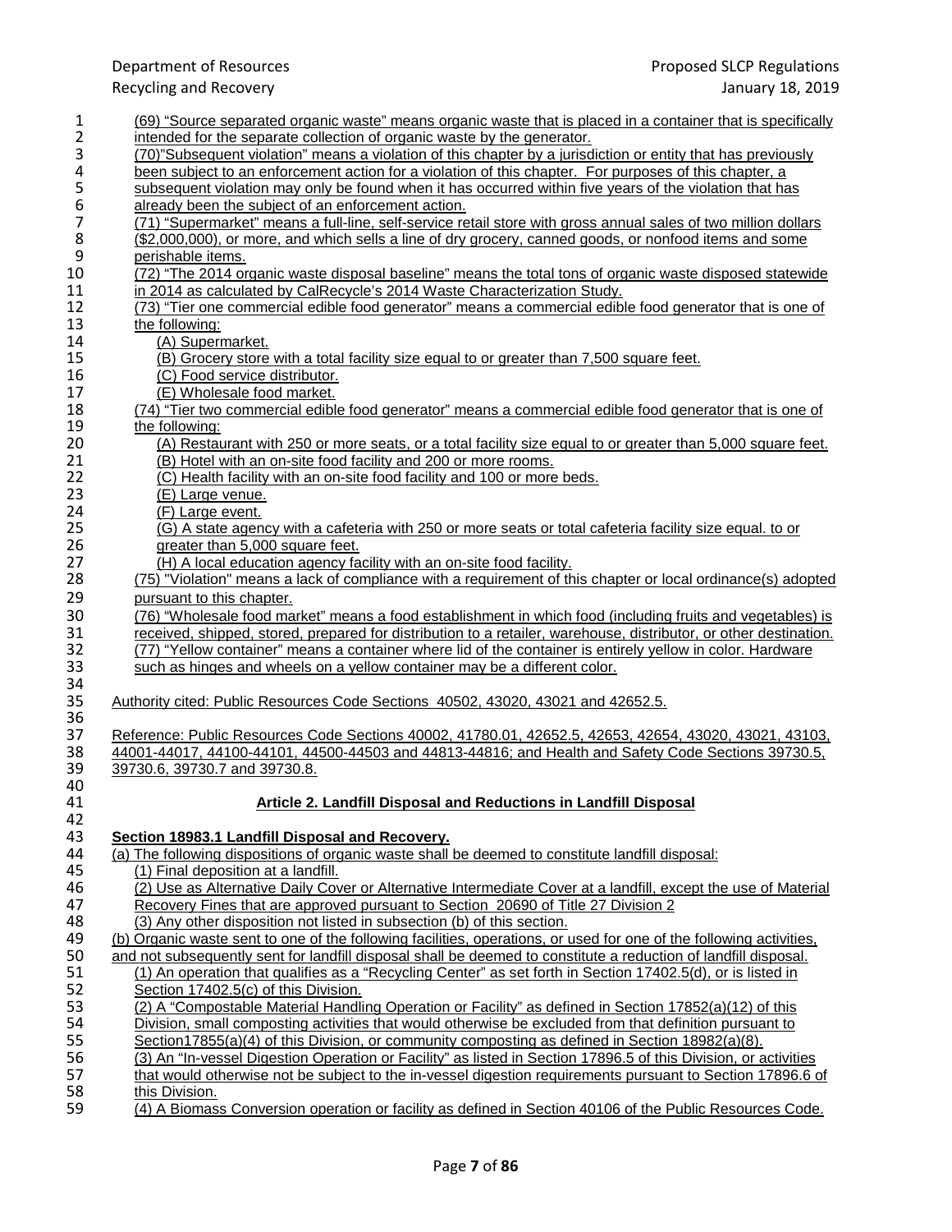(69) "Source separated organic waste" means organic waste that is placed in a container that is specifically intended for the separate collection of organic waste by the generator.

(70)"Subsequent violation" means a violation of this chapter by a jurisdiction or entity that has previously been subject to an enforcement action for a violation of this chapter. For purposes of this chapter, a subsequent violation may only be found when it has occurred within five years of the violation that has already been the subject of an enforcement action.

(71) "Supermarket" means a full-line, self-service retail store with gross annual sales of two million dollars ($2,000,000), or more, and which sells a line of dry grocery, canned goods, or nonfood items and some perishable items.

(72) "The 2014 organic waste disposal baseline" means the total tons of organic waste disposed statewide in 2014 as calculated by CalRecycle's 2014 Waste Characterization Study.

(73) "Tier one commercial edible food generator" means a commercial edible food generator that is one of the following:

- (A) Supermarket.
- (B) Grocery store with a total facility size equal to or greater than 7,500 square feet.
- (C) Food service distributor.
- (E) Wholesale food market.

(74) "Tier two commercial edible food generator" means a commercial edible food generator that is one of the following:

- (A) Restaurant with 250 or more seats, or a total facility size equal to or greater than 5,000 square feet.
- (B) Hotel with an on-site food facility and 200 or more rooms.
- (C) Health facility with an on-site food facility and 100 or more beds.
- (E) Large venue.
- (F) Large event.
- (G) A state agency with a cafeteria with 250 or more seats or total cafeteria facility size equal. to or greater than 5,000 square feet.
- (H) A local education agency facility with an on-site food facility.

(75) "Violation" means a lack of compliance with a requirement of this chapter or local ordinance(s) adopted pursuant to this chapter.

(76) "Wholesale food market" means a food establishment in which food (including fruits and vegetables) is received, shipped, stored, prepared for distribution to a retailer, warehouse, distributor, or other destination.

(77) "Yellow container" means a container where lid of the container is entirely yellow in color. Hardware such as hinges and wheels on a yellow container may be a different color.

Authority cited: Public Resources Code Sections 40502, 43020, 43021 and 42652.5.

Reference: Public Resources Code Sections 40002, 41780.01, 42652.5, 42653, 42654, 43020, 43021, 43103, 44001-44017, 44100-44101, 44500-44503 and 44813-44816; and Health and Safety Code Sections 39730.5, 39730.6, 39730.7 and 39730.8.

## Article 2. Landfill Disposal and Reductions in Landfill Disposal

### Section 18983.1 Landfill Disposal and Recovery.

(a) The following dispositions of organic waste shall be deemed to constitute landfill disposal:

- (1) Final deposition at a landfill.
- (2) Use as Alternative Daily Cover or Alternative Intermediate Cover at a landfill, except the use of Material Recovery Fines that are approved pursuant to Section 20690 of Title 27 Division 2
- (3) Any other disposition not listed in subsection (b) of this section.

(b) Organic waste sent to one of the following facilities, operations, or used for one of the following activities, and not subsequently sent for landfill disposal shall be deemed to constitute a reduction of landfill disposal.

- (1) An operation that qualifies as a "Recycling Center" as set forth in Section 17402.5(d), or is listed in Section 17402.5(c) of this Division.
- (2) A "Compostable Material Handling Operation or Facility" as defined in Section 17852(a)(12) of this Division, small composting activities that would otherwise be excluded from that definition pursuant to Section17855(a)(4) of this Division, or community composting as defined in Section 18982(a)(8).
- (3) An "In-vessel Digestion Operation or Facility" as listed in Section 17896.5 of this Division, or activities that would otherwise not be subject to the in-vessel digestion requirements pursuant to Section 17896.6 of this Division.
- (4) A Biomass Conversion operation or facility as defined in Section 40106 of the Public Resources Code.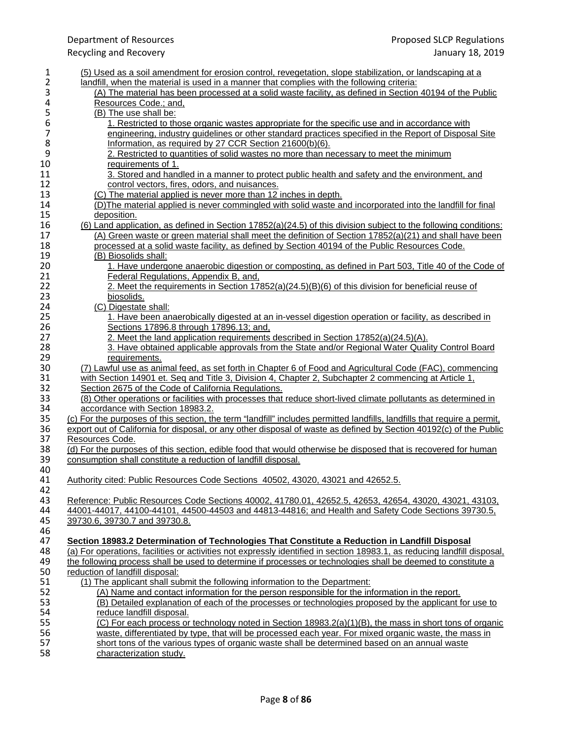(5) Used as a soil amendment for erosion control, revegetation, slope stabilization, or landscaping at a landfill, when the material is used in a manner that complies with the following criteria:

(A) The material has been processed at a solid waste facility, as defined in Section 40194 of the Public Resources Code.; and,

(B) The use shall be:

1. Restricted to those organic wastes appropriate for the specific use and in accordance with engineering, industry guidelines or other standard practices specified in the Report of Disposal Site Information, as required by 27 CCR Section 21600(b)(6).

2. Restricted to quantities of solid wastes no more than necessary to meet the minimum requirements of 1.

3. Stored and handled in a manner to protect public health and safety and the environment, and control vectors, fires, odors, and nuisances.

(C) The material applied is never more than 12 inches in depth.

(D)The material applied is never commingled with solid waste and incorporated into the landfill for final deposition.

(6) Land application, as defined in Section 17852(a)(24.5) of this division subject to the following conditions:

(A) Green waste or green material shall meet the definition of Section 17852(a)(21) and shall have been processed at a solid waste facility, as defined by Section 40194 of the Public Resources Code.

(B) Biosolids shall:

1. Have undergone anaerobic digestion or composting, as defined in Part 503, Title 40 of the Code of Federal Regulations, Appendix B, and,

2. Meet the requirements in Section 17852(a)(24.5)(B)(6) of this division for beneficial reuse of biosolids.

(C) Digestate shall:

1. Have been anaerobically digested at an in-vessel digestion operation or facility, as described in Sections 17896.8 through 17896.13; and,

2. Meet the land application requirements described in Section 17852(a)(24.5)(A).

3. Have obtained applicable approvals from the State and/or Regional Water Quality Control Board requirements.

(7) Lawful use as animal feed, as set forth in Chapter 6 of Food and Agricultural Code (FAC), commencing with Section 14901 et. Seq and Title 3, Division 4, Chapter 2, Subchapter 2 commencing at Article 1, Section 2675 of the Code of California Regulations.

(8) Other operations or facilities with processes that reduce short-lived climate pollutants as determined in accordance with Section 18983.2.

(c) For the purposes of this section, the term "landfill" includes permitted landfills, landfills that require a permit, export out of California for disposal, or any other disposal of waste as defined by Section 40192(c) of the Public Resources Code.

(d) For the purposes of this section, edible food that would otherwise be disposed that is recovered for human consumption shall constitute a reduction of landfill disposal.

Authority cited: Public Resources Code Sections 40502, 43020, 43021 and 42652.5.

Reference: Public Resources Code Sections 40002, 41780.01, 42652.5, 42653, 42654, 43020, 43021, 43103, 44001-44017, 44100-44101, 44500-44503 and 44813-44816; and Health and Safety Code Sections 39730.5, 39730.6, 39730.7 and 39730.8.

**Section 18983.2 Determination of Technologies That Constitute a Reduction in Landfill Disposal**

(a) For operations, facilities or activities not expressly identified in section 18983.1, as reducing landfill disposal, the following process shall be used to determine if processes or technologies shall be deemed to constitute a reduction of landfill disposal:

(1) The applicant shall submit the following information to the Department:

(A) Name and contact information for the person responsible for the information in the report.

(B) Detailed explanation of each of the processes or technologies proposed by the applicant for use to reduce landfill disposal.

(C) For each process or technology noted in Section 18983.2(a)(1)(B), the mass in short tons of organic waste, differentiated by type, that will be processed each year. For mixed organic waste, the mass in short tons of the various types of organic waste shall be determined based on an annual waste characterization study.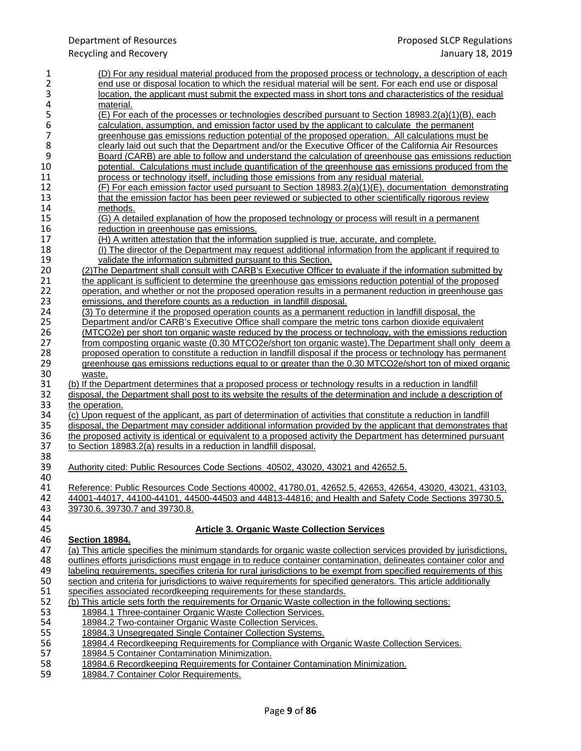(D) For any residual material produced from the proposed process or technology, a description of each end use or disposal location to which the residual material will be sent. For each end use or disposal location, the applicant must submit the expected mass in short tons and characteristics of the residual material.

(E) For each of the processes or technologies described pursuant to Section 18983.2(a)(1)(B), each calculation, assumption, and emission factor used by the applicant to calculate the permanent greenhouse gas emissions reduction potential of the proposed operation. All calculations must be clearly laid out such that the Department and/or the Executive Officer of the California Air Resources Board (CARB) are able to follow and understand the calculation of greenhouse gas emissions reduction potential. Calculations must include quantification of the greenhouse gas emissions produced from the process or technology itself, including those emissions from any residual material.

(F) For each emission factor used pursuant to Section 18983.2(a)(1)(E), documentation demonstrating that the emission factor has been peer reviewed or subjected to other scientifically rigorous review methods.

(G) A detailed explanation of how the proposed technology or process will result in a permanent reduction in greenhouse gas emissions.

(H) A written attestation that the information supplied is true, accurate, and complete.

(I) The director of the Department may request additional information from the applicant if required to validate the information submitted pursuant to this Section.

(2)The Department shall consult with CARB's Executive Officer to evaluate if the information submitted by the applicant is sufficient to determine the greenhouse gas emissions reduction potential of the proposed operation, and whether or not the proposed operation results in a permanent reduction in greenhouse gas emissions, and therefore counts as a reduction in landfill disposal.

(3) To determine if the proposed operation counts as a permanent reduction in landfill disposal, the Department and/or CARB's Executive Office shall compare the metric tons carbon dioxide equivalent (MTCO2e) per short ton organic waste reduced by the process or technology, with the emissions reduction from composting organic waste (0.30 MTCO2e/short ton organic waste).The Department shall only deem a proposed operation to constitute a reduction in landfill disposal if the process or technology has permanent greenhouse gas emissions reductions equal to or greater than the 0.30 MTCO2e/short ton of mixed organic waste.

(b) If the Department determines that a proposed process or technology results in a reduction in landfill disposal, the Department shall post to its website the results of the determination and include a description of the operation.

(c) Upon request of the applicant, as part of determination of activities that constitute a reduction in landfill disposal, the Department may consider additional information provided by the applicant that demonstrates that the proposed activity is identical or equivalent to a proposed activity the Department has determined pursuant to Section 18983.2(a) results in a reduction in landfill disposal.

Authority cited: Public Resources Code Sections 40502, 43020, 43021 and 42652.5.

Reference: Public Resources Code Sections 40002, 41780.01, 42652.5, 42653, 42654, 43020, 43021, 43103, 44001-44017, 44100-44101, 44500-44503 and 44813-44816; and Health and Safety Code Sections 39730.5, 39730.6, 39730.7 and 39730.8.

## Article 3. Organic Waste Collection Services

**Section 18984.**

(a) This article specifies the minimum standards for organic waste collection services provided by jurisdictions, outlines efforts jurisdictions must engage in to reduce container contamination, delineates container color and labeling requirements, specifies criteria for rural jurisdictions to be exempt from specified requirements of this section and criteria for jurisdictions to waive requirements for specified generators. This article additionally specifies associated recordkeeping requirements for these standards.

(b) This article sets forth the requirements for Organic Waste collection in the following sections:

- 18984.1 Three-container Organic Waste Collection Services.
- 18984.2 Two-container Organic Waste Collection Services.
- 18984.3 Unsegregated Single Container Collection Systems.
- 18984.4 Recordkeeping Requirements for Compliance with Organic Waste Collection Services.
- 18984.5 Container Contamination Minimization.
- 18984.6 Recordkeeping Requirements for Container Contamination Minimization.
- 18984.7 Container Color Requirements.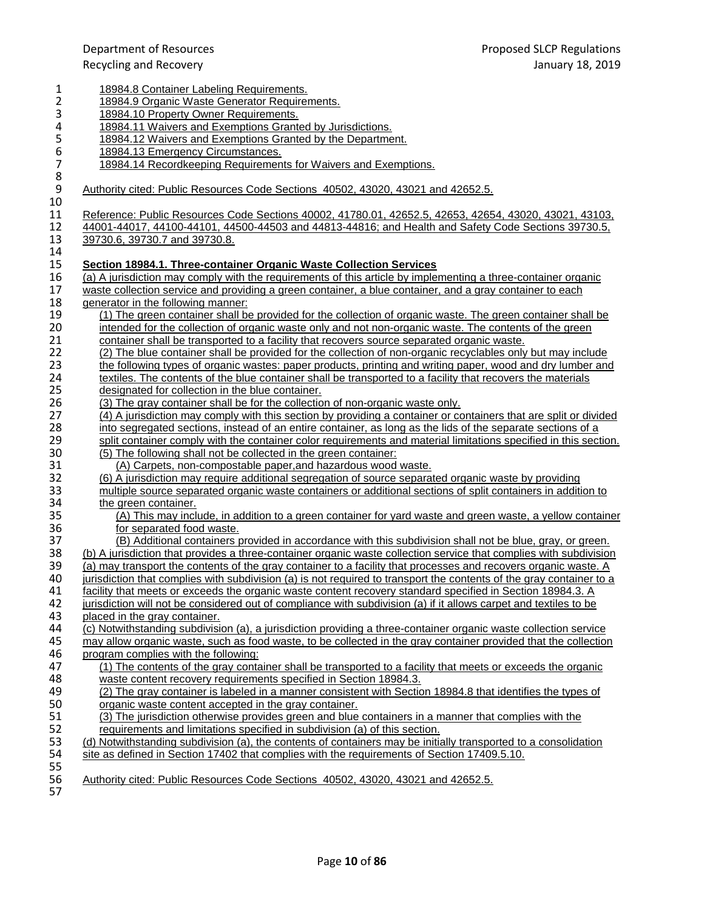18984.8 Container Labeling Requirements.
18984.9 Organic Waste Generator Requirements.
18984.10 Property Owner Requirements.
18984.11 Waivers and Exemptions Granted by Jurisdictions.
18984.12 Waivers and Exemptions Granted by the Department.
18984.13 Emergency Circumstances.
18984.14 Recordkeeping Requirements for Waivers and Exemptions.

Authority cited: Public Resources Code Sections 40502, 43020, 43021 and 42652.5.

Reference: Public Resources Code Sections 40002, 41780.01, 42652.5, 42653, 42654, 43020, 43021, 43103, 44001-44017, 44100-44101, 44500-44503 and 44813-44816; and Health and Safety Code Sections 39730.5, 39730.6, 39730.7 and 39730.8.

**Section 18984.1. Three-container Organic Waste Collection Services**

(a) A jurisdiction may comply with the requirements of this article by implementing a three-container organic waste collection service and providing a green container, a blue container, and a gray container to each generator in the following manner:

(1) The green container shall be provided for the collection of organic waste. The green container shall be intended for the collection of organic waste only and not non-organic waste. The contents of the green container shall be transported to a facility that recovers source separated organic waste.

(2) The blue container shall be provided for the collection of non-organic recyclables only but may include the following types of organic wastes: paper products, printing and writing paper, wood and dry lumber and textiles. The contents of the blue container shall be transported to a facility that recovers the materials designated for collection in the blue container.

(3) The gray container shall be for the collection of non-organic waste only.

(4) A jurisdiction may comply with this section by providing a container or containers that are split or divided into segregated sections, instead of an entire container, as long as the lids of the separate sections of a split container comply with the container color requirements and material limitations specified in this section.

(5) The following shall not be collected in the green container:

(A) Carpets, non-compostable paper,and hazardous wood waste.

(6) A jurisdiction may require additional segregation of source separated organic waste by providing multiple source separated organic waste containers or additional sections of split containers in addition to the green container.

(A) This may include, in addition to a green container for yard waste and green waste, a yellow container for separated food waste.

(B) Additional containers provided in accordance with this subdivision shall not be blue, gray, or green.

(b) A jurisdiction that provides a three-container organic waste collection service that complies with subdivision (a) may transport the contents of the gray container to a facility that processes and recovers organic waste. A jurisdiction that complies with subdivision (a) is not required to transport the contents of the gray container to a facility that meets or exceeds the organic waste content recovery standard specified in Section 18984.3. A jurisdiction will not be considered out of compliance with subdivision (a) if it allows carpet and textiles to be placed in the gray container.

(c) Notwithstanding subdivision (a), a jurisdiction providing a three-container organic waste collection service may allow organic waste, such as food waste, to be collected in the gray container provided that the collection program complies with the following:

(1) The contents of the gray container shall be transported to a facility that meets or exceeds the organic waste content recovery requirements specified in Section 18984.3.

(2) The gray container is labeled in a manner consistent with Section 18984.8 that identifies the types of organic waste content accepted in the gray container.

(3) The jurisdiction otherwise provides green and blue containers in a manner that complies with the requirements and limitations specified in subdivision (a) of this section.

(d) Notwithstanding subdivision (a), the contents of containers may be initially transported to a consolidation site as defined in Section 17402 that complies with the requirements of Section 17409.5.10.

Authority cited: Public Resources Code Sections 40502, 43020, 43021 and 42652.5.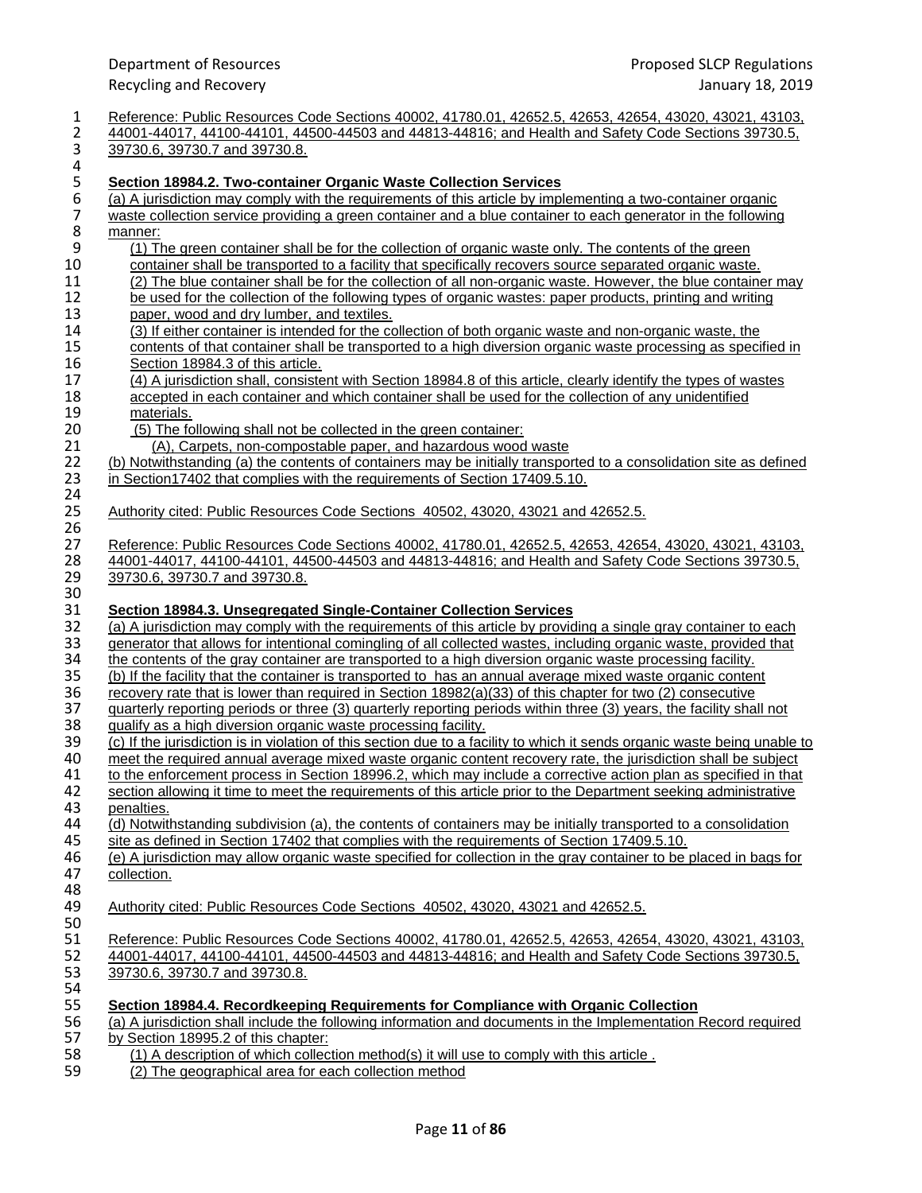Reference: Public Resources Code Sections 40002, 41780.01, 42652.5, 42653, 42654, 43020, 43021, 43103, 44001-44017, 44100-44101, 44500-44503 and 44813-44816; and Health and Safety Code Sections 39730.5, 39730.6, 39730.7 and 39730.8.

**Section 18984.2. Two-container Organic Waste Collection Services**

(a) A jurisdiction may comply with the requirements of this article by implementing a two-container organic waste collection service providing a green container and a blue container to each generator in the following manner:

(1) The green container shall be for the collection of organic waste only. The contents of the green container shall be transported to a facility that specifically recovers source separated organic waste.

(2) The blue container shall be for the collection of all non-organic waste. However, the blue container may be used for the collection of the following types of organic wastes: paper products, printing and writing paper, wood and dry lumber, and textiles.

(3) If either container is intended for the collection of both organic waste and non-organic waste, the contents of that container shall be transported to a high diversion organic waste processing as specified in Section 18984.3 of this article.

(4) A jurisdiction shall, consistent with Section 18984.8 of this article, clearly identify the types of wastes accepted in each container and which container shall be used for the collection of any unidentified materials.

(5) The following shall not be collected in the green container:

(A), Carpets, non-compostable paper, and hazardous wood waste

(b) Notwithstanding (a) the contents of containers may be initially transported to a consolidation site as defined in Section17402 that complies with the requirements of Section 17409.5.10.

Authority cited: Public Resources Code Sections 40502, 43020, 43021 and 42652.5.

Reference: Public Resources Code Sections 40002, 41780.01, 42652.5, 42653, 42654, 43020, 43021, 43103, 44001-44017, 44100-44101, 44500-44503 and 44813-44816; and Health and Safety Code Sections 39730.5, 39730.6, 39730.7 and 39730.8.

**Section 18984.3. Unsegregated Single-Container Collection Services**

(a) A jurisdiction may comply with the requirements of this article by providing a single gray container to each generator that allows for intentional comingling of all collected wastes, including organic waste, provided that the contents of the gray container are transported to a high diversion organic waste processing facility.

(b) If the facility that the container is transported to has an annual average mixed waste organic content recovery rate that is lower than required in Section 18982(a)(33) of this chapter for two (2) consecutive quarterly reporting periods or three (3) quarterly reporting periods within three (3) years, the facility shall not qualify as a high diversion organic waste processing facility.

(c) If the jurisdiction is in violation of this section due to a facility to which it sends organic waste being unable to meet the required annual average mixed waste organic content recovery rate, the jurisdiction shall be subject to the enforcement process in Section 18996.2, which may include a corrective action plan as specified in that section allowing it time to meet the requirements of this article prior to the Department seeking administrative penalties.

(d) Notwithstanding subdivision (a), the contents of containers may be initially transported to a consolidation site as defined in Section 17402 that complies with the requirements of Section 17409.5.10.

(e) A jurisdiction may allow organic waste specified for collection in the gray container to be placed in bags for collection.

Authority cited: Public Resources Code Sections 40502, 43020, 43021 and 42652.5.

Reference: Public Resources Code Sections 40002, 41780.01, 42652.5, 42653, 42654, 43020, 43021, 43103, 44001-44017, 44100-44101, 44500-44503 and 44813-44816; and Health and Safety Code Sections 39730.5, 39730.6, 39730.7 and 39730.8.

**Section 18984.4. Recordkeeping Requirements for Compliance with Organic Collection**

(a) A jurisdiction shall include the following information and documents in the Implementation Record required by Section 18995.2 of this chapter:

(1) A description of which collection method(s) it will use to comply with this article .

(2) The geographical area for each collection method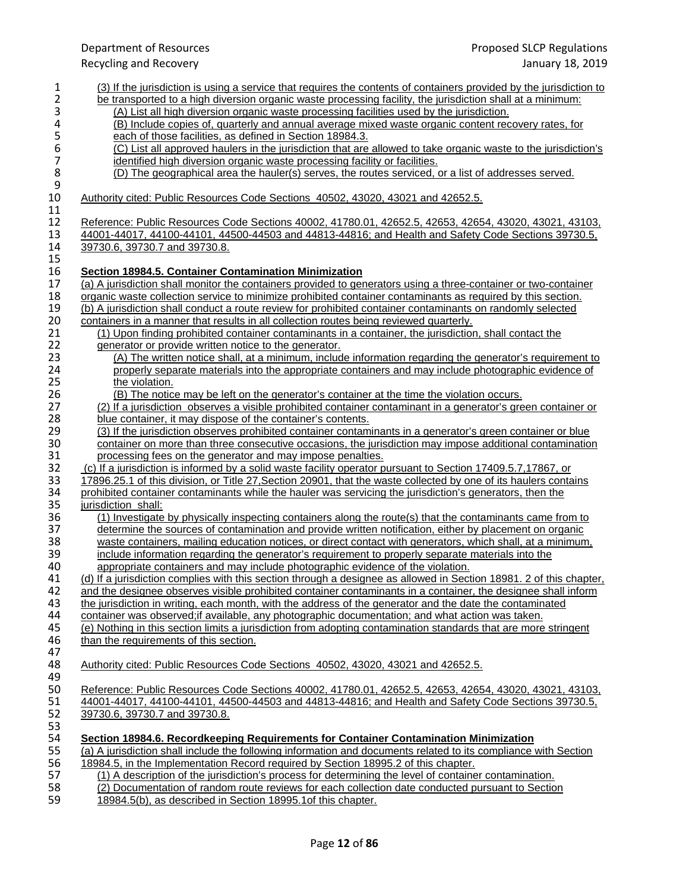(3) If the jurisdiction is using a service that requires the contents of containers provided by the jurisdiction to be transported to a high diversion organic waste processing facility, the jurisdiction shall at a minimum:

(A) List all high diversion organic waste processing facilities used by the jurisdiction.

(B) Include copies of, quarterly and annual average mixed waste organic content recovery rates, for each of those facilities, as defined in Section 18984.3.

(C) List all approved haulers in the jurisdiction that are allowed to take organic waste to the jurisdiction's identified high diversion organic waste processing facility or facilities.

(D) The geographical area the hauler(s) serves, the routes serviced, or a list of addresses served.

Authority cited: Public Resources Code Sections 40502, 43020, 43021 and 42652.5.

Reference: Public Resources Code Sections 40002, 41780.01, 42652.5, 42653, 42654, 43020, 43021, 43103, 44001-44017, 44100-44101, 44500-44503 and 44813-44816; and Health and Safety Code Sections 39730.5, 39730.6, 39730.7 and 39730.8.

**Section 18984.5. Container Contamination Minimization**

(a) A jurisdiction shall monitor the containers provided to generators using a three-container or two-container organic waste collection service to minimize prohibited container contaminants as required by this section.

(b) A jurisdiction shall conduct a route review for prohibited container contaminants on randomly selected containers in a manner that results in all collection routes being reviewed quarterly.

(1) Upon finding prohibited container contaminants in a container, the jurisdiction, shall contact the generator or provide written notice to the generator.

(A) The written notice shall, at a minimum, include information regarding the generator's requirement to properly separate materials into the appropriate containers and may include photographic evidence of the violation.

(B) The notice may be left on the generator's container at the time the violation occurs.

(2) If a jurisdiction observes a visible prohibited container contaminant in a generator's green container or blue container, it may dispose of the container's contents.

(3) If the jurisdiction observes prohibited container contaminants in a generator's green container or blue container on more than three consecutive occasions, the jurisdiction may impose additional contamination processing fees on the generator and may impose penalties.

(c) If a jurisdiction is informed by a solid waste facility operator pursuant to Section 17409.5.7,17867, or 17896.25.1 of this division, or Title 27,Section 20901, that the waste collected by one of its haulers contains prohibited container contaminants while the hauler was servicing the jurisdiction's generators, then the jurisdiction shall:

(1) Investigate by physically inspecting containers along the route(s) that the contaminants came from to determine the sources of contamination and provide written notification, either by placement on organic waste containers, mailing education notices, or direct contact with generators, which shall, at a minimum, include information regarding the generator's requirement to properly separate materials into the appropriate containers and may include photographic evidence of the violation.

(d) If a jurisdiction complies with this section through a designee as allowed in Section 18981. 2 of this chapter, and the designee observes visible prohibited container contaminants in a container, the designee shall inform the jurisdiction in writing, each month, with the address of the generator and the date the contaminated container was observed;if available, any photographic documentation; and what action was taken.

(e) Nothing in this section limits a jurisdiction from adopting contamination standards that are more stringent than the requirements of this section.

Authority cited: Public Resources Code Sections 40502, 43020, 43021 and 42652.5.

Reference: Public Resources Code Sections 40002, 41780.01, 42652.5, 42653, 42654, 43020, 43021, 43103, 44001-44017, 44100-44101, 44500-44503 and 44813-44816; and Health and Safety Code Sections 39730.5, 39730.6, 39730.7 and 39730.8.

**Section 18984.6. Recordkeeping Requirements for Container Contamination Minimization**

(a) A jurisdiction shall include the following information and documents related to its compliance with Section 18984.5, in the Implementation Record required by Section 18995.2 of this chapter.

(1) A description of the jurisdiction's process for determining the level of container contamination.

(2) Documentation of random route reviews for each collection date conducted pursuant to Section 18984.5(b), as described in Section 18995.1of this chapter.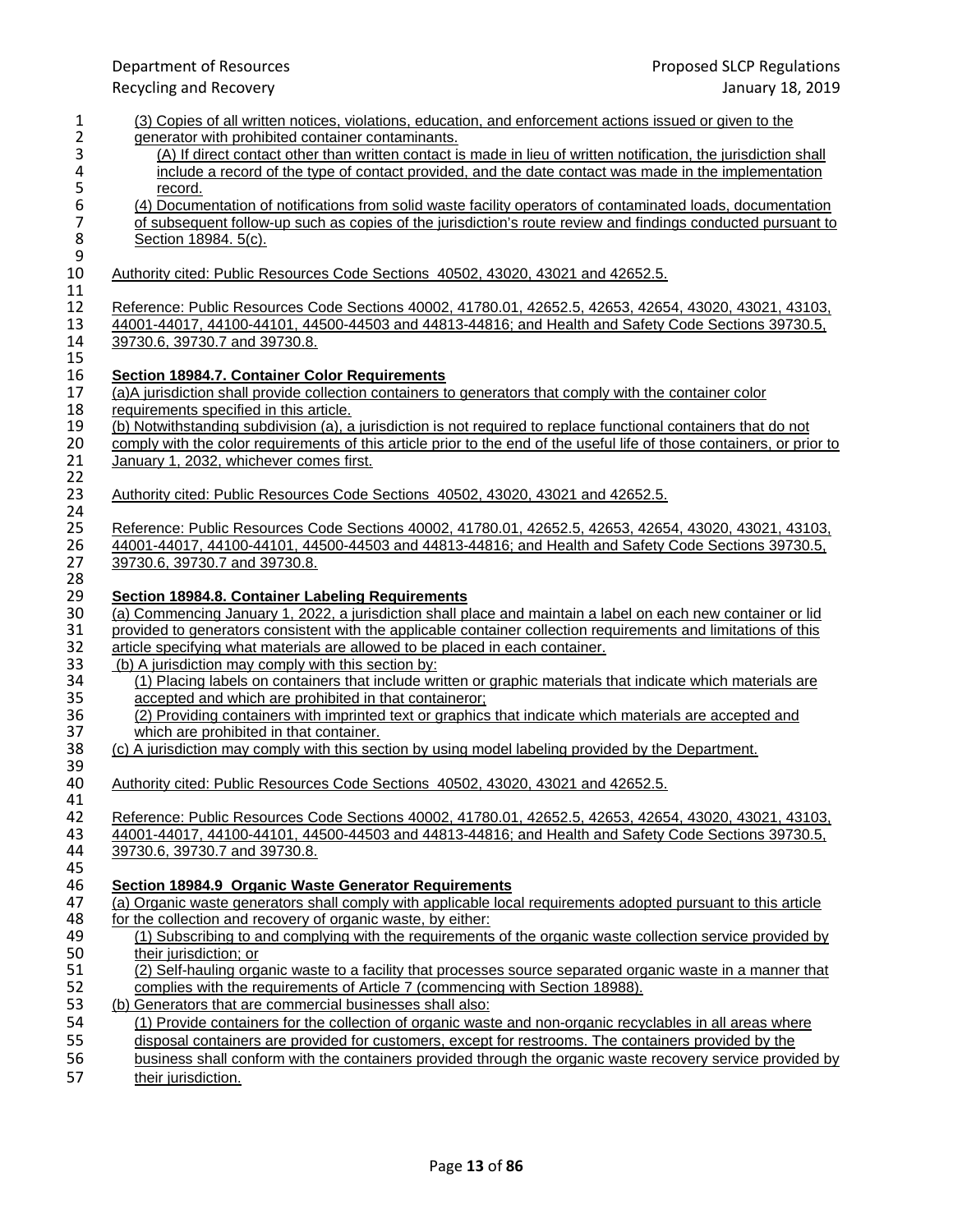(3) Copies of all written notices, violations, education, and enforcement actions issued or given to the generator with prohibited container contaminants.

(A) If direct contact other than written contact is made in lieu of written notification, the jurisdiction shall include a record of the type of contact provided, and the date contact was made in the implementation record.

(4) Documentation of notifications from solid waste facility operators of contaminated loads, documentation of subsequent follow-up such as copies of the jurisdiction's route review and findings conducted pursuant to Section 18984. 5(c).

Authority cited: Public Resources Code Sections 40502, 43020, 43021 and 42652.5.

Reference: Public Resources Code Sections 40002, 41780.01, 42652.5, 42653, 42654, 43020, 43021, 43103, 44001-44017, 44100-44101, 44500-44503 and 44813-44816; and Health and Safety Code Sections 39730.5, 39730.6, 39730.7 and 39730.8.

**Section 18984.7. Container Color Requirements**

(a)A jurisdiction shall provide collection containers to generators that comply with the container color requirements specified in this article.

(b) Notwithstanding subdivision (a), a jurisdiction is not required to replace functional containers that do not comply with the color requirements of this article prior to the end of the useful life of those containers, or prior to January 1, 2032, whichever comes first.

Authority cited: Public Resources Code Sections 40502, 43020, 43021 and 42652.5.

Reference: Public Resources Code Sections 40002, 41780.01, 42652.5, 42653, 42654, 43020, 43021, 43103, 44001-44017, 44100-44101, 44500-44503 and 44813-44816; and Health and Safety Code Sections 39730.5, 39730.6, 39730.7 and 39730.8.

**Section 18984.8. Container Labeling Requirements**

(a) Commencing January 1, 2022, a jurisdiction shall place and maintain a label on each new container or lid provided to generators consistent with the applicable container collection requirements and limitations of this article specifying what materials are allowed to be placed in each container.

(b) A jurisdiction may comply with this section by:

(1) Placing labels on containers that include written or graphic materials that indicate which materials are accepted and which are prohibited in that containeror;

(2) Providing containers with imprinted text or graphics that indicate which materials are accepted and which are prohibited in that container.

(c) A jurisdiction may comply with this section by using model labeling provided by the Department.

Authority cited: Public Resources Code Sections 40502, 43020, 43021 and 42652.5.

Reference: Public Resources Code Sections 40002, 41780.01, 42652.5, 42653, 42654, 43020, 43021, 43103, 44001-44017, 44100-44101, 44500-44503 and 44813-44816; and Health and Safety Code Sections 39730.5, 39730.6, 39730.7 and 39730.8.

**Section 18984.9 Organic Waste Generator Requirements**

(a) Organic waste generators shall comply with applicable local requirements adopted pursuant to this article for the collection and recovery of organic waste, by either:

(1) Subscribing to and complying with the requirements of the organic waste collection service provided by their jurisdiction; or

(2) Self-hauling organic waste to a facility that processes source separated organic waste in a manner that complies with the requirements of Article 7 (commencing with Section 18988).

(b) Generators that are commercial businesses shall also:

(1) Provide containers for the collection of organic waste and non-organic recyclables in all areas where disposal containers are provided for customers, except for restrooms. The containers provided by the business shall conform with the containers provided through the organic waste recovery service provided by their jurisdiction.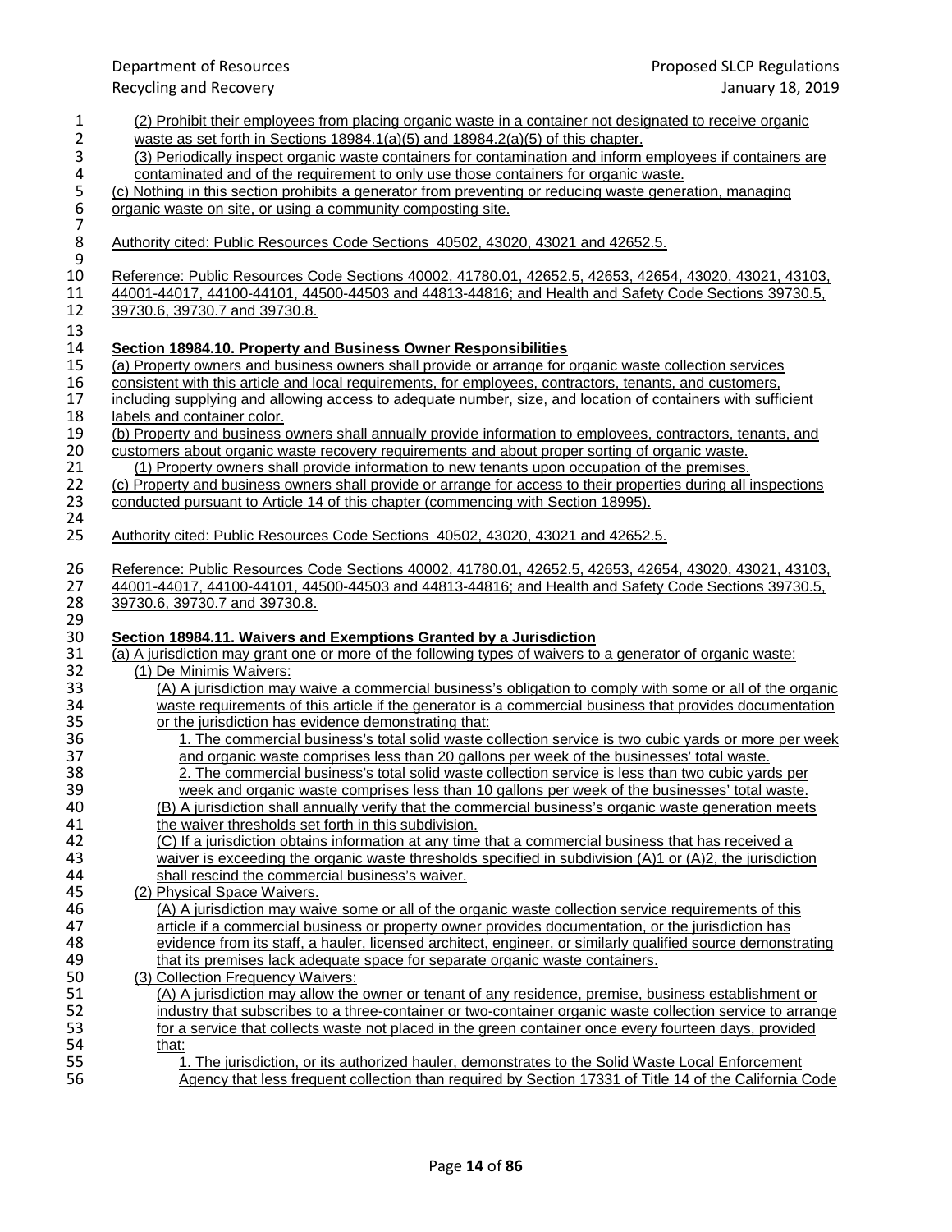(2) Prohibit their employees from placing organic waste in a container not designated to receive organic waste as set forth in Sections 18984.1(a)(5) and 18984.2(a)(5) of this chapter.

(3) Periodically inspect organic waste containers for contamination and inform employees if containers are contaminated and of the requirement to only use those containers for organic waste.

(c) Nothing in this section prohibits a generator from preventing or reducing waste generation, managing organic waste on site, or using a community composting site.

Authority cited: Public Resources Code Sections 40502, 43020, 43021 and 42652.5.

Reference: Public Resources Code Sections 40002, 41780.01, 42652.5, 42653, 42654, 43020, 43021, 43103, 44001-44017, 44100-44101, 44500-44503 and 44813-44816; and Health and Safety Code Sections 39730.5, 39730.6, 39730.7 and 39730.8.

**Section 18984.10. Property and Business Owner Responsibilities**

(a) Property owners and business owners shall provide or arrange for organic waste collection services consistent with this article and local requirements, for employees, contractors, tenants, and customers, including supplying and allowing access to adequate number, size, and location of containers with sufficient labels and container color.

(b) Property and business owners shall annually provide information to employees, contractors, tenants, and customers about organic waste recovery requirements and about proper sorting of organic waste.

(1) Property owners shall provide information to new tenants upon occupation of the premises.

(c) Property and business owners shall provide or arrange for access to their properties during all inspections conducted pursuant to Article 14 of this chapter (commencing with Section 18995).

Authority cited: Public Resources Code Sections 40502, 43020, 43021 and 42652.5.

Reference: Public Resources Code Sections 40002, 41780.01, 42652.5, 42653, 42654, 43020, 43021, 43103, 44001-44017, 44100-44101, 44500-44503 and 44813-44816; and Health and Safety Code Sections 39730.5, 39730.6, 39730.7 and 39730.8.

**Section 18984.11. Waivers and Exemptions Granted by a Jurisdiction**

(a) A jurisdiction may grant one or more of the following types of waivers to a generator of organic waste:

(1) De Minimis Waivers:

(A) A jurisdiction may waive a commercial business's obligation to comply with some or all of the organic waste requirements of this article if the generator is a commercial business that provides documentation or the jurisdiction has evidence demonstrating that:

1. The commercial business's total solid waste collection service is two cubic yards or more per week and organic waste comprises less than 20 gallons per week of the businesses' total waste.

2. The commercial business's total solid waste collection service is less than two cubic yards per week and organic waste comprises less than 10 gallons per week of the businesses' total waste.

(B) A jurisdiction shall annually verify that the commercial business's organic waste generation meets the waiver thresholds set forth in this subdivision.

(C) If a jurisdiction obtains information at any time that a commercial business that has received a waiver is exceeding the organic waste thresholds specified in subdivision (A)1 or (A)2, the jurisdiction shall rescind the commercial business's waiver.

(2) Physical Space Waivers.

(A) A jurisdiction may waive some or all of the organic waste collection service requirements of this article if a commercial business or property owner provides documentation, or the jurisdiction has evidence from its staff, a hauler, licensed architect, engineer, or similarly qualified source demonstrating that its premises lack adequate space for separate organic waste containers.

(3) Collection Frequency Waivers:

(A) A jurisdiction may allow the owner or tenant of any residence, premise, business establishment or industry that subscribes to a three-container or two-container organic waste collection service to arrange for a service that collects waste not placed in the green container once every fourteen days, provided that:

1. The jurisdiction, or its authorized hauler, demonstrates to the Solid Waste Local Enforcement Agency that less frequent collection than required by Section 17331 of Title 14 of the California Code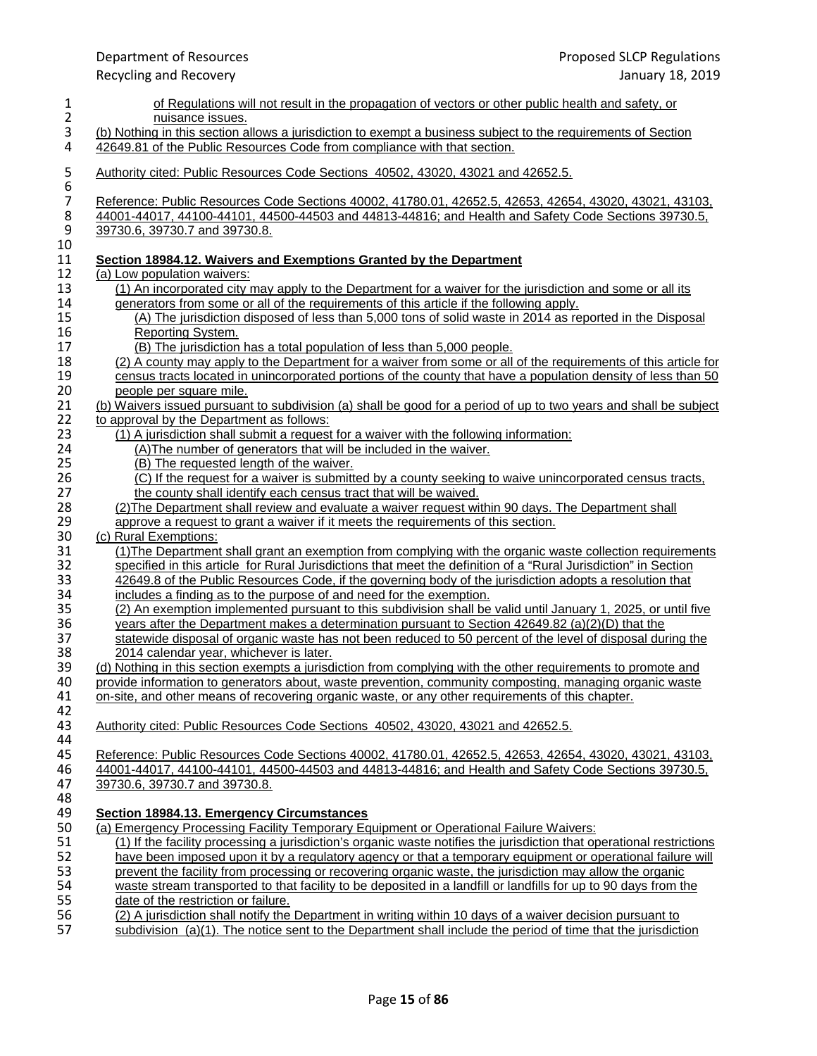of Regulations will not result in the propagation of vectors or other public health and safety, or nuisance issues.

(b) Nothing in this section allows a jurisdiction to exempt a business subject to the requirements of Section 42649.81 of the Public Resources Code from compliance with that section.

Authority cited: Public Resources Code Sections 40502, 43020, 43021 and 42652.5.

Reference: Public Resources Code Sections 40002, 41780.01, 42652.5, 42653, 42654, 43020, 43021, 43103, 44001-44017, 44100-44101, 44500-44503 and 44813-44816; and Health and Safety Code Sections 39730.5, 39730.6, 39730.7 and 39730.8.

**Section 18984.12. Waivers and Exemptions Granted by the Department**

(a) Low population waivers:

(1) An incorporated city may apply to the Department for a waiver for the jurisdiction and some or all its generators from some or all of the requirements of this article if the following apply.

(A) The jurisdiction disposed of less than 5,000 tons of solid waste in 2014 as reported in the Disposal Reporting System.

(B) The jurisdiction has a total population of less than 5,000 people.

(2) A county may apply to the Department for a waiver from some or all of the requirements of this article for census tracts located in unincorporated portions of the county that have a population density of less than 50 people per square mile.

(b) Waivers issued pursuant to subdivision (a) shall be good for a period of up to two years and shall be subject to approval by the Department as follows:

(1) A jurisdiction shall submit a request for a waiver with the following information:

(A)The number of generators that will be included in the waiver.

(B) The requested length of the waiver.

(C) If the request for a waiver is submitted by a county seeking to waive unincorporated census tracts, the county shall identify each census tract that will be waived.

(2)The Department shall review and evaluate a waiver request within 90 days. The Department shall approve a request to grant a waiver if it meets the requirements of this section.

(c) Rural Exemptions:

(1)The Department shall grant an exemption from complying with the organic waste collection requirements specified in this article for Rural Jurisdictions that meet the definition of a "Rural Jurisdiction" in Section 42649.8 of the Public Resources Code, if the governing body of the jurisdiction adopts a resolution that includes a finding as to the purpose of and need for the exemption.

(2) An exemption implemented pursuant to this subdivision shall be valid until January 1, 2025, or until five years after the Department makes a determination pursuant to Section 42649.82 (a)(2)(D) that the statewide disposal of organic waste has not been reduced to 50 percent of the level of disposal during the 2014 calendar year, whichever is later.

(d) Nothing in this section exempts a jurisdiction from complying with the other requirements to promote and provide information to generators about, waste prevention, community composting, managing organic waste on-site, and other means of recovering organic waste, or any other requirements of this chapter.

Authority cited: Public Resources Code Sections 40502, 43020, 43021 and 42652.5.

Reference: Public Resources Code Sections 40002, 41780.01, 42652.5, 42653, 42654, 43020, 43021, 43103, 44001-44017, 44100-44101, 44500-44503 and 44813-44816; and Health and Safety Code Sections 39730.5, 39730.6, 39730.7 and 39730.8.

**Section 18984.13. Emergency Circumstances**

(a) Emergency Processing Facility Temporary Equipment or Operational Failure Waivers:

(1) If the facility processing a jurisdiction's organic waste notifies the jurisdiction that operational restrictions have been imposed upon it by a regulatory agency or that a temporary equipment or operational failure will prevent the facility from processing or recovering organic waste, the jurisdiction may allow the organic waste stream transported to that facility to be deposited in a landfill or landfills for up to 90 days from the date of the restriction or failure.

(2) A jurisdiction shall notify the Department in writing within 10 days of a waiver decision pursuant to subdivision (a)(1). The notice sent to the Department shall include the period of time that the jurisdiction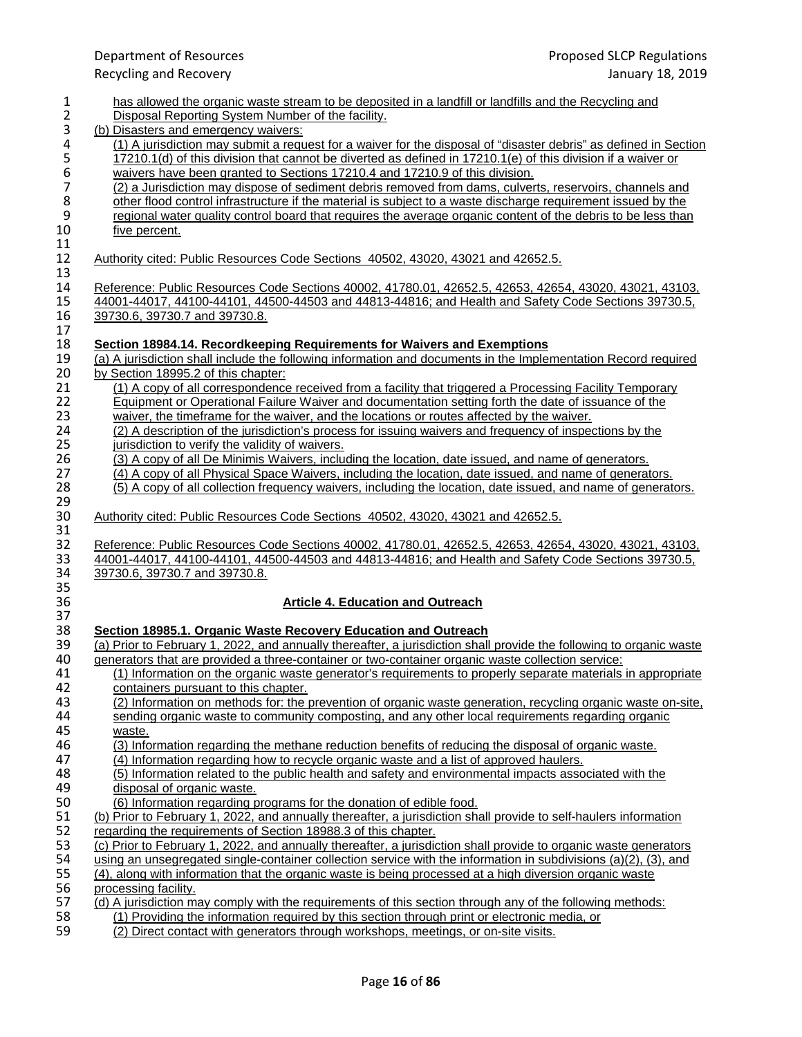has allowed the organic waste stream to be deposited in a landfill or landfills and the Recycling and Disposal Reporting System Number of the facility.

(b) Disasters and emergency waivers:

(1) A jurisdiction may submit a request for a waiver for the disposal of "disaster debris" as defined in Section 17210.1(d) of this division that cannot be diverted as defined in 17210.1(e) of this division if a waiver or waivers have been granted to Sections 17210.4 and 17210.9 of this division.

(2) a Jurisdiction may dispose of sediment debris removed from dams, culverts, reservoirs, channels and other flood control infrastructure if the material is subject to a waste discharge requirement issued by the regional water quality control board that requires the average organic content of the debris to be less than five percent.

Authority cited: Public Resources Code Sections 40502, 43020, 43021 and 42652.5.

Reference: Public Resources Code Sections 40002, 41780.01, 42652.5, 42653, 42654, 43020, 43021, 43103, 44001-44017, 44100-44101, 44500-44503 and 44813-44816; and Health and Safety Code Sections 39730.5, 39730.6, 39730.7 and 39730.8.

**Section 18984.14. Recordkeeping Requirements for Waivers and Exemptions**

(a) A jurisdiction shall include the following information and documents in the Implementation Record required by Section 18995.2 of this chapter:

(1) A copy of all correspondence received from a facility that triggered a Processing Facility Temporary Equipment or Operational Failure Waiver and documentation setting forth the date of issuance of the waiver, the timeframe for the waiver, and the locations or routes affected by the waiver.

(2) A description of the jurisdiction's process for issuing waivers and frequency of inspections by the jurisdiction to verify the validity of waivers.

(3) A copy of all De Minimis Waivers, including the location, date issued, and name of generators.

(4) A copy of all Physical Space Waivers, including the location, date issued, and name of generators.

(5) A copy of all collection frequency waivers, including the location, date issued, and name of generators.

Authority cited: Public Resources Code Sections 40502, 43020, 43021 and 42652.5.

Reference: Public Resources Code Sections 40002, 41780.01, 42652.5, 42653, 42654, 43020, 43021, 43103, 44001-44017, 44100-44101, 44500-44503 and 44813-44816; and Health and Safety Code Sections 39730.5, 39730.6, 39730.7 and 39730.8.

## Article 4. Education and Outreach

**Section 18985.1. Organic Waste Recovery Education and Outreach**

(a) Prior to February 1, 2022, and annually thereafter, a jurisdiction shall provide the following to organic waste generators that are provided a three-container or two-container organic waste collection service:

(1) Information on the organic waste generator's requirements to properly separate materials in appropriate containers pursuant to this chapter.

(2) Information on methods for: the prevention of organic waste generation, recycling organic waste on-site, sending organic waste to community composting, and any other local requirements regarding organic waste.

(3) Information regarding the methane reduction benefits of reducing the disposal of organic waste.

(4) Information regarding how to recycle organic waste and a list of approved haulers.

(5) Information related to the public health and safety and environmental impacts associated with the disposal of organic waste.

(6) Information regarding programs for the donation of edible food.

(b) Prior to February 1, 2022, and annually thereafter, a jurisdiction shall provide to self-haulers information regarding the requirements of Section 18988.3 of this chapter.

(c) Prior to February 1, 2022, and annually thereafter, a jurisdiction shall provide to organic waste generators using an unsegregated single-container collection service with the information in subdivisions (a)(2), (3), and (4), along with information that the organic waste is being processed at a high diversion organic waste processing facility.

(d) A jurisdiction may comply with the requirements of this section through any of the following methods:

(1) Providing the information required by this section through print or electronic media, or

(2) Direct contact with generators through workshops, meetings, or on-site visits.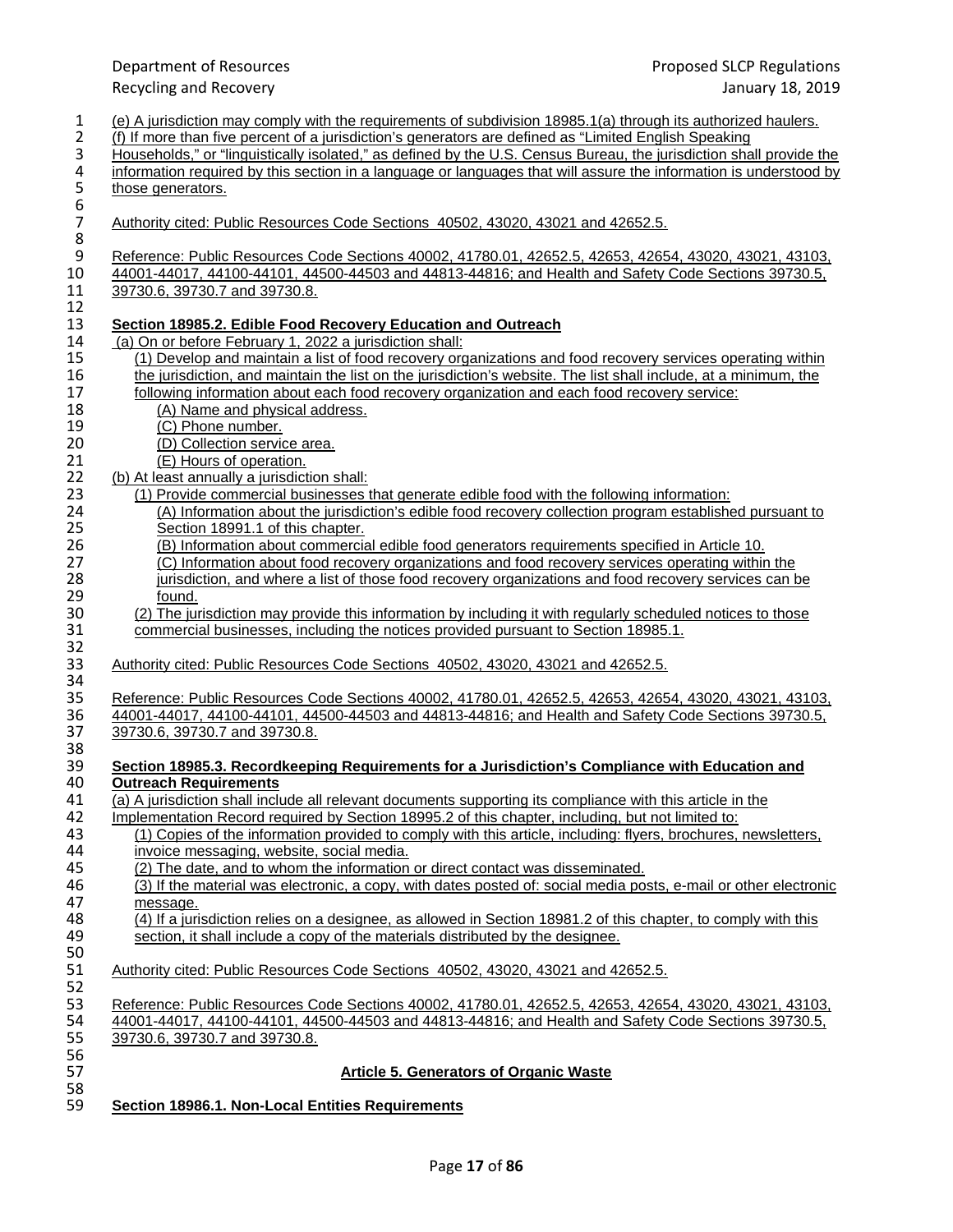(e) A jurisdiction may comply with the requirements of subdivision 18985.1(a) through its authorized haulers.

(f) If more than five percent of a jurisdiction's generators are defined as "Limited English Speaking Households," or "linguistically isolated," as defined by the U.S. Census Bureau, the jurisdiction shall provide the information required by this section in a language or languages that will assure the information is understood by those generators.

Authority cited: Public Resources Code Sections 40502, 43020, 43021 and 42652.5.

Reference: Public Resources Code Sections 40002, 41780.01, 42652.5, 42653, 42654, 43020, 43021, 43103, 44001-44017, 44100-44101, 44500-44503 and 44813-44816; and Health and Safety Code Sections 39730.5, 39730.6, 39730.7 and 39730.8.

**Section 18985.2. Edible Food Recovery Education and Outreach**

(a) On or before February 1, 2022 a jurisdiction shall:

(1) Develop and maintain a list of food recovery organizations and food recovery services operating within the jurisdiction, and maintain the list on the jurisdiction's website. The list shall include, at a minimum, the following information about each food recovery organization and each food recovery service:

(A) Name and physical address.

(C) Phone number.

(D) Collection service area.

(E) Hours of operation.

(b) At least annually a jurisdiction shall:

(1) Provide commercial businesses that generate edible food with the following information:

(A) Information about the jurisdiction's edible food recovery collection program established pursuant to Section 18991.1 of this chapter.

(B) Information about commercial edible food generators requirements specified in Article 10.

(C) Information about food recovery organizations and food recovery services operating within the jurisdiction, and where a list of those food recovery organizations and food recovery services can be found.

(2) The jurisdiction may provide this information by including it with regularly scheduled notices to those commercial businesses, including the notices provided pursuant to Section 18985.1.

Authority cited: Public Resources Code Sections 40502, 43020, 43021 and 42652.5.

Reference: Public Resources Code Sections 40002, 41780.01, 42652.5, 42653, 42654, 43020, 43021, 43103, 44001-44017, 44100-44101, 44500-44503 and 44813-44816; and Health and Safety Code Sections 39730.5, 39730.6, 39730.7 and 39730.8.

**Section 18985.3. Recordkeeping Requirements for a Jurisdiction's Compliance with Education and Outreach Requirements**

(a) A jurisdiction shall include all relevant documents supporting its compliance with this article in the Implementation Record required by Section 18995.2 of this chapter, including, but not limited to:

(1) Copies of the information provided to comply with this article, including: flyers, brochures, newsletters, invoice messaging, website, social media.

(2) The date, and to whom the information or direct contact was disseminated.

(3) If the material was electronic, a copy, with dates posted of: social media posts, e-mail or other electronic message.

(4) If a jurisdiction relies on a designee, as allowed in Section 18981.2 of this chapter, to comply with this section, it shall include a copy of the materials distributed by the designee.

Authority cited: Public Resources Code Sections 40502, 43020, 43021 and 42652.5.

Reference: Public Resources Code Sections 40002, 41780.01, 42652.5, 42653, 42654, 43020, 43021, 43103, 44001-44017, 44100-44101, 44500-44503 and 44813-44816; and Health and Safety Code Sections 39730.5, 39730.6, 39730.7 and 39730.8.

## Article 5. Generators of Organic Waste

**Section 18986.1. Non-Local Entities Requirements**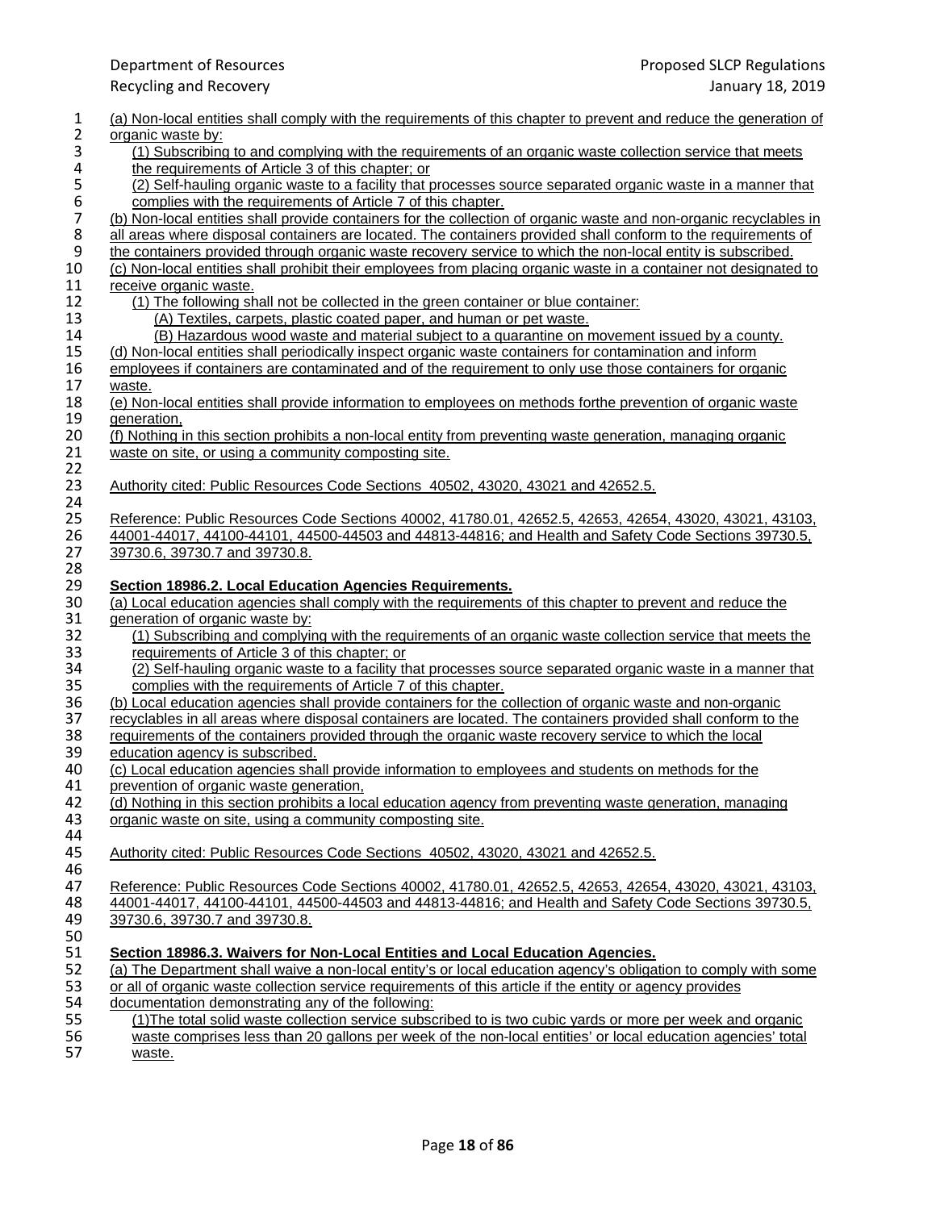(a) Non-local entities shall comply with the requirements of this chapter to prevent and reduce the generation of organic waste by:

(1) Subscribing to and complying with the requirements of an organic waste collection service that meets the requirements of Article 3 of this chapter; or

(2) Self-hauling organic waste to a facility that processes source separated organic waste in a manner that complies with the requirements of Article 7 of this chapter.

(b) Non-local entities shall provide containers for the collection of organic waste and non-organic recyclables in all areas where disposal containers are located. The containers provided shall conform to the requirements of the containers provided through organic waste recovery service to which the non-local entity is subscribed.

(c) Non-local entities shall prohibit their employees from placing organic waste in a container not designated to receive organic waste.

(1) The following shall not be collected in the green container or blue container:

(A) Textiles, carpets, plastic coated paper, and human or pet waste.

(B) Hazardous wood waste and material subject to a quarantine on movement issued by a county.

(d) Non-local entities shall periodically inspect organic waste containers for contamination and inform employees if containers are contaminated and of the requirement to only use those containers for organic waste.

(e) Non-local entities shall provide information to employees on methods forthe prevention of organic waste generation,

(f) Nothing in this section prohibits a non-local entity from preventing waste generation, managing organic waste on site, or using a community composting site.

Authority cited: Public Resources Code Sections 40502, 43020, 43021 and 42652.5.

Reference: Public Resources Code Sections 40002, 41780.01, 42652.5, 42653, 42654, 43020, 43021, 43103, 44001-44017, 44100-44101, 44500-44503 and 44813-44816; and Health and Safety Code Sections 39730.5, 39730.6, 39730.7 and 39730.8.

**Section 18986.2. Local Education Agencies Requirements.**

(a) Local education agencies shall comply with the requirements of this chapter to prevent and reduce the generation of organic waste by:

(1) Subscribing to and complying with the requirements of an organic waste collection service that meets the requirements of Article 3 of this chapter; or

(2) Self-hauling organic waste to a facility that processes source separated organic waste in a manner that complies with the requirements of Article 7 of this chapter.

(b) Local education agencies shall provide containers for the collection of organic waste and non-organic recyclables in all areas where disposal containers are located. The containers provided shall conform to the requirements of the containers provided through the organic waste recovery service to which the local education agency is subscribed.

(c) Local education agencies shall provide information to employees and students on methods for the prevention of organic waste generation,

(d) Nothing in this section prohibits a local education agency from preventing waste generation, managing organic waste on site, using a community composting site.

Authority cited: Public Resources Code Sections 40502, 43020, 43021 and 42652.5.

Reference: Public Resources Code Sections 40002, 41780.01, 42652.5, 42653, 42654, 43020, 43021, 43103, 44001-44017, 44100-44101, 44500-44503 and 44813-44816; and Health and Safety Code Sections 39730.5, 39730.6, 39730.7 and 39730.8.

**Section 18986.3. Waivers for Non-Local Entities and Local Education Agencies.**

(a) The Department shall waive a non-local entity's or local education agency's obligation to comply with some or all of organic waste collection service requirements of this article if the entity or agency provides documentation demonstrating any of the following:

(1)The total solid waste collection service subscribed to is two cubic yards or more per week and organic waste comprises less than 20 gallons per week of the non-local entities' or local education agencies' total waste.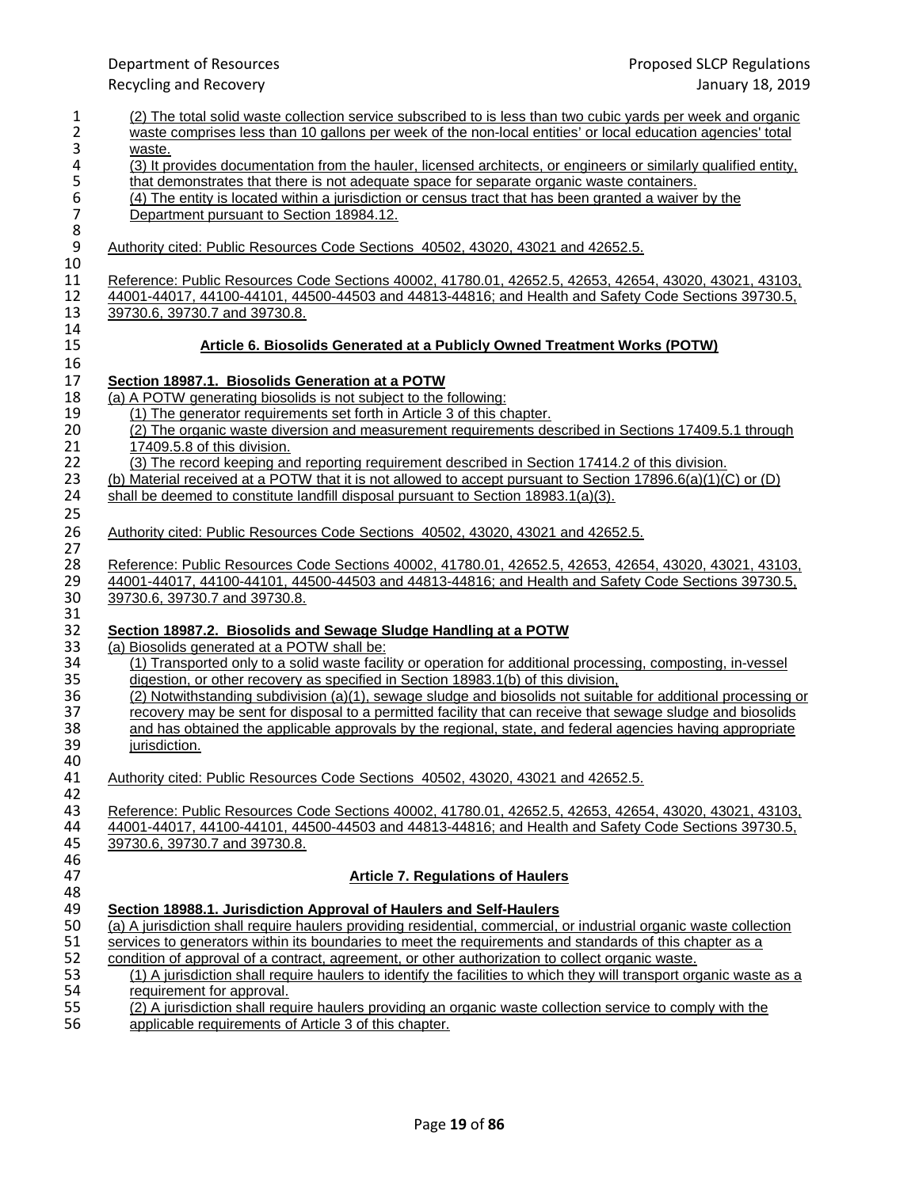(2) The total solid waste collection service subscribed to is less than two cubic yards per week and organic waste comprises less than 10 gallons per week of the non-local entities' or local education agencies' total waste.

(3) It provides documentation from the hauler, licensed architects, or engineers or similarly qualified entity, that demonstrates that there is not adequate space for separate organic waste containers.

(4) The entity is located within a jurisdiction or census tract that has been granted a waiver by the Department pursuant to Section 18984.12.

Authority cited: Public Resources Code Sections 40502, 43020, 43021 and 42652.5.

Reference: Public Resources Code Sections 40002, 41780.01, 42652.5, 42653, 42654, 43020, 43021, 43103, 44001-44017, 44100-44101, 44500-44503 and 44813-44816; and Health and Safety Code Sections 39730.5, 39730.6, 39730.7 and 39730.8.

## Article 6. Biosolids Generated at a Publicly Owned Treatment Works (POTW)

**Section 18987.1. Biosolids Generation at a POTW**

(a) A POTW generating biosolids is not subject to the following:

(1) The generator requirements set forth in Article 3 of this chapter.

(2) The organic waste diversion and measurement requirements described in Sections 17409.5.1 through 17409.5.8 of this division.

(3) The record keeping and reporting requirement described in Section 17414.2 of this division.

(b) Material received at a POTW that it is not allowed to accept pursuant to Section 17896.6(a)(1)(C) or (D) shall be deemed to constitute landfill disposal pursuant to Section 18983.1(a)(3).

Authority cited: Public Resources Code Sections 40502, 43020, 43021 and 42652.5.

Reference: Public Resources Code Sections 40002, 41780.01, 42652.5, 42653, 42654, 43020, 43021, 43103, 44001-44017, 44100-44101, 44500-44503 and 44813-44816; and Health and Safety Code Sections 39730.5, 39730.6, 39730.7 and 39730.8.

**Section 18987.2. Biosolids and Sewage Sludge Handling at a POTW**

(a) Biosolids generated at a POTW shall be:

(1) Transported only to a solid waste facility or operation for additional processing, composting, in-vessel digestion, or other recovery as specified in Section 18983.1(b) of this division,

(2) Notwithstanding subdivision (a)(1), sewage sludge and biosolids not suitable for additional processing or recovery may be sent for disposal to a permitted facility that can receive that sewage sludge and biosolids and has obtained the applicable approvals by the regional, state, and federal agencies having appropriate jurisdiction.

Authority cited: Public Resources Code Sections 40502, 43020, 43021 and 42652.5.

Reference: Public Resources Code Sections 40002, 41780.01, 42652.5, 42653, 42654, 43020, 43021, 43103, 44001-44017, 44100-44101, 44500-44503 and 44813-44816; and Health and Safety Code Sections 39730.5, 39730.6, 39730.7 and 39730.8.

## Article 7. Regulations of Haulers

**Section 18988.1. Jurisdiction Approval of Haulers and Self-Haulers**

(a) A jurisdiction shall require haulers providing residential, commercial, or industrial organic waste collection services to generators within its boundaries to meet the requirements and standards of this chapter as a condition of approval of a contract, agreement, or other authorization to collect organic waste.

(1) A jurisdiction shall require haulers to identify the facilities to which they will transport organic waste as a requirement for approval.

(2) A jurisdiction shall require haulers providing an organic waste collection service to comply with the applicable requirements of Article 3 of this chapter.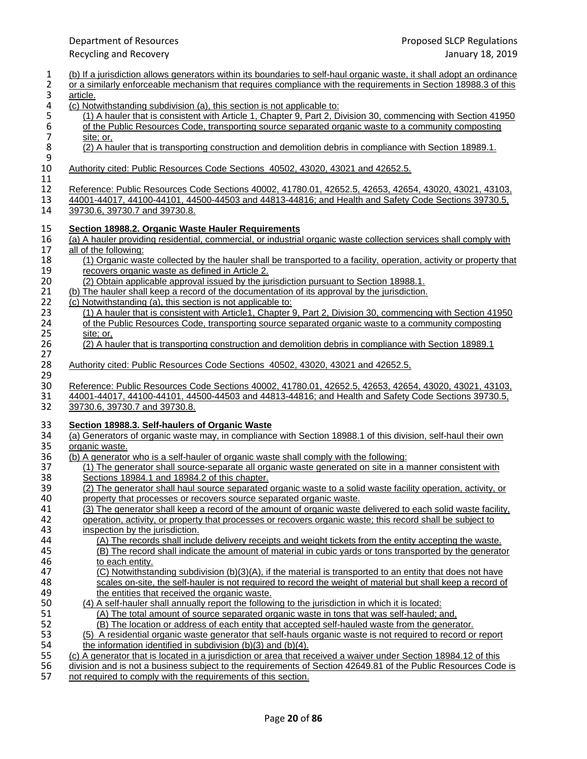(b) If a jurisdiction allows generators within its boundaries to self-haul organic waste, it shall adopt an ordinance or a similarly enforceable mechanism that requires compliance with the requirements in Section 18988.3 of this article.

(c) Notwithstanding subdivision (a), this section is not applicable to:

(1) A hauler that is consistent with Article 1, Chapter 9, Part 2, Division 30, commencing with Section 41950 of the Public Resources Code, transporting source separated organic waste to a community composting site; or,

(2) A hauler that is transporting construction and demolition debris in compliance with Section 18989.1.

Authority cited: Public Resources Code Sections 40502, 43020, 43021 and 42652.5.

Reference: Public Resources Code Sections 40002, 41780.01, 42652.5, 42653, 42654, 43020, 43021, 43103, 44001-44017, 44100-44101, 44500-44503 and 44813-44816; and Health and Safety Code Sections 39730.5, 39730.6, 39730.7 and 39730.8.

**Section 18988.2. Organic Waste Hauler Requirements**

(a) A hauler providing residential, commercial, or industrial organic waste collection services shall comply with all of the following:

(1) Organic waste collected by the hauler shall be transported to a facility, operation, activity or property that recovers organic waste as defined in Article 2.

(2) Obtain applicable approval issued by the jurisdiction pursuant to Section 18988.1.

(b) The hauler shall keep a record of the documentation of its approval by the jurisdiction.

(c) Notwithstanding (a), this section is not applicable to:

(1) A hauler that is consistent with Article1, Chapter 9, Part 2, Division 30, commencing with Section 41950 of the Public Resources Code, transporting source separated organic waste to a community composting site; or,

(2) A hauler that is transporting construction and demolition debris in compliance with Section 18989.1

Authority cited: Public Resources Code Sections 40502, 43020, 43021 and 42652.5,

Reference: Public Resources Code Sections 40002, 41780.01, 42652.5, 42653, 42654, 43020, 43021, 43103, 44001-44017, 44100-44101, 44500-44503 and 44813-44816; and Health and Safety Code Sections 39730.5, 39730.6, 39730.7 and 39730.8.

**Section 18988.3. Self-haulers of Organic Waste**

(a) Generators of organic waste may, in compliance with Section 18988.1 of this division, self-haul their own organic waste.

(b) A generator who is a self-hauler of organic waste shall comply with the following:

(1) The generator shall source-separate all organic waste generated on site in a manner consistent with Sections 18984.1 and 18984.2 of this chapter.

(2) The generator shall haul source separated organic waste to a solid waste facility operation, activity, or property that processes or recovers source separated organic waste.

(3) The generator shall keep a record of the amount of organic waste delivered to each solid waste facility, operation, activity, or property that processes or recovers organic waste; this record shall be subject to inspection by the jurisdiction.

(A) The records shall include delivery receipts and weight tickets from the entity accepting the waste.

(B) The record shall indicate the amount of material in cubic yards or tons transported by the generator to each entity.

(C) Notwithstanding subdivision (b)(3)(A), if the material is transported to an entity that does not have scales on-site, the self-hauler is not required to record the weight of material but shall keep a record of the entities that received the organic waste.

(4) A self-hauler shall annually report the following to the jurisdiction in which it is located:

(A) The total amount of source separated organic waste in tons that was self-hauled; and,

(B) The location or address of each entity that accepted self-hauled waste from the generator.

(5) A residential organic waste generator that self-hauls organic waste is not required to record or report the information identified in subdivision (b)(3) and (b)(4).

(c) A generator that is located in a jurisdiction or area that received a waiver under Section 18984.12 of this division and is not a business subject to the requirements of Section 42649.81 of the Public Resources Code is not required to comply with the requirements of this section.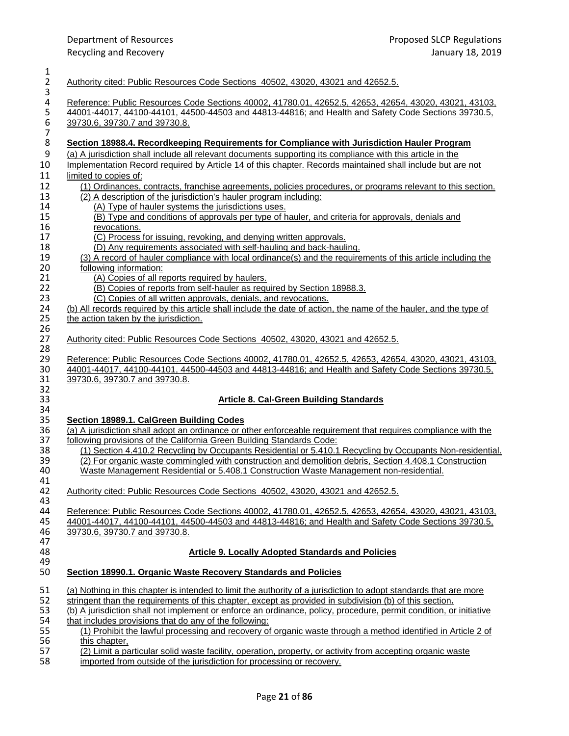Authority cited: Public Resources Code Sections 40502, 43020, 43021 and 42652.5.

Reference: Public Resources Code Sections 40002, 41780.01, 42652.5, 42653, 42654, 43020, 43021, 43103, 44001-44017, 44100-44101, 44500-44503 and 44813-44816; and Health and Safety Code Sections 39730.5, 39730.6, 39730.7 and 39730.8.

**Section 18988.4. Recordkeeping Requirements for Compliance with Jurisdiction Hauler Program**

(a) A jurisdiction shall include all relevant documents supporting its compliance with this article in the Implementation Record required by Article 14 of this chapter. Records maintained shall include but are not limited to copies of:

(1) Ordinances, contracts, franchise agreements, policies procedures, or programs relevant to this section.

(2) A description of the jurisdiction's hauler program including:

(A) Type of hauler systems the jurisdictions uses.

(B) Type and conditions of approvals per type of hauler, and criteria for approvals, denials and revocations.

(C) Process for issuing, revoking, and denying written approvals.

(D) Any requirements associated with self-hauling and back-hauling.

(3) A record of hauler compliance with local ordinance(s) and the requirements of this article including the following information:

(A) Copies of all reports required by haulers.

(B) Copies of reports from self-hauler as required by Section 18988.3.

(C) Copies of all written approvals, denials, and revocations.

(b) All records required by this article shall include the date of action, the name of the hauler, and the type of the action taken by the jurisdiction.

Authority cited: Public Resources Code Sections 40502, 43020, 43021 and 42652.5.

Reference: Public Resources Code Sections 40002, 41780.01, 42652.5, 42653, 42654, 43020, 43021, 43103, 44001-44017, 44100-44101, 44500-44503 and 44813-44816; and Health and Safety Code Sections 39730.5, 39730.6, 39730.7 and 39730.8.

## Article 8. Cal-Green Building Standards

**Section 18989.1. CalGreen Building Codes**

(a) A jurisdiction shall adopt an ordinance or other enforceable requirement that requires compliance with the following provisions of the California Green Building Standards Code:

(1) Section 4.410.2 Recycling by Occupants Residential or 5.410.1 Recycling by Occupants Non-residential.

(2) For organic waste commingled with construction and demolition debris, Section 4.408.1 Construction Waste Management Residential or 5.408.1 Construction Waste Management non-residential.

Authority cited: Public Resources Code Sections 40502, 43020, 43021 and 42652.5.

Reference: Public Resources Code Sections 40002, 41780.01, 42652.5, 42653, 42654, 43020, 43021, 43103, 44001-44017, 44100-44101, 44500-44503 and 44813-44816; and Health and Safety Code Sections 39730.5, 39730.6, 39730.7 and 39730.8.

## Article 9. Locally Adopted Standards and Policies

**Section 18990.1. Organic Waste Recovery Standards and Policies**

(a) Nothing in this chapter is intended to limit the authority of a jurisdiction to adopt standards that are more stringent than the requirements of this chapter, except as provided in subdivision (b) of this section**.**

(b) A jurisdiction shall not implement or enforce an ordinance, policy, procedure, permit condition, or initiative that includes provisions that do any of the following:

(1) Prohibit the lawful processing and recovery of organic waste through a method identified in Article 2 of this chapter,

(2) Limit a particular solid waste facility, operation, property, or activity from accepting organic waste imported from outside of the jurisdiction for processing or recovery.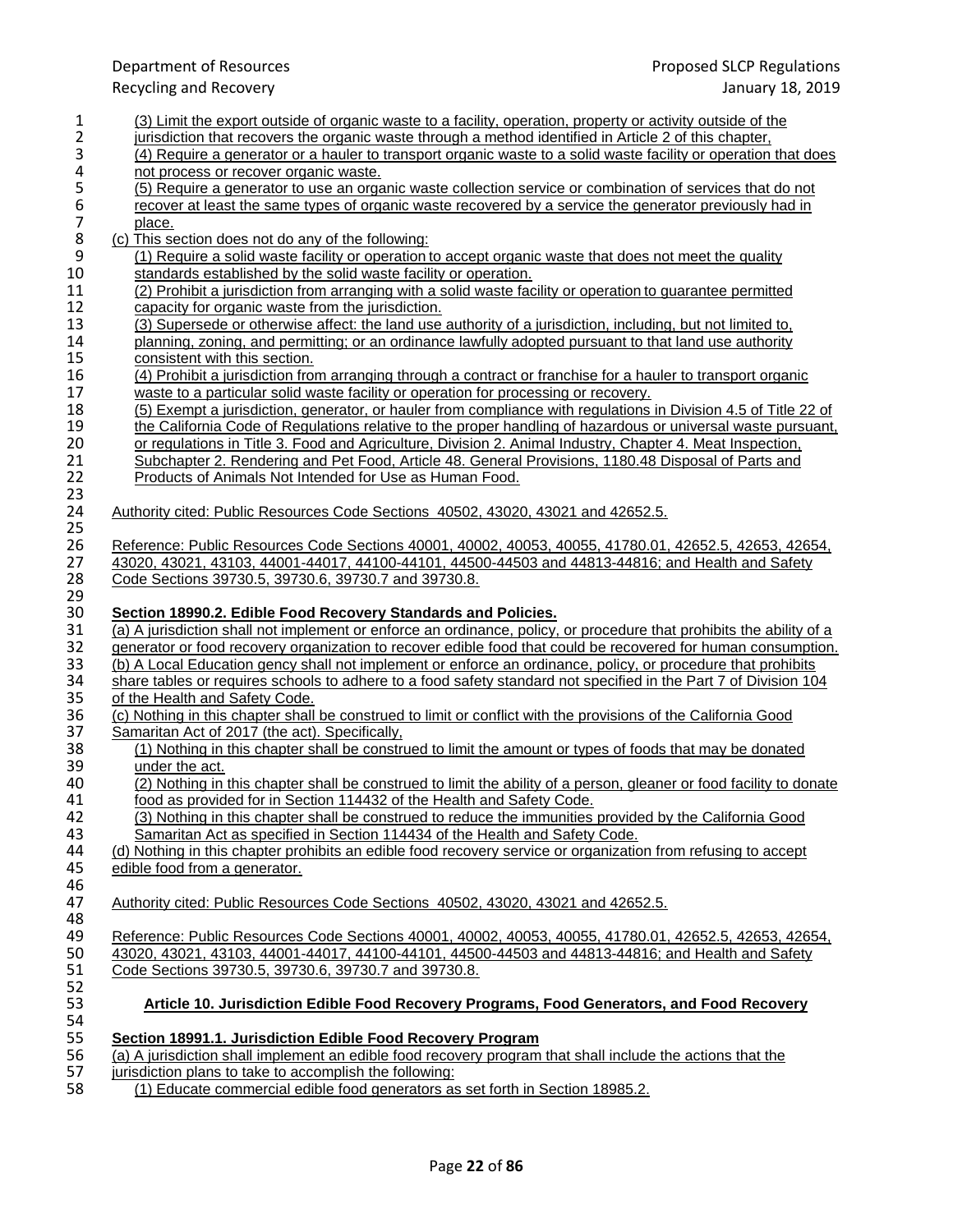(3) Limit the export outside of organic waste to a facility, operation, property or activity outside of the jurisdiction that recovers the organic waste through a method identified in Article 2 of this chapter,

(4) Require a generator or a hauler to transport organic waste to a solid waste facility or operation that does not process or recover organic waste.

(5) Require a generator to use an organic waste collection service or combination of services that do not recover at least the same types of organic waste recovered by a service the generator previously had in place.

(c) This section does not do any of the following:

(1) Require a solid waste facility or operation to accept organic waste that does not meet the quality standards established by the solid waste facility or operation.

(2) Prohibit a jurisdiction from arranging with a solid waste facility or operation to guarantee permitted capacity for organic waste from the jurisdiction.

(3) Supersede or otherwise affect: the land use authority of a jurisdiction, including, but not limited to, planning, zoning, and permitting; or an ordinance lawfully adopted pursuant to that land use authority consistent with this section.

(4) Prohibit a jurisdiction from arranging through a contract or franchise for a hauler to transport organic waste to a particular solid waste facility or operation for processing or recovery.

(5) Exempt a jurisdiction, generator, or hauler from compliance with regulations in Division 4.5 of Title 22 of the California Code of Regulations relative to the proper handling of hazardous or universal waste pursuant, or regulations in Title 3. Food and Agriculture, Division 2. Animal Industry, Chapter 4. Meat Inspection, Subchapter 2. Rendering and Pet Food, Article 48. General Provisions, 1180.48 Disposal of Parts and Products of Animals Not Intended for Use as Human Food.

Authority cited: Public Resources Code Sections 40502, 43020, 43021 and 42652.5.

Reference: Public Resources Code Sections 40001, 40002, 40053, 40055, 41780.01, 42652.5, 42653, 42654, 43020, 43021, 43103, 44001-44017, 44100-44101, 44500-44503 and 44813-44816; and Health and Safety Code Sections 39730.5, 39730.6, 39730.7 and 39730.8.

**Section 18990.2. Edible Food Recovery Standards and Policies.**

(a) A jurisdiction shall not implement or enforce an ordinance, policy, or procedure that prohibits the ability of a generator or food recovery organization to recover edible food that could be recovered for human consumption.

(b) A Local Education gency shall not implement or enforce an ordinance, policy, or procedure that prohibits share tables or requires schools to adhere to a food safety standard not specified in the Part 7 of Division 104 of the Health and Safety Code.

(c) Nothing in this chapter shall be construed to limit or conflict with the provisions of the California Good Samaritan Act of 2017 (the act). Specifically,

(1) Nothing in this chapter shall be construed to limit the amount or types of foods that may be donated under the act.

(2) Nothing in this chapter shall be construed to limit the ability of a person, gleaner or food facility to donate food as provided for in Section 114432 of the Health and Safety Code.

(3) Nothing in this chapter shall be construed to reduce the immunities provided by the California Good Samaritan Act as specified in Section 114434 of the Health and Safety Code.

(d) Nothing in this chapter prohibits an edible food recovery service or organization from refusing to accept edible food from a generator.

Authority cited: Public Resources Code Sections 40502, 43020, 43021 and 42652.5.

Reference: Public Resources Code Sections 40001, 40002, 40053, 40055, 41780.01, 42652.5, 42653, 42654, 43020, 43021, 43103, 44001-44017, 44100-44101, 44500-44503 and 44813-44816; and Health and Safety Code Sections 39730.5, 39730.6, 39730.7 and 39730.8.

## Article 10. Jurisdiction Edible Food Recovery Programs, Food Generators, and Food Recovery

**Section 18991.1. Jurisdiction Edible Food Recovery Program**

(a) A jurisdiction shall implement an edible food recovery program that shall include the actions that the jurisdiction plans to take to accomplish the following:

(1) Educate commercial edible food generators as set forth in Section 18985.2.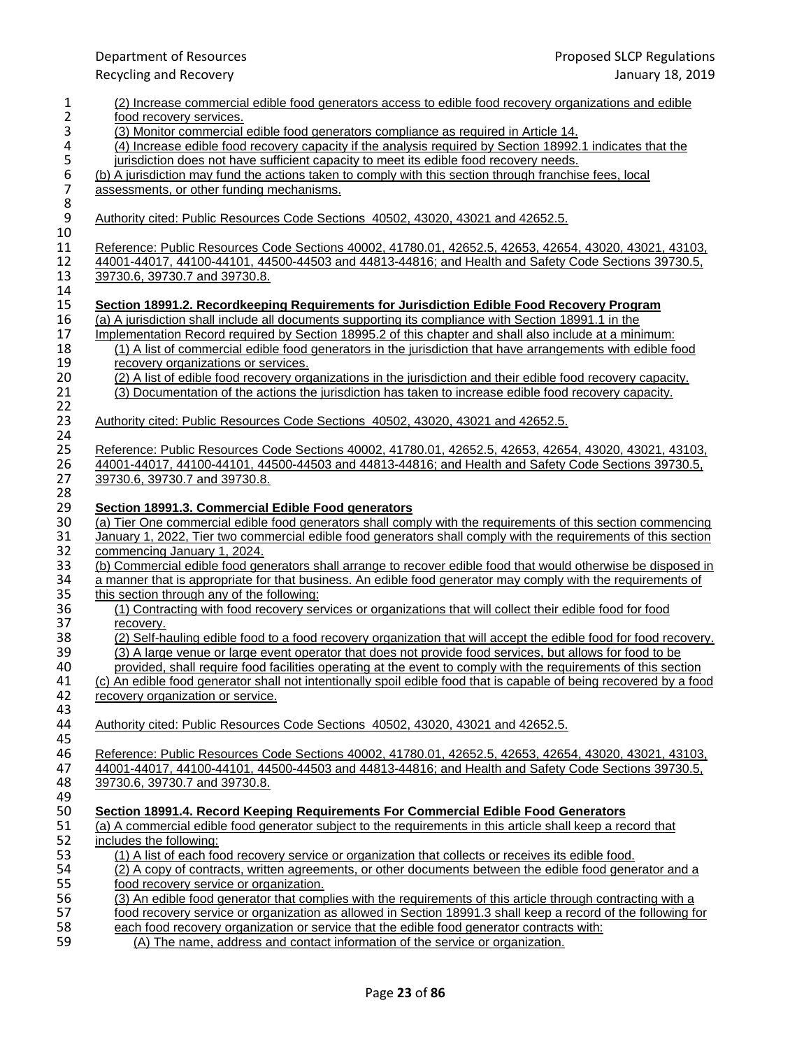(2) Increase commercial edible food generators access to edible food recovery organizations and edible food recovery services.

(3) Monitor commercial edible food generators compliance as required in Article 14.

(4) Increase edible food recovery capacity if the analysis required by Section 18992.1 indicates that the jurisdiction does not have sufficient capacity to meet its edible food recovery needs.

(b) A jurisdiction may fund the actions taken to comply with this section through franchise fees, local assessments, or other funding mechanisms.

Authority cited: Public Resources Code Sections 40502, 43020, 43021 and 42652.5.

Reference: Public Resources Code Sections 40002, 41780.01, 42652.5, 42653, 42654, 43020, 43021, 43103, 44001-44017, 44100-44101, 44500-44503 and 44813-44816; and Health and Safety Code Sections 39730.5, 39730.6, 39730.7 and 39730.8.

**Section 18991.2. Recordkeeping Requirements for Jurisdiction Edible Food Recovery Program**

(a) A jurisdiction shall include all documents supporting its compliance with Section 18991.1 in the Implementation Record required by Section 18995.2 of this chapter and shall also include at a minimum:

(1) A list of commercial edible food generators in the jurisdiction that have arrangements with edible food recovery organizations or services.

(2) A list of edible food recovery organizations in the jurisdiction and their edible food recovery capacity.

(3) Documentation of the actions the jurisdiction has taken to increase edible food recovery capacity.

Authority cited: Public Resources Code Sections 40502, 43020, 43021 and 42652.5.

Reference: Public Resources Code Sections 40002, 41780.01, 42652.5, 42653, 42654, 43020, 43021, 43103, 44001-44017, 44100-44101, 44500-44503 and 44813-44816; and Health and Safety Code Sections 39730.5, 39730.6, 39730.7 and 39730.8.

**Section 18991.3. Commercial Edible Food generators**

(a) Tier One commercial edible food generators shall comply with the requirements of this section commencing January 1, 2022, Tier two commercial edible food generators shall comply with the requirements of this section commencing January 1, 2024.

(b) Commercial edible food generators shall arrange to recover edible food that would otherwise be disposed in a manner that is appropriate for that business. An edible food generator may comply with the requirements of this section through any of the following:

(1) Contracting with food recovery services or organizations that will collect their edible food for food recovery.

(2) Self-hauling edible food to a food recovery organization that will accept the edible food for food recovery.

(3) A large venue or large event operator that does not provide food services, but allows for food to be provided, shall require food facilities operating at the event to comply with the requirements of this section

(c) An edible food generator shall not intentionally spoil edible food that is capable of being recovered by a food recovery organization or service.

Authority cited: Public Resources Code Sections 40502, 43020, 43021 and 42652.5.

Reference: Public Resources Code Sections 40002, 41780.01, 42652.5, 42653, 42654, 43020, 43021, 43103, 44001-44017, 44100-44101, 44500-44503 and 44813-44816; and Health and Safety Code Sections 39730.5, 39730.6, 39730.7 and 39730.8.

**Section 18991.4. Record Keeping Requirements For Commercial Edible Food Generators**

(a) A commercial edible food generator subject to the requirements in this article shall keep a record that includes the following:

(1) A list of each food recovery service or organization that collects or receives its edible food.

(2) A copy of contracts, written agreements, or other documents between the edible food generator and a food recovery service or organization.

(3) An edible food generator that complies with the requirements of this article through contracting with a food recovery service or organization as allowed in Section 18991.3 shall keep a record of the following for each food recovery organization or service that the edible food generator contracts with:

(A) The name, address and contact information of the service or organization.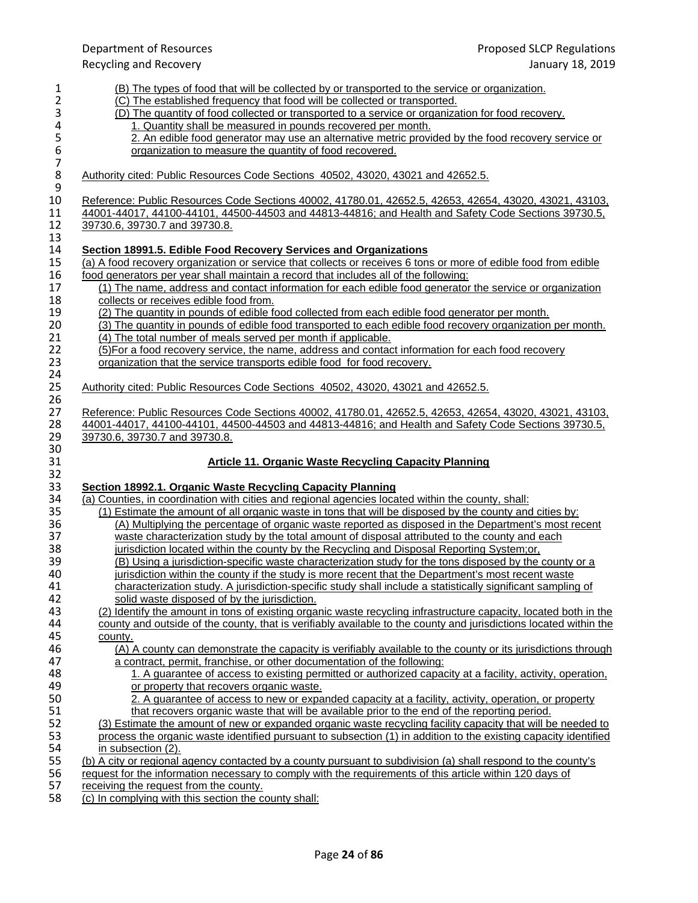(B) The types of food that will be collected by or transported to the service or organization.

(C) The established frequency that food will be collected or transported.

(D) The quantity of food collected or transported to a service or organization for food recovery.

1. Quantity shall be measured in pounds recovered per month.

2. An edible food generator may use an alternative metric provided by the food recovery service or organization to measure the quantity of food recovered.

Authority cited: Public Resources Code Sections 40502, 43020, 43021 and 42652.5.

Reference: Public Resources Code Sections 40002, 41780.01, 42652.5, 42653, 42654, 43020, 43021, 43103, 44001-44017, 44100-44101, 44500-44503 and 44813-44816; and Health and Safety Code Sections 39730.5, 39730.6, 39730.7 and 39730.8.

**Section 18991.5. Edible Food Recovery Services and Organizations**

(a) A food recovery organization or service that collects or receives 6 tons or more of edible food from edible food generators per year shall maintain a record that includes all of the following:

(1) The name, address and contact information for each edible food generator the service or organization collects or receives edible food from.

(2) The quantity in pounds of edible food collected from each edible food generator per month.

(3) The quantity in pounds of edible food transported to each edible food recovery organization per month.

(4) The total number of meals served per month if applicable.

(5)For a food recovery service, the name, address and contact information for each food recovery organization that the service transports edible food for food recovery.

Authority cited: Public Resources Code Sections 40502, 43020, 43021 and 42652.5.

Reference: Public Resources Code Sections 40002, 41780.01, 42652.5, 42653, 42654, 43020, 43021, 43103, 44001-44017, 44100-44101, 44500-44503 and 44813-44816; and Health and Safety Code Sections 39730.5, 39730.6, 39730.7 and 39730.8.

## Article 11. Organic Waste Recycling Capacity Planning

**Section 18992.1. Organic Waste Recycling Capacity Planning**

(a) Counties, in coordination with cities and regional agencies located within the county, shall:

(1) Estimate the amount of all organic waste in tons that will be disposed by the county and cities by:

(A) Multiplying the percentage of organic waste reported as disposed in the Department's most recent waste characterization study by the total amount of disposal attributed to the county and each jurisdiction located within the county by the Recycling and Disposal Reporting System;or,

(B) Using a jurisdiction-specific waste characterization study for the tons disposed by the county or a jurisdiction within the county if the study is more recent that the Department's most recent waste characterization study. A jurisdiction-specific study shall include a statistically significant sampling of solid waste disposed of by the jurisdiction.

(2) Identify the amount in tons of existing organic waste recycling infrastructure capacity, located both in the county and outside of the county, that is verifiably available to the county and jurisdictions located within the county.

(A) A county can demonstrate the capacity is verifiably available to the county or its jurisdictions through a contract, permit, franchise, or other documentation of the following:

1. A guarantee of access to existing permitted or authorized capacity at a facility, activity, operation, or property that recovers organic waste.

2. A guarantee of access to new or expanded capacity at a facility, activity, operation, or property that recovers organic waste that will be available prior to the end of the reporting period.

(3) Estimate the amount of new or expanded organic waste recycling facility capacity that will be needed to process the organic waste identified pursuant to subsection (1) in addition to the existing capacity identified in subsection (2).

(b) A city or regional agency contacted by a county pursuant to subdivision (a) shall respond to the county's request for the information necessary to comply with the requirements of this article within 120 days of receiving the request from the county.

(c) In complying with this section the county shall: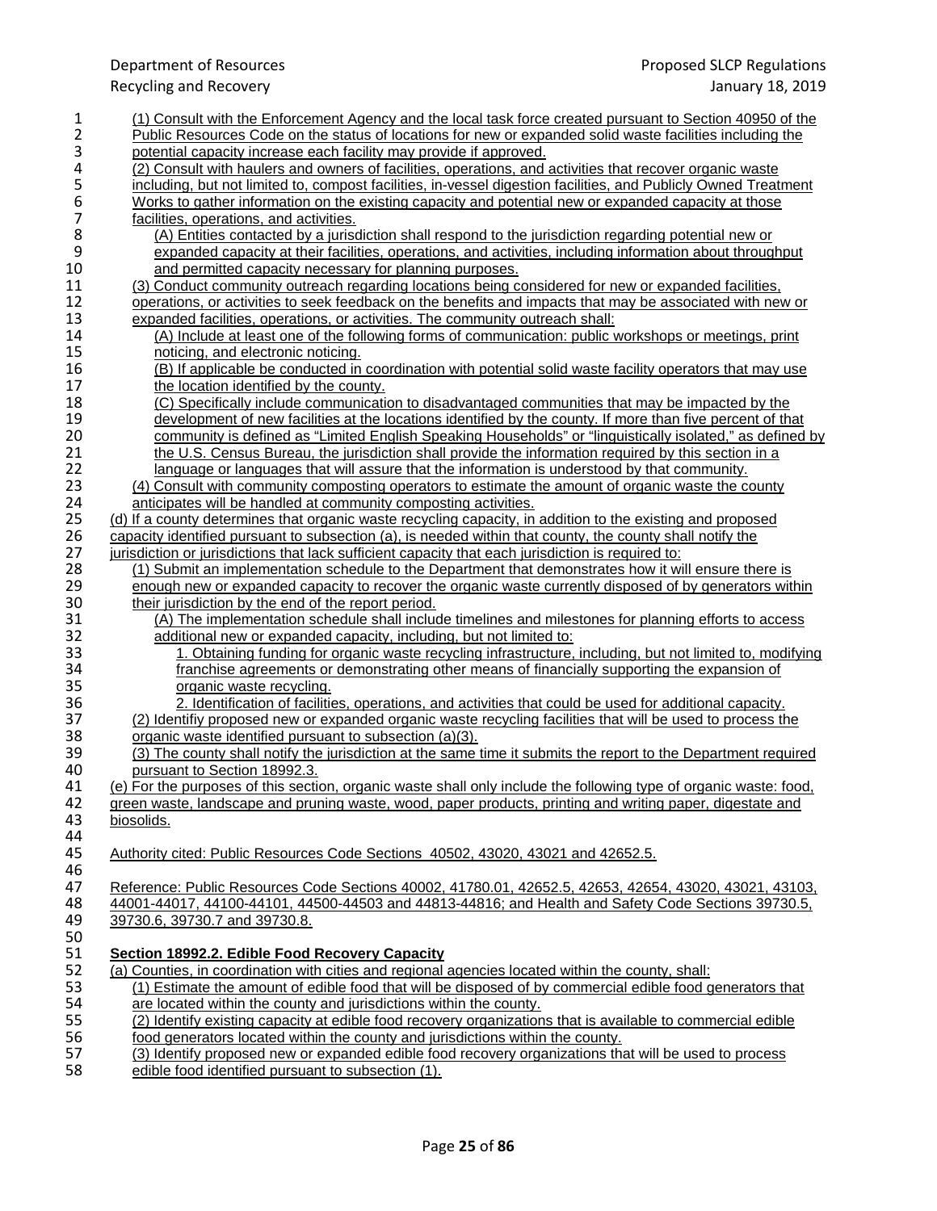(1) Consult with the Enforcement Agency and the local task force created pursuant to Section 40950 of the Public Resources Code on the status of locations for new or expanded solid waste facilities including the potential capacity increase each facility may provide if approved.

(2) Consult with haulers and owners of facilities, operations, and activities that recover organic waste including, but not limited to, compost facilities, in-vessel digestion facilities, and Publicly Owned Treatment Works to gather information on the existing capacity and potential new or expanded capacity at those facilities, operations, and activities.

(A) Entities contacted by a jurisdiction shall respond to the jurisdiction regarding potential new or expanded capacity at their facilities, operations, and activities, including information about throughput and permitted capacity necessary for planning purposes.

(3) Conduct community outreach regarding locations being considered for new or expanded facilities, operations, or activities to seek feedback on the benefits and impacts that may be associated with new or expanded facilities, operations, or activities. The community outreach shall:

(A) Include at least one of the following forms of communication: public workshops or meetings, print noticing, and electronic noticing.

(B) If applicable be conducted in coordination with potential solid waste facility operators that may use the location identified by the county.

(C) Specifically include communication to disadvantaged communities that may be impacted by the development of new facilities at the locations identified by the county. If more than five percent of that community is defined as "Limited English Speaking Households" or "linguistically isolated," as defined by the U.S. Census Bureau, the jurisdiction shall provide the information required by this section in a language or languages that will assure that the information is understood by that community.

(4) Consult with community composting operators to estimate the amount of organic waste the county anticipates will be handled at community composting activities.

(d) If a county determines that organic waste recycling capacity, in addition to the existing and proposed capacity identified pursuant to subsection (a), is needed within that county, the county shall notify the jurisdiction or jurisdictions that lack sufficient capacity that each jurisdiction is required to:

(1) Submit an implementation schedule to the Department that demonstrates how it will ensure there is enough new or expanded capacity to recover the organic waste currently disposed of by generators within their jurisdiction by the end of the report period.

(A) The implementation schedule shall include timelines and milestones for planning efforts to access additional new or expanded capacity, including, but not limited to:

1. Obtaining funding for organic waste recycling infrastructure, including, but not limited to, modifying franchise agreements or demonstrating other means of financially supporting the expansion of organic waste recycling.

2. Identification of facilities, operations, and activities that could be used for additional capacity.

(2) Identifiy proposed new or expanded organic waste recycling facilities that will be used to process the organic waste identified pursuant to subsection (a)(3).

(3) The county shall notify the jurisdiction at the same time it submits the report to the Department required pursuant to Section 18992.3.

(e) For the purposes of this section, organic waste shall only include the following type of organic waste: food, green waste, landscape and pruning waste, wood, paper products, printing and writing paper, digestate and biosolids.

Authority cited: Public Resources Code Sections 40502, 43020, 43021 and 42652.5.

Reference: Public Resources Code Sections 40002, 41780.01, 42652.5, 42653, 42654, 43020, 43021, 43103, 44001-44017, 44100-44101, 44500-44503 and 44813-44816; and Health and Safety Code Sections 39730.5, 39730.6, 39730.7 and 39730.8.

**Section 18992.2. Edible Food Recovery Capacity**

(a) Counties, in coordination with cities and regional agencies located within the county, shall:

(1) Estimate the amount of edible food that will be disposed of by commercial edible food generators that are located within the county and jurisdictions within the county.

(2) Identify existing capacity at edible food recovery organizations that is available to commercial edible food generators located within the county and jurisdictions within the county.

(3) Identify proposed new or expanded edible food recovery organizations that will be used to process edible food identified pursuant to subsection (1).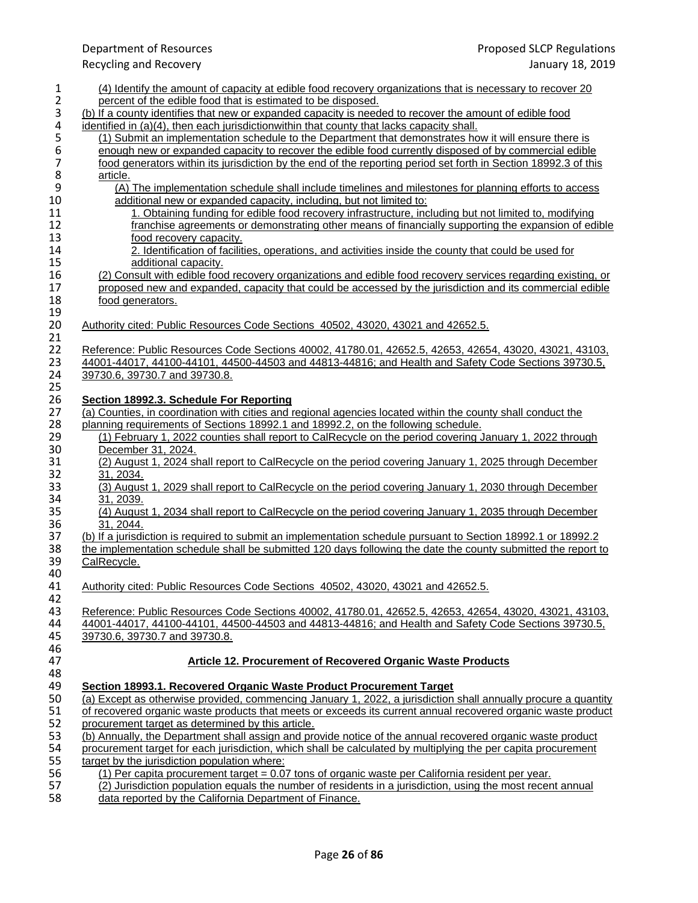(4) Identify the amount of capacity at edible food recovery organizations that is necessary to recover 20 percent of the edible food that is estimated to be disposed.

(b) If a county identifies that new or expanded capacity is needed to recover the amount of edible food identified in (a)(4), then each jurisdictionwithin that county that lacks capacity shall.

(1) Submit an implementation schedule to the Department that demonstrates how it will ensure there is enough new or expanded capacity to recover the edible food currently disposed of by commercial edible food generators within its jurisdiction by the end of the reporting period set forth in Section 18992.3 of this article.

(A) The implementation schedule shall include timelines and milestones for planning efforts to access additional new or expanded capacity, including, but not limited to:

1. Obtaining funding for edible food recovery infrastructure, including but not limited to, modifying franchise agreements or demonstrating other means of financially supporting the expansion of edible food recovery capacity.

2. Identification of facilities, operations, and activities inside the county that could be used for additional capacity.

(2) Consult with edible food recovery organizations and edible food recovery services regarding existing, or proposed new and expanded, capacity that could be accessed by the jurisdiction and its commercial edible food generators.

Authority cited: Public Resources Code Sections 40502, 43020, 43021 and 42652.5.

Reference: Public Resources Code Sections 40002, 41780.01, 42652.5, 42653, 42654, 43020, 43021, 43103, 44001-44017, 44100-44101, 44500-44503 and 44813-44816; and Health and Safety Code Sections 39730.5, 39730.6, 39730.7 and 39730.8.

**Section 18992.3. Schedule For Reporting**

(a) Counties, in coordination with cities and regional agencies located within the county shall conduct the planning requirements of Sections 18992.1 and 18992.2, on the following schedule.

(1) February 1, 2022 counties shall report to CalRecycle on the period covering January 1, 2022 through December 31, 2024.

(2) August 1, 2024 shall report to CalRecycle on the period covering January 1, 2025 through December 31, 2034.

(3) August 1, 2029 shall report to CalRecycle on the period covering January 1, 2030 through December 31, 2039.

(4) August 1, 2034 shall report to CalRecycle on the period covering January 1, 2035 through December 31, 2044.

(b) If a jurisdiction is required to submit an implementation schedule pursuant to Section 18992.1 or 18992.2 the implementation schedule shall be submitted 120 days following the date the county submitted the report to CalRecycle.

Authority cited: Public Resources Code Sections 40502, 43020, 43021 and 42652.5.

Reference: Public Resources Code Sections 40002, 41780.01, 42652.5, 42653, 42654, 43020, 43021, 43103, 44001-44017, 44100-44101, 44500-44503 and 44813-44816; and Health and Safety Code Sections 39730.5, 39730.6, 39730.7 and 39730.8.

## Article 12. Procurement of Recovered Organic Waste Products

**Section 18993.1. Recovered Organic Waste Product Procurement Target**

(a) Except as otherwise provided, commencing January 1, 2022, a jurisdiction shall annually procure a quantity of recovered organic waste products that meets or exceeds its current annual recovered organic waste product procurement target as determined by this article.

(b) Annually, the Department shall assign and provide notice of the annual recovered organic waste product procurement target for each jurisdiction, which shall be calculated by multiplying the per capita procurement target by the jurisdiction population where:

(1) Per capita procurement target = 0.07 tons of organic waste per California resident per year.

(2) Jurisdiction population equals the number of residents in a jurisdiction, using the most recent annual data reported by the California Department of Finance.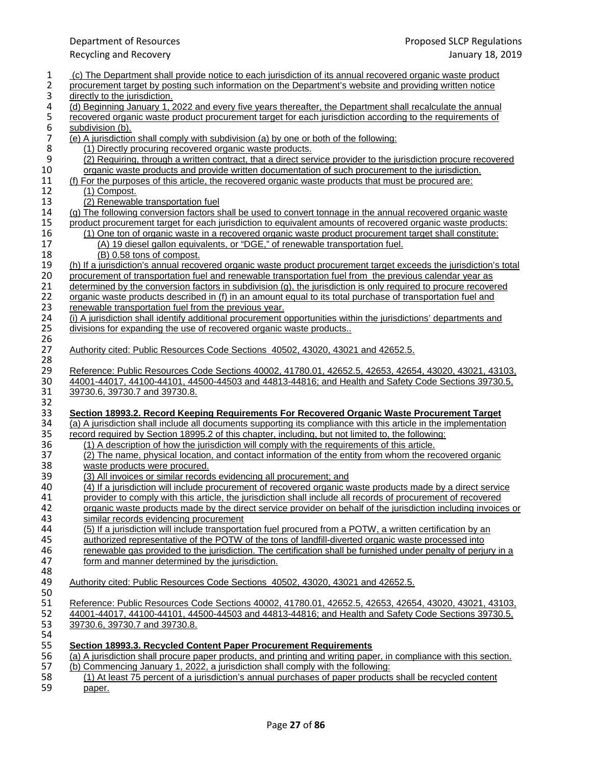(c) The Department shall provide notice to each jurisdiction of its annual recovered organic waste product procurement target by posting such information on the Department's website and providing written notice directly to the jurisdiction.

(d) Beginning January 1, 2022 and every five years thereafter, the Department shall recalculate the annual recovered organic waste product procurement target for each jurisdiction according to the requirements of subdivision (b).

(e) A jurisdiction shall comply with subdivision (a) by one or both of the following:

(1) Directly procuring recovered organic waste products.

(2) Requiring, through a written contract, that a direct service provider to the jurisdiction procure recovered organic waste products and provide written documentation of such procurement to the jurisdiction.

(f) For the purposes of this article, the recovered organic waste products that must be procured are:

(1) Compost.

(2) Renewable transportation fuel

(g) The following conversion factors shall be used to convert tonnage in the annual recovered organic waste product procurement target for each jurisdiction to equivalent amounts of recovered organic waste products:

(1) One ton of organic waste in a recovered organic waste product procurement target shall constitute:

(A) 19 diesel gallon equivalents, or "DGE," of renewable transportation fuel.

(B) 0.58 tons of compost.

(h) If a jurisdiction's annual recovered organic waste product procurement target exceeds the jurisdiction's total procurement of transportation fuel and renewable transportation fuel from the previous calendar year as determined by the conversion factors in subdivision (g), the jurisdiction is only required to procure recovered organic waste products described in (f) in an amount equal to its total purchase of transportation fuel and renewable transportation fuel from the previous year.

(i) A jurisdiction shall identify additional procurement opportunities within the jurisdictions' departments and divisions for expanding the use of recovered organic waste products..

Authority cited: Public Resources Code Sections 40502, 43020, 43021 and 42652.5.

Reference: Public Resources Code Sections 40002, 41780.01, 42652.5, 42653, 42654, 43020, 43021, 43103, 44001-44017, 44100-44101, 44500-44503 and 44813-44816; and Health and Safety Code Sections 39730.5, 39730.6, 39730.7 and 39730.8.

**Section 18993.2. Record Keeping Requirements For Recovered Organic Waste Procurement Target**

(a) A jurisdiction shall include all documents supporting its compliance with this article in the implementation record required by Section 18995.2 of this chapter, including, but not limited to, the following:

(1) A description of how the jurisdiction will comply with the requirements of this article.

(2) The name, physical location, and contact information of the entity from whom the recovered organic waste products were procured.

(3) All invoices or similar records evidencing all procurement; and

(4) If a jurisdiction will include procurement of recovered organic waste products made by a direct service provider to comply with this article, the jurisdiction shall include all records of procurement of recovered organic waste products made by the direct service provider on behalf of the jurisdiction including invoices or similar records evidencing procurement

(5) If a jurisdiction will include transportation fuel procured from a POTW, a written certification by an authorized representative of the POTW of the tons of landfill-diverted organic waste processed into renewable gas provided to the jurisdiction. The certification shall be furnished under penalty of perjury in a form and manner determined by the jurisdiction.

Authority cited: Public Resources Code Sections 40502, 43020, 43021 and 42652.5.

Reference: Public Resources Code Sections 40002, 41780.01, 42652.5, 42653, 42654, 43020, 43021, 43103, 44001-44017, 44100-44101, 44500-44503 and 44813-44816; and Health and Safety Code Sections 39730.5, 39730.6, 39730.7 and 39730.8.

**Section 18993.3. Recycled Content Paper Procurement Requirements**

(a) A jurisdiction shall procure paper products, and printing and writing paper, in compliance with this section.

(b) Commencing January 1, 2022, a jurisdiction shall comply with the following:

(1) At least 75 percent of a jurisdiction's annual purchases of paper products shall be recycled content paper.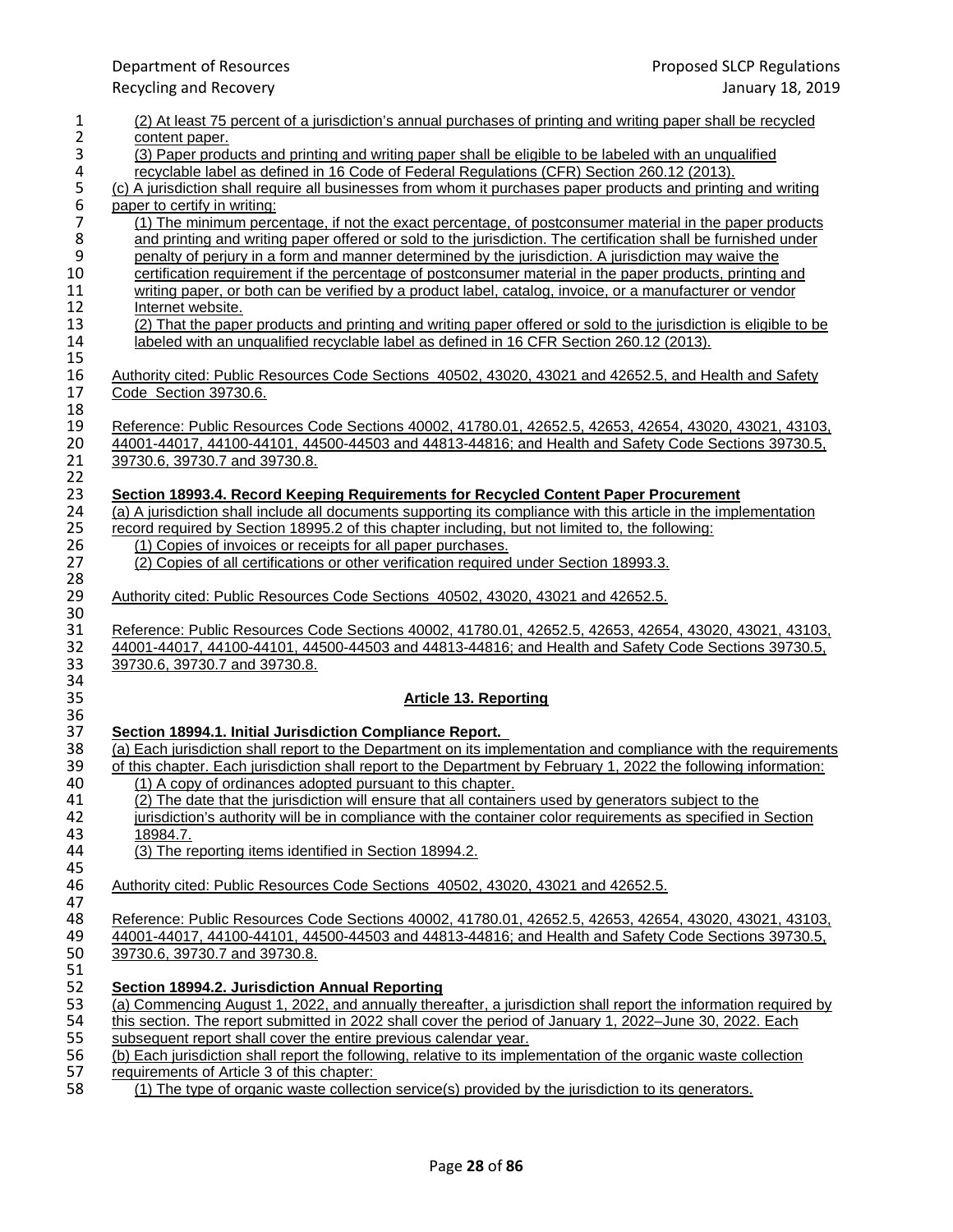(2) At least 75 percent of a jurisdiction's annual purchases of printing and writing paper shall be recycled content paper.

(3) Paper products and printing and writing paper shall be eligible to be labeled with an unqualified recyclable label as defined in 16 Code of Federal Regulations (CFR) Section 260.12 (2013).

(c) A jurisdiction shall require all businesses from whom it purchases paper products and printing and writing paper to certify in writing:

(1) The minimum percentage, if not the exact percentage, of postconsumer material in the paper products and printing and writing paper offered or sold to the jurisdiction. The certification shall be furnished under penalty of perjury in a form and manner determined by the jurisdiction. A jurisdiction may waive the certification requirement if the percentage of postconsumer material in the paper products, printing and writing paper, or both can be verified by a product label, catalog, invoice, or a manufacturer or vendor Internet website.

(2) That the paper products and printing and writing paper offered or sold to the jurisdiction is eligible to be labeled with an unqualified recyclable label as defined in 16 CFR Section 260.12 (2013).

Authority cited: Public Resources Code Sections 40502, 43020, 43021 and 42652.5, and Health and Safety Code Section 39730.6.

Reference: Public Resources Code Sections 40002, 41780.01, 42652.5, 42653, 42654, 43020, 43021, 43103, 44001-44017, 44100-44101, 44500-44503 and 44813-44816; and Health and Safety Code Sections 39730.5, 39730.6, 39730.7 and 39730.8.

**Section 18993.4. Record Keeping Requirements for Recycled Content Paper Procurement**

(a) A jurisdiction shall include all documents supporting its compliance with this article in the implementation record required by Section 18995.2 of this chapter including, but not limited to, the following:

(1) Copies of invoices or receipts for all paper purchases.

(2) Copies of all certifications or other verification required under Section 18993.3.

Authority cited: Public Resources Code Sections 40502, 43020, 43021 and 42652.5.

Reference: Public Resources Code Sections 40002, 41780.01, 42652.5, 42653, 42654, 43020, 43021, 43103, 44001-44017, 44100-44101, 44500-44503 and 44813-44816; and Health and Safety Code Sections 39730.5, 39730.6, 39730.7 and 39730.8.

## Article 13. Reporting

**Section 18994.1. Initial Jurisdiction Compliance Report.**

(a) Each jurisdiction shall report to the Department on its implementation and compliance with the requirements of this chapter. Each jurisdiction shall report to the Department by February 1, 2022 the following information:

(1) A copy of ordinances adopted pursuant to this chapter.

(2) The date that the jurisdiction will ensure that all containers used by generators subject to the jurisdiction's authority will be in compliance with the container color requirements as specified in Section 18984.7.

(3) The reporting items identified in Section 18994.2.

Authority cited: Public Resources Code Sections 40502, 43020, 43021 and 42652.5.

Reference: Public Resources Code Sections 40002, 41780.01, 42652.5, 42653, 42654, 43020, 43021, 43103, 44001-44017, 44100-44101, 44500-44503 and 44813-44816; and Health and Safety Code Sections 39730.5, 39730.6, 39730.7 and 39730.8.

**Section 18994.2. Jurisdiction Annual Reporting**

(a) Commencing August 1, 2022, and annually thereafter, a jurisdiction shall report the information required by this section. The report submitted in 2022 shall cover the period of January 1, 2022–June 30, 2022. Each subsequent report shall cover the entire previous calendar year.

(b) Each jurisdiction shall report the following, relative to its implementation of the organic waste collection requirements of Article 3 of this chapter:

(1) The type of organic waste collection service(s) provided by the jurisdiction to its generators.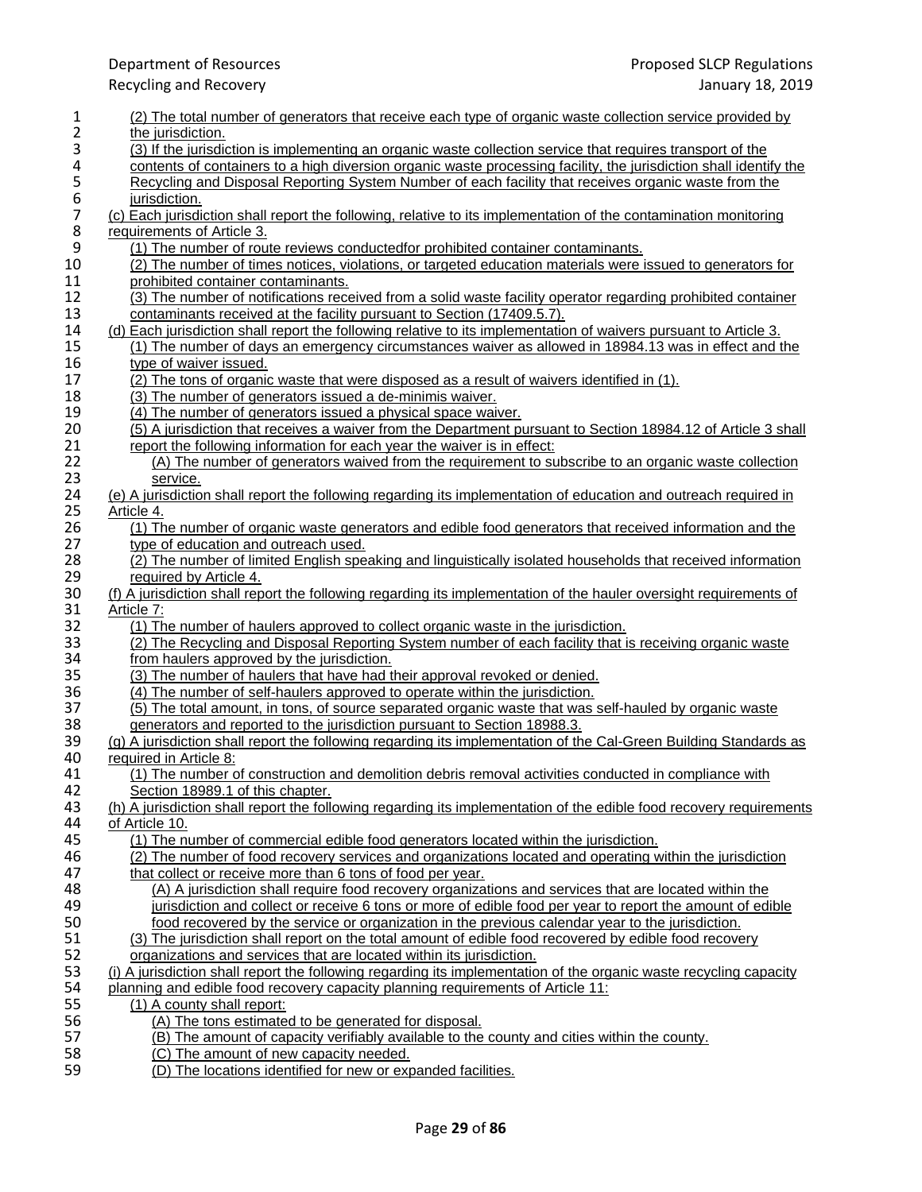(2) The total number of generators that receive each type of organic waste collection service provided by the jurisdiction.

(3) If the jurisdiction is implementing an organic waste collection service that requires transport of the contents of containers to a high diversion organic waste processing facility, the jurisdiction shall identify the Recycling and Disposal Reporting System Number of each facility that receives organic waste from the jurisdiction.

(c) Each jurisdiction shall report the following, relative to its implementation of the contamination monitoring requirements of Article 3.

(1) The number of route reviews conductedfor prohibited container contaminants.

(2) The number of times notices, violations, or targeted education materials were issued to generators for prohibited container contaminants.

(3) The number of notifications received from a solid waste facility operator regarding prohibited container contaminants received at the facility pursuant to Section (17409.5.7).

(d) Each jurisdiction shall report the following relative to its implementation of waivers pursuant to Article 3.

(1) The number of days an emergency circumstances waiver as allowed in 18984.13 was in effect and the type of waiver issued.

(2) The tons of organic waste that were disposed as a result of waivers identified in (1).

(3) The number of generators issued a de-minimis waiver.

(4) The number of generators issued a physical space waiver.

(5) A jurisdiction that receives a waiver from the Department pursuant to Section 18984.12 of Article 3 shall report the following information for each year the waiver is in effect:

(A) The number of generators waived from the requirement to subscribe to an organic waste collection service.

(e) A jurisdiction shall report the following regarding its implementation of education and outreach required in Article 4.

(1) The number of organic waste generators and edible food generators that received information and the type of education and outreach used.

(2) The number of limited English speaking and linguistically isolated households that received information required by Article 4.

(f) A jurisdiction shall report the following regarding its implementation of the hauler oversight requirements of Article 7:

(1) The number of haulers approved to collect organic waste in the jurisdiction.

(2) The Recycling and Disposal Reporting System number of each facility that is receiving organic waste from haulers approved by the jurisdiction.

(3) The number of haulers that have had their approval revoked or denied.

(4) The number of self-haulers approved to operate within the jurisdiction.

(5) The total amount, in tons, of source separated organic waste that was self-hauled by organic waste generators and reported to the jurisdiction pursuant to Section 18988.3.

(g) A jurisdiction shall report the following regarding its implementation of the Cal-Green Building Standards as required in Article 8:

(1) The number of construction and demolition debris removal activities conducted in compliance with Section 18989.1 of this chapter.

(h) A jurisdiction shall report the following regarding its implementation of the edible food recovery requirements of Article 10.

(1) The number of commercial edible food generators located within the jurisdiction.

(2) The number of food recovery services and organizations located and operating within the jurisdiction that collect or receive more than 6 tons of food per year.

(A) A jurisdiction shall require food recovery organizations and services that are located within the jurisdiction and collect or receive 6 tons or more of edible food per year to report the amount of edible food recovered by the service or organization in the previous calendar year to the jurisdiction.

(3) The jurisdiction shall report on the total amount of edible food recovered by edible food recovery organizations and services that are located within its jurisdiction.

(i) A jurisdiction shall report the following regarding its implementation of the organic waste recycling capacity planning and edible food recovery capacity planning requirements of Article 11:

(1) A county shall report:

(A) The tons estimated to be generated for disposal.

(B) The amount of capacity verifiably available to the county and cities within the county.

(C) The amount of new capacity needed.

(D) The locations identified for new or expanded facilities.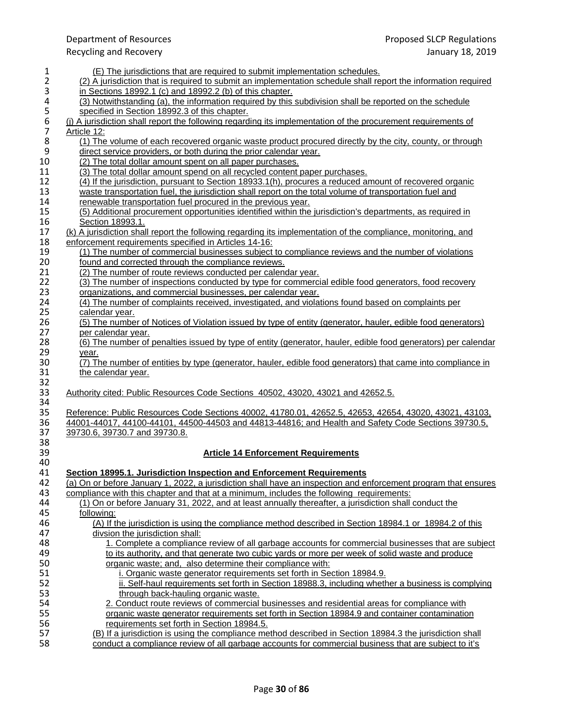(E) The jurisdictions that are required to submit implementation schedules.

(2) A jurisdiction that is required to submit an implementation schedule shall report the information required in Sections 18992.1 (c) and 18992.2 (b) of this chapter.

(3) Notwithstanding (a), the information required by this subdivision shall be reported on the schedule specified in Section 18992.3 of this chapter.

(j) A jurisdiction shall report the following regarding its implementation of the procurement requirements of Article 12:

(1) The volume of each recovered organic waste product procured directly by the city, county, or through direct service providers, or both during the prior calendar year.

(2) The total dollar amount spent on all paper purchases.

(3) The total dollar amount spend on all recycled content paper purchases.

(4) If the jurisdiction, pursuant to Section 18933.1(h), procures a reduced amount of recovered organic waste transportation fuel, the jurisdiction shall report on the total volume of transportation fuel and renewable transportation fuel procured in the previous year.

(5) Additional procurement opportunities identified within the jurisdiction's departments, as required in Section 18993.1.

(k) A jurisdiction shall report the following regarding its implementation of the compliance, monitoring, and enforcement requirements specified in Articles 14-16:

(1) The number of commercial businesses subject to compliance reviews and the number of violations found and corrected through the compliance reviews.

(2) The number of route reviews conducted per calendar year.

(3) The number of inspections conducted by type for commercial edible food generators, food recovery organizations, and commercial businesses, per calendar year.

(4) The number of complaints received, investigated, and violations found based on complaints per calendar year.

(5) The number of Notices of Violation issued by type of entity (generator, hauler, edible food generators) per calendar year.

(6) The number of penalties issued by type of entity (generator, hauler, edible food generators) per calendar year.

(7) The number of entities by type (generator, hauler, edible food generators) that came into compliance in the calendar year.

Authority cited: Public Resources Code Sections 40502, 43020, 43021 and 42652.5.

Reference: Public Resources Code Sections 40002, 41780.01, 42652.5, 42653, 42654, 43020, 43021, 43103, 44001-44017, 44100-44101, 44500-44503 and 44813-44816; and Health and Safety Code Sections 39730.5, 39730.6, 39730.7 and 39730.8.

## Article 14 Enforcement Requirements

### Section 18995.1. Jurisdiction Inspection and Enforcement Requirements

(a) On or before January 1, 2022, a jurisdiction shall have an inspection and enforcement program that ensures compliance with this chapter and that at a minimum, includes the following requirements:

(1) On or before January 31, 2022, and at least annually thereafter, a jurisdiction shall conduct the following:

(A) If the jurisdiction is using the compliance method described in Section 18984.1 or 18984.2 of this divsion the jurisdiction shall:

1. Complete a compliance review of all garbage accounts for commercial businesses that are subject to its authority, and that generate two cubic yards or more per week of solid waste and produce organic waste; and, also determine their compliance with:

i. Organic waste generator requirements set forth in Section 18984.9.

ii. Self-haul requirements set forth in Section 18988.3, including whether a business is complying through back-hauling organic waste.

2. Conduct route reviews of commercial businesses and residential areas for compliance with organic waste generator requirements set forth in Section 18984.9 and container contamination requirements set forth in Section 18984.5.

(B) If a jurisdiction is using the compliance method described in Section 18984.3 the jurisdiction shall conduct a compliance review of all garbage accounts for commercial business that are subject to it's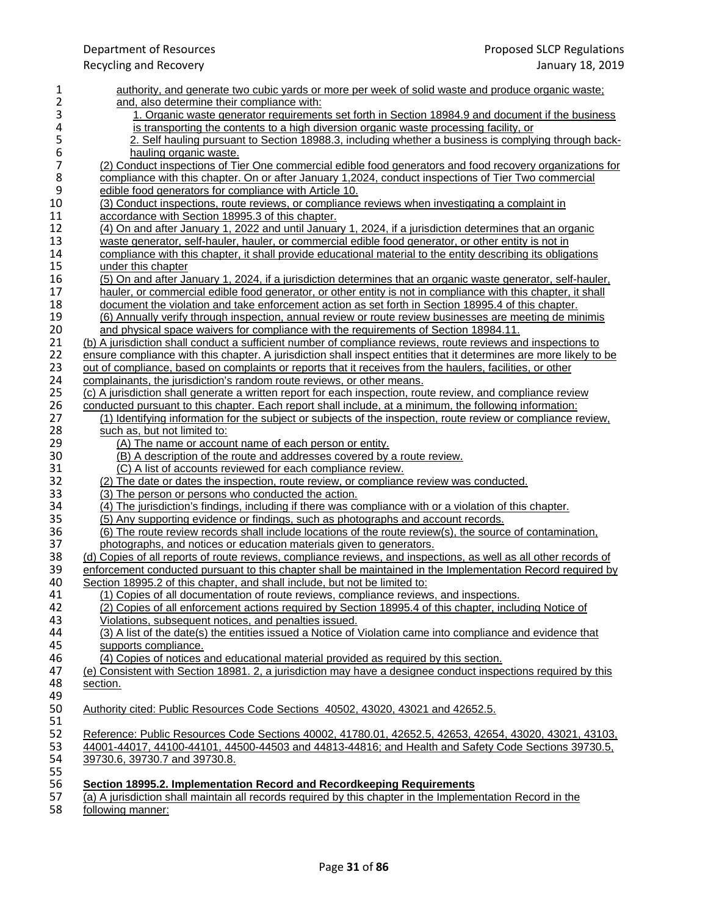authority, and generate two cubic yards or more per week of solid waste and produce organic waste; and, also determine their compliance with:

1. Organic waste generator requirements set forth in Section 18984.9 and document if the business is transporting the contents to a high diversion organic waste processing facility, or
2. Self hauling pursuant to Section 18988.3, including whether a business is complying through back-hauling organic waste.

(2) Conduct inspections of Tier One commercial edible food generators and food recovery organizations for compliance with this chapter. On or after January 1,2024, conduct inspections of Tier Two commercial edible food generators for compliance with Article 10.

(3) Conduct inspections, route reviews, or compliance reviews when investigating a complaint in accordance with Section 18995.3 of this chapter.

(4) On and after January 1, 2022 and until January 1, 2024, if a jurisdiction determines that an organic waste generator, self-hauler, hauler, or commercial edible food generator, or other entity is not in compliance with this chapter, it shall provide educational material to the entity describing its obligations under this chapter

(5) On and after January 1, 2024, if a jurisdiction determines that an organic waste generator, self-hauler, hauler, or commercial edible food generator, or other entity is not in compliance with this chapter, it shall document the violation and take enforcement action as set forth in Section 18995.4 of this chapter.

(6) Annually verify through inspection, annual review or route review businesses are meeting de minimis and physical space waivers for compliance with the requirements of Section 18984.11.

(b) A jurisdiction shall conduct a sufficient number of compliance reviews, route reviews and inspections to ensure compliance with this chapter. A jurisdiction shall inspect entities that it determines are more likely to be out of compliance, based on complaints or reports that it receives from the haulers, facilities, or other complainants, the jurisdiction's random route reviews, or other means.

(c) A jurisdiction shall generate a written report for each inspection, route review, and compliance review conducted pursuant to this chapter. Each report shall include, at a minimum, the following information:

(1) Identifying information for the subject or subjects of the inspection, route review or compliance review, such as, but not limited to:

(A) The name or account name of each person or entity.

(B) A description of the route and addresses covered by a route review.

(C) A list of accounts reviewed for each compliance review.

(2) The date or dates the inspection, route review, or compliance review was conducted.

(3) The person or persons who conducted the action.

(4) The jurisdiction's findings, including if there was compliance with or a violation of this chapter.

(5) Any supporting evidence or findings, such as photographs and account records.

(6) The route review records shall include locations of the route review(s), the source of contamination, photographs, and notices or education materials given to generators.

(d) Copies of all reports of route reviews, compliance reviews, and inspections, as well as all other records of enforcement conducted pursuant to this chapter shall be maintained in the Implementation Record required by Section 18995.2 of this chapter, and shall include, but not be limited to:

(1) Copies of all documentation of route reviews, compliance reviews, and inspections.

(2) Copies of all enforcement actions required by Section 18995.4 of this chapter, including Notice of Violations, subsequent notices, and penalties issued.

(3) A list of the date(s) the entities issued a Notice of Violation came into compliance and evidence that supports compliance.

(4) Copies of notices and educational material provided as required by this section.

(e) Consistent with Section 18981. 2, a jurisdiction may have a designee conduct inspections required by this section.

Authority cited: Public Resources Code Sections 40502, 43020, 43021 and 42652.5.

Reference: Public Resources Code Sections 40002, 41780.01, 42652.5, 42653, 42654, 43020, 43021, 43103, 44001-44017, 44100-44101, 44500-44503 and 44813-44816; and Health and Safety Code Sections 39730.5, 39730.6, 39730.7 and 39730.8.

**Section 18995.2. Implementation Record and Recordkeeping Requirements**

(a) A jurisdiction shall maintain all records required by this chapter in the Implementation Record in the following manner: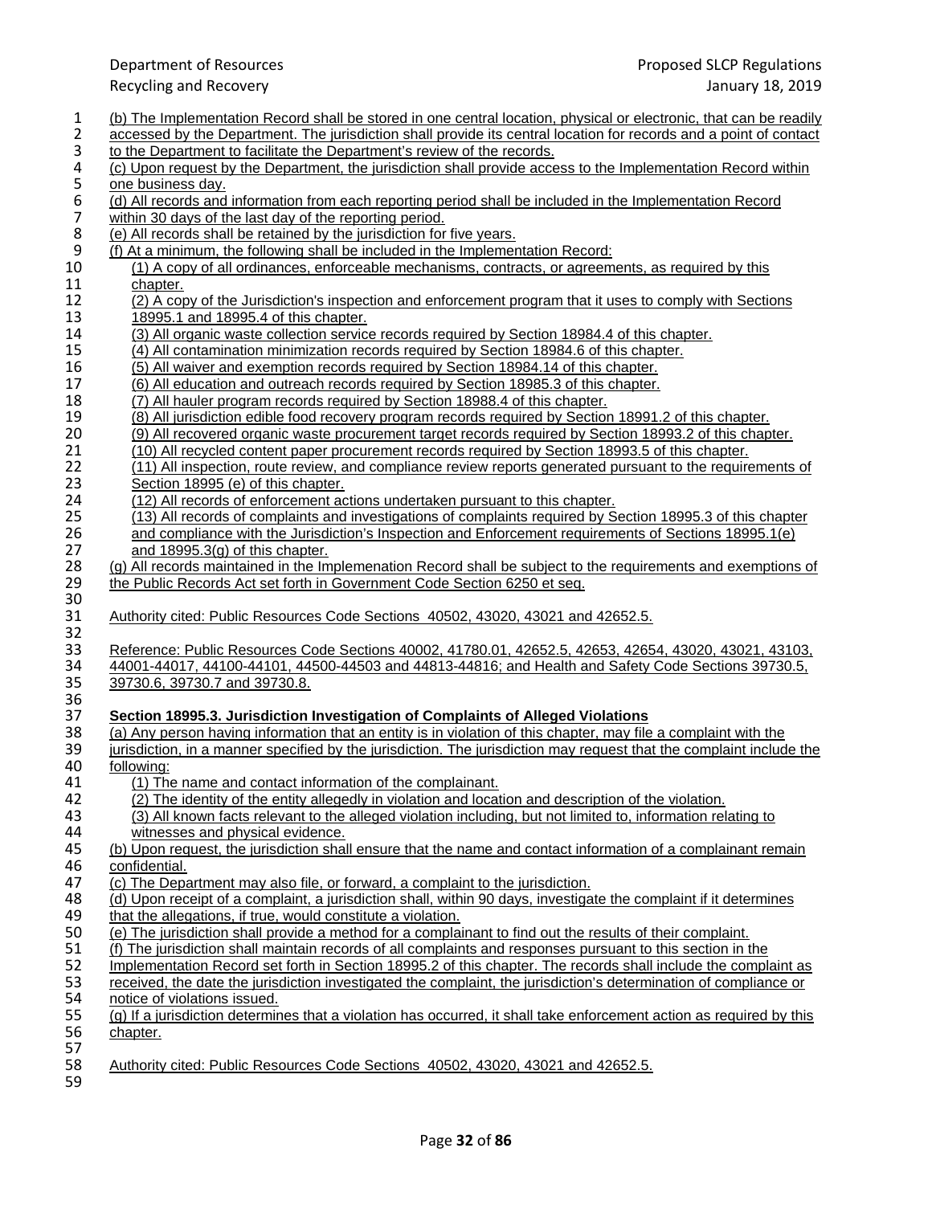(b) The Implementation Record shall be stored in one central location, physical or electronic, that can be readily accessed by the Department. The jurisdiction shall provide its central location for records and a point of contact to the Department to facilitate the Department's review of the records.

(c) Upon request by the Department, the jurisdiction shall provide access to the Implementation Record within one business day.

(d) All records and information from each reporting period shall be included in the Implementation Record within 30 days of the last day of the reporting period.

(e) All records shall be retained by the jurisdiction for five years.

(f) At a minimum, the following shall be included in the Implementation Record:

- (1) A copy of all ordinances, enforceable mechanisms, contracts, or agreements, as required by this chapter.
- (2) A copy of the Jurisdiction's inspection and enforcement program that it uses to comply with Sections 18995.1 and 18995.4 of this chapter.
- (3) All organic waste collection service records required by Section 18984.4 of this chapter.
- (4) All contamination minimization records required by Section 18984.6 of this chapter.
- (5) All waiver and exemption records required by Section 18984.14 of this chapter.
- (6) All education and outreach records required by Section 18985.3 of this chapter.
- (7) All hauler program records required by Section 18988.4 of this chapter.
- (8) All jurisdiction edible food recovery program records required by Section 18991.2 of this chapter.
- (9) All recovered organic waste procurement target records required by Section 18993.2 of this chapter.
- (10) All recycled content paper procurement records required by Section 18993.5 of this chapter.
- (11) All inspection, route review, and compliance review reports generated pursuant to the requirements of Section 18995 (e) of this chapter.
- (12) All records of enforcement actions undertaken pursuant to this chapter.
- (13) All records of complaints and investigations of complaints required by Section 18995.3 of this chapter and compliance with the Jurisdiction's Inspection and Enforcement requirements of Sections 18995.1(e) and 18995.3(g) of this chapter.

(g) All records maintained in the Implemenation Record shall be subject to the requirements and exemptions of the Public Records Act set forth in Government Code Section 6250 et seq.

Authority cited: Public Resources Code Sections 40502, 43020, 43021 and 42652.5.

Reference: Public Resources Code Sections 40002, 41780.01, 42652.5, 42653, 42654, 43020, 43021, 43103, 44001-44017, 44100-44101, 44500-44503 and 44813-44816; and Health and Safety Code Sections 39730.5, 39730.6, 39730.7 and 39730.8.

**Section 18995.3. Jurisdiction Investigation of Complaints of Alleged Violations**

(a) Any person having information that an entity is in violation of this chapter, may file a complaint with the jurisdiction, in a manner specified by the jurisdiction. The jurisdiction may request that the complaint include the following:

- (1) The name and contact information of the complainant.
- (2) The identity of the entity allegedly in violation and location and description of the violation.
- (3) All known facts relevant to the alleged violation including, but not limited to, information relating to witnesses and physical evidence.

(b) Upon request, the jurisdiction shall ensure that the name and contact information of a complainant remain confidential.

(c) The Department may also file, or forward, a complaint to the jurisdiction.

(d) Upon receipt of a complaint, a jurisdiction shall, within 90 days, investigate the complaint if it determines that the allegations, if true, would constitute a violation.

(e) The jurisdiction shall provide a method for a complainant to find out the results of their complaint.

(f) The jurisdiction shall maintain records of all complaints and responses pursuant to this section in the Implementation Record set forth in Section 18995.2 of this chapter. The records shall include the complaint as received, the date the jurisdiction investigated the complaint, the jurisdiction's determination of compliance or notice of violations issued.

(g) If a jurisdiction determines that a violation has occurred, it shall take enforcement action as required by this chapter.

Authority cited: Public Resources Code Sections 40502, 43020, 43021 and 42652.5.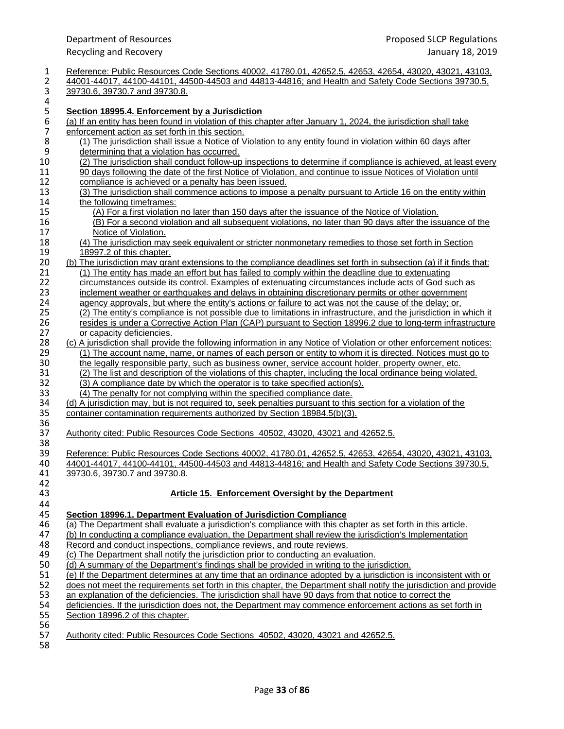Reference: Public Resources Code Sections 40002, 41780.01, 42652.5, 42653, 42654, 43020, 43021, 43103, 44001-44017, 44100-44101, 44500-44503 and 44813-44816; and Health and Safety Code Sections 39730.5, 39730.6, 39730.7 and 39730.8.

**Section 18995.4. Enforcement by a Jurisdiction**

(a) If an entity has been found in violation of this chapter after January 1, 2024, the jurisdiction shall take enforcement action as set forth in this section.

(1) The jurisdiction shall issue a Notice of Violation to any entity found in violation within 60 days after determining that a violation has occurred.

(2) The jurisdiction shall conduct follow-up inspections to determine if compliance is achieved, at least every 90 days following the date of the first Notice of Violation, and continue to issue Notices of Violation until compliance is achieved or a penalty has been issued.

(3) The jurisdiction shall commence actions to impose a penalty pursuant to Article 16 on the entity within the following timeframes:

(A) For a first violation no later than 150 days after the issuance of the Notice of Violation.

(B) For a second violation and all subsequent violations, no later than 90 days after the issuance of the Notice of Violation.

(4) The jurisdiction may seek equivalent or stricter nonmonetary remedies to those set forth in Section 18997.2 of this chapter.

(b) The jurisdiction may grant extensions to the compliance deadlines set forth in subsection (a) if it finds that:

(1) The entity has made an effort but has failed to comply within the deadline due to extenuating circumstances outside its control. Examples of extenuating circumstances include acts of God such as inclement weather or earthquakes and delays in obtaining discretionary permits or other government agency approvals, but where the entity's actions or failure to act was not the cause of the delay; or,

(2) The entity's compliance is not possible due to limitations in infrastructure, and the jurisdiction in which it resides is under a Corrective Action Plan (CAP) pursuant to Section 18996.2 due to long-term infrastructure or capacity deficiencies.

(c) A jurisdiction shall provide the following information in any Notice of Violation or other enforcement notices:

(1) The account name, name, or names of each person or entity to whom it is directed. Notices must go to the legally responsible party, such as business owner, service account holder, property owner, etc.

(2) The list and description of the violations of this chapter, including the local ordinance being violated.

(3) A compliance date by which the operator is to take specified action(s).

(4) The penalty for not complying within the specified compliance date.

(d) A jurisdiction may, but is not required to, seek penalties pursuant to this section for a violation of the container contamination requirements authorized by Section 18984.5(b)(3).

Authority cited: Public Resources Code Sections 40502, 43020, 43021 and 42652.5.

Reference: Public Resources Code Sections 40002, 41780.01, 42652.5, 42653, 42654, 43020, 43021, 43103, 44001-44017, 44100-44101, 44500-44503 and 44813-44816; and Health and Safety Code Sections 39730.5, 39730.6, 39730.7 and 39730.8.

## Article 15. Enforcement Oversight by the Department

**Section 18996.1. Department Evaluation of Jurisdiction Compliance**

(a) The Department shall evaluate a jurisdiction's compliance with this chapter as set forth in this article.

(b) In conducting a compliance evaluation, the Department shall review the jurisdiction's Implementation Record and conduct inspections, compliance reviews, and route reviews.

(c) The Department shall notify the jurisdiction prior to conducting an evaluation.

(d) A summary of the Department's findings shall be provided in writing to the jurisdiction.

(e) If the Department determines at any time that an ordinance adopted by a jurisdiction is inconsistent with or does not meet the requirements set forth in this chapter, the Department shall notify the jurisdiction and provide an explanation of the deficiencies. The jurisdiction shall have 90 days from that notice to correct the deficiencies. If the jurisdiction does not, the Department may commence enforcement actions as set forth in Section 18996.2 of this chapter.

Authority cited: Public Resources Code Sections 40502, 43020, 43021 and 42652.5.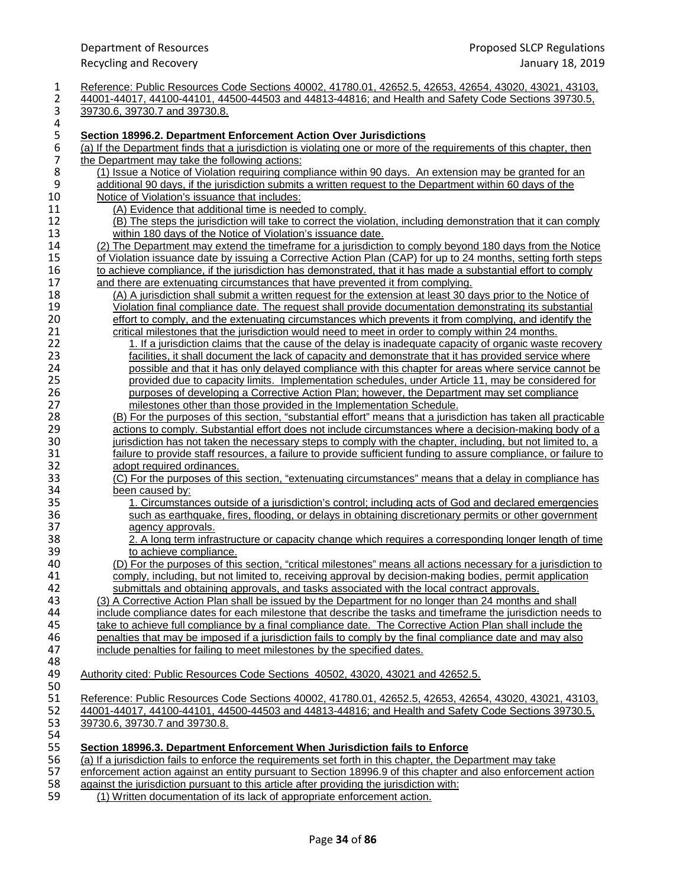Reference: Public Resources Code Sections 40002, 41780.01, 42652.5, 42653, 42654, 43020, 43021, 43103, 44001-44017, 44100-44101, 44500-44503 and 44813-44816; and Health and Safety Code Sections 39730.5, 39730.6, 39730.7 and 39730.8.

**Section 18996.2. Department Enforcement Action Over Jurisdictions**

(a) If the Department finds that a jurisdiction is violating one or more of the requirements of this chapter, then the Department may take the following actions:

(1) Issue a Notice of Violation requiring compliance within 90 days. An extension may be granted for an additional 90 days, if the jurisdiction submits a written request to the Department within 60 days of the Notice of Violation's issuance that includes:

(A) Evidence that additional time is needed to comply.

(B) The steps the jurisdiction will take to correct the violation, including demonstration that it can comply within 180 days of the Notice of Violation's issuance date.

(2) The Department may extend the timeframe for a jurisdiction to comply beyond 180 days from the Notice of Violation issuance date by issuing a Corrective Action Plan (CAP) for up to 24 months, setting forth steps to achieve compliance, if the jurisdiction has demonstrated, that it has made a substantial effort to comply and there are extenuating circumstances that have prevented it from complying.

(A) A jurisdiction shall submit a written request for the extension at least 30 days prior to the Notice of Violation final compliance date. The request shall provide documentation demonstrating its substantial effort to comply, and the extenuating circumstances which prevents it from complying, and identify the critical milestones that the jurisdiction would need to meet in order to comply within 24 months.

1. If a jurisdiction claims that the cause of the delay is inadequate capacity of organic waste recovery facilities, it shall document the lack of capacity and demonstrate that it has provided service where possible and that it has only delayed compliance with this chapter for areas where service cannot be provided due to capacity limits. Implementation schedules, under Article 11, may be considered for purposes of developing a Corrective Action Plan; however, the Department may set compliance milestones other than those provided in the Implementation Schedule.

(B) For the purposes of this section, "substantial effort" means that a jurisdiction has taken all practicable actions to comply. Substantial effort does not include circumstances where a decision-making body of a jurisdiction has not taken the necessary steps to comply with the chapter, including, but not limited to, a failure to provide staff resources, a failure to provide sufficient funding to assure compliance, or failure to adopt required ordinances.

(C) For the purposes of this section, "extenuating circumstances" means that a delay in compliance has been caused by:

1. Circumstances outside of a jurisdiction's control; including acts of God and declared emergencies such as earthquake, fires, flooding, or delays in obtaining discretionary permits or other government agency approvals.

2. A long term infrastructure or capacity change which requires a corresponding longer length of time to achieve compliance.

(D) For the purposes of this section, "critical milestones" means all actions necessary for a jurisdiction to comply, including, but not limited to, receiving approval by decision-making bodies, permit application submittals and obtaining approvals, and tasks associated with the local contract approvals.

(3) A Corrective Action Plan shall be issued by the Department for no longer than 24 months and shall include compliance dates for each milestone that describe the tasks and timeframe the jurisdiction needs to take to achieve full compliance by a final compliance date. The Corrective Action Plan shall include the penalties that may be imposed if a jurisdiction fails to comply by the final compliance date and may also include penalties for failing to meet milestones by the specified dates.

Authority cited: Public Resources Code Sections 40502, 43020, 43021 and 42652.5.

Reference: Public Resources Code Sections 40002, 41780.01, 42652.5, 42653, 42654, 43020, 43021, 43103, 44001-44017, 44100-44101, 44500-44503 and 44813-44816; and Health and Safety Code Sections 39730.5, 39730.6, 39730.7 and 39730.8.

**Section 18996.3. Department Enforcement When Jurisdiction fails to Enforce**

(a) If a jurisdiction fails to enforce the requirements set forth in this chapter, the Department may take enforcement action against an entity pursuant to Section 18996.9 of this chapter and also enforcement action against the jurisdiction pursuant to this article after providing the jurisdiction with:

(1) Written documentation of its lack of appropriate enforcement action.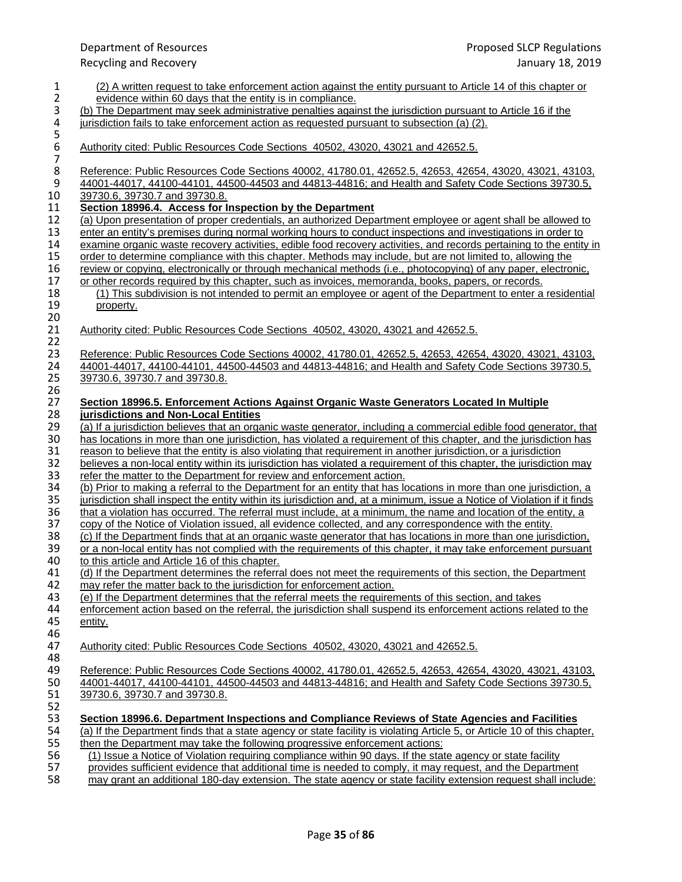(2) A written request to take enforcement action against the entity pursuant to Article 14 of this chapter or evidence within 60 days that the entity is in compliance.

(b) The Department may seek administrative penalties against the jurisdiction pursuant to Article 16 if the jurisdiction fails to take enforcement action as requested pursuant to subsection (a) (2).

Authority cited: Public Resources Code Sections 40502, 43020, 43021 and 42652.5.

Reference: Public Resources Code Sections 40002, 41780.01, 42652.5, 42653, 42654, 43020, 43021, 43103, 44001-44017, 44100-44101, 44500-44503 and 44813-44816; and Health and Safety Code Sections 39730.5, 39730.6, 39730.7 and 39730.8.

**Section 18996.4. Access for Inspection by the Department**

(a) Upon presentation of proper credentials, an authorized Department employee or agent shall be allowed to enter an entity's premises during normal working hours to conduct inspections and investigations in order to examine organic waste recovery activities, edible food recovery activities, and records pertaining to the entity in order to determine compliance with this chapter. Methods may include, but are not limited to, allowing the review or copying, electronically or through mechanical methods (i.e., photocopying) of any paper, electronic, or other records required by this chapter, such as invoices, memoranda, books, papers, or records.

(1) This subdivision is not intended to permit an employee or agent of the Department to enter a residential property.

Authority cited: Public Resources Code Sections 40502, 43020, 43021 and 42652.5.

Reference: Public Resources Code Sections 40002, 41780.01, 42652.5, 42653, 42654, 43020, 43021, 43103, 44001-44017, 44100-44101, 44500-44503 and 44813-44816; and Health and Safety Code Sections 39730.5, 39730.6, 39730.7 and 39730.8.

**Section 18996.5. Enforcement Actions Against Organic Waste Generators Located In Multiple jurisdictions and Non-Local Entities**

(a) If a jurisdiction believes that an organic waste generator, including a commercial edible food generator, that has locations in more than one jurisdiction, has violated a requirement of this chapter, and the jurisdiction has reason to believe that the entity is also violating that requirement in another jurisdiction, or a jurisdiction believes a non-local entity within its jurisdiction has violated a requirement of this chapter, the jurisdiction may refer the matter to the Department for review and enforcement action.

(b) Prior to making a referral to the Department for an entity that has locations in more than one jurisdiction, a jurisdiction shall inspect the entity within its jurisdiction and, at a minimum, issue a Notice of Violation if it finds that a violation has occurred. The referral must include, at a minimum, the name and location of the entity, a copy of the Notice of Violation issued, all evidence collected, and any correspondence with the entity.

(c) If the Department finds that at an organic waste generator that has locations in more than one jurisdiction, or a non-local entity has not complied with the requirements of this chapter, it may take enforcement pursuant to this article and Article 16 of this chapter.

(d) If the Department determines the referral does not meet the requirements of this section, the Department may refer the matter back to the jurisdiction for enforcement action.

(e) If the Department determines that the referral meets the requirements of this section, and takes enforcement action based on the referral, the jurisdiction shall suspend its enforcement actions related to the entity.

Authority cited: Public Resources Code Sections 40502, 43020, 43021 and 42652.5.

Reference: Public Resources Code Sections 40002, 41780.01, 42652.5, 42653, 42654, 43020, 43021, 43103, 44001-44017, 44100-44101, 44500-44503 and 44813-44816; and Health and Safety Code Sections 39730.5, 39730.6, 39730.7 and 39730.8.

**Section 18996.6. Department Inspections and Compliance Reviews of State Agencies and Facilities**

(a) If the Department finds that a state agency or state facility is violating Article 5, or Article 10 of this chapter, then the Department may take the following progressive enforcement actions:

(1) Issue a Notice of Violation requiring compliance within 90 days. If the state agency or state facility provides sufficient evidence that additional time is needed to comply, it may request, and the Department may grant an additional 180-day extension. The state agency or state facility extension request shall include: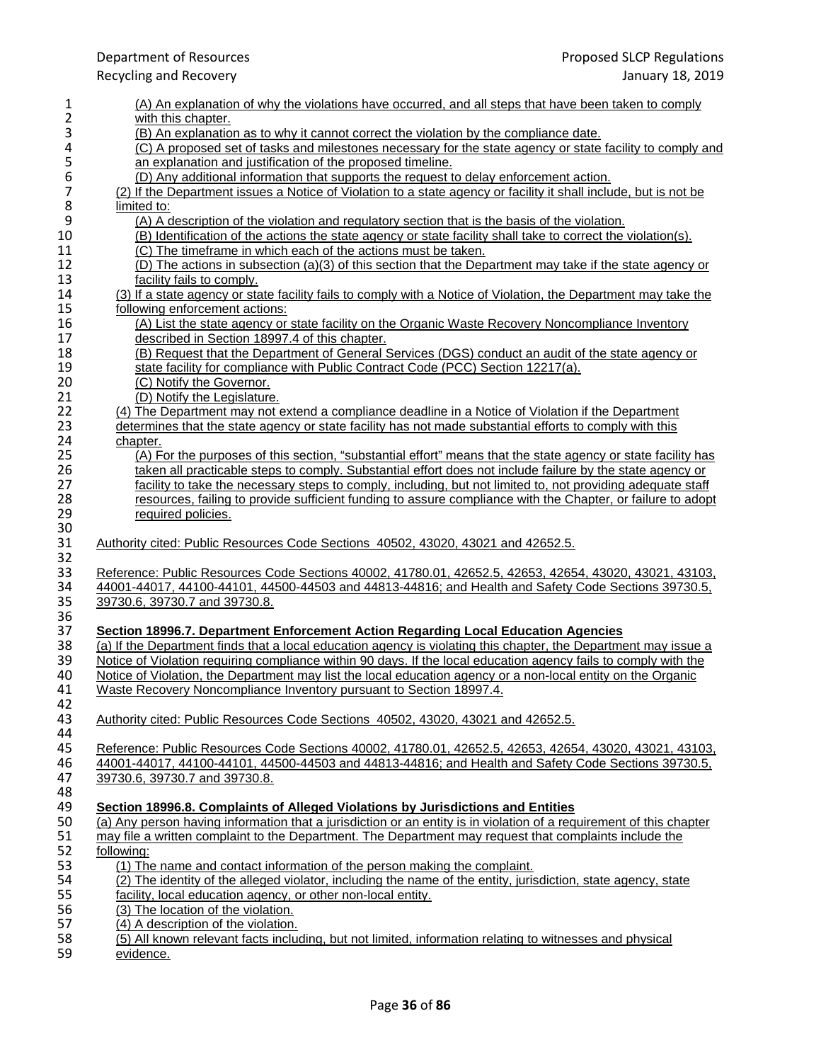(A) An explanation of why the violations have occurred, and all steps that have been taken to comply with this chapter.

(B) An explanation as to why it cannot correct the violation by the compliance date.

(C) A proposed set of tasks and milestones necessary for the state agency or state facility to comply and an explanation and justification of the proposed timeline.

(D) Any additional information that supports the request to delay enforcement action.

(2) If the Department issues a Notice of Violation to a state agency or facility it shall include, but is not be limited to:

(A) A description of the violation and regulatory section that is the basis of the violation.

(B) Identification of the actions the state agency or state facility shall take to correct the violation(s).

(C) The timeframe in which each of the actions must be taken.

(D) The actions in subsection (a)(3) of this section that the Department may take if the state agency or facility fails to comply.

(3) If a state agency or state facility fails to comply with a Notice of Violation, the Department may take the following enforcement actions:

(A) List the state agency or state facility on the Organic Waste Recovery Noncompliance Inventory described in Section 18997.4 of this chapter.

(B) Request that the Department of General Services (DGS) conduct an audit of the state agency or state facility for compliance with Public Contract Code (PCC) Section 12217(a).

(C) Notify the Governor.

(D) Notify the Legislature.

(4) The Department may not extend a compliance deadline in a Notice of Violation if the Department determines that the state agency or state facility has not made substantial efforts to comply with this chapter.

(A) For the purposes of this section, "substantial effort" means that the state agency or state facility has taken all practicable steps to comply. Substantial effort does not include failure by the state agency or facility to take the necessary steps to comply, including, but not limited to, not providing adequate staff resources, failing to provide sufficient funding to assure compliance with the Chapter, or failure to adopt required policies.

Authority cited: Public Resources Code Sections 40502, 43020, 43021 and 42652.5.

Reference: Public Resources Code Sections 40002, 41780.01, 42652.5, 42653, 42654, 43020, 43021, 43103, 44001-44017, 44100-44101, 44500-44503 and 44813-44816; and Health and Safety Code Sections 39730.5, 39730.6, 39730.7 and 39730.8.

**Section 18996.7. Department Enforcement Action Regarding Local Education Agencies**

(a) If the Department finds that a local education agency is violating this chapter, the Department may issue a Notice of Violation requiring compliance within 90 days. If the local education agency fails to comply with the Notice of Violation, the Department may list the local education agency or a non-local entity on the Organic Waste Recovery Noncompliance Inventory pursuant to Section 18997.4.

Authority cited: Public Resources Code Sections 40502, 43020, 43021 and 42652.5.

Reference: Public Resources Code Sections 40002, 41780.01, 42652.5, 42653, 42654, 43020, 43021, 43103, 44001-44017, 44100-44101, 44500-44503 and 44813-44816; and Health and Safety Code Sections 39730.5, 39730.6, 39730.7 and 39730.8.

**Section 18996.8. Complaints of Alleged Violations by Jurisdictions and Entities**

(a) Any person having information that a jurisdiction or an entity is in violation of a requirement of this chapter may file a written complaint to the Department. The Department may request that complaints include the following:

(1) The name and contact information of the person making the complaint.

(2) The identity of the alleged violator, including the name of the entity, jurisdiction, state agency, state facility, local education agency, or other non-local entity.

(3) The location of the violation.

(4) A description of the violation.

(5) All known relevant facts including, but not limited to, information relating to witnesses and physical evidence.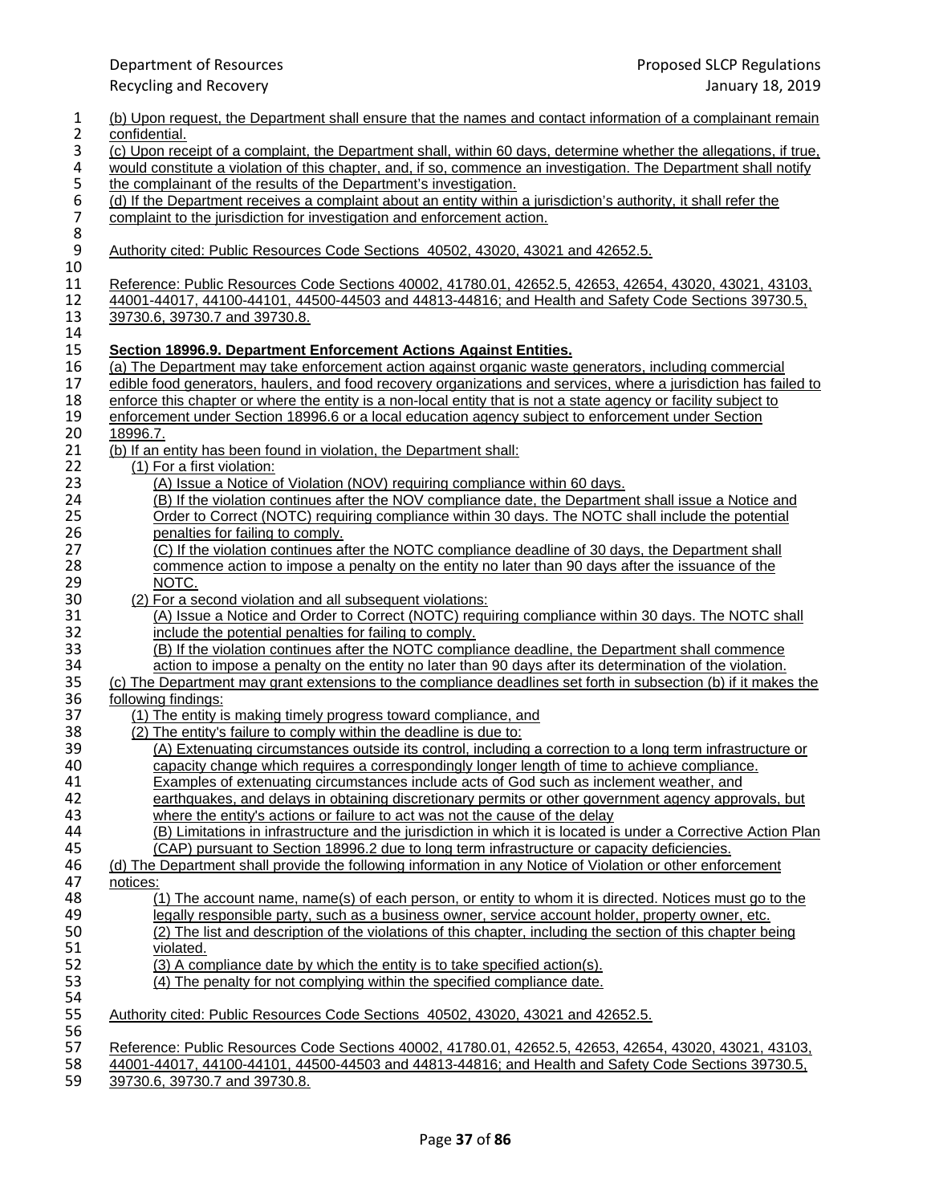(b) Upon request, the Department shall ensure that the names and contact information of a complainant remain confidential.

(c) Upon receipt of a complaint, the Department shall, within 60 days, determine whether the allegations, if true, would constitute a violation of this chapter, and, if so, commence an investigation. The Department shall notify the complainant of the results of the Department's investigation.

(d) If the Department receives a complaint about an entity within a jurisdiction's authority, it shall refer the complaint to the jurisdiction for investigation and enforcement action.

Authority cited: Public Resources Code Sections 40502, 43020, 43021 and 42652.5.

Reference: Public Resources Code Sections 40002, 41780.01, 42652.5, 42653, 42654, 43020, 43021, 43103, 44001-44017, 44100-44101, 44500-44503 and 44813-44816; and Health and Safety Code Sections 39730.5, 39730.6, 39730.7 and 39730.8.

**Section 18996.9. Department Enforcement Actions Against Entities.**

(a) The Department may take enforcement action against organic waste generators, including commercial edible food generators, haulers, and food recovery organizations and services, where a jurisdiction has failed to enforce this chapter or where the entity is a non-local entity that is not a state agency or facility subject to enforcement under Section 18996.6 or a local education agency subject to enforcement under Section 18996.7.

(b) If an entity has been found in violation, the Department shall:

- (1) For a first violation:
  - (A) Issue a Notice of Violation (NOV) requiring compliance within 60 days.
  - (B) If the violation continues after the NOV compliance date, the Department shall issue a Notice and Order to Correct (NOTC) requiring compliance within 30 days. The NOTC shall include the potential penalties for failing to comply.
  - (C) If the violation continues after the NOTC compliance deadline of 30 days, the Department shall commence action to impose a penalty on the entity no later than 90 days after the issuance of the NOTC.
- (2) For a second violation and all subsequent violations:
  - (A) Issue a Notice and Order to Correct (NOTC) requiring compliance within 30 days. The NOTC shall include the potential penalties for failing to comply.
  - (B) If the violation continues after the NOTC compliance deadline, the Department shall commence action to impose a penalty on the entity no later than 90 days after its determination of the violation.

(c) The Department may grant extensions to the compliance deadlines set forth in subsection (b) if it makes the following findings:

- (1) The entity is making timely progress toward compliance, and
- (2) The entity's failure to comply within the deadline is due to:
  - (A) Extenuating circumstances outside its control, including a correction to a long term infrastructure or capacity change which requires a correspondingly longer length of time to achieve compliance. Examples of extenuating circumstances include acts of God such as inclement weather, and earthquakes, and delays in obtaining discretionary permits or other government agency approvals, but where the entity's actions or failure to act was not the cause of the delay
  - (B) Limitations in infrastructure and the jurisdiction in which it is located is under a Corrective Action Plan (CAP) pursuant to Section 18996.2 due to long term infrastructure or capacity deficiencies.

(d) The Department shall provide the following information in any Notice of Violation or other enforcement notices:

- (1) The account name, name(s) of each person, or entity to whom it is directed. Notices must go to the legally responsible party, such as a business owner, service account holder, property owner, etc.
- (2) The list and description of the violations of this chapter, including the section of this chapter being violated.
- (3) A compliance date by which the entity is to take specified action(s).
- (4) The penalty for not complying within the specified compliance date.

Authority cited: Public Resources Code Sections 40502, 43020, 43021 and 42652.5.

Reference: Public Resources Code Sections 40002, 41780.01, 42652.5, 42653, 42654, 43020, 43021, 43103, 44001-44017, 44100-44101, 44500-44503 and 44813-44816; and Health and Safety Code Sections 39730.5, 39730.6, 39730.7 and 39730.8.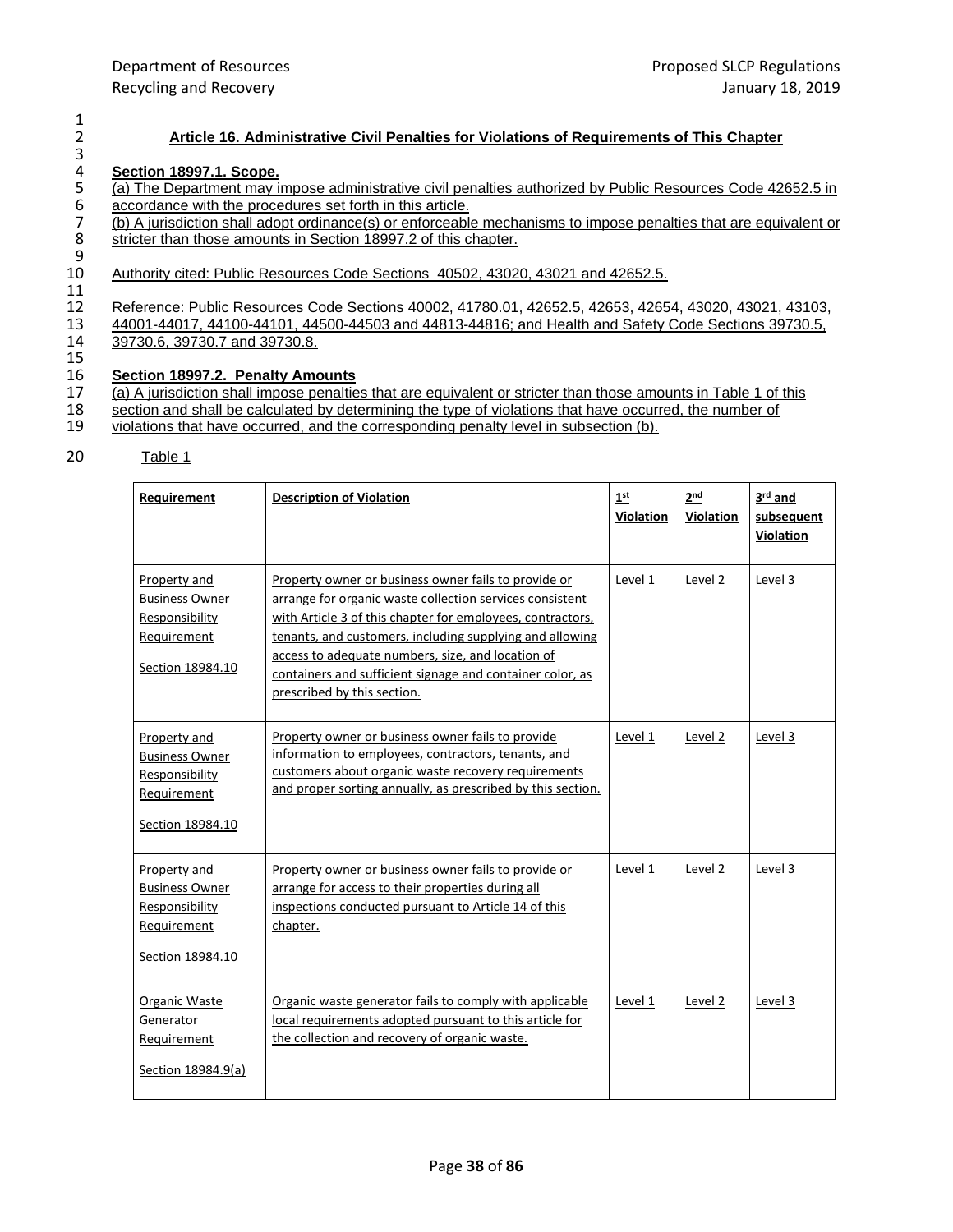## Article 16. Administrative Civil Penalties for Violations of Requirements of This Chapter

**Section 18997.1. Scope.**

(a) The Department may impose administrative civil penalties authorized by Public Resources Code 42652.5 in accordance with the procedures set forth in this article.

(b) A jurisdiction shall adopt ordinance(s) or enforceable mechanisms to impose penalties that are equivalent or stricter than those amounts in Section 18997.2 of this chapter.

Authority cited: Public Resources Code Sections 40502, 43020, 43021 and 42652.5.

Reference: Public Resources Code Sections 40002, 41780.01, 42652.5, 42653, 42654, 43020, 43021, 43103, 44001-44017, 44100-44101, 44500-44503 and 44813-44816; and Health and Safety Code Sections 39730.5, 39730.6, 39730.7 and 39730.8.

**Section 18997.2. Penalty Amounts**

(a) A jurisdiction shall impose penalties that are equivalent or stricter than those amounts in Table 1 of this section and shall be calculated by determining the type of violations that have occurred, the number of violations that have occurred, and the corresponding penalty level in subsection (b).

Table 1

| Requirement | Description of Violation | 1st Violation | 2nd Violation | 3rd and subsequent Violation |
|---|---|---|---|---|
| Property and Business Owner Responsibility Requirement<br>Section 18984.10 | Property owner or business owner fails to provide or arrange for organic waste collection services consistent with Article 3 of this chapter for employees, contractors, tenants, and customers, including supplying and allowing access to adequate numbers, size, and location of containers and sufficient signage and container color, as prescribed by this section. | Level 1 | Level 2 | Level 3 |
| Property and Business Owner Responsibility Requirement<br>Section 18984.10 | Property owner or business owner fails to provide information to employees, contractors, tenants, and customers about organic waste recovery requirements and proper sorting annually, as prescribed by this section. | Level 1 | Level 2 | Level 3 |
| Property and Business Owner Responsibility Requirement<br>Section 18984.10 | Property owner or business owner fails to provide or arrange for access to their properties during all inspections conducted pursuant to Article 14 of this chapter. | Level 1 | Level 2 | Level 3 |
| Organic Waste Generator Requirement<br>Section 18984.9(a) | Organic waste generator fails to comply with applicable local requirements adopted pursuant to this article for the collection and recovery of organic waste. | Level 1 | Level 2 | Level 3 |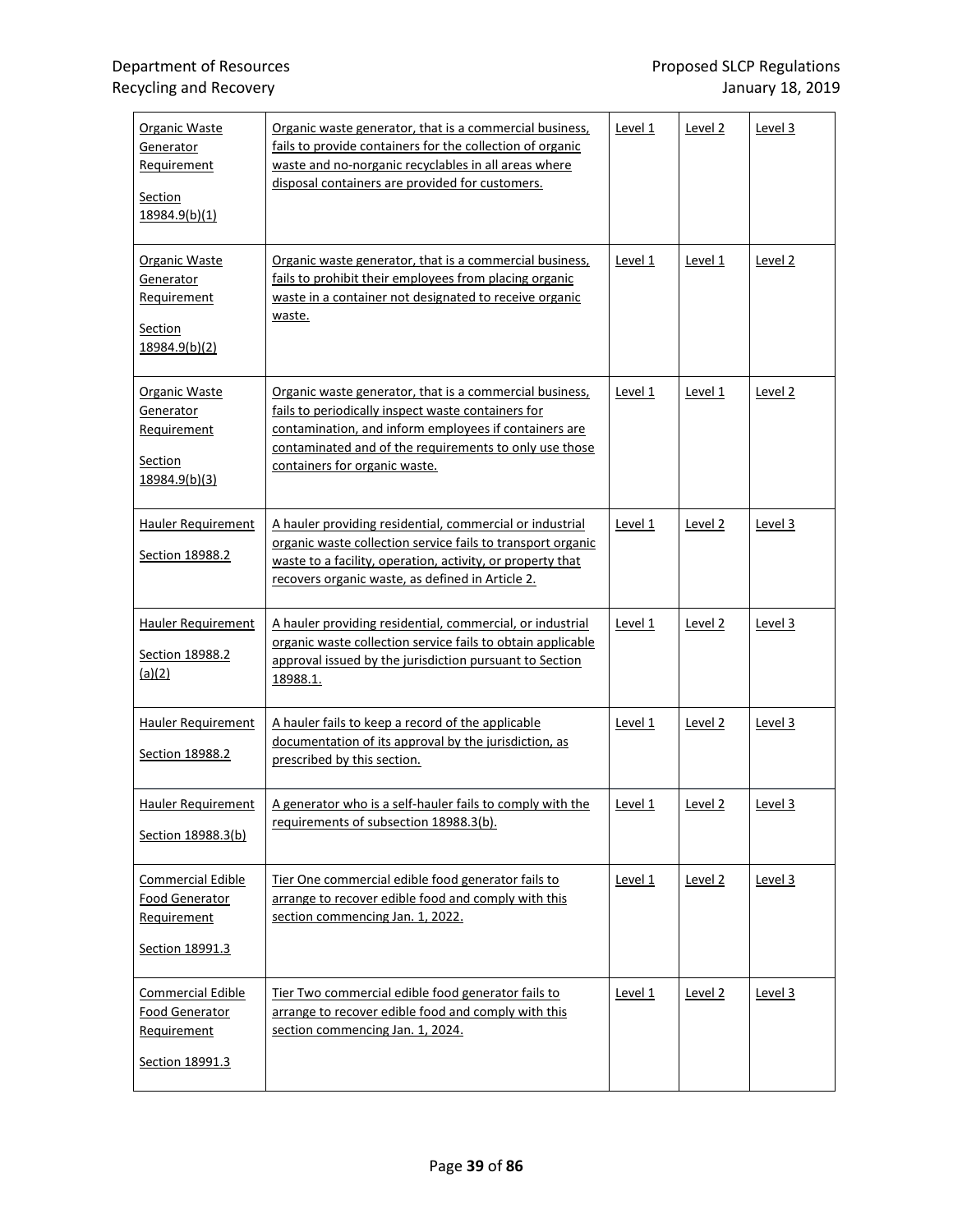| Organic Waste Generator Requirement<br><br>Section 18984.9(b)(1) | Organic waste generator, that is a commercial business, fails to provide containers for the collection of organic waste and no-norganic recyclables in all areas where disposal containers are provided for customers. | Level 1 | Level 2 | Level 3 |
|---|---|---|---|---|
| Organic Waste Generator Requirement<br><br>Section 18984.9(b)(2) | Organic waste generator, that is a commercial business, fails to prohibit their employees from placing organic waste in a container not designated to receive organic waste. | Level 1 | Level 1 | Level 2 |
| Organic Waste Generator Requirement<br><br>Section 18984.9(b)(3) | Organic waste generator, that is a commercial business, fails to periodically inspect waste containers for contamination, and inform employees if containers are contaminated and of the requirements to only use those containers for organic waste. | Level 1 | Level 1 | Level 2 |
| Hauler Requirement<br><br>Section 18988.2 | A hauler providing residential, commercial or industrial organic waste collection service fails to transport organic waste to a facility, operation, activity, or property that recovers organic waste, as defined in Article 2. | Level 1 | Level 2 | Level 3 |
| Hauler Requirement<br><br>Section 18988.2 (a)(2) | A hauler providing residential, commercial, or industrial organic waste collection service fails to obtain applicable approval issued by the jurisdiction pursuant to Section 18988.1. | Level 1 | Level 2 | Level 3 |
| Hauler Requirement<br><br>Section 18988.2 | A hauler fails to keep a record of the applicable documentation of its approval by the jurisdiction, as prescribed by this section. | Level 1 | Level 2 | Level 3 |
| Hauler Requirement<br><br>Section 18988.3(b) | A generator who is a self-hauler fails to comply with the requirements of subsection 18988.3(b). | Level 1 | Level 2 | Level 3 |
| Commercial Edible Food Generator Requirement<br><br>Section 18991.3 | Tier One commercial edible food generator fails to arrange to recover edible food and comply with this section commencing Jan. 1, 2022. | Level 1 | Level 2 | Level 3 |
| Commercial Edible Food Generator Requirement<br><br>Section 18991.3 | Tier Two commercial edible food generator fails to arrange to recover edible food and comply with this section commencing Jan. 1, 2024. | Level 1 | Level 2 | Level 3 |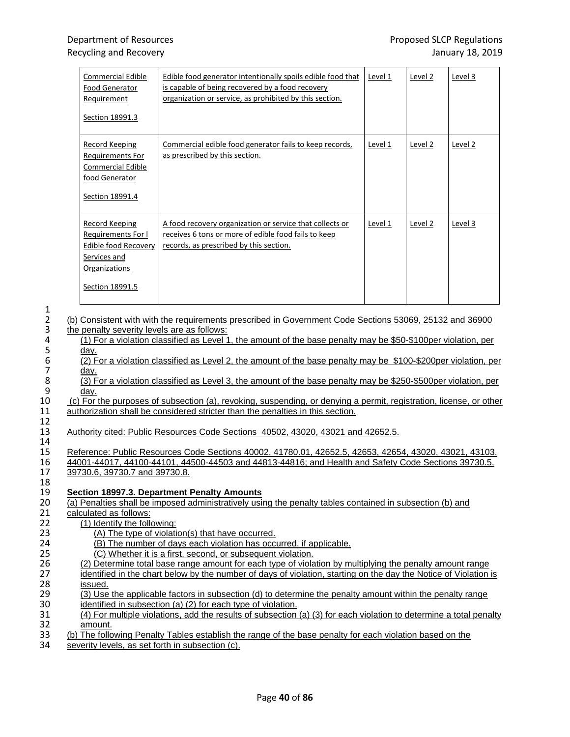| Commercial Edible Food Generator Requirement Section 18991.3 | Edible food generator intentionally spoils edible food that is capable of being recovered by a food recovery organization or service, as prohibited by this section. | Level 1 | Level 2 | Level 3 |
|---|---|---|---|---|
| Record Keeping Requirements For Commercial Edible food Generator Section 18991.4 | Commercial edible food generator fails to keep records, as prescribed by this section. | Level 1 | Level 2 | Level 2 |
| Record Keeping Requirements For l Edible food Recovery Services and Organizations Section 18991.5 | A food recovery organization or service that collects or receives 6 tons or more of edible food fails to keep records, as prescribed by this section. | Level 1 | Level 2 | Level 3 |

(b) Consistent with with the requirements prescribed in Government Code Sections 53069, 25132 and 36900 the penalty severity levels are as follows:

(1) For a violation classified as Level 1, the amount of the base penalty may be $50-$100per violation, per day.

(2) For a violation classified as Level 2, the amount of the base penalty may be $100-$200per violation, per day.

(3) For a violation classified as Level 3, the amount of the base penalty may be $250-$500per violation, per day.

(c) For the purposes of subsection (a), revoking, suspending, or denying a permit, registration, license, or other authorization shall be considered stricter than the penalties in this section.

Authority cited: Public Resources Code Sections 40502, 43020, 43021 and 42652.5.

Reference: Public Resources Code Sections 40002, 41780.01, 42652.5, 42653, 42654, 43020, 43021, 43103, 44001-44017, 44100-44101, 44500-44503 and 44813-44816; and Health and Safety Code Sections 39730.5, 39730.6, 39730.7 and 39730.8.

**Section 18997.3. Department Penalty Amounts**

(a) Penalties shall be imposed administratively using the penalty tables contained in subsection (b) and calculated as follows:

(1) Identify the following:

(A) The type of violation(s) that have occurred.

(B) The number of days each violation has occurred, if applicable.

(C) Whether it is a first, second, or subsequent violation.

(2) Determine total base range amount for each type of violation by multiplying the penalty amount range identified in the chart below by the number of days of violation, starting on the day the Notice of Violation is issued.

(3) Use the applicable factors in subsection (d) to determine the penalty amount within the penalty range identified in subsection (a) (2) for each type of violation.

(4) For multiple violations, add the results of subsection (a) (3) for each violation to determine a total penalty amount.

(b) The following Penalty Tables establish the range of the base penalty for each violation based on the severity levels, as set forth in subsection (c).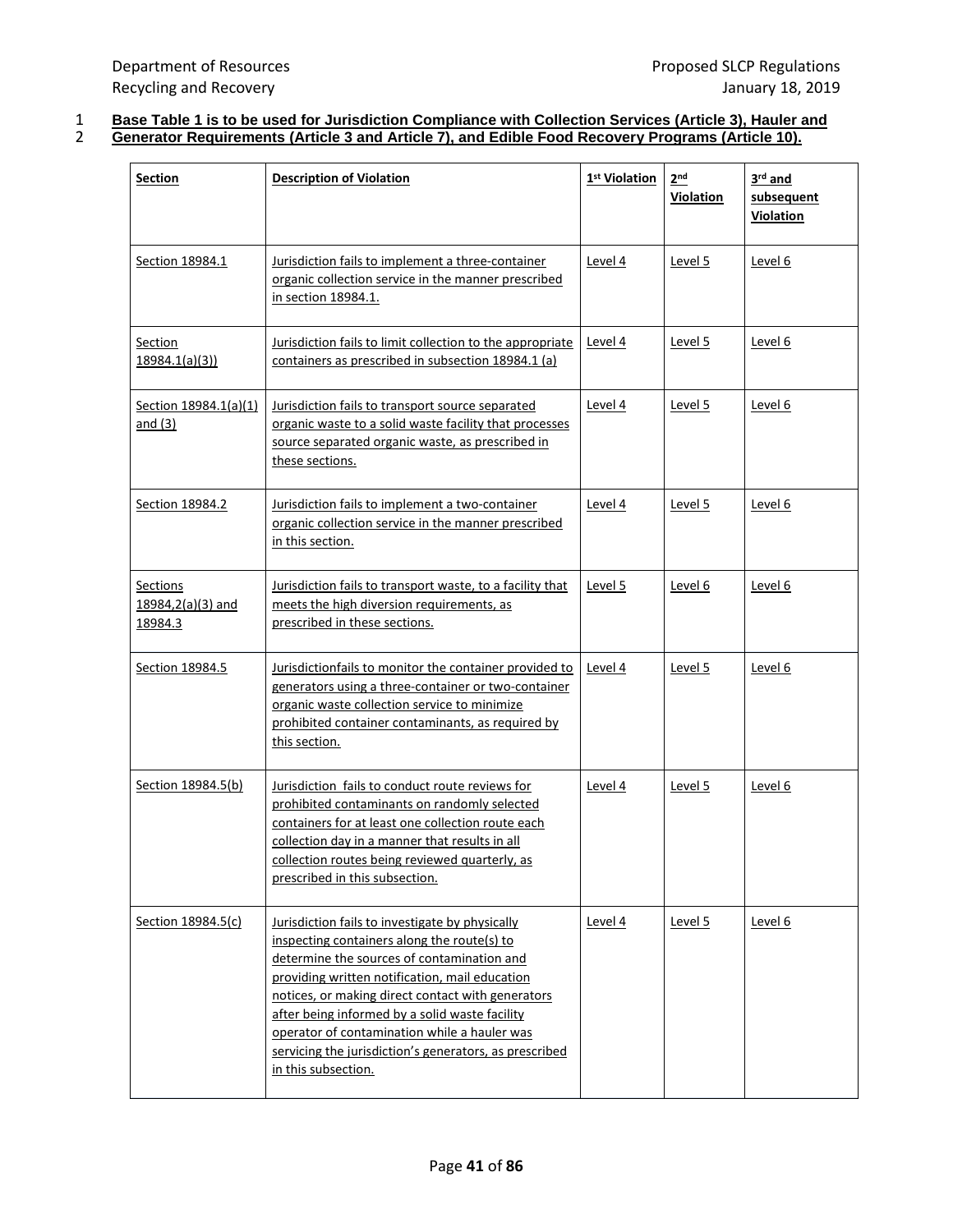**Base Table 1 is to be used for Jurisdiction Compliance with Collection Services (Article 3), Hauler and Generator Requirements (Article 3 and Article 7), and Edible Food Recovery Programs (Article 10).**

| Section | Description of Violation | 1st Violation | 2nd Violation | 3rd and subsequent Violation |
|---|---|---|---|---|
| Section 18984.1 | Jurisdiction fails to implement a three-container organic collection service in the manner prescribed in section 18984.1. | Level 4 | Level 5 | Level 6 |
| Section 18984.1(a)(3)) | Jurisdiction fails to limit collection to the appropriate containers as prescribed in subsection 18984.1 (a) | Level 4 | Level 5 | Level 6 |
| Section 18984.1(a)(1) and (3) | Jurisdiction fails to transport source separated organic waste to a solid waste facility that processes source separated organic waste, as prescribed in these sections. | Level 4 | Level 5 | Level 6 |
| Section 18984.2 | Jurisdiction fails to implement a two-container organic collection service in the manner prescribed in this section. | Level 4 | Level 5 | Level 6 |
| Sections 18984,2(a)(3) and 18984.3 | Jurisdiction fails to transport waste, to a facility that meets the high diversion requirements, as prescribed in these sections. | Level 5 | Level 6 | Level 6 |
| Section 18984.5 | Jurisdictionfails to monitor the container provided to generators using a three-container or two-container organic waste collection service to minimize prohibited container contaminants, as required by this section. | Level 4 | Level 5 | Level 6 |
| Section 18984.5(b) | Jurisdiction fails to conduct route reviews for prohibited contaminants on randomly selected containers for at least one collection route each collection day in a manner that results in all collection routes being reviewed quarterly, as prescribed in this subsection. | Level 4 | Level 5 | Level 6 |
| Section 18984.5(c) | Jurisdiction fails to investigate by physically inspecting containers along the route(s) to determine the sources of contamination and providing written notification, mail education notices, or making direct contact with generators after being informed by a solid waste facility operator of contamination while a hauler was servicing the jurisdiction's generators, as prescribed in this subsection. | Level 4 | Level 5 | Level 6 |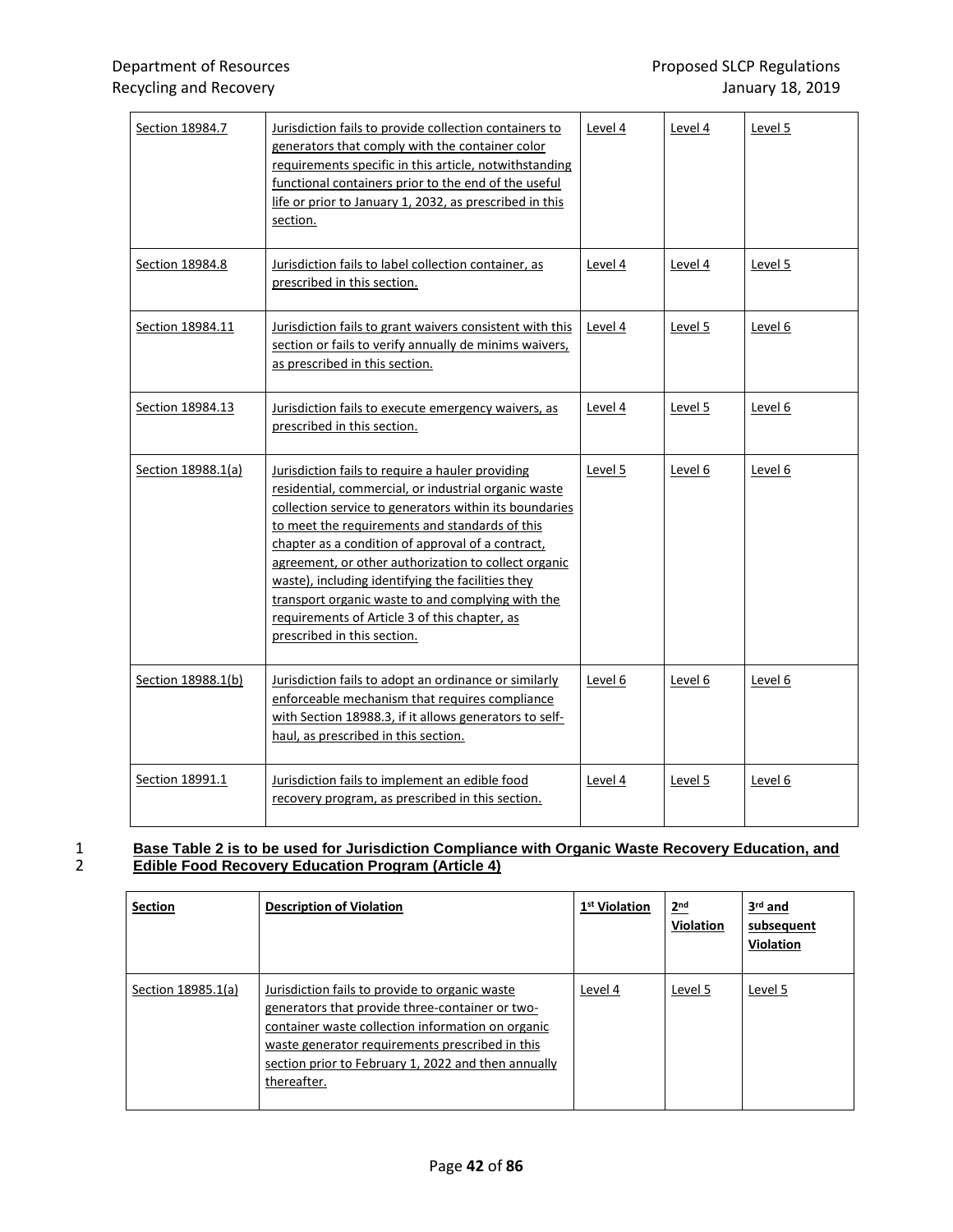| Section 18984.7 | Jurisdiction fails to provide collection containers to generators that comply with the container color requirements specific in this article, notwithstanding functional containers prior to the end of the useful life or prior to January 1, 2032, as prescribed in this section. | Level 4 | Level 4 | Level 5 |
|---|---|---|---|---|
| Section 18984.8 | Jurisdiction fails to label collection container, as prescribed in this section. | Level 4 | Level 4 | Level 5 |
| Section 18984.11 | Jurisdiction fails to grant waivers consistent with this section or fails to verify annually de minims waivers, as prescribed in this section. | Level 4 | Level 5 | Level 6 |
| Section 18984.13 | Jurisdiction fails to execute emergency waivers, as prescribed in this section. | Level 4 | Level 5 | Level 6 |
| Section 18988.1(a) | Jurisdiction fails to require a hauler providing residential, commercial, or industrial organic waste collection service to generators within its boundaries to meet the requirements and standards of this chapter as a condition of approval of a contract, agreement, or other authorization to collect organic waste), including identifying the facilities they transport organic waste to and complying with the requirements of Article 3 of this chapter, as prescribed in this section. | Level 5 | Level 6 | Level 6 |
| Section 18988.1(b) | Jurisdiction fails to adopt an ordinance or similarly enforceable mechanism that requires compliance with Section 18988.3, if it allows generators to self-haul, as prescribed in this section. | Level 6 | Level 6 | Level 6 |
| Section 18991.1 | Jurisdiction fails to implement an edible food recovery program, as prescribed in this section. | Level 4 | Level 5 | Level 6 |

1 **Base Table 2 is to be used for Jurisdiction Compliance with Organic Waste Recovery Education, and**
2 **Edible Food Recovery Education Program (Article 4)**

| **Section** | **Description of Violation** | **1st Violation** | **2nd Violation** | **3rd and subsequent Violation** |
|---|---|---|---|---|
| Section 18985.1(a) | Jurisdiction fails to provide to organic waste generators that provide three-container or two-container waste collection information on organic waste generator requirements prescribed in this section prior to February 1, 2022 and then annually thereafter. | Level 4 | Level 5 | Level 5 |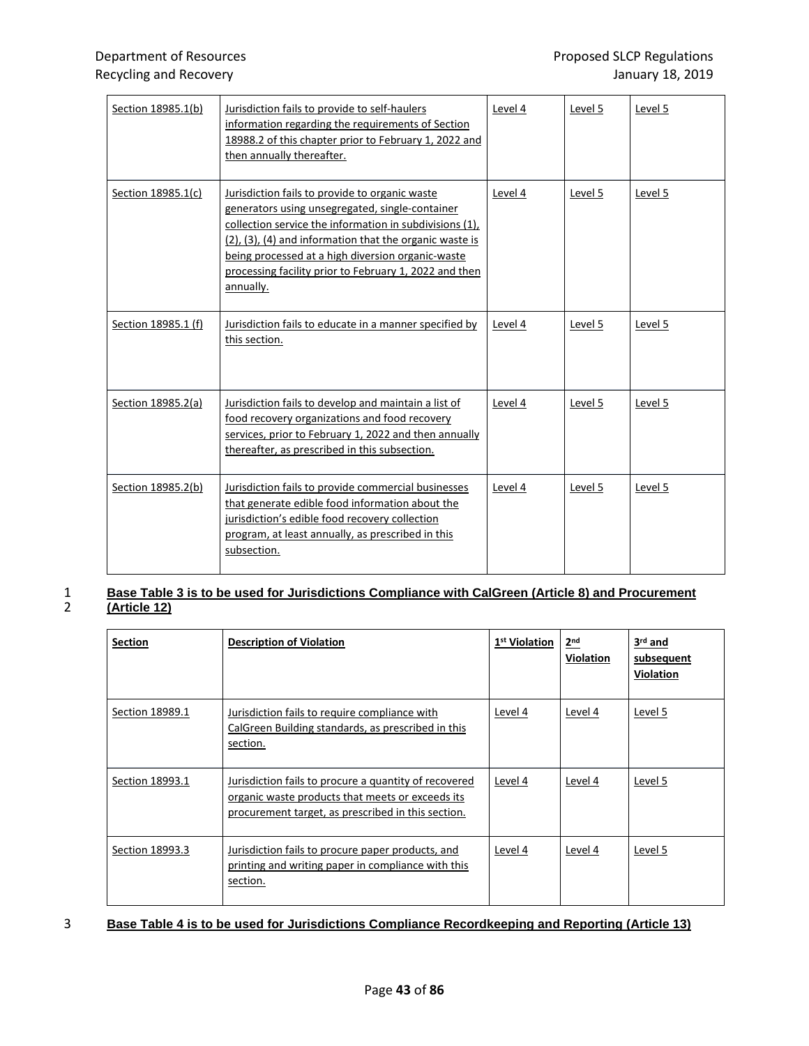| Section 18985.1(b) | Jurisdiction fails to provide to self-haulers information regarding the requirements of Section 18988.2 of this chapter prior to February 1, 2022 and then annually thereafter. | Level 4 | Level 5 | Level 5 |
|---|---|---|---|---|
| Section 18985.1(c) | Jurisdiction fails to provide to organic waste generators using unsegregated, single-container collection service the information in subdivisions (1), (2), (3), (4) and information that the organic waste is being processed at a high diversion organic-waste processing facility prior to February 1, 2022 and then annually. | Level 4 | Level 5 | Level 5 |
| Section 18985.1 (f) | Jurisdiction fails to educate in a manner specified by this section. | Level 4 | Level 5 | Level 5 |
| Section 18985.2(a) | Jurisdiction fails to develop and maintain a list of food recovery organizations and food recovery services, prior to February 1, 2022 and then annually thereafter, as prescribed in this subsection. | Level 4 | Level 5 | Level 5 |
| Section 18985.2(b) | Jurisdiction fails to provide commercial businesses that generate edible food information about the jurisdiction's edible food recovery collection program, at least annually, as prescribed in this subsection. | Level 4 | Level 5 | Level 5 |

**Base Table 3 is to be used for Jurisdictions Compliance with CalGreen (Article 8) and Procurement (Article 12)**

| Section | Description of Violation | 1st Violation | 2nd Violation | 3rd and subsequent Violation |
|---|---|---|---|---|
| Section 18989.1 | Jurisdiction fails to require compliance with CalGreen Building standards, as prescribed in this section. | Level 4 | Level 4 | Level 5 |
| Section 18993.1 | Jurisdiction fails to procure a quantity of recovered organic waste products that meets or exceeds its procurement target, as prescribed in this section. | Level 4 | Level 4 | Level 5 |
| Section 18993.3 | Jurisdiction fails to procure paper products, and printing and writing paper in compliance with this section. | Level 4 | Level 4 | Level 5 |

**Base Table 4 is to be used for Jurisdictions Compliance Recordkeeping and Reporting (Article 13)**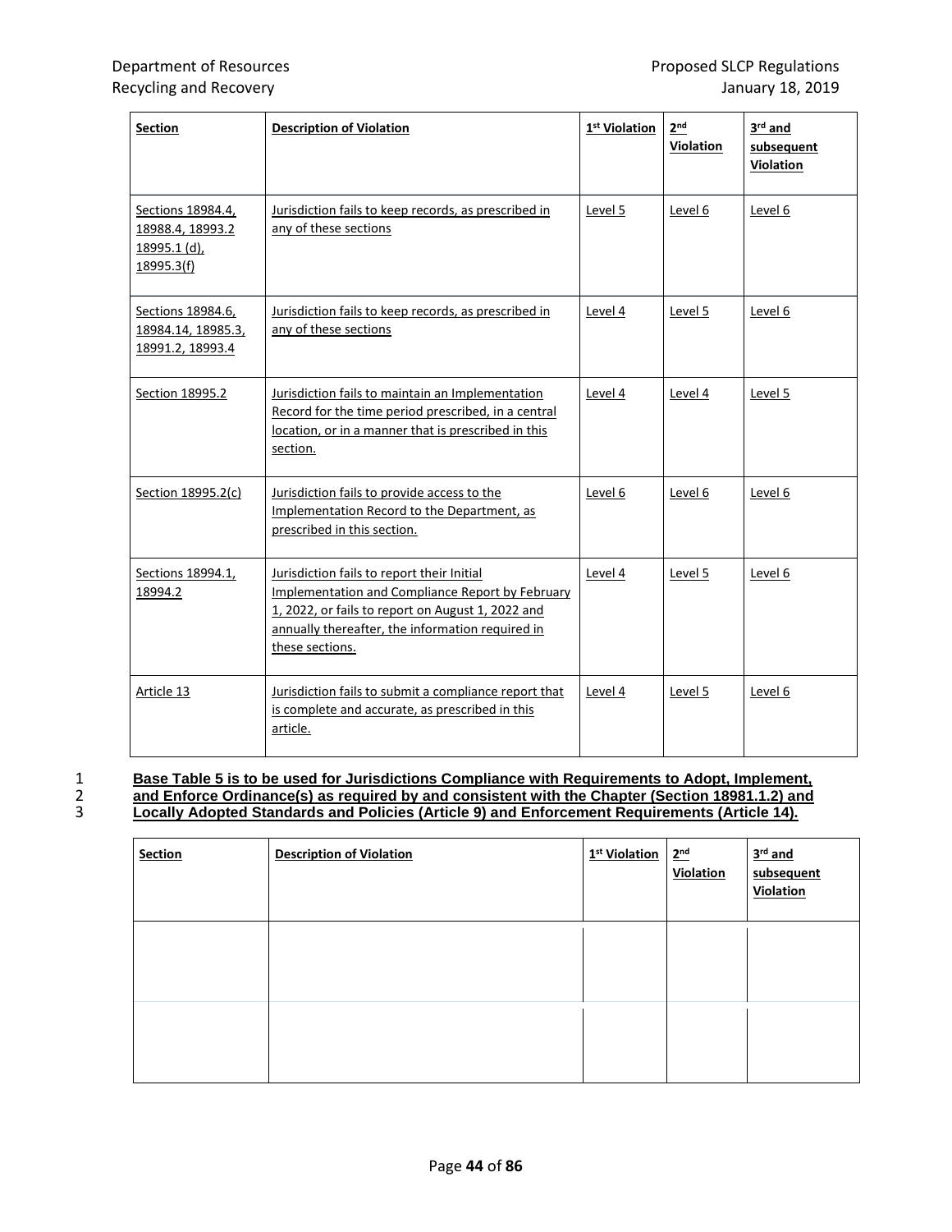| Section | Description of Violation | 1st Violation | 2nd Violation | 3rd and subsequent Violation |
|---|---|---|---|---|
| Sections 18984.4, 18988.4, 18993.2 18995.1 (d), 18995.3(f) | Jurisdiction fails to keep records, as prescribed in any of these sections | Level 5 | Level 6 | Level 6 |
| Sections 18984.6, 18984.14, 18985.3, 18991.2, 18993.4 | Jurisdiction fails to keep records, as prescribed in any of these sections | Level 4 | Level 5 | Level 6 |
| Section 18995.2 | Jurisdiction fails to maintain an Implementation Record for the time period prescribed, in a central location, or in a manner that is prescribed in this section. | Level 4 | Level 4 | Level 5 |
| Section 18995.2(c) | Jurisdiction fails to provide access to the Implementation Record to the Department, as prescribed in this section. | Level 6 | Level 6 | Level 6 |
| Sections 18994.1, 18994.2 | Jurisdiction fails to report their Initial Implementation and Compliance Report by February 1, 2022, or fails to report on August 1, 2022 and annually thereafter, the information required in these sections. | Level 4 | Level 5 | Level 6 |
| Article 13 | Jurisdiction fails to submit a compliance report that is complete and accurate, as prescribed in this article. | Level 4 | Level 5 | Level 6 |

**Base Table 5 is to be used for Jurisdictions Compliance with Requirements to Adopt, Implement, and Enforce Ordinance(s) as required by and consistent with the Chapter (Section 18981.1.2) and Locally Adopted Standards and Policies (Article 9) and Enforcement Requirements (Article 14).**

| Section | Description of Violation | 1st Violation | 2nd Violation | 3rd and subsequent Violation |
|---|---|---|---|---|
| | | | | |
| | | | | |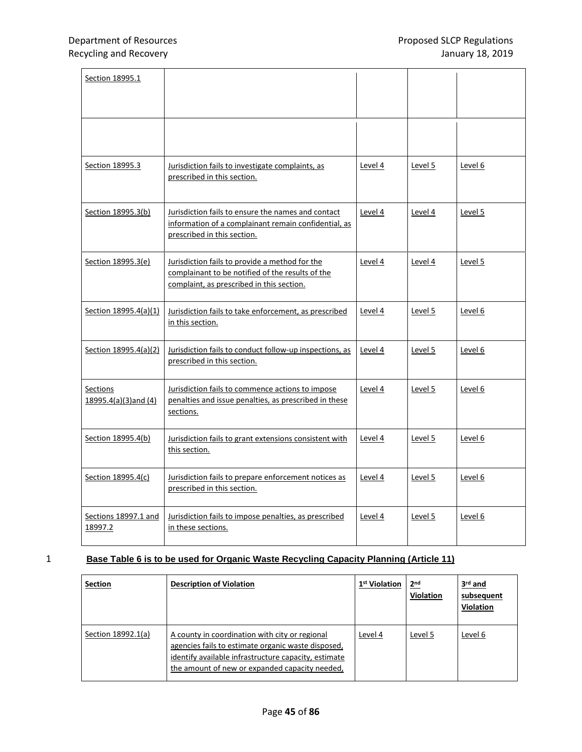| | | | | |
|---|---|---|---|---|
| Section 18995.1 | | | | |
| | | | | |
| Section 18995.3 | Jurisdiction fails to investigate complaints, as prescribed in this section. | Level 4 | Level 5 | Level 6 |
| Section 18995.3(b) | Jurisdiction fails to ensure the names and contact information of a complainant remain confidential, as prescribed in this section. | Level 4 | Level 4 | Level 5 |
| Section 18995.3(e) | Jurisdiction fails to provide a method for the complainant to be notified of the results of the complaint, as prescribed in this section. | Level 4 | Level 4 | Level 5 |
| Section 18995.4(a)(1) | Jurisdiction fails to take enforcement, as prescribed in this section. | Level 4 | Level 5 | Level 6 |
| Section 18995.4(a)(2) | Jurisdiction fails to conduct follow-up inspections, as prescribed in this section. | Level 4 | Level 5 | Level 6 |
| Sections 18995.4(a)(3)and (4) | Jurisdiction fails to commence actions to impose penalties and issue penalties, as prescribed in these sections. | Level 4 | Level 5 | Level 6 |
| Section 18995.4(b) | Jurisdiction fails to grant extensions consistent with this section. | Level 4 | Level 5 | Level 6 |
| Section 18995.4(c) | Jurisdiction fails to prepare enforcement notices as prescribed in this section. | Level 4 | Level 5 | Level 6 |
| Sections 18997.1 and 18997.2 | Jurisdiction fails to impose penalties, as prescribed in these sections. | Level 4 | Level 5 | Level 6 |

1 **Base Table 6 is to be used for Organic Waste Recycling Capacity Planning (Article 11)**

| Section | Description of Violation | 1st Violation | 2nd Violation | 3rd and subsequent Violation |
|---|---|---|---|---|
| Section 18992.1(a) | A county in coordination with city or regional agencies fails to estimate organic waste disposed, identify available infrastructure capacity, estimate the amount of new or expanded capacity needed, | Level 4 | Level 5 | Level 6 |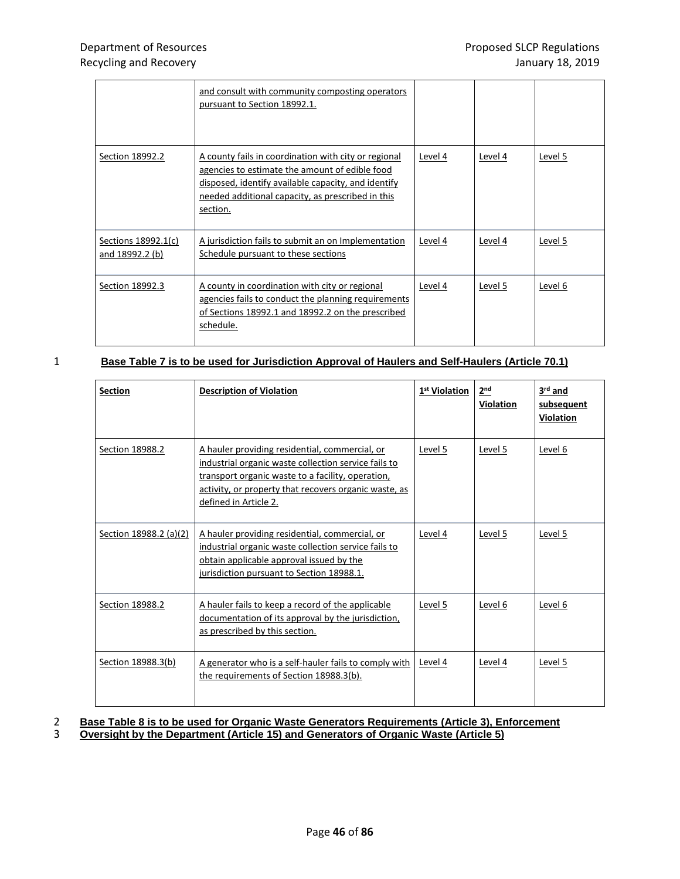| | and consult with community composting operators pursuant to Section 18992.1. | | | |
|---|---|---|---|---|
| Section 18992.2 | A county fails in coordination with city or regional agencies to estimate the amount of edible food disposed, identify available capacity, and identify needed additional capacity, as prescribed in this section. | Level 4 | Level 4 | Level 5 |
| Sections 18992.1(c) and 18992.2 (b) | A jurisdiction fails to submit an on Implementation Schedule pursuant to these sections | Level 4 | Level 4 | Level 5 |
| Section 18992.3 | A county in coordination with city or regional agencies fails to conduct the planning requirements of Sections 18992.1 and 18992.2 on the prescribed schedule. | Level 4 | Level 5 | Level 6 |

**Base Table 7 is to be used for Jurisdiction Approval of Haulers and Self-Haulers (Article 70.1)**

| Section | Description of Violation | 1st Violation | 2nd Violation | 3rd and subsequent Violation |
|---|---|---|---|---|
| Section 18988.2 | A hauler providing residential, commercial, or industrial organic waste collection service fails to transport organic waste to a facility, operation, activity, or property that recovers organic waste, as defined in Article 2. | Level 5 | Level 5 | Level 6 |
| Section 18988.2 (a)(2) | A hauler providing residential, commercial, or industrial organic waste collection service fails to obtain applicable approval issued by the jurisdiction pursuant to Section 18988.1. | Level 4 | Level 5 | Level 5 |
| Section 18988.2 | A hauler fails to keep a record of the applicable documentation of its approval by the jurisdiction, as prescribed by this section. | Level 5 | Level 6 | Level 6 |
| Section 18988.3(b) | A generator who is a self-hauler fails to comply with the requirements of Section 18988.3(b). | Level 4 | Level 4 | Level 5 |

**Base Table 8 is to be used for Organic Waste Generators Requirements (Article 3), Enforcement Oversight by the Department (Article 15) and Generators of Organic Waste (Article 5)**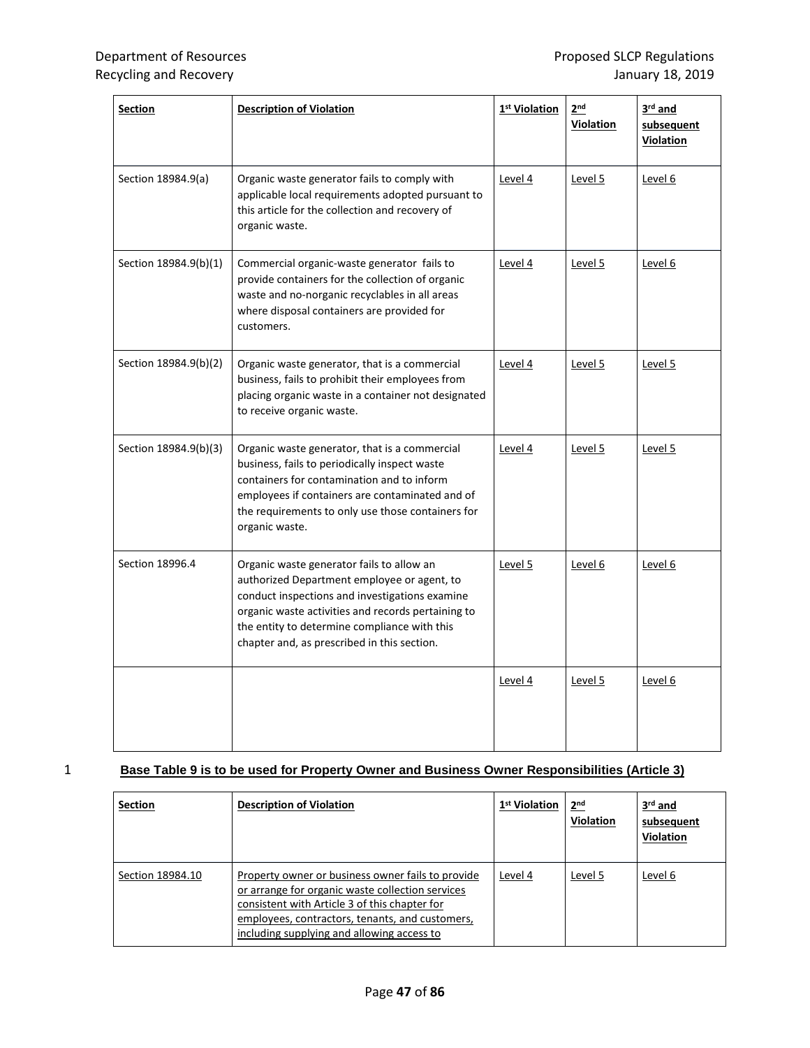| Section | Description of Violation | 1st Violation | 2nd Violation | 3rd and subsequent Violation |
|---|---|---|---|---|
| Section 18984.9(a) | Organic waste generator fails to comply with applicable local requirements adopted pursuant to this article for the collection and recovery of organic waste. | Level 4 | Level 5 | Level 6 |
| Section 18984.9(b)(1) | Commercial organic-waste generator fails to provide containers for the collection of organic waste and no-norganic recyclables in all areas where disposal containers are provided for customers. | Level 4 | Level 5 | Level 6 |
| Section 18984.9(b)(2) | Organic waste generator, that is a commercial business, fails to prohibit their employees from placing organic waste in a container not designated to receive organic waste. | Level 4 | Level 5 | Level 5 |
| Section 18984.9(b)(3) | Organic waste generator, that is a commercial business, fails to periodically inspect waste containers for contamination and to inform employees if containers are contaminated and of the requirements to only use those containers for organic waste. | Level 4 | Level 5 | Level 5 |
| Section 18996.4 | Organic waste generator fails to allow an authorized Department employee or agent, to conduct inspections and investigations examine organic waste activities and records pertaining to the entity to determine compliance with this chapter and, as prescribed in this section. | Level 5 | Level 6 | Level 6 |
| | | Level 4 | Level 5 | Level 6 |

**Base Table 9 is to be used for Property Owner and Business Owner Responsibilities (Article 3)**

| Section | Description of Violation | 1st Violation | 2nd Violation | 3rd and subsequent Violation |
|---|---|---|---|---|
| Section 18984.10 | Property owner or business owner fails to provide or arrange for organic waste collection services consistent with Article 3 of this chapter for employees, contractors, tenants, and customers, including supplying and allowing access to | Level 4 | Level 5 | Level 6 |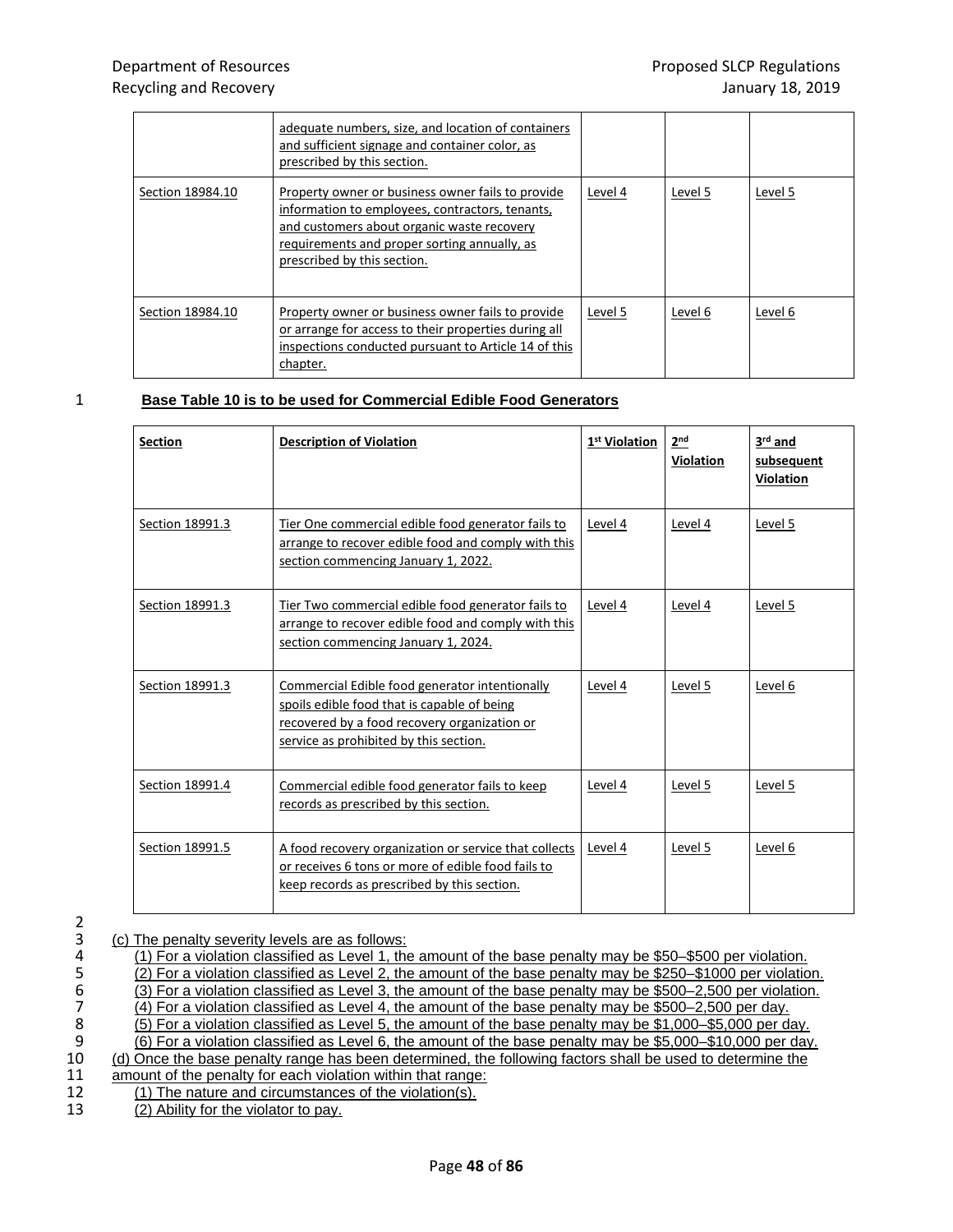| | | | | |
|---|---|---|---|---|
| | adequate numbers, size, and location of containers and sufficient signage and container color, as prescribed by this section. | | | |
| Section 18984.10 | Property owner or business owner fails to provide information to employees, contractors, tenants, and customers about organic waste recovery requirements and proper sorting annually, as prescribed by this section. | Level 4 | Level 5 | Level 5 |
| Section 18984.10 | Property owner or business owner fails to provide or arrange for access to their properties during all inspections conducted pursuant to Article 14 of this chapter. | Level 5 | Level 6 | Level 6 |

**Base Table 10 is to be used for Commercial Edible Food Generators**

| **Section** | **Description of Violation** | **1st Violation** | **2nd Violation** | **3rd and subsequent Violation** |
|---|---|---|---|---|
| Section 18991.3 | Tier One commercial edible food generator fails to arrange to recover edible food and comply with this section commencing January 1, 2022. | Level 4 | Level 4 | Level 5 |
| Section 18991.3 | Tier Two commercial edible food generator fails to arrange to recover edible food and comply with this section commencing January 1, 2024. | Level 4 | Level 4 | Level 5 |
| Section 18991.3 | Commercial Edible food generator intentionally spoils edible food that is capable of being recovered by a food recovery organization or service as prohibited by this section. | Level 4 | Level 5 | Level 6 |
| Section 18991.4 | Commercial edible food generator fails to keep records as prescribed by this section. | Level 4 | Level 5 | Level 5 |
| Section 18991.5 | A food recovery organization or service that collects or receives 6 tons or more of edible food fails to keep records as prescribed by this section. | Level 4 | Level 5 | Level 6 |

(c) The penalty severity levels are as follows:

(1) For a violation classified as Level 1, the amount of the base penalty may be $50–$500 per violation.

(2) For a violation classified as Level 2, the amount of the base penalty may be $250–$1000 per violation.

(3) For a violation classified as Level 3, the amount of the base penalty may be $500–2,500 per violation.

(4) For a violation classified as Level 4, the amount of the base penalty may be $500–2,500 per day.

(5) For a violation classified as Level 5, the amount of the base penalty may be $1,000–$5,000 per day.

(6) For a violation classified as Level 6, the amount of the base penalty may be $5,000–$10,000 per day.

(d) Once the base penalty range has been determined, the following factors shall be used to determine the amount of the penalty for each violation within that range:

(1) The nature and circumstances of the violation(s).

(2) Ability for the violator to pay.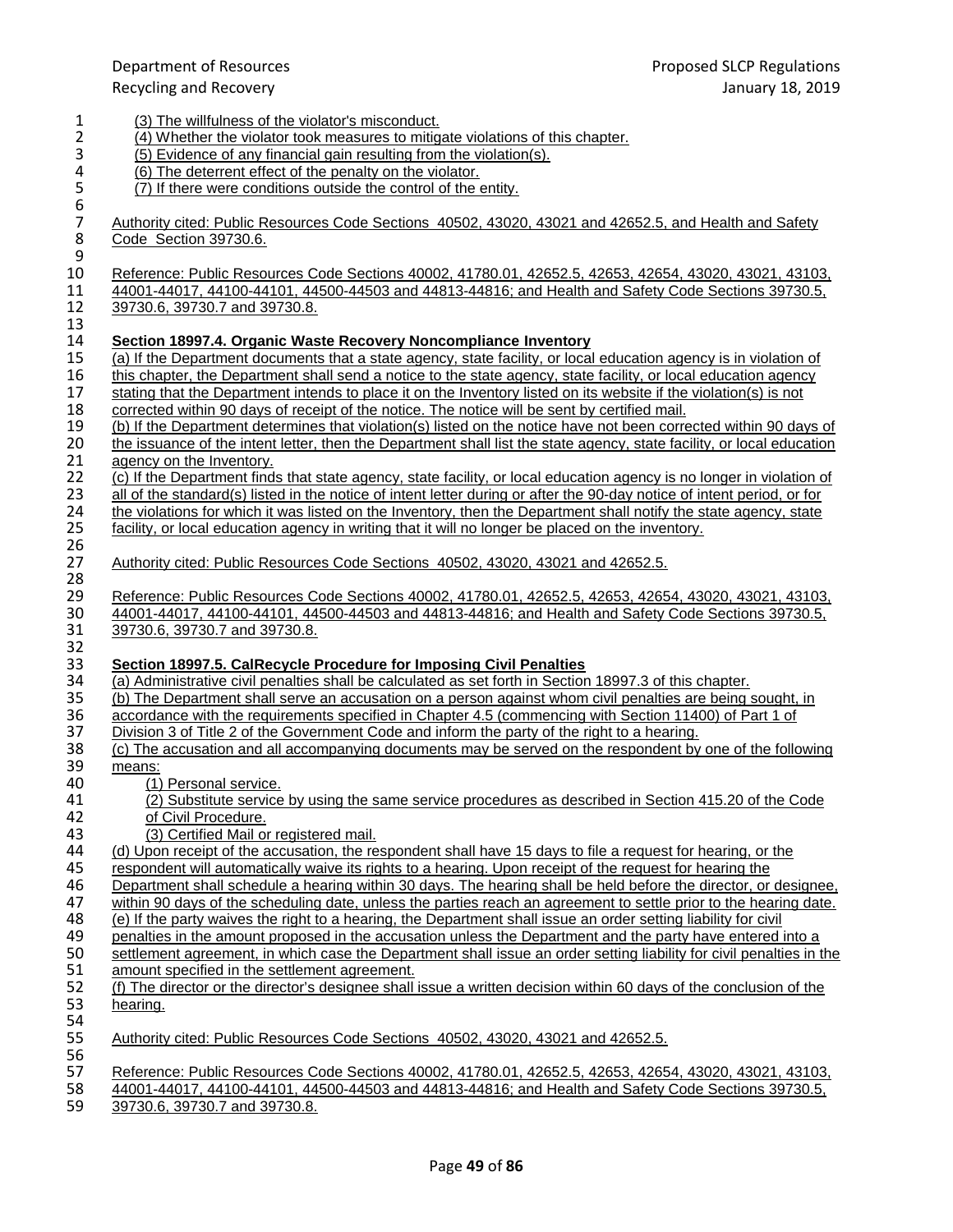(3) The willfulness of the violator's misconduct.
(4) Whether the violator took measures to mitigate violations of this chapter.
(5) Evidence of any financial gain resulting from the violation(s).
(6) The deterrent effect of the penalty on the violator.
(7) If there were conditions outside the control of the entity.

Authority cited: Public Resources Code Sections 40502, 43020, 43021 and 42652.5, and Health and Safety Code Section 39730.6.

Reference: Public Resources Code Sections 40002, 41780.01, 42652.5, 42653, 42654, 43020, 43021, 43103, 44001-44017, 44100-44101, 44500-44503 and 44813-44816; and Health and Safety Code Sections 39730.5, 39730.6, 39730.7 and 39730.8.

**Section 18997.4. Organic Waste Recovery Noncompliance Inventory**

(a) If the Department documents that a state agency, state facility, or local education agency is in violation of this chapter, the Department shall send a notice to the state agency, state facility, or local education agency stating that the Department intends to place it on the Inventory listed on its website if the violation(s) is not corrected within 90 days of receipt of the notice. The notice will be sent by certified mail.

(b) If the Department determines that violation(s) listed on the notice have not been corrected within 90 days of the issuance of the intent letter, then the Department shall list the state agency, state facility, or local education agency on the Inventory.

(c) If the Department finds that state agency, state facility, or local education agency is no longer in violation of all of the standard(s) listed in the notice of intent letter during or after the 90-day notice of intent period, or for the violations for which it was listed on the Inventory, then the Department shall notify the state agency, state facility, or local education agency in writing that it will no longer be placed on the inventory.

Authority cited: Public Resources Code Sections 40502, 43020, 43021 and 42652.5.

Reference: Public Resources Code Sections 40002, 41780.01, 42652.5, 42653, 42654, 43020, 43021, 43103, 44001-44017, 44100-44101, 44500-44503 and 44813-44816; and Health and Safety Code Sections 39730.5, 39730.6, 39730.7 and 39730.8.

**Section 18997.5. CalRecycle Procedure for Imposing Civil Penalties**

(a) Administrative civil penalties shall be calculated as set forth in Section 18997.3 of this chapter.

(b) The Department shall serve an accusation on a person against whom civil penalties are being sought, in accordance with the requirements specified in Chapter 4.5 (commencing with Section 11400) of Part 1 of Division 3 of Title 2 of the Government Code and inform the party of the right to a hearing.

(c) The accusation and all accompanying documents may be served on the respondent by one of the following means:

(1) Personal service.
(2) Substitute service by using the same service procedures as described in Section 415.20 of the Code of Civil Procedure.
(3) Certified Mail or registered mail.

(d) Upon receipt of the accusation, the respondent shall have 15 days to file a request for hearing, or the respondent will automatically waive its rights to a hearing. Upon receipt of the request for hearing the Department shall schedule a hearing within 30 days. The hearing shall be held before the director, or designee, within 90 days of the scheduling date, unless the parties reach an agreement to settle prior to the hearing date.

(e) If the party waives the right to a hearing, the Department shall issue an order setting liability for civil penalties in the amount proposed in the accusation unless the Department and the party have entered into a settlement agreement, in which case the Department shall issue an order setting liability for civil penalties in the amount specified in the settlement agreement.

(f) The director or the director's designee shall issue a written decision within 60 days of the conclusion of the hearing.

Authority cited: Public Resources Code Sections 40502, 43020, 43021 and 42652.5.

Reference: Public Resources Code Sections 40002, 41780.01, 42652.5, 42653, 42654, 43020, 43021, 43103, 44001-44017, 44100-44101, 44500-44503 and 44813-44816; and Health and Safety Code Sections 39730.5, 39730.6, 39730.7 and 39730.8.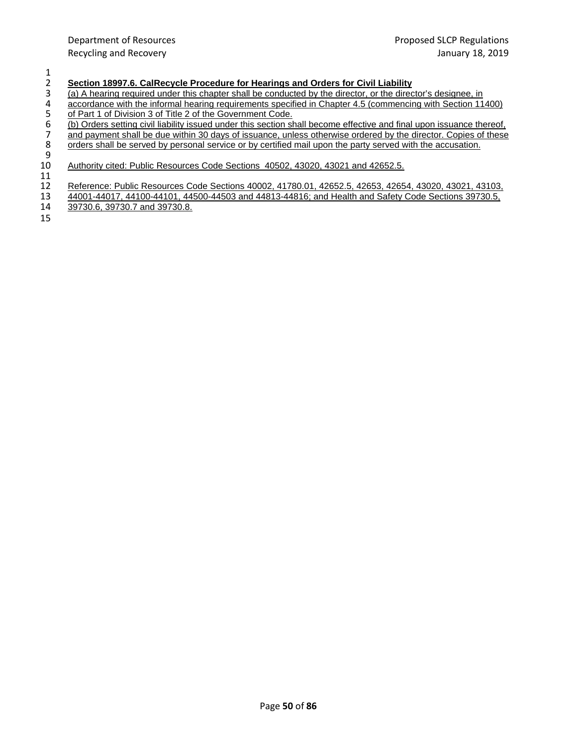**Section 18997.6. CalRecycle Procedure for Hearings and Orders for Civil Liability**

(a) A hearing required under this chapter shall be conducted by the director, or the director's designee, in accordance with the informal hearing requirements specified in Chapter 4.5 (commencing with Section 11400) of Part 1 of Division 3 of Title 2 of the Government Code.

(b) Orders setting civil liability issued under this section shall become effective and final upon issuance thereof, and payment shall be due within 30 days of issuance, unless otherwise ordered by the director. Copies of these orders shall be served by personal service or by certified mail upon the party served with the accusation.

Authority cited: Public Resources Code Sections 40502, 43020, 43021 and 42652.5.

Reference: Public Resources Code Sections 40002, 41780.01, 42652.5, 42653, 42654, 43020, 43021, 43103, 44001-44017, 44100-44101, 44500-44503 and 44813-44816; and Health and Safety Code Sections 39730.5, 39730.6, 39730.7 and 39730.8.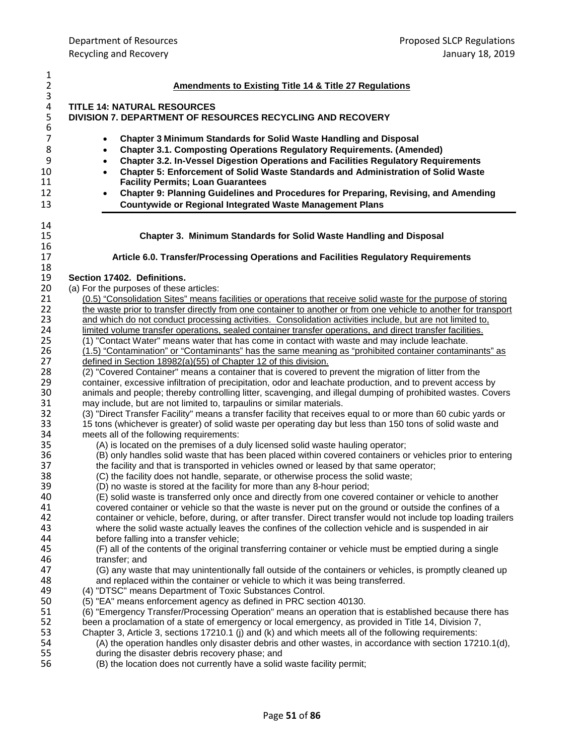**Amendments to Existing Title 14 & Title 27 Regulations**

**TITLE 14: NATURAL RESOURCES**
**DIVISION 7. DEPARTMENT OF RESOURCES RECYCLING AND RECOVERY**

- **Chapter 3 Minimum Standards for Solid Waste Handling and Disposal**
- **Chapter 3.1. Composting Operations Regulatory Requirements. (Amended)**
- **Chapter 3.2. In-Vessel Digestion Operations and Facilities Regulatory Requirements**
- **Chapter 5: Enforcement of Solid Waste Standards and Administration of Solid Waste Facility Permits; Loan Guarantees**
- **Chapter 9: Planning Guidelines and Procedures for Preparing, Revising, and Amending Countywide or Regional Integrated Waste Management Plans**

---

**Chapter 3. Minimum Standards for Solid Waste Handling and Disposal**

**Article 6.0. Transfer/Processing Operations and Facilities Regulatory Requirements**

**Section 17402. Definitions.**

(a) For the purposes of these articles:

(0.5) "Consolidation Sites" means facilities or operations that receive solid waste for the purpose of storing the waste prior to transfer directly from one container to another or from one vehicle to another for transport and which do not conduct processing activities. Consolidation activities include, but are not limited to, limited volume transfer operations, sealed container transfer operations, and direct transfer facilities.

(1) "Contact Water" means water that has come in contact with waste and may include leachate.

(1.5) "Contamination" or "Contaminants" has the same meaning as "prohibited container contaminants" as defined in Section 18982(a)(55) of Chapter 12 of this division.

(2) "Covered Container" means a container that is covered to prevent the migration of litter from the container, excessive infiltration of precipitation, odor and leachate production, and to prevent access by animals and people; thereby controlling litter, scavenging, and illegal dumping of prohibited wastes. Covers may include, but are not limited to, tarpaulins or similar materials.

(3) "Direct Transfer Facility" means a transfer facility that receives equal to or more than 60 cubic yards or 15 tons (whichever is greater) of solid waste per operating day but less than 150 tons of solid waste and meets all of the following requirements:

(A) is located on the premises of a duly licensed solid waste hauling operator;

(B) only handles solid waste that has been placed within covered containers or vehicles prior to entering the facility and that is transported in vehicles owned or leased by that same operator;

(C) the facility does not handle, separate, or otherwise process the solid waste;

(D) no waste is stored at the facility for more than any 8-hour period;

(E) solid waste is transferred only once and directly from one covered container or vehicle to another covered container or vehicle so that the waste is never put on the ground or outside the confines of a container or vehicle, before, during, or after transfer. Direct transfer would not include top loading trailers where the solid waste actually leaves the confines of the collection vehicle and is suspended in air before falling into a transfer vehicle;

(F) all of the contents of the original transferring container or vehicle must be emptied during a single transfer; and

(G) any waste that may unintentionally fall outside of the containers or vehicles, is promptly cleaned up and replaced within the container or vehicle to which it was being transferred.

(4) "DTSC" means Department of Toxic Substances Control.

(5) "EA" means enforcement agency as defined in PRC section 40130.

(6) "Emergency Transfer/Processing Operation" means an operation that is established because there has been a proclamation of a state of emergency or local emergency, as provided in Title 14, Division 7, Chapter 3, Article 3, sections 17210.1 (j) and (k) and which meets all of the following requirements:

(A) the operation handles only disaster debris and other wastes, in accordance with section 17210.1(d), during the disaster debris recovery phase; and

(B) the location does not currently have a solid waste facility permit;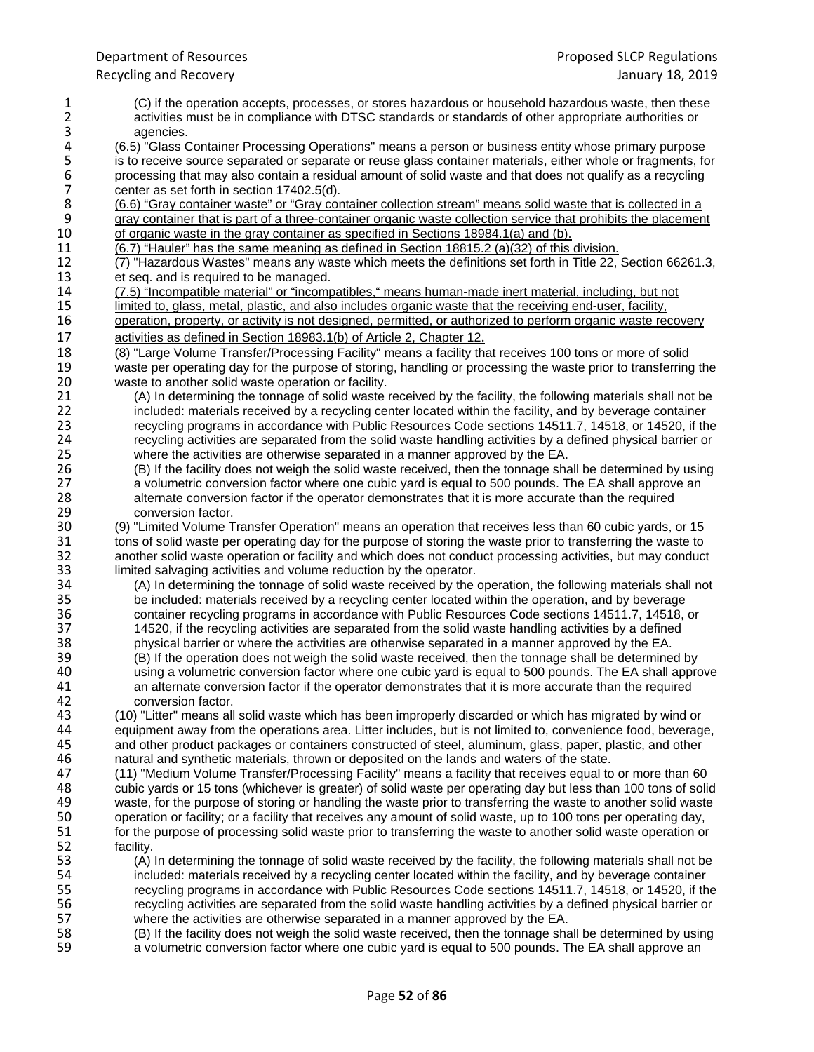(C) if the operation accepts, processes, or stores hazardous or household hazardous waste, then these activities must be in compliance with DTSC standards or standards of other appropriate authorities or agencies.

(6.5) "Glass Container Processing Operations" means a person or business entity whose primary purpose is to receive source separated or separate or reuse glass container materials, either whole or fragments, for processing that may also contain a residual amount of solid waste and that does not qualify as a recycling center as set forth in section 17402.5(d).

<u>(6.6) “Gray container waste” or “Gray container collection stream” means solid waste that is collected in a gray container that is part of a three-container organic waste collection service that prohibits the placement of organic waste in the gray container as specified in Sections 18984.1(a) and (b).</u>

<u>(6.7) “Hauler” has the same meaning as defined in Section 18815.2 (a)(32) of this division.</u>

(7) "Hazardous Wastes" means any waste which meets the definitions set forth in Title 22, Section 66261.3, et seq. and is required to be managed.

<u>(7.5) “Incompatible material” or “incompatibles,“ means human-made inert material, including, but not limited to, glass, metal, plastic, and also includes organic waste that the receiving end-user, facility, operation, property, or activity is not designed, permitted, or authorized to perform organic waste recovery activities as defined in Section 18983.1(b) of Article 2, Chapter 12.</u>

(8) "Large Volume Transfer/Processing Facility" means a facility that receives 100 tons or more of solid waste per operating day for the purpose of storing, handling or processing the waste prior to transferring the waste to another solid waste operation or facility.

(A) In determining the tonnage of solid waste received by the facility, the following materials shall not be included: materials received by a recycling center located within the facility, and by beverage container recycling programs in accordance with Public Resources Code sections 14511.7, 14518, or 14520, if the recycling activities are separated from the solid waste handling activities by a defined physical barrier or where the activities are otherwise separated in a manner approved by the EA.

(B) If the facility does not weigh the solid waste received, then the tonnage shall be determined by using a volumetric conversion factor where one cubic yard is equal to 500 pounds. The EA shall approve an alternate conversion factor if the operator demonstrates that it is more accurate than the required conversion factor.

(9) "Limited Volume Transfer Operation" means an operation that receives less than 60 cubic yards, or 15 tons of solid waste per operating day for the purpose of storing the waste prior to transferring the waste to another solid waste operation or facility and which does not conduct processing activities, but may conduct limited salvaging activities and volume reduction by the operator.

(A) In determining the tonnage of solid waste received by the operation, the following materials shall not be included: materials received by a recycling center located within the operation, and by beverage container recycling programs in accordance with Public Resources Code sections 14511.7, 14518, or 14520, if the recycling activities are separated from the solid waste handling activities by a defined physical barrier or where the activities are otherwise separated in a manner approved by the EA.

(B) If the operation does not weigh the solid waste received, then the tonnage shall be determined by using a volumetric conversion factor where one cubic yard is equal to 500 pounds. The EA shall approve an alternate conversion factor if the operator demonstrates that it is more accurate than the required conversion factor.

(10) "Litter" means all solid waste which has been improperly discarded or which has migrated by wind or equipment away from the operations area. Litter includes, but is not limited to, convenience food, beverage, and other product packages or containers constructed of steel, aluminum, glass, paper, plastic, and other natural and synthetic materials, thrown or deposited on the lands and waters of the state.

(11) "Medium Volume Transfer/Processing Facility" means a facility that receives equal to or more than 60 cubic yards or 15 tons (whichever is greater) of solid waste per operating day but less than 100 tons of solid waste, for the purpose of storing or handling the waste prior to transferring the waste to another solid waste operation or facility; or a facility that receives any amount of solid waste, up to 100 tons per operating day, for the purpose of processing solid waste prior to transferring the waste to another solid waste operation or facility.

(A) In determining the tonnage of solid waste received by the facility, the following materials shall not be included: materials received by a recycling center located within the facility, and by beverage container recycling programs in accordance with Public Resources Code sections 14511.7, 14518, or 14520, if the recycling activities are separated from the solid waste handling activities by a defined physical barrier or where the activities are otherwise separated in a manner approved by the EA.

(B) If the facility does not weigh the solid waste received, then the tonnage shall be determined by using a volumetric conversion factor where one cubic yard is equal to 500 pounds. The EA shall approve an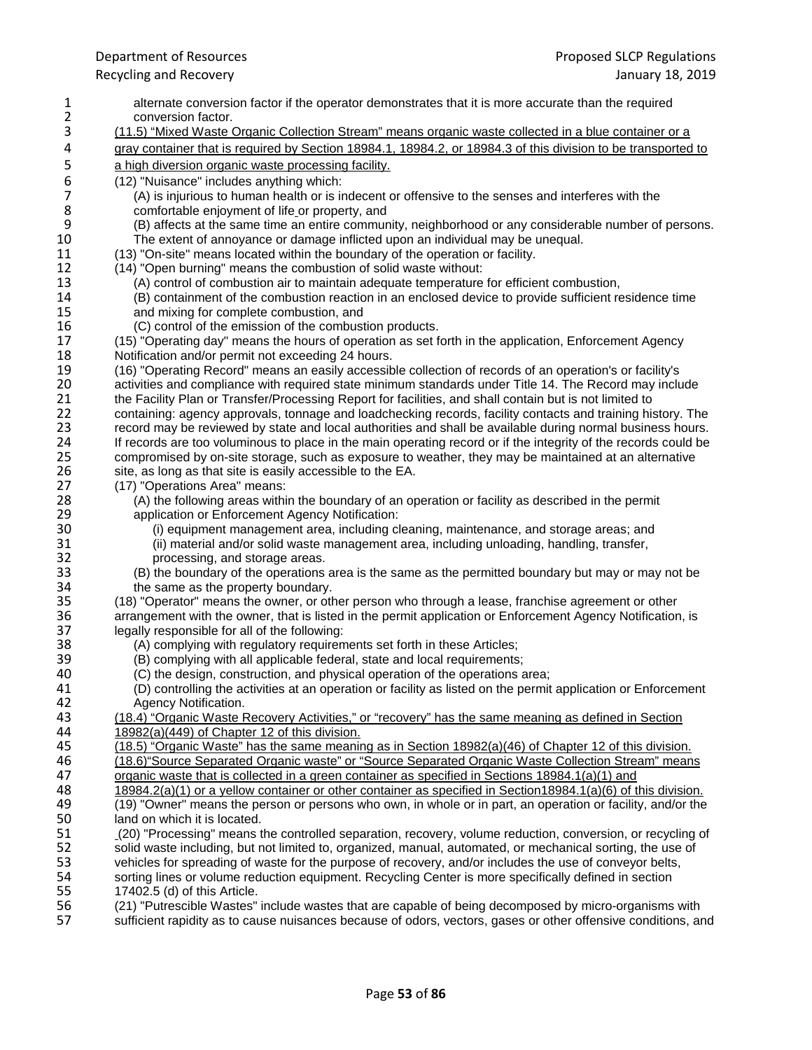alternate conversion factor if the operator demonstrates that it is more accurate than the required conversion factor.

(11.5) "Mixed Waste Organic Collection Stream" means organic waste collected in a blue container or a gray container that is required by Section 18984.1, 18984.2, or 18984.3 of this division to be transported to a high diversion organic waste processing facility.

(12) "Nuisance" includes anything which:

(A) is injurious to human health or is indecent or offensive to the senses and interferes with the comfortable enjoyment of life or property, and

(B) affects at the same time an entire community, neighborhood or any considerable number of persons. The extent of annoyance or damage inflicted upon an individual may be unequal.

(13) "On-site" means located within the boundary of the operation or facility.

(14) "Open burning" means the combustion of solid waste without:

(A) control of combustion air to maintain adequate temperature for efficient combustion,

(B) containment of the combustion reaction in an enclosed device to provide sufficient residence time and mixing for complete combustion, and

(C) control of the emission of the combustion products.

(15) "Operating day" means the hours of operation as set forth in the application, Enforcement Agency Notification and/or permit not exceeding 24 hours.

(16) "Operating Record" means an easily accessible collection of records of an operation's or facility's activities and compliance with required state minimum standards under Title 14. The Record may include the Facility Plan or Transfer/Processing Report for facilities, and shall contain but is not limited to containing: agency approvals, tonnage and loadchecking records, facility contacts and training history. The record may be reviewed by state and local authorities and shall be available during normal business hours. If records are too voluminous to place in the main operating record or if the integrity of the records could be compromised by on-site storage, such as exposure to weather, they may be maintained at an alternative site, as long as that site is easily accessible to the EA.

(17) "Operations Area" means:

(A) the following areas within the boundary of an operation or facility as described in the permit application or Enforcement Agency Notification:

(i) equipment management area, including cleaning, maintenance, and storage areas; and

(ii) material and/or solid waste management area, including unloading, handling, transfer, processing, and storage areas.

(B) the boundary of the operations area is the same as the permitted boundary but may or may not be the same as the property boundary.

(18) "Operator" means the owner, or other person who through a lease, franchise agreement or other arrangement with the owner, that is listed in the permit application or Enforcement Agency Notification, is legally responsible for all of the following:

(A) complying with regulatory requirements set forth in these Articles;

(B) complying with all applicable federal, state and local requirements;

(C) the design, construction, and physical operation of the operations area;

(D) controlling the activities at an operation or facility as listed on the permit application or Enforcement Agency Notification.

(18.4) "Organic Waste Recovery Activities," or "recovery" has the same meaning as defined in Section 18982(a)(449) of Chapter 12 of this division.

(18.5) "Organic Waste" has the same meaning as in Section 18982(a)(46) of Chapter 12 of this division.

(18.6)"Source Separated Organic waste" or "Source Separated Organic Waste Collection Stream" means organic waste that is collected in a green container as specified in Sections 18984.1(a)(1) and 18984.2(a)(1) or a yellow container or other container as specified in Section18984.1(a)(6) of this division.

(19) "Owner" means the person or persons who own, in whole or in part, an operation or facility, and/or the land on which it is located.

(20) "Processing" means the controlled separation, recovery, volume reduction, conversion, or recycling of solid waste including, but not limited to, organized, manual, automated, or mechanical sorting, the use of vehicles for spreading of waste for the purpose of recovery, and/or includes the use of conveyor belts, sorting lines or volume reduction equipment. Recycling Center is more specifically defined in section 17402.5 (d) of this Article.

(21) "Putrescible Wastes" include wastes that are capable of being decomposed by micro-organisms with sufficient rapidity as to cause nuisances because of odors, vectors, gases or other offensive conditions, and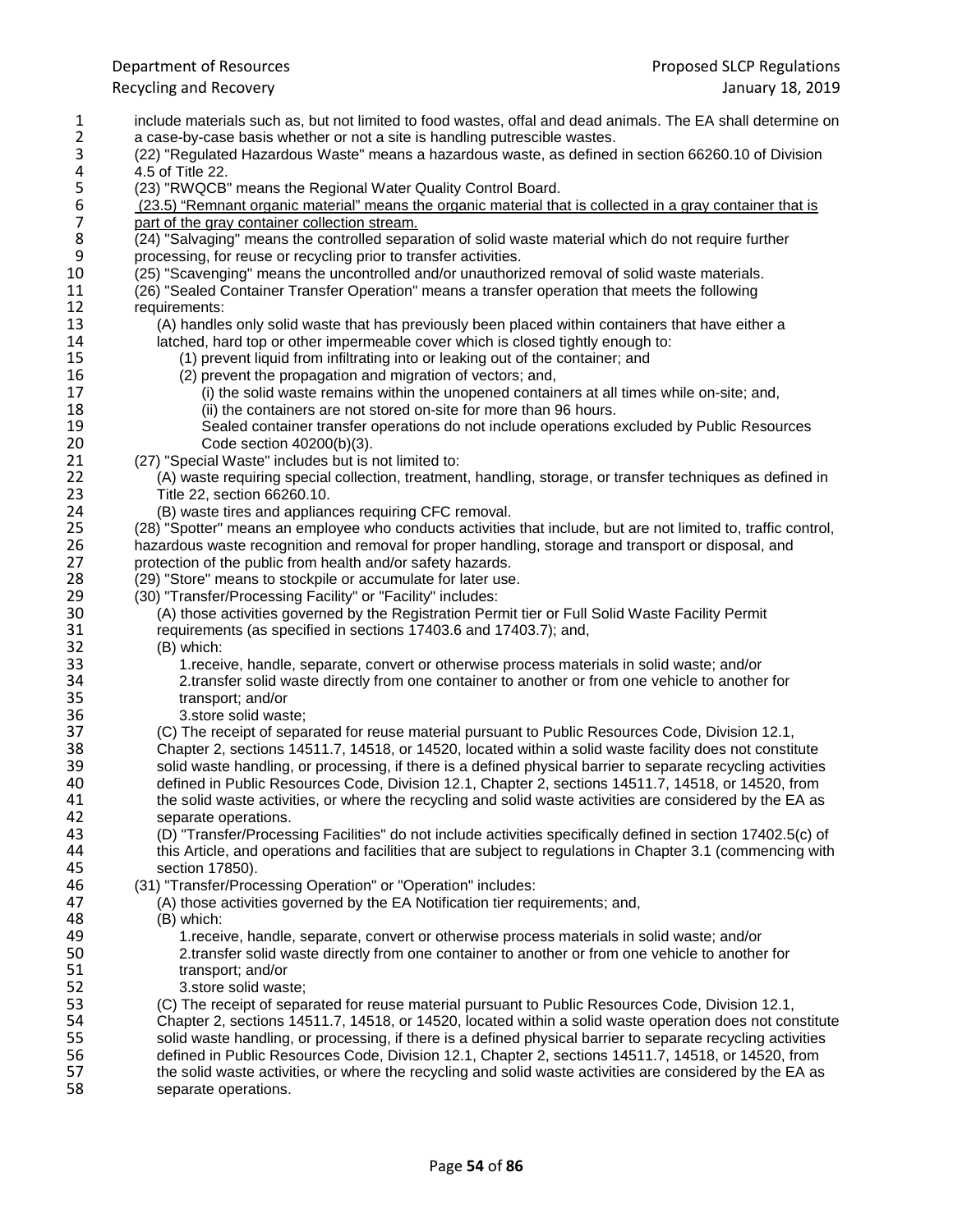include materials such as, but not limited to food wastes, offal and dead animals. The EA shall determine on a case-by-case basis whether or not a site is handling putrescible wastes.

(22) "Regulated Hazardous Waste" means a hazardous waste, as defined in section 66260.10 of Division 4.5 of Title 22.

(23) "RWQCB" means the Regional Water Quality Control Board.

<u>(23.5) "Remnant organic material" means the organic material that is collected in a gray container that is part of the gray container collection stream.</u>

(24) "Salvaging" means the controlled separation of solid waste material which do not require further processing, for reuse or recycling prior to transfer activities.

(25) "Scavenging" means the uncontrolled and/or unauthorized removal of solid waste materials.

(26) "Sealed Container Transfer Operation" means a transfer operation that meets the following requirements:

- (A) handles only solid waste that has previously been placed within containers that have either a latched, hard top or other impermeable cover which is closed tightly enough to:
  - (1) prevent liquid from infiltrating into or leaking out of the container; and
  - (2) prevent the propagation and migration of vectors; and,
    - (i) the solid waste remains within the unopened containers at all times while on-site; and,
    - (ii) the containers are not stored on-site for more than 96 hours.

    Sealed container transfer operations do not include operations excluded by Public Resources Code section 40200(b)(3).

(27) "Special Waste" includes but is not limited to:

- (A) waste requiring special collection, treatment, handling, storage, or transfer techniques as defined in Title 22, section 66260.10.
- (B) waste tires and appliances requiring CFC removal.

(28) "Spotter" means an employee who conducts activities that include, but are not limited to, traffic control, hazardous waste recognition and removal for proper handling, storage and transport or disposal, and protection of the public from health and/or safety hazards.

(29) "Store" means to stockpile or accumulate for later use.

(30) "Transfer/Processing Facility" or "Facility" includes:

- (A) those activities governed by the Registration Permit tier or Full Solid Waste Facility Permit requirements (as specified in sections 17403.6 and 17403.7); and,
- (B) which:
  1. receive, handle, separate, convert or otherwise process materials in solid waste; and/or
  2. transfer solid waste directly from one container to another or from one vehicle to another for transport; and/or
  3. store solid waste;
- (C) The receipt of separated for reuse material pursuant to Public Resources Code, Division 12.1, Chapter 2, sections 14511.7, 14518, or 14520, located within a solid waste facility does not constitute solid waste handling, or processing, if there is a defined physical barrier to separate recycling activities defined in Public Resources Code, Division 12.1, Chapter 2, sections 14511.7, 14518, or 14520, from the solid waste activities, or where the recycling and solid waste activities are considered by the EA as separate operations.
- (D) "Transfer/Processing Facilities" do not include activities specifically defined in section 17402.5(c) of this Article, and operations and facilities that are subject to regulations in Chapter 3.1 (commencing with section 17850).

(31) "Transfer/Processing Operation" or "Operation" includes:

- (A) those activities governed by the EA Notification tier requirements; and,
- (B) which:
  1. receive, handle, separate, convert or otherwise process materials in solid waste; and/or
  2. transfer solid waste directly from one container to another or from one vehicle to another for transport; and/or
  3. store solid waste;
- (C) The receipt of separated for reuse material pursuant to Public Resources Code, Division 12.1, Chapter 2, sections 14511.7, 14518, or 14520, located within a solid waste operation does not constitute solid waste handling, or processing, if there is a defined physical barrier to separate recycling activities defined in Public Resources Code, Division 12.1, Chapter 2, sections 14511.7, 14518, or 14520, from the solid waste activities, or where the recycling and solid waste activities are considered by the EA as separate operations.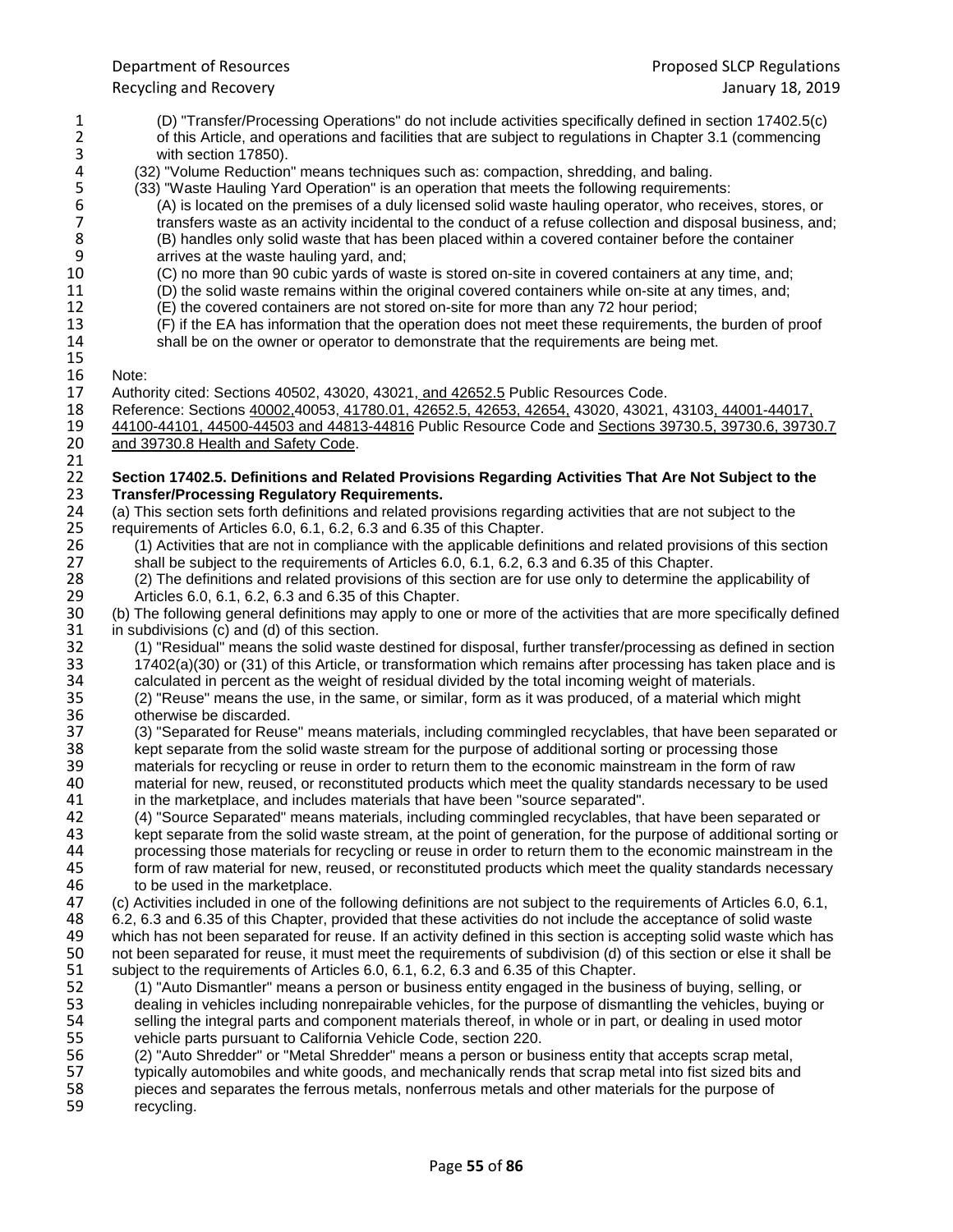(D) "Transfer/Processing Operations" do not include activities specifically defined in section 17402.5(c) of this Article, and operations and facilities that are subject to regulations in Chapter 3.1 (commencing with section 17850).

(32) "Volume Reduction" means techniques such as: compaction, shredding, and baling.

(33) "Waste Hauling Yard Operation" is an operation that meets the following requirements:

(A) is located on the premises of a duly licensed solid waste hauling operator, who receives, stores, or transfers waste as an activity incidental to the conduct of a refuse collection and disposal business, and;

(B) handles only solid waste that has been placed within a covered container before the container arrives at the waste hauling yard, and;

(C) no more than 90 cubic yards of waste is stored on-site in covered containers at any time, and;

(D) the solid waste remains within the original covered containers while on-site at any times, and;

(E) the covered containers are not stored on-site for more than any 72 hour period;

(F) if the EA has information that the operation does not meet these requirements, the burden of proof shall be on the owner or operator to demonstrate that the requirements are being met.

Note:

Authority cited: Sections 40502, 43020, 43021, and 42652.5 Public Resources Code.

Reference: Sections 40002,40053, 41780.01, 42652.5, 42653, 42654, 43020, 43021, 43103, 44001-44017, 44100-44101, 44500-44503 and 44813-44816 Public Resource Code and Sections 39730.5, 39730.6, 39730.7 and 39730.8 Health and Safety Code.

**Section 17402.5. Definitions and Related Provisions Regarding Activities That Are Not Subject to the Transfer/Processing Regulatory Requirements.**

(a) This section sets forth definitions and related provisions regarding activities that are not subject to the requirements of Articles 6.0, 6.1, 6.2, 6.3 and 6.35 of this Chapter.

(1) Activities that are not in compliance with the applicable definitions and related provisions of this section shall be subject to the requirements of Articles 6.0, 6.1, 6.2, 6.3 and 6.35 of this Chapter.

(2) The definitions and related provisions of this section are for use only to determine the applicability of Articles 6.0, 6.1, 6.2, 6.3 and 6.35 of this Chapter.

(b) The following general definitions may apply to one or more of the activities that are more specifically defined in subdivisions (c) and (d) of this section.

(1) "Residual" means the solid waste destined for disposal, further transfer/processing as defined in section 17402(a)(30) or (31) of this Article, or transformation which remains after processing has taken place and is calculated in percent as the weight of residual divided by the total incoming weight of materials.

(2) "Reuse" means the use, in the same, or similar, form as it was produced, of a material which might otherwise be discarded.

(3) "Separated for Reuse" means materials, including commingled recyclables, that have been separated or kept separate from the solid waste stream for the purpose of additional sorting or processing those materials for recycling or reuse in order to return them to the economic mainstream in the form of raw material for new, reused, or reconstituted products which meet the quality standards necessary to be used in the marketplace, and includes materials that have been "source separated".

(4) "Source Separated" means materials, including commingled recyclables, that have been separated or kept separate from the solid waste stream, at the point of generation, for the purpose of additional sorting or processing those materials for recycling or reuse in order to return them to the economic mainstream in the form of raw material for new, reused, or reconstituted products which meet the quality standards necessary to be used in the marketplace.

(c) Activities included in one of the following definitions are not subject to the requirements of Articles 6.0, 6.1, 6.2, 6.3 and 6.35 of this Chapter, provided that these activities do not include the acceptance of solid waste which has not been separated for reuse. If an activity defined in this section is accepting solid waste which has not been separated for reuse, it must meet the requirements of subdivision (d) of this section or else it shall be subject to the requirements of Articles 6.0, 6.1, 6.2, 6.3 and 6.35 of this Chapter.

(1) "Auto Dismantler" means a person or business entity engaged in the business of buying, selling, or dealing in vehicles including nonrepairable vehicles, for the purpose of dismantling the vehicles, buying or selling the integral parts and component materials thereof, in whole or in part, or dealing in used motor vehicle parts pursuant to California Vehicle Code, section 220.

(2) "Auto Shredder" or "Metal Shredder" means a person or business entity that accepts scrap metal, typically automobiles and white goods, and mechanically rends that scrap metal into fist sized bits and pieces and separates the ferrous metals, nonferrous metals and other materials for the purpose of recycling.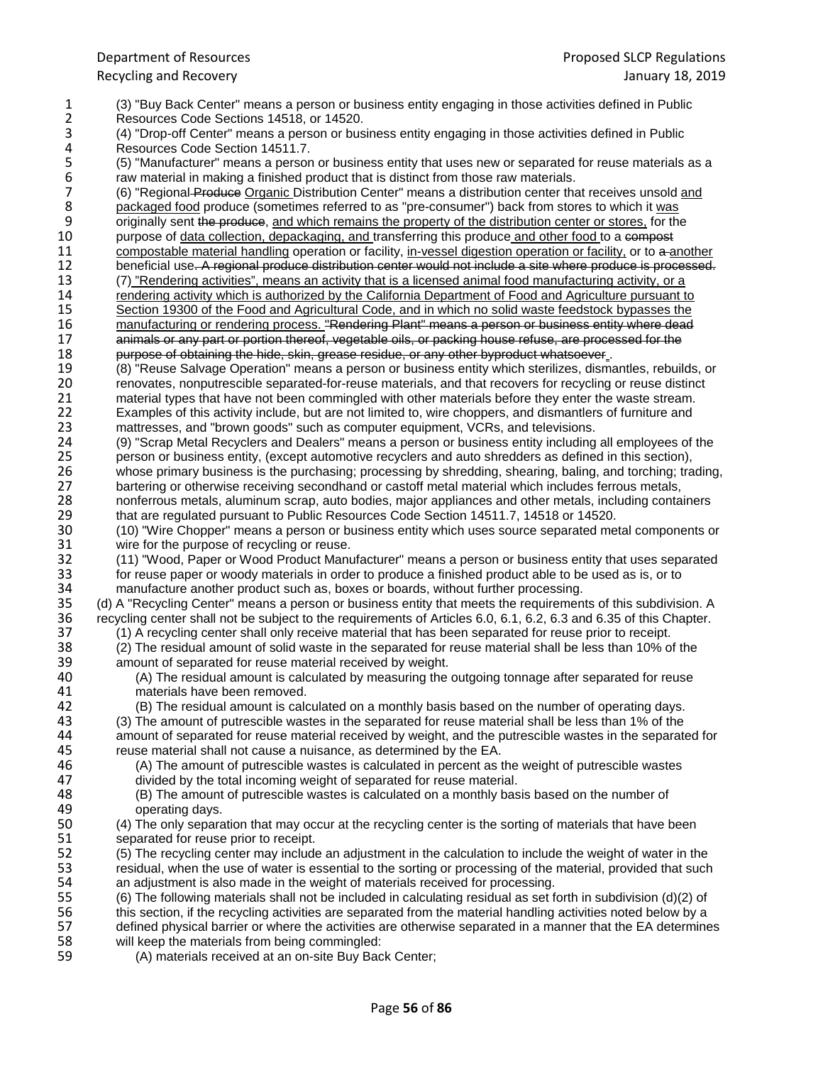(3) "Buy Back Center" means a person or business entity engaging in those activities defined in Public Resources Code Sections 14518, or 14520.

(4) "Drop-off Center" means a person or business entity engaging in those activities defined in Public Resources Code Section 14511.7.

(5) "Manufacturer" means a person or business entity that uses new or separated for reuse materials as a raw material in making a finished product that is distinct from those raw materials.

(6) "Regional ~~Produce~~ Organic Distribution Center" means a distribution center that receives unsold and packaged food produce (sometimes referred to as "pre-consumer") back from stores to which it was originally sent ~~the produce~~, and which remains the property of the distribution center or stores, for the purpose of data collection, depackaging, and transferring this produce and other food to a ~~compost~~ compostable material handling operation or facility, in-vessel digestion operation or facility, or to ~~a~~ another beneficial use~~. A regional produce distribution center would not include a site where produce is processed.~~

(7) "Rendering activities", means an activity that is a licensed animal food manufacturing activity, or a rendering activity which is authorized by the California Department of Food and Agriculture pursuant to Section 19300 of the Food and Agricultural Code, and in which no solid waste feedstock bypasses the manufacturing or rendering process. ~~"Rendering Plant" means a person or business entity where dead animals or any part or portion thereof, vegetable oils, or packing house refuse, are processed for the purpose of obtaining the hide, skin, grease residue, or any other byproduct whatsoever~~.

(8) "Reuse Salvage Operation" means a person or business entity which sterilizes, dismantles, rebuilds, or renovates, nonputrescible separated-for-reuse materials, and that recovers for recycling or reuse distinct material types that have not been commingled with other materials before they enter the waste stream. Examples of this activity include, but are not limited to, wire choppers, and dismantlers of furniture and mattresses, and "brown goods" such as computer equipment, VCRs, and televisions.

(9) "Scrap Metal Recyclers and Dealers" means a person or business entity including all employees of the person or business entity, (except automotive recyclers and auto shredders as defined in this section), whose primary business is the purchasing; processing by shredding, shearing, baling, and torching; trading, bartering or otherwise receiving secondhand or castoff metal material which includes ferrous metals, nonferrous metals, aluminum scrap, auto bodies, major appliances and other metals, including containers that are regulated pursuant to Public Resources Code Section 14511.7, 14518 or 14520.

(10) "Wire Chopper" means a person or business entity which uses source separated metal components or wire for the purpose of recycling or reuse.

(11) "Wood, Paper or Wood Product Manufacturer" means a person or business entity that uses separated for reuse paper or woody materials in order to produce a finished product able to be used as is, or to manufacture another product such as, boxes or boards, without further processing.

(d) A "Recycling Center" means a person or business entity that meets the requirements of this subdivision. A recycling center shall not be subject to the requirements of Articles 6.0, 6.1, 6.2, 6.3 and 6.35 of this Chapter.

(1) A recycling center shall only receive material that has been separated for reuse prior to receipt.

(2) The residual amount of solid waste in the separated for reuse material shall be less than 10% of the amount of separated for reuse material received by weight.

(A) The residual amount is calculated by measuring the outgoing tonnage after separated for reuse materials have been removed.

(B) The residual amount is calculated on a monthly basis based on the number of operating days.

(3) The amount of putrescible wastes in the separated for reuse material shall be less than 1% of the amount of separated for reuse material received by weight, and the putrescible wastes in the separated for reuse material shall not cause a nuisance, as determined by the EA.

(A) The amount of putrescible wastes is calculated in percent as the weight of putrescible wastes divided by the total incoming weight of separated for reuse material.

(B) The amount of putrescible wastes is calculated on a monthly basis based on the number of operating days.

(4) The only separation that may occur at the recycling center is the sorting of materials that have been separated for reuse prior to receipt.

(5) The recycling center may include an adjustment in the calculation to include the weight of water in the residual, when the use of water is essential to the sorting or processing of the material, provided that such an adjustment is also made in the weight of materials received for processing.

(6) The following materials shall not be included in calculating residual as set forth in subdivision (d)(2) of this section, if the recycling activities are separated from the material handling activities noted below by a defined physical barrier or where the activities are otherwise separated in a manner that the EA determines will keep the materials from being commingled:

(A) materials received at an on-site Buy Back Center;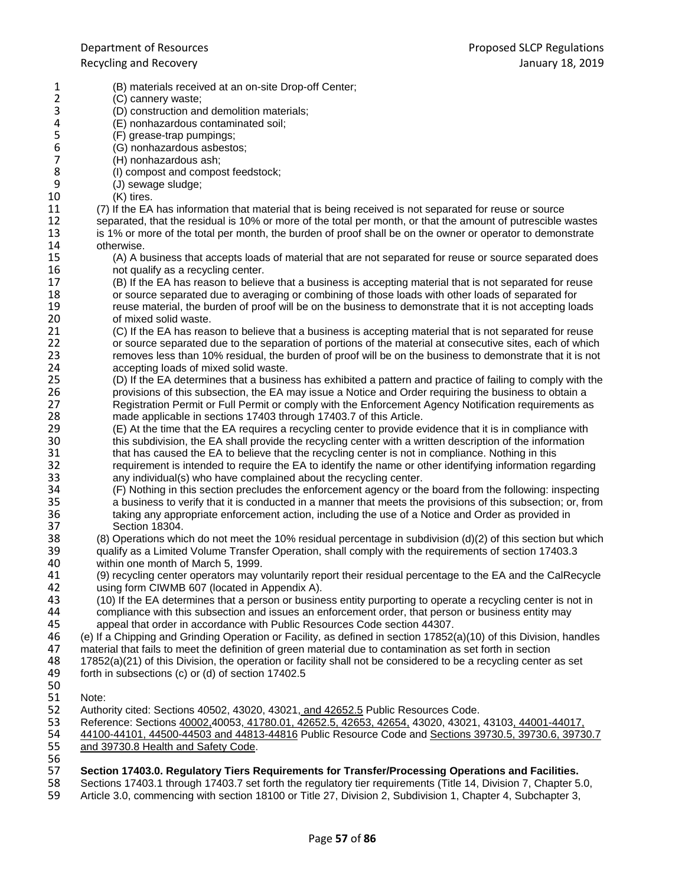(B) materials received at an on-site Drop-off Center;
(C) cannery waste;
(D) construction and demolition materials;
(E) nonhazardous contaminated soil;
(F) grease-trap pumpings;
(G) nonhazardous asbestos;
(H) nonhazardous ash;
(I) compost and compost feedstock;
(J) sewage sludge;
(K) tires.

(7) If the EA has information that material that is being received is not separated for reuse or source separated, that the residual is 10% or more of the total per month, or that the amount of putrescible wastes is 1% or more of the total per month, the burden of proof shall be on the owner or operator to demonstrate otherwise.

(A) A business that accepts loads of material that are not separated for reuse or source separated does not qualify as a recycling center.

(B) If the EA has reason to believe that a business is accepting material that is not separated for reuse or source separated due to averaging or combining of those loads with other loads of separated for reuse material, the burden of proof will be on the business to demonstrate that it is not accepting loads of mixed solid waste.

(C) If the EA has reason to believe that a business is accepting material that is not separated for reuse or source separated due to the separation of portions of the material at consecutive sites, each of which removes less than 10% residual, the burden of proof will be on the business to demonstrate that it is not accepting loads of mixed solid waste.

(D) If the EA determines that a business has exhibited a pattern and practice of failing to comply with the provisions of this subsection, the EA may issue a Notice and Order requiring the business to obtain a Registration Permit or Full Permit or comply with the Enforcement Agency Notification requirements as made applicable in sections 17403 through 17403.7 of this Article.

(E) At the time that the EA requires a recycling center to provide evidence that it is in compliance with this subdivision, the EA shall provide the recycling center with a written description of the information that has caused the EA to believe that the recycling center is not in compliance. Nothing in this requirement is intended to require the EA to identify the name or other identifying information regarding any individual(s) who have complained about the recycling center.

(F) Nothing in this section precludes the enforcement agency or the board from the following: inspecting a business to verify that it is conducted in a manner that meets the provisions of this subsection; or, from taking any appropriate enforcement action, including the use of a Notice and Order as provided in Section 18304.

(8) Operations which do not meet the 10% residual percentage in subdivision (d)(2) of this section but which qualify as a Limited Volume Transfer Operation, shall comply with the requirements of section 17403.3 within one month of March 5, 1999.

(9) recycling center operators may voluntarily report their residual percentage to the EA and the CalRecycle using form CIWMB 607 (located in Appendix A).

(10) If the EA determines that a person or business entity purporting to operate a recycling center is not in compliance with this subsection and issues an enforcement order, that person or business entity may appeal that order in accordance with Public Resources Code section 44307.

(e) If a Chipping and Grinding Operation or Facility, as defined in section 17852(a)(10) of this Division, handles material that fails to meet the definition of green material due to contamination as set forth in section 17852(a)(21) of this Division, the operation or facility shall not be considered to be a recycling center as set forth in subsections (c) or (d) of section 17402.5

Note:
Authority cited: Sections 40502, 43020, 43021, and 42652.5 Public Resources Code.
Reference: Sections 40002,40053, 41780.01, 42652.5, 42653, 42654, 43020, 43021, 43103, 44001-44017, 44100-44101, 44500-44503 and 44813-44816 Public Resource Code and Sections 39730.5, 39730.6, 39730.7 and 39730.8 Health and Safety Code.

**Section 17403.0. Regulatory Tiers Requirements for Transfer/Processing Operations and Facilities.**

Sections 17403.1 through 17403.7 set forth the regulatory tier requirements (Title 14, Division 7, Chapter 5.0, Article 3.0, commencing with section 18100 or Title 27, Division 2, Subdivision 1, Chapter 4, Subchapter 3,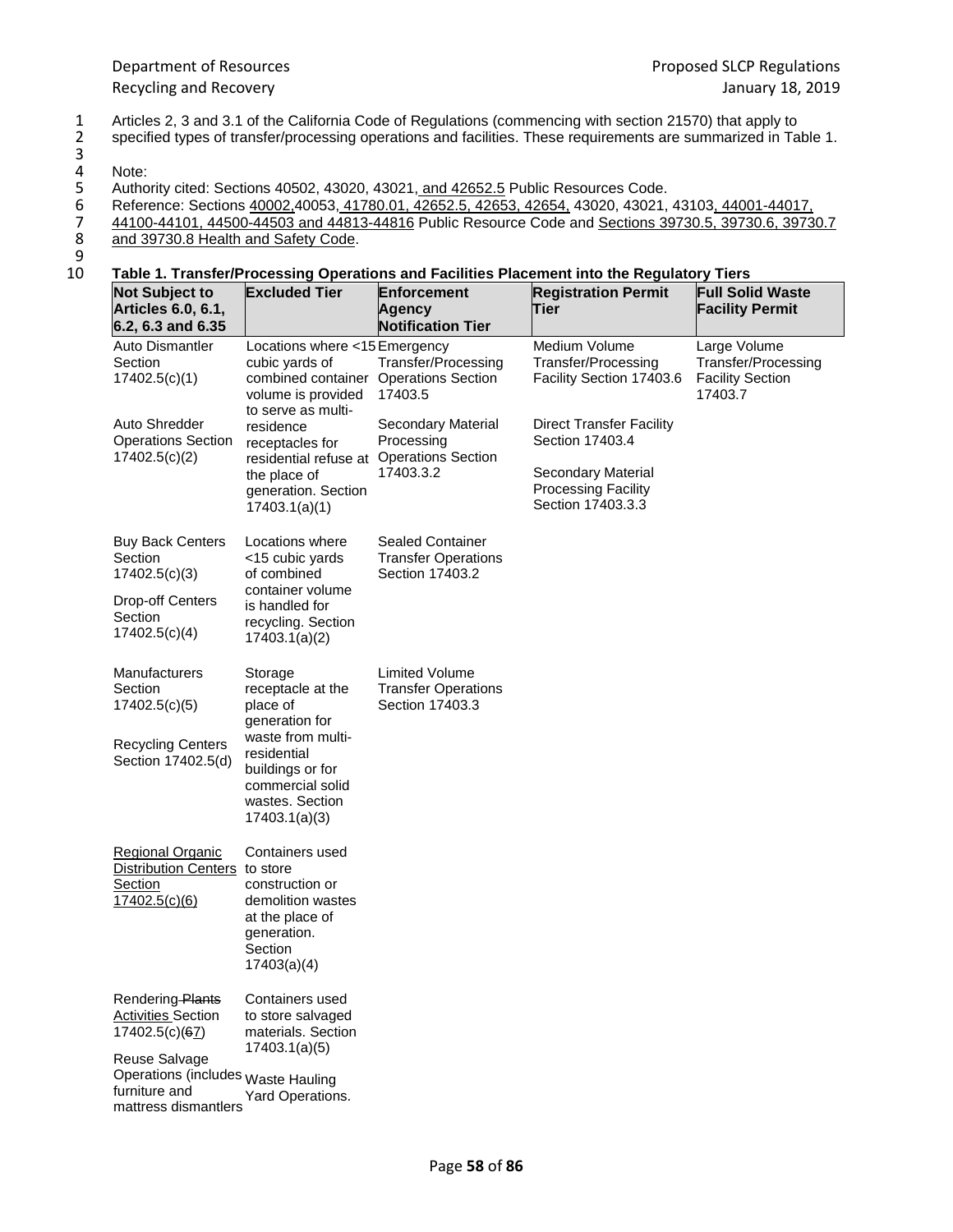Articles 2, 3 and 3.1 of the California Code of Regulations (commencing with section 21570) that apply to specified types of transfer/processing operations and facilities. These requirements are summarized in Table 1.

Note:
Authority cited: Sections 40502, 43020, 43021, and 42652.5 Public Resources Code.
Reference: Sections 40002,40053, 41780.01, 42652.5, 42653, 42654, 43020, 43021, 43103, 44001-44017, 44100-44101, 44500-44503 and 44813-44816 Public Resource Code and Sections 39730.5, 39730.6, 39730.7 and 39730.8 Health and Safety Code.

**Table 1. Transfer/Processing Operations and Facilities Placement into the Regulatory Tiers**

| Not Subject to Articles 6.0, 6.1, 6.2, 6.3 and 6.35 | Excluded Tier | Enforcement Agency Notification Tier | Registration Permit Tier | Full Solid Waste Facility Permit |
|---|---|---|---|---|
| Auto Dismantler Section 17402.5(c)(1)<br><br>Auto Shredder Operations Section 17402.5(c)(2) | Locations where <15 cubic yards of combined container volume is provided to serve as multi-residence receptacles for residential refuse at the place of generation. Section 17403.1(a)(1) | Emergency Transfer/Processing Operations Section 17403.5<br><br>Secondary Material Processing Operations Section 17403.3.2 | Medium Volume Transfer/Processing Facility Section 17403.6<br><br>Direct Transfer Facility Section 17403.4<br><br>Secondary Material Processing Facility Section 17403.3.3 | Large Volume Transfer/Processing Facility Section 17403.7 |
| Buy Back Centers Section 17402.5(c)(3)<br><br>Drop-off Centers Section 17402.5(c)(4) | Locations where <15 cubic yards of combined container volume is handled for recycling. Section 17403.1(a)(2) | Sealed Container Transfer Operations Section 17403.2 | | |
| Manufacturers Section 17402.5(c)(5)<br><br>Recycling Centers Section 17402.5(d) | Storage receptacle at the place of generation for waste from multi-residential buildings or for commercial solid wastes. Section 17403.1(a)(3) | Limited Volume Transfer Operations Section 17403.3 | | |
| Regional Organic Distribution Centers Section 17402.5(c)(6) | Containers used to store construction or demolition wastes at the place of generation. Section 17403(a)(4) | | | |
| Rendering ~~Plants~~ Activities Section 17402.5(c)(~~6~~7)<br><br>Reuse Salvage Operations (includes furniture and mattress dismantlers | Containers used to store salvaged materials. Section 17403.1(a)(5)<br><br>Waste Hauling Yard Operations. | | | |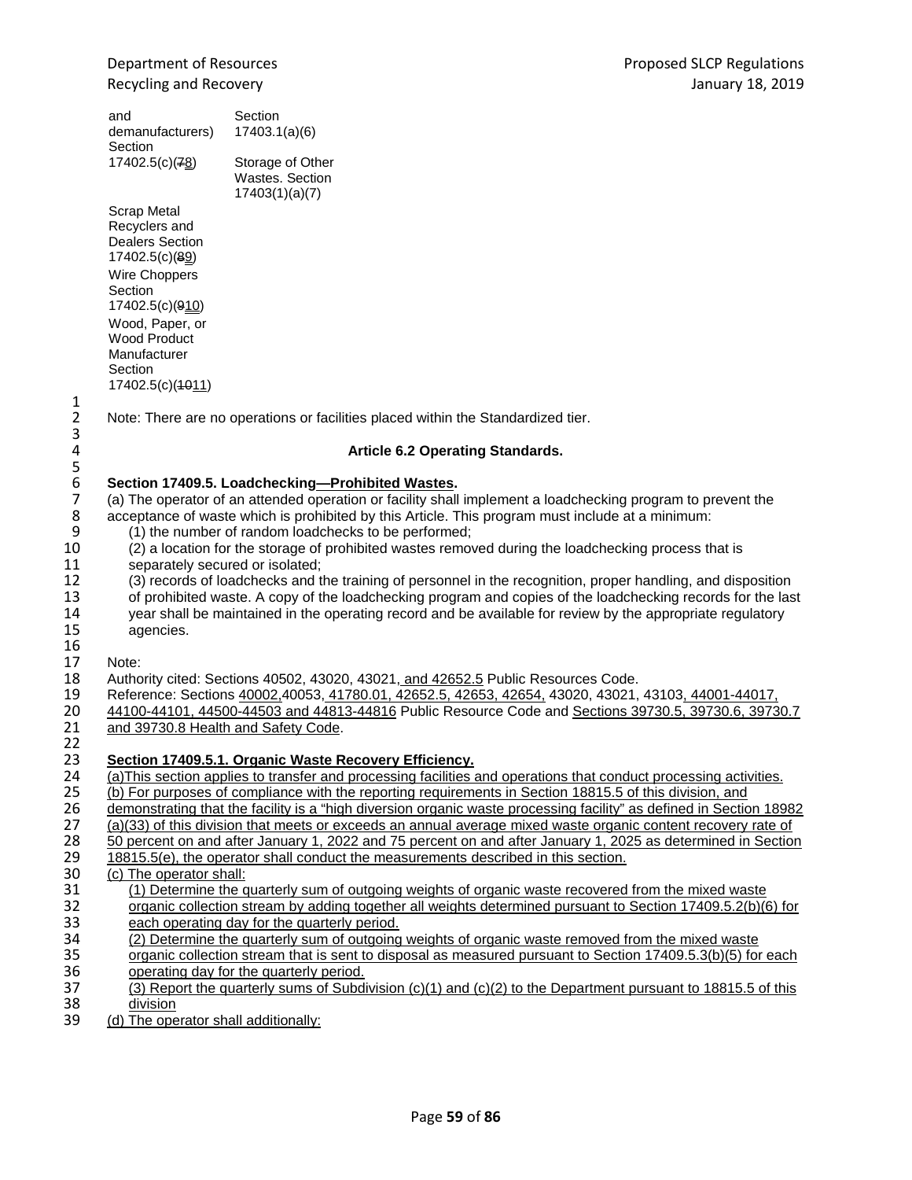| | |
|---|---|
| and demanufacturers) Section | Section 17403.1(a)(6) |
| 17402.5(c)(~~7~~8) | Storage of Other Wastes. Section 17403(1)(a)(7) |
| Scrap Metal Recyclers and Dealers Section 17402.5(c)(~~8~~9) | |
| Wire Choppers Section 17402.5(c)(~~9~~10) | |
| Wood, Paper, or Wood Product Manufacturer Section 17402.5(c)(~~10~~11) | |

Note: There are no operations or facilities placed within the Standardized tier.

### Article 6.2 Operating Standards.

**Section 17409.5. Loadchecking—Prohibited Wastes.**

(a) The operator of an attended operation or facility shall implement a loadchecking program to prevent the acceptance of waste which is prohibited by this Article. This program must include at a minimum:

(1) the number of random loadchecks to be performed;

(2) a location for the storage of prohibited wastes removed during the loadchecking process that is separately secured or isolated;

(3) records of loadchecks and the training of personnel in the recognition, proper handling, and disposition of prohibited waste. A copy of the loadchecking program and copies of the loadchecking records for the last year shall be maintained in the operating record and be available for review by the appropriate regulatory agencies.

Note:
Authority cited: Sections 40502, 43020, 43021, and 42652.5 Public Resources Code.
Reference: Sections 40002,40053, 41780.01, 42652.5, 42653, 42654, 43020, 43021, 43103, 44001-44017, 44100-44101, 44500-44503 and 44813-44816 Public Resource Code and Sections 39730.5, 39730.6, 39730.7 and 39730.8 Health and Safety Code.

**Section 17409.5.1. Organic Waste Recovery Efficiency.**

(a)This section applies to transfer and processing facilities and operations that conduct processing activities.

(b) For purposes of compliance with the reporting requirements in Section 18815.5 of this division, and demonstrating that the facility is a "high diversion organic waste processing facility" as defined in Section 18982 (a)(33) of this division that meets or exceeds an annual average mixed waste organic content recovery rate of 50 percent on and after January 1, 2022 and 75 percent on and after January 1, 2025 as determined in Section 18815.5(e), the operator shall conduct the measurements described in this section.

(c) The operator shall:

(1) Determine the quarterly sum of outgoing weights of organic waste recovered from the mixed waste organic collection stream by adding together all weights determined pursuant to Section 17409.5.2(b)(6) for each operating day for the quarterly period.

(2) Determine the quarterly sum of outgoing weights of organic waste removed from the mixed waste organic collection stream that is sent to disposal as measured pursuant to Section 17409.5.3(b)(5) for each operating day for the quarterly period.

(3) Report the quarterly sums of Subdivision (c)(1) and (c)(2) to the Department pursuant to 18815.5 of this division

(d) The operator shall additionally: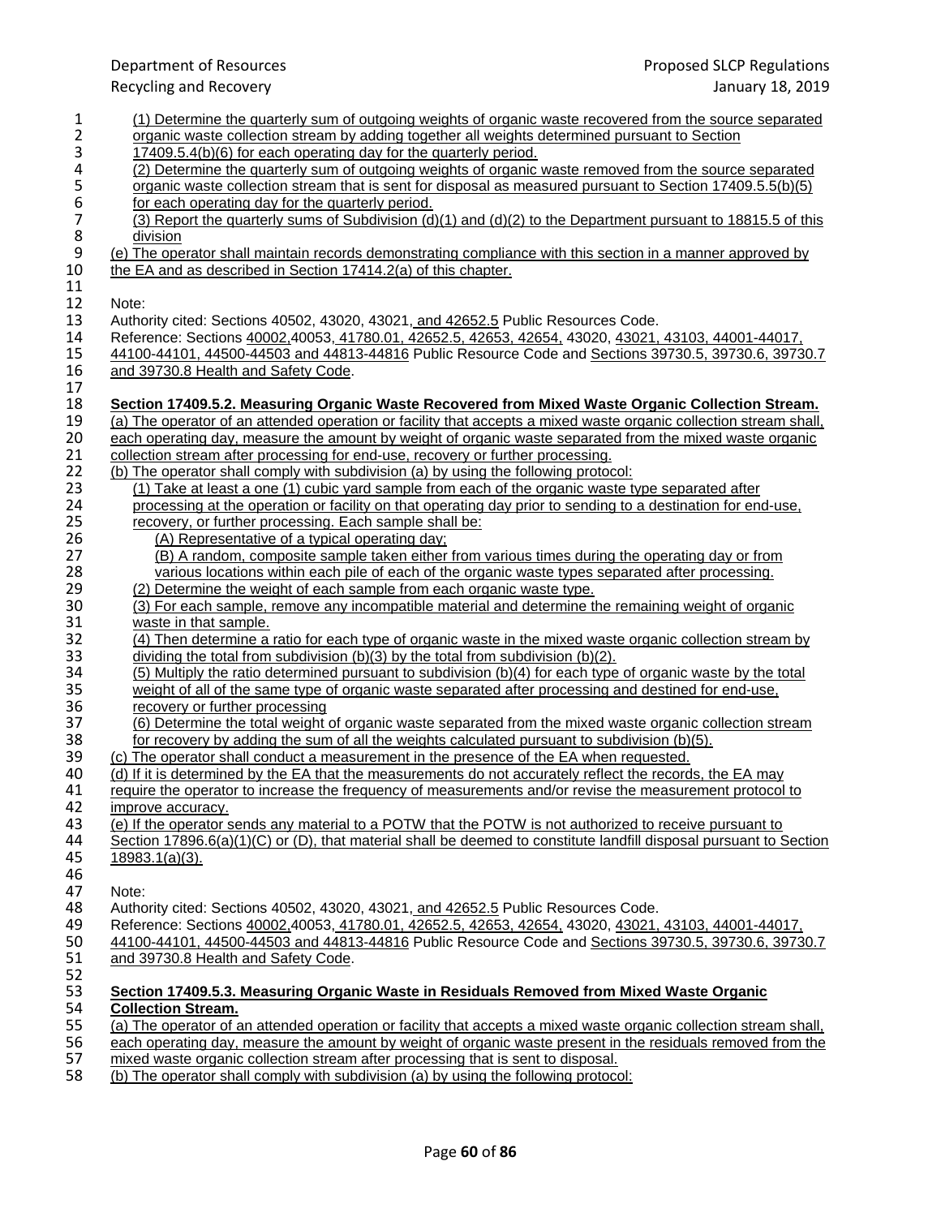(1) Determine the quarterly sum of outgoing weights of organic waste recovered from the source separated organic waste collection stream by adding together all weights determined pursuant to Section 17409.5.4(b)(6) for each operating day for the quarterly period.

(2) Determine the quarterly sum of outgoing weights of organic waste removed from the source separated organic waste collection stream that is sent for disposal as measured pursuant to Section 17409.5.5(b)(5) for each operating day for the quarterly period.

(3) Report the quarterly sums of Subdivision (d)(1) and (d)(2) to the Department pursuant to 18815.5 of this division

(e) The operator shall maintain records demonstrating compliance with this section in a manner approved by the EA and as described in Section 17414.2(a) of this chapter.

Note:
Authority cited: Sections 40502, 43020, 43021, and 42652.5 Public Resources Code.
Reference: Sections 40002,40053, 41780.01, 42652.5, 42653, 42654, 43020, 43021, 43103, 44001-44017, 44100-44101, 44500-44503 and 44813-44816 Public Resource Code and Sections 39730.5, 39730.6, 39730.7 and 39730.8 Health and Safety Code.

**Section 17409.5.2. Measuring Organic Waste Recovered from Mixed Waste Organic Collection Stream.**

(a) The operator of an attended operation or facility that accepts a mixed waste organic collection stream shall, each operating day, measure the amount by weight of organic waste separated from the mixed waste organic collection stream after processing for end-use, recovery or further processing.

(b) The operator shall comply with subdivision (a) by using the following protocol:

(1) Take at least a one (1) cubic yard sample from each of the organic waste type separated after processing at the operation or facility on that operating day prior to sending to a destination for end-use, recovery, or further processing. Each sample shall be:

(A) Representative of a typical operating day;

(B) A random, composite sample taken either from various times during the operating day or from various locations within each pile of each of the organic waste types separated after processing.

(2) Determine the weight of each sample from each organic waste type.

(3) For each sample, remove any incompatible material and determine the remaining weight of organic waste in that sample.

(4) Then determine a ratio for each type of organic waste in the mixed waste organic collection stream by dividing the total from subdivision (b)(3) by the total from subdivision (b)(2).

(5) Multiply the ratio determined pursuant to subdivision (b)(4) for each type of organic waste by the total weight of all of the same type of organic waste separated after processing and destined for end-use, recovery or further processing

(6) Determine the total weight of organic waste separated from the mixed waste organic collection stream for recovery by adding the sum of all the weights calculated pursuant to subdivision (b)(5).

(c) The operator shall conduct a measurement in the presence of the EA when requested.

(d) If it is determined by the EA that the measurements do not accurately reflect the records, the EA may require the operator to increase the frequency of measurements and/or revise the measurement protocol to improve accuracy.

(e) If the operator sends any material to a POTW that the POTW is not authorized to receive pursuant to Section 17896.6(a)(1)(C) or (D), that material shall be deemed to constitute landfill disposal pursuant to Section 18983.1(a)(3).

Note:
Authority cited: Sections 40502, 43020, 43021, and 42652.5 Public Resources Code.
Reference: Sections 40002,40053, 41780.01, 42652.5, 42653, 42654, 43020, 43021, 43103, 44001-44017, 44100-44101, 44500-44503 and 44813-44816 Public Resource Code and Sections 39730.5, 39730.6, 39730.7 and 39730.8 Health and Safety Code.

**Section 17409.5.3. Measuring Organic Waste in Residuals Removed from Mixed Waste Organic Collection Stream.**

(a) The operator of an attended operation or facility that accepts a mixed waste organic collection stream shall, each operating day, measure the amount by weight of organic waste present in the residuals removed from the mixed waste organic collection stream after processing that is sent to disposal.

(b) The operator shall comply with subdivision (a) by using the following protocol: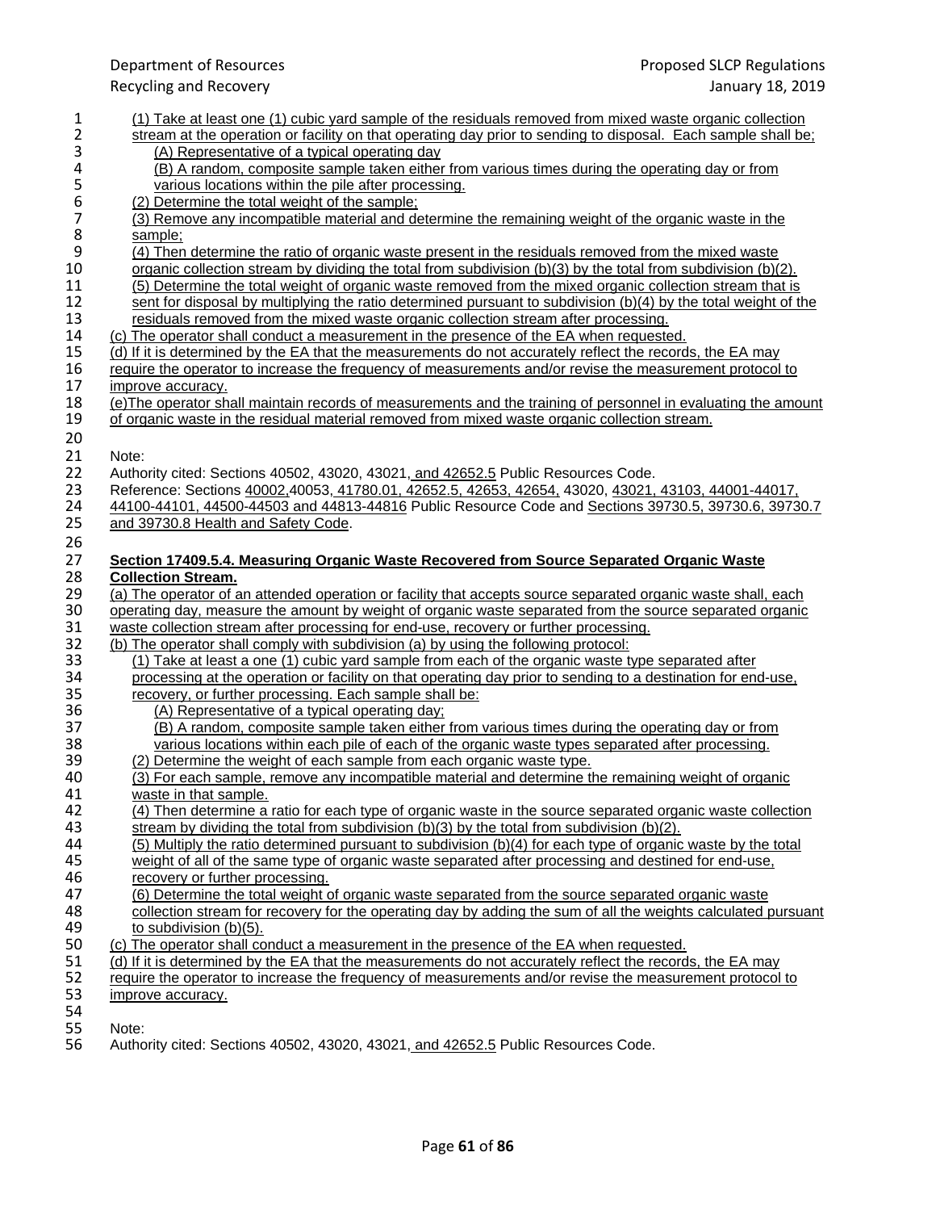(1) Take at least one (1) cubic yard sample of the residuals removed from mixed waste organic collection stream at the operation or facility on that operating day prior to sending to disposal. Each sample shall be;

(A) Representative of a typical operating day

(B) A random, composite sample taken either from various times during the operating day or from various locations within the pile after processing.

(2) Determine the total weight of the sample;

(3) Remove any incompatible material and determine the remaining weight of the organic waste in the sample;

(4) Then determine the ratio of organic waste present in the residuals removed from the mixed waste organic collection stream by dividing the total from subdivision (b)(3) by the total from subdivision (b)(2).

(5) Determine the total weight of organic waste removed from the mixed organic collection stream that is sent for disposal by multiplying the ratio determined pursuant to subdivision (b)(4) by the total weight of the residuals removed from the mixed waste organic collection stream after processing.

(c) The operator shall conduct a measurement in the presence of the EA when requested.

(d) If it is determined by the EA that the measurements do not accurately reflect the records, the EA may require the operator to increase the frequency of measurements and/or revise the measurement protocol to improve accuracy.

(e)The operator shall maintain records of measurements and the training of personnel in evaluating the amount of organic waste in the residual material removed from mixed waste organic collection stream.

Note:

Authority cited: Sections 40502, 43020, 43021, and 42652.5 Public Resources Code.

Reference: Sections 40002,40053, 41780.01, 42652.5, 42653, 42654, 43020, 43021, 43103, 44001-44017, 44100-44101, 44500-44503 and 44813-44816 Public Resource Code and Sections 39730.5, 39730.6, 39730.7 and 39730.8 Health and Safety Code.

**Section 17409.5.4. Measuring Organic Waste Recovered from Source Separated Organic Waste Collection Stream.**

(a) The operator of an attended operation or facility that accepts source separated organic waste shall, each operating day, measure the amount by weight of organic waste separated from the source separated organic waste collection stream after processing for end-use, recovery or further processing.

(b) The operator shall comply with subdivision (a) by using the following protocol:

(1) Take at least a one (1) cubic yard sample from each of the organic waste type separated after processing at the operation or facility on that operating day prior to sending to a destination for end-use, recovery, or further processing. Each sample shall be:

(A) Representative of a typical operating day;

(B) A random, composite sample taken either from various times during the operating day or from various locations within each pile of each of the organic waste types separated after processing.

(2) Determine the weight of each sample from each organic waste type.

(3) For each sample, remove any incompatible material and determine the remaining weight of organic waste in that sample.

(4) Then determine a ratio for each type of organic waste in the source separated organic waste collection stream by dividing the total from subdivision (b)(3) by the total from subdivision (b)(2).

(5) Multiply the ratio determined pursuant to subdivision (b)(4) for each type of organic waste by the total weight of all of the same type of organic waste separated after processing and destined for end-use, recovery or further processing.

(6) Determine the total weight of organic waste separated from the source separated organic waste collection stream for recovery for the operating day by adding the sum of all the weights calculated pursuant to subdivision (b)(5).

(c) The operator shall conduct a measurement in the presence of the EA when requested.

(d) If it is determined by the EA that the measurements do not accurately reflect the records, the EA may require the operator to increase the frequency of measurements and/or revise the measurement protocol to improve accuracy.

Note:

Authority cited: Sections 40502, 43020, 43021, and 42652.5 Public Resources Code.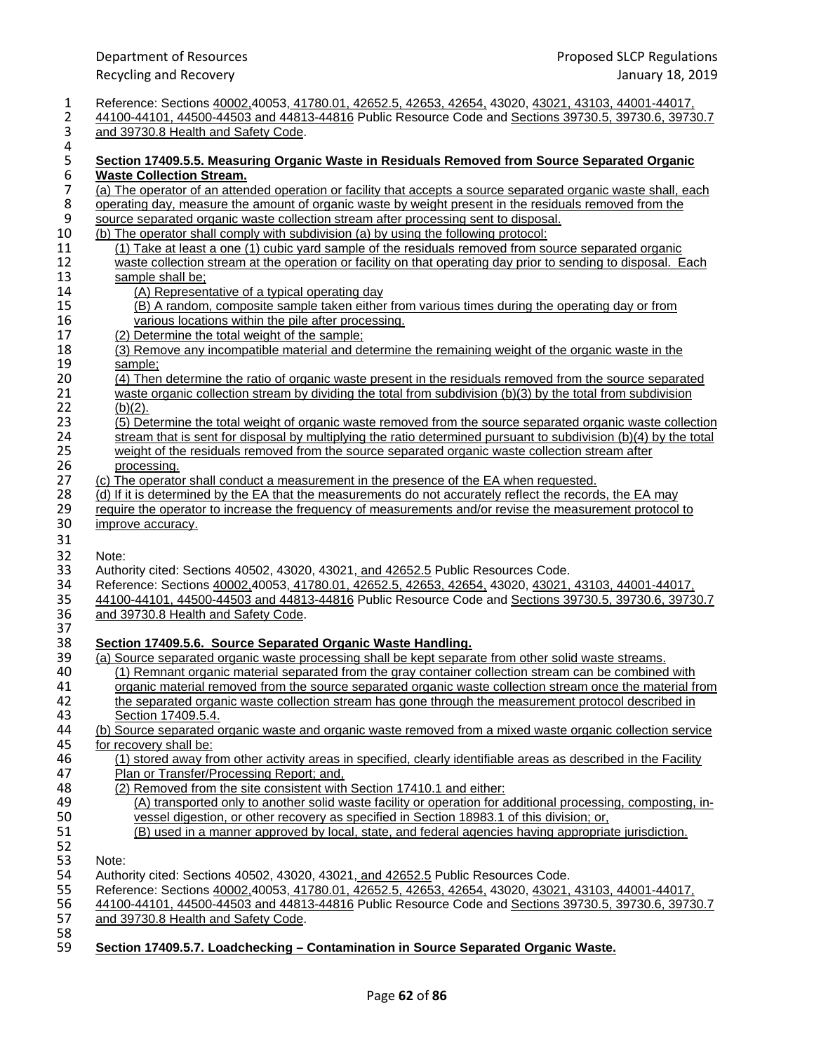Reference: Sections 40002,40053, 41780.01, 42652.5, 42653, 42654, 43020, 43021, 43103, 44001-44017, 44100-44101, 44500-44503 and 44813-44816 Public Resource Code and Sections 39730.5, 39730.6, 39730.7 and 39730.8 Health and Safety Code.

**Section 17409.5.5. Measuring Organic Waste in Residuals Removed from Source Separated Organic Waste Collection Stream.**

(a) The operator of an attended operation or facility that accepts a source separated organic waste shall, each operating day, measure the amount of organic waste by weight present in the residuals removed from the source separated organic waste collection stream after processing sent to disposal.

(b) The operator shall comply with subdivision (a) by using the following protocol:

(1) Take at least a one (1) cubic yard sample of the residuals removed from source separated organic waste collection stream at the operation or facility on that operating day prior to sending to disposal. Each sample shall be;

(A) Representative of a typical operating day

(B) A random, composite sample taken either from various times during the operating day or from various locations within the pile after processing.

(2) Determine the total weight of the sample;

(3) Remove any incompatible material and determine the remaining weight of the organic waste in the sample;

(4) Then determine the ratio of organic waste present in the residuals removed from the source separated waste organic collection stream by dividing the total from subdivision (b)(3) by the total from subdivision (b)(2).

(5) Determine the total weight of organic waste removed from the source separated organic waste collection stream that is sent for disposal by multiplying the ratio determined pursuant to subdivision (b)(4) by the total weight of the residuals removed from the source separated organic waste collection stream after processing.

(c) The operator shall conduct a measurement in the presence of the EA when requested.

(d) If it is determined by the EA that the measurements do not accurately reflect the records, the EA may require the operator to increase the frequency of measurements and/or revise the measurement protocol to improve accuracy.

Note:
Authority cited: Sections 40502, 43020, 43021, and 42652.5 Public Resources Code.
Reference: Sections 40002,40053, 41780.01, 42652.5, 42653, 42654, 43020, 43021, 43103, 44001-44017, 44100-44101, 44500-44503 and 44813-44816 Public Resource Code and Sections 39730.5, 39730.6, 39730.7 and 39730.8 Health and Safety Code.

**Section 17409.5.6. Source Separated Organic Waste Handling.**

(a) Source separated organic waste processing shall be kept separate from other solid waste streams.

(1) Remnant organic material separated from the gray container collection stream can be combined with organic material removed from the source separated organic waste collection stream once the material from the separated organic waste collection stream has gone through the measurement protocol described in Section 17409.5.4.

(b) Source separated organic waste and organic waste removed from a mixed waste organic collection service for recovery shall be:

(1) stored away from other activity areas in specified, clearly identifiable areas as described in the Facility Plan or Transfer/Processing Report; and,

(2) Removed from the site consistent with Section 17410.1 and either:

(A) transported only to another solid waste facility or operation for additional processing, composting, in-vessel digestion, or other recovery as specified in Section 18983.1 of this division; or,

(B) used in a manner approved by local, state, and federal agencies having appropriate jurisdiction.

Note:
Authority cited: Sections 40502, 43020, 43021, and 42652.5 Public Resources Code.
Reference: Sections 40002,40053, 41780.01, 42652.5, 42653, 42654, 43020, 43021, 43103, 44001-44017, 44100-44101, 44500-44503 and 44813-44816 Public Resource Code and Sections 39730.5, 39730.6, 39730.7 and 39730.8 Health and Safety Code.

**Section 17409.5.7. Loadchecking – Contamination in Source Separated Organic Waste.**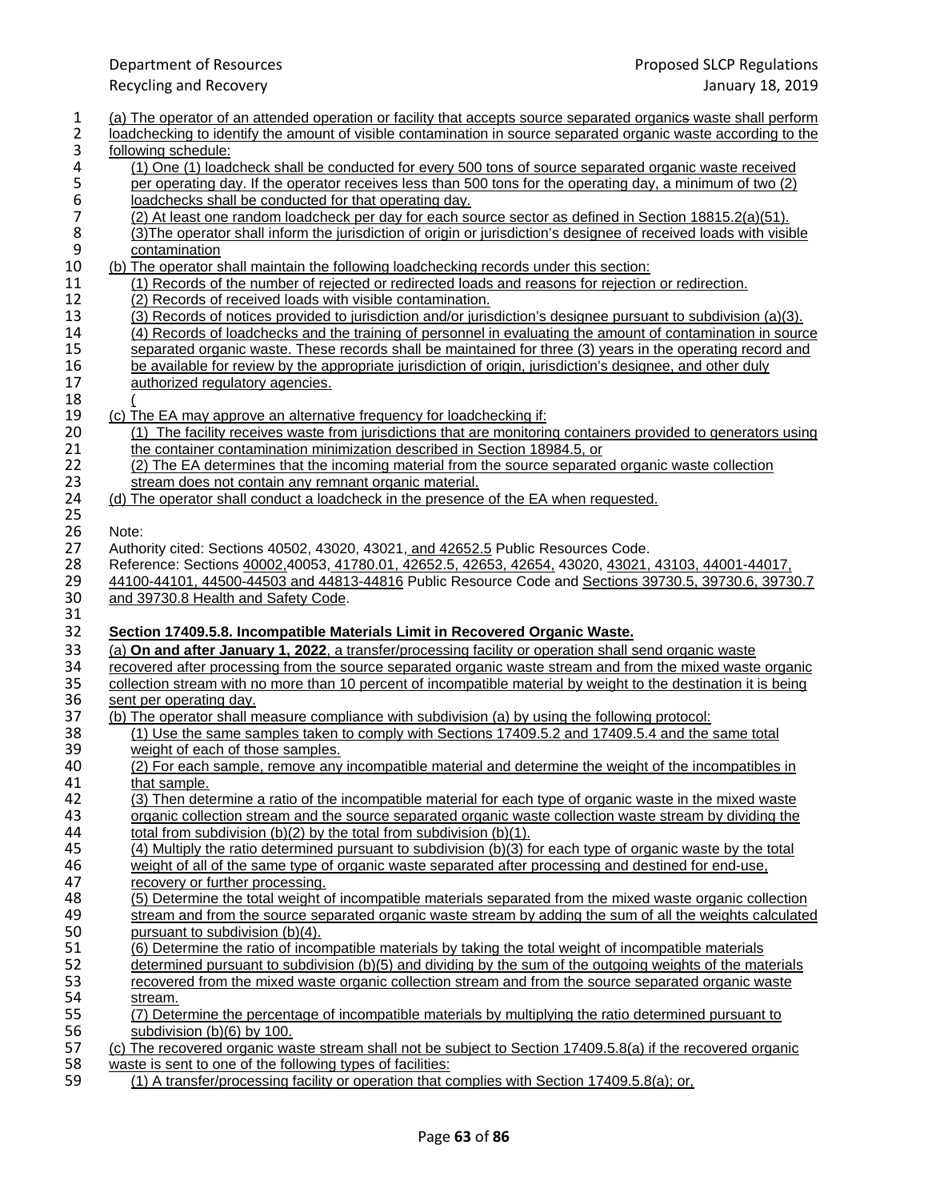(a) The operator of an attended operation or facility that accepts source separated organics waste shall perform loadchecking to identify the amount of visible contamination in source separated organic waste according to the following schedule:

(1) One (1) loadcheck shall be conducted for every 500 tons of source separated organic waste received per operating day. If the operator receives less than 500 tons for the operating day, a minimum of two (2) loadchecks shall be conducted for that operating day.

(2) At least one random loadcheck per day for each source sector as defined in Section 18815.2(a)(51).

(3)The operator shall inform the jurisdiction of origin or jurisdiction's designee of received loads with visible contamination

(b) The operator shall maintain the following loadchecking records under this section:

(1) Records of the number of rejected or redirected loads and reasons for rejection or redirection.

(2) Records of received loads with visible contamination.

(3) Records of notices provided to jurisdiction and/or jurisdiction's designee pursuant to subdivision (a)(3).

(4) Records of loadchecks and the training of personnel in evaluating the amount of contamination in source separated organic waste. These records shall be maintained for three (3) years in the operating record and be available for review by the appropriate jurisdiction of origin, jurisdiction's designee, and other duly authorized regulatory agencies.

(

(c) The EA may approve an alternative frequency for loadchecking if:

(1) The facility receives waste from jurisdictions that are monitoring containers provided to generators using the container contamination minimization described in Section 18984.5, or

(2) The EA determines that the incoming material from the source separated organic waste collection stream does not contain any remnant organic material.

(d) The operator shall conduct a loadcheck in the presence of the EA when requested.

Note:

Authority cited: Sections 40502, 43020, 43021, and 42652.5 Public Resources Code.

Reference: Sections 40002,40053, 41780.01, 42652.5, 42653, 42654, 43020, 43021, 43103, 44001-44017, 44100-44101, 44500-44503 and 44813-44816 Public Resource Code and Sections 39730.5, 39730.6, 39730.7 and 39730.8 Health and Safety Code.

**Section 17409.5.8. Incompatible Materials Limit in Recovered Organic Waste.**

(a) **On and after January 1, 2022**, a transfer/processing facility or operation shall send organic waste recovered after processing from the source separated organic waste stream and from the mixed waste organic collection stream with no more than 10 percent of incompatible material by weight to the destination it is being sent per operating day.

(b) The operator shall measure compliance with subdivision (a) by using the following protocol:

(1) Use the same samples taken to comply with Sections 17409.5.2 and 17409.5.4 and the same total weight of each of those samples.

(2) For each sample, remove any incompatible material and determine the weight of the incompatibles in that sample.

(3) Then determine a ratio of the incompatible material for each type of organic waste in the mixed waste organic collection stream and the source separated organic waste collection waste stream by dividing the total from subdivision (b)(2) by the total from subdivision (b)(1).

(4) Multiply the ratio determined pursuant to subdivision (b)(3) for each type of organic waste by the total weight of all of the same type of organic waste separated after processing and destined for end-use, recovery or further processing.

(5) Determine the total weight of incompatible materials separated from the mixed waste organic collection stream and from the source separated organic waste stream by adding the sum of all the weights calculated pursuant to subdivision (b)(4).

(6) Determine the ratio of incompatible materials by taking the total weight of incompatible materials determined pursuant to subdivision (b)(5) and dividing by the sum of the outgoing weights of the materials recovered from the mixed waste organic collection stream and from the source separated organic waste stream.

(7) Determine the percentage of incompatible materials by multiplying the ratio determined pursuant to subdivision (b)(6) by 100.

(c) The recovered organic waste stream shall not be subject to Section 17409.5.8(a) if the recovered organic waste is sent to one of the following types of facilities:

(1) A transfer/processing facility or operation that complies with Section 17409.5.8(a); or,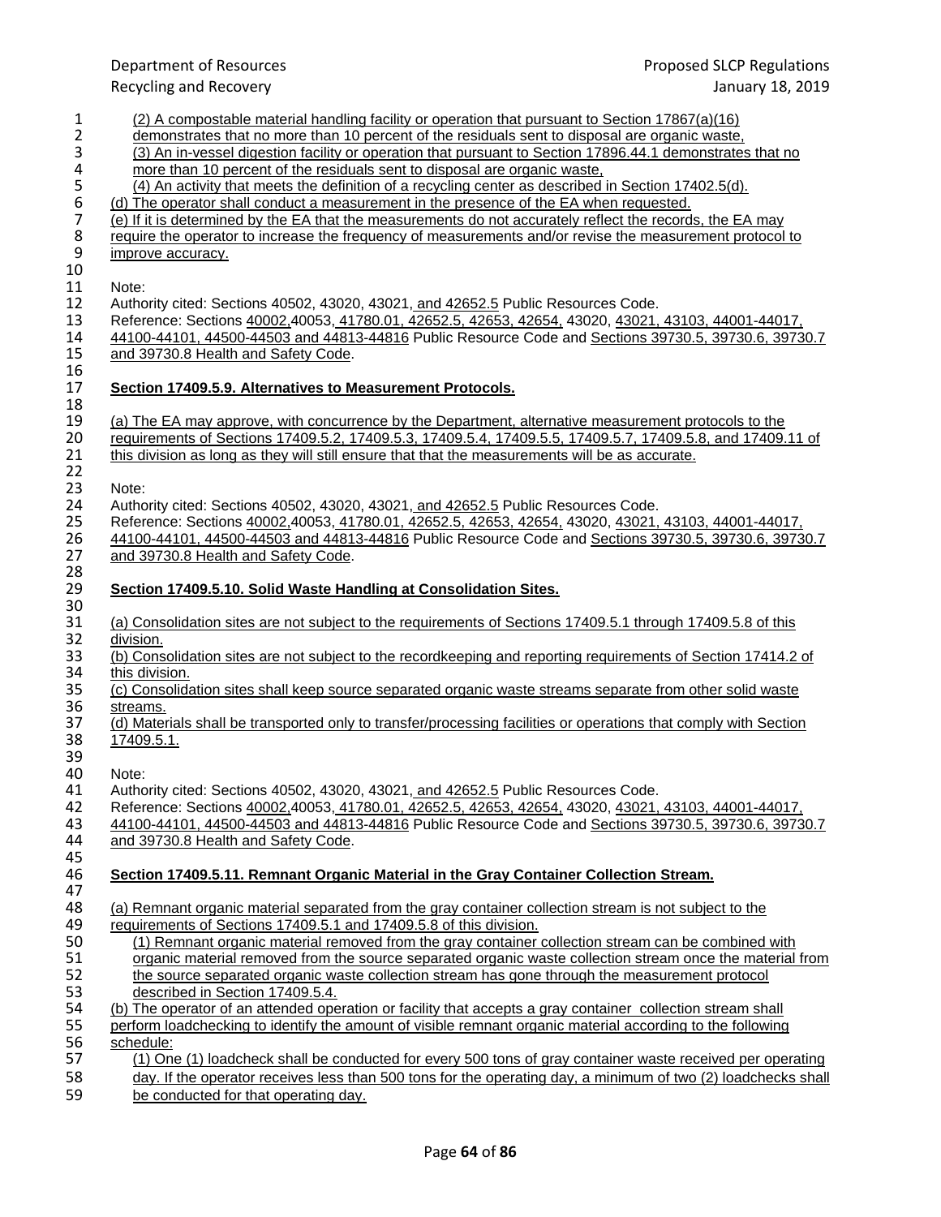(2) A compostable material handling facility or operation that pursuant to Section 17867(a)(16) demonstrates that no more than 10 percent of the residuals sent to disposal are organic waste,

(3) An in-vessel digestion facility or operation that pursuant to Section 17896.44.1 demonstrates that no more than 10 percent of the residuals sent to disposal are organic waste,

(4) An activity that meets the definition of a recycling center as described in Section 17402.5(d).

(d) The operator shall conduct a measurement in the presence of the EA when requested.

(e) If it is determined by the EA that the measurements do not accurately reflect the records, the EA may require the operator to increase the frequency of measurements and/or revise the measurement protocol to improve accuracy.

Note:
Authority cited: Sections 40502, 43020, 43021, and 42652.5 Public Resources Code.
Reference: Sections 40002,40053, 41780.01, 42652.5, 42653, 42654, 43020, 43021, 43103, 44001-44017, 44100-44101, 44500-44503 and 44813-44816 Public Resource Code and Sections 39730.5, 39730.6, 39730.7 and 39730.8 Health and Safety Code.

**Section 17409.5.9. Alternatives to Measurement Protocols.**

(a) The EA may approve, with concurrence by the Department, alternative measurement protocols to the requirements of Sections 17409.5.2, 17409.5.3, 17409.5.4, 17409.5.5, 17409.5.7, 17409.5.8, and 17409.11 of this division as long as they will still ensure that that the measurements will be as accurate.

Note:
Authority cited: Sections 40502, 43020, 43021, and 42652.5 Public Resources Code.
Reference: Sections 40002,40053, 41780.01, 42652.5, 42653, 42654, 43020, 43021, 43103, 44001-44017, 44100-44101, 44500-44503 and 44813-44816 Public Resource Code and Sections 39730.5, 39730.6, 39730.7 and 39730.8 Health and Safety Code.

**Section 17409.5.10. Solid Waste Handling at Consolidation Sites.**

(a) Consolidation sites are not subject to the requirements of Sections 17409.5.1 through 17409.5.8 of this division.

(b) Consolidation sites are not subject to the recordkeeping and reporting requirements of Section 17414.2 of this division.

(c) Consolidation sites shall keep source separated organic waste streams separate from other solid waste streams.

(d) Materials shall be transported only to transfer/processing facilities or operations that comply with Section 17409.5.1.

Note:
Authority cited: Sections 40502, 43020, 43021, and 42652.5 Public Resources Code.
Reference: Sections 40002,40053, 41780.01, 42652.5, 42653, 42654, 43020, 43021, 43103, 44001-44017, 44100-44101, 44500-44503 and 44813-44816 Public Resource Code and Sections 39730.5, 39730.6, 39730.7 and 39730.8 Health and Safety Code.

**Section 17409.5.11. Remnant Organic Material in the Gray Container Collection Stream.**

(a) Remnant organic material separated from the gray container collection stream is not subject to the requirements of Sections 17409.5.1 and 17409.5.8 of this division.

(1) Remnant organic material removed from the gray container collection stream can be combined with organic material removed from the source separated organic waste collection stream once the material from the source separated organic waste collection stream has gone through the measurement protocol described in Section 17409.5.4.

(b) The operator of an attended operation or facility that accepts a gray container collection stream shall perform loadchecking to identify the amount of visible remnant organic material according to the following schedule:

(1) One (1) loadcheck shall be conducted for every 500 tons of gray container waste received per operating day. If the operator receives less than 500 tons for the operating day, a minimum of two (2) loadchecks shall be conducted for that operating day.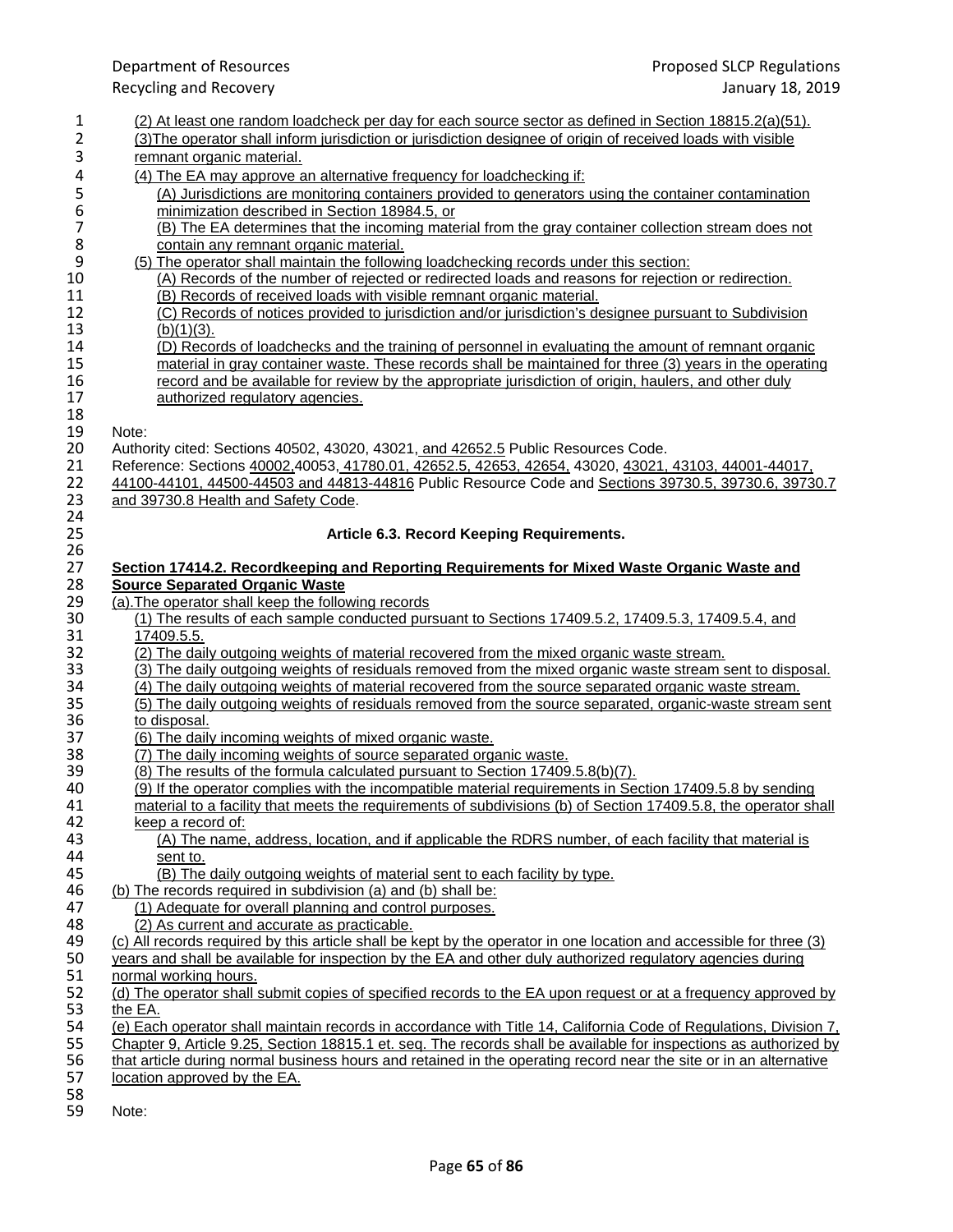(2) At least one random loadcheck per day for each source sector as defined in Section 18815.2(a)(51).

(3)The operator shall inform jurisdiction or jurisdiction designee of origin of received loads with visible remnant organic material.

(4) The EA may approve an alternative frequency for loadchecking if:

(A) Jurisdictions are monitoring containers provided to generators using the container contamination minimization described in Section 18984.5, or

(B) The EA determines that the incoming material from the gray container collection stream does not contain any remnant organic material.

(5) The operator shall maintain the following loadchecking records under this section:

(A) Records of the number of rejected or redirected loads and reasons for rejection or redirection.

(B) Records of received loads with visible remnant organic material.

(C) Records of notices provided to jurisdiction and/or jurisdiction's designee pursuant to Subdivision (b)(1)(3).

(D) Records of loadchecks and the training of personnel in evaluating the amount of remnant organic material in gray container waste. These records shall be maintained for three (3) years in the operating record and be available for review by the appropriate jurisdiction of origin, haulers, and other duly authorized regulatory agencies.

Note:

Authority cited: Sections 40502, 43020, 43021, and 42652.5 Public Resources Code.

Reference: Sections 40002,40053, 41780.01, 42652.5, 42653, 42654, 43020, 43021, 43103, 44001-44017, 44100-44101, 44500-44503 and 44813-44816 Public Resource Code and Sections 39730.5, 39730.6, 39730.7 and 39730.8 Health and Safety Code.

## Article 6.3. Record Keeping Requirements.

**Section 17414.2. Recordkeeping and Reporting Requirements for Mixed Waste Organic Waste and Source Separated Organic Waste**

(a).The operator shall keep the following records

(1) The results of each sample conducted pursuant to Sections 17409.5.2, 17409.5.3, 17409.5.4, and 17409.5.5.

(2) The daily outgoing weights of material recovered from the mixed organic waste stream.

(3) The daily outgoing weights of residuals removed from the mixed organic waste stream sent to disposal.

(4) The daily outgoing weights of material recovered from the source separated organic waste stream.

(5) The daily outgoing weights of residuals removed from the source separated, organic-waste stream sent to disposal.

(6) The daily incoming weights of mixed organic waste.

(7) The daily incoming weights of source separated organic waste.

(8) The results of the formula calculated pursuant to Section 17409.5.8(b)(7).

(9) If the operator complies with the incompatible material requirements in Section 17409.5.8 by sending material to a facility that meets the requirements of subdivisions (b) of Section 17409.5.8, the operator shall keep a record of:

(A) The name, address, location, and if applicable the RDRS number, of each facility that material is sent to.

(B) The daily outgoing weights of material sent to each facility by type.

(b) The records required in subdivision (a) and (b) shall be:

(1) Adequate for overall planning and control purposes.

(2) As current and accurate as practicable.

(c) All records required by this article shall be kept by the operator in one location and accessible for three (3) years and shall be available for inspection by the EA and other duly authorized regulatory agencies during normal working hours.

(d) The operator shall submit copies of specified records to the EA upon request or at a frequency approved by the EA.

(e) Each operator shall maintain records in accordance with Title 14, California Code of Regulations, Division 7, Chapter 9, Article 9.25, Section 18815.1 et. seq. The records shall be available for inspections as authorized by that article during normal business hours and retained in the operating record near the site or in an alternative location approved by the EA.

Note: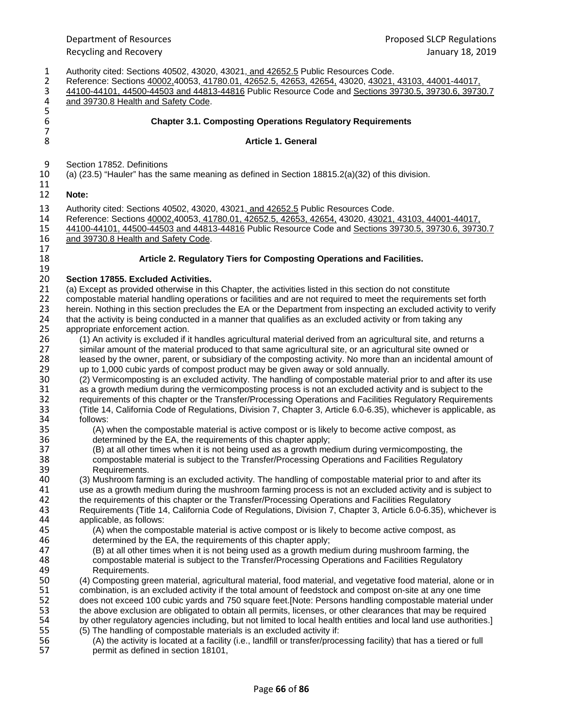Authority cited: Sections 40502, 43020, 43021, and 42652.5 Public Resources Code.
Reference: Sections 40002,40053, 41780.01, 42652.5, 42653, 42654, 43020, 43021, 43103, 44001-44017, 44100-44101, 44500-44503 and 44813-44816 Public Resource Code and Sections 39730.5, 39730.6, 39730.7 and 39730.8 Health and Safety Code.

## Chapter 3.1. Composting Operations Regulatory Requirements

### Article 1. General

Section 17852. Definitions
(a) (23.5) "Hauler" has the same meaning as defined in Section 18815.2(a)(32) of this division.

**Note:**

Authority cited: Sections 40502, 43020, 43021, and 42652.5 Public Resources Code.
Reference: Sections 40002,40053, 41780.01, 42652.5, 42653, 42654, 43020, 43021, 43103, 44001-44017, 44100-44101, 44500-44503 and 44813-44816 Public Resource Code and Sections 39730.5, 39730.6, 39730.7 and 39730.8 Health and Safety Code.

### Article 2. Regulatory Tiers for Composting Operations and Facilities.

**Section 17855. Excluded Activities.**

(a) Except as provided otherwise in this Chapter, the activities listed in this section do not constitute compostable material handling operations or facilities and are not required to meet the requirements set forth herein. Nothing in this section precludes the EA or the Department from inspecting an excluded activity to verify that the activity is being conducted in a manner that qualifies as an excluded activity or from taking any appropriate enforcement action.

(1) An activity is excluded if it handles agricultural material derived from an agricultural site, and returns a similar amount of the material produced to that same agricultural site, or an agricultural site owned or leased by the owner, parent, or subsidiary of the composting activity. No more than an incidental amount of up to 1,000 cubic yards of compost product may be given away or sold annually.

(2) Vermicomposting is an excluded activity. The handling of compostable material prior to and after its use as a growth medium during the vermicomposting process is not an excluded activity and is subject to the requirements of this chapter or the Transfer/Processing Operations and Facilities Regulatory Requirements (Title 14, California Code of Regulations, Division 7, Chapter 3, Article 6.0-6.35), whichever is applicable, as follows:

(A) when the compostable material is active compost or is likely to become active compost, as determined by the EA, the requirements of this chapter apply;

(B) at all other times when it is not being used as a growth medium during vermicomposting, the compostable material is subject to the Transfer/Processing Operations and Facilities Regulatory Requirements.

(3) Mushroom farming is an excluded activity. The handling of compostable material prior to and after its use as a growth medium during the mushroom farming process is not an excluded activity and is subject to the requirements of this chapter or the Transfer/Processing Operations and Facilities Regulatory Requirements (Title 14, California Code of Regulations, Division 7, Chapter 3, Article 6.0-6.35), whichever is applicable, as follows:

(A) when the compostable material is active compost or is likely to become active compost, as determined by the EA, the requirements of this chapter apply;

(B) at all other times when it is not being used as a growth medium during mushroom farming, the compostable material is subject to the Transfer/Processing Operations and Facilities Regulatory Requirements.

(4) Composting green material, agricultural material, food material, and vegetative food material, alone or in combination, is an excluded activity if the total amount of feedstock and compost on-site at any one time does not exceed 100 cubic yards and 750 square feet.[Note: Persons handling compostable material under the above exclusion are obligated to obtain all permits, licenses, or other clearances that may be required by other regulatory agencies including, but not limited to local health entities and local land use authorities.]

(5) The handling of compostable materials is an excluded activity if:

(A) the activity is located at a facility (i.e., landfill or transfer/processing facility) that has a tiered or full permit as defined in section 18101,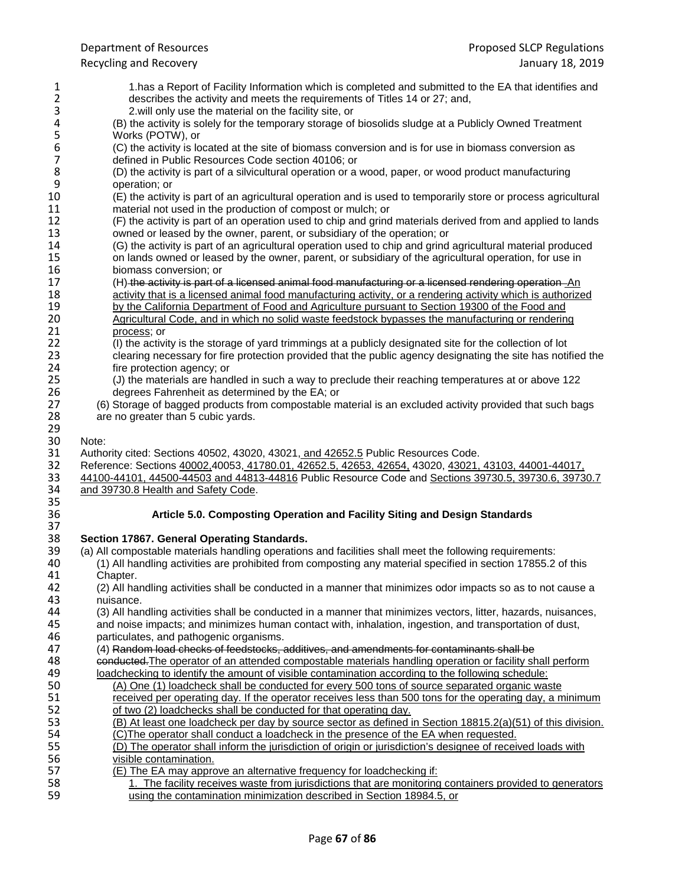1.has a Report of Facility Information which is completed and submitted to the EA that identifies and describes the activity and meets the requirements of Titles 14 or 27; and,

2.will only use the material on the facility site, or

(B) the activity is solely for the temporary storage of biosolids sludge at a Publicly Owned Treatment Works (POTW), or

(C) the activity is located at the site of biomass conversion and is for use in biomass conversion as defined in Public Resources Code section 40106; or

(D) the activity is part of a silvicultural operation or a wood, paper, or wood product manufacturing operation; or

(E) the activity is part of an agricultural operation and is used to temporarily store or process agricultural material not used in the production of compost or mulch; or

(F) the activity is part of an operation used to chip and grind materials derived from and applied to lands owned or leased by the owner, parent, or subsidiary of the operation; or

(G) the activity is part of an agricultural operation used to chip and grind agricultural material produced on lands owned or leased by the owner, parent, or subsidiary of the agricultural operation, for use in biomass conversion; or

(H) ~~the activity is part of a licensed animal food manufacturing or a licensed rendering operation~~ An activity that is a licensed animal food manufacturing activity, or a rendering activity which is authorized by the California Department of Food and Agriculture pursuant to Section 19300 of the Food and Agricultural Code, and in which no solid waste feedstock bypasses the manufacturing or rendering process; or

(I) the activity is the storage of yard trimmings at a publicly designated site for the collection of lot clearing necessary for fire protection provided that the public agency designating the site has notified the fire protection agency; or

(J) the materials are handled in such a way to preclude their reaching temperatures at or above 122 degrees Fahrenheit as determined by the EA; or

(6) Storage of bagged products from compostable material is an excluded activity provided that such bags are no greater than 5 cubic yards.

Note:
Authority cited: Sections 40502, 43020, 43021, and 42652.5 Public Resources Code.
Reference: Sections 40002,40053, 41780.01, 42652.5, 42653, 42654, 43020, 43021, 43103, 44001-44017, 44100-44101, 44500-44503 and 44813-44816 Public Resource Code and Sections 39730.5, 39730.6, 39730.7 and 39730.8 Health and Safety Code.

### Article 5.0. Composting Operation and Facility Siting and Design Standards

**Section 17867. General Operating Standards.**

(a) All compostable materials handling operations and facilities shall meet the following requirements:

(1) All handling activities are prohibited from composting any material specified in section 17855.2 of this Chapter.

(2) All handling activities shall be conducted in a manner that minimizes odor impacts so as to not cause a nuisance.

(3) All handling activities shall be conducted in a manner that minimizes vectors, litter, hazards, nuisances, and noise impacts; and minimizes human contact with, inhalation, ingestion, and transportation of dust, particulates, and pathogenic organisms.

(4) ~~Random load checks of feedstocks, additives, and amendments for contaminants shall be conducted.~~The operator of an attended compostable materials handling operation or facility shall perform loadchecking to identify the amount of visible contamination according to the following schedule:

(A) One (1) loadcheck shall be conducted for every 500 tons of source separated organic waste received per operating day. If the operator receives less than 500 tons for the operating day, a minimum of two (2) loadchecks shall be conducted for that operating day.

(B) At least one loadcheck per day by source sector as defined in Section 18815.2(a)(51) of this division.

(C)The operator shall conduct a loadcheck in the presence of the EA when requested.

(D) The operator shall inform the jurisdiction of origin or jurisdiction's designee of received loads with visible contamination.

(E) The EA may approve an alternative frequency for loadchecking if:

1. The facility receives waste from jurisdictions that are monitoring containers provided to generators using the contamination minimization described in Section 18984.5, or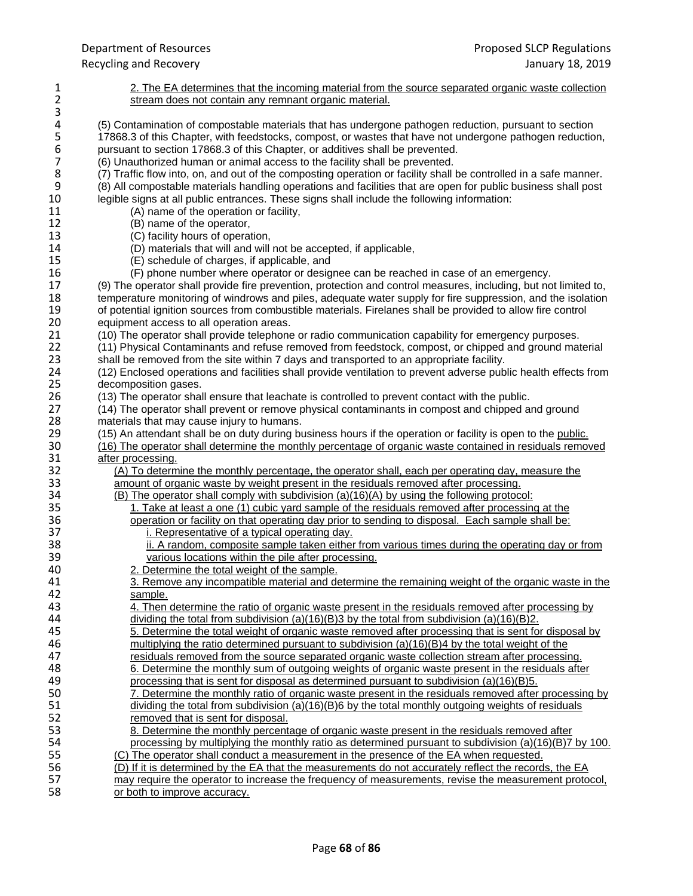2. The EA determines that the incoming material from the source separated organic waste collection stream does not contain any remnant organic material.

(5) Contamination of compostable materials that has undergone pathogen reduction, pursuant to section 17868.3 of this Chapter, with feedstocks, compost, or wastes that have not undergone pathogen reduction, pursuant to section 17868.3 of this Chapter, or additives shall be prevented.

(6) Unauthorized human or animal access to the facility shall be prevented.

(7) Traffic flow into, on, and out of the composting operation or facility shall be controlled in a safe manner.

(8) All compostable materials handling operations and facilities that are open for public business shall post legible signs at all public entrances. These signs shall include the following information:

- (A) name of the operation or facility,
- (B) name of the operator,
- (C) facility hours of operation,
- (D) materials that will and will not be accepted, if applicable,
- (E) schedule of charges, if applicable, and
- (F) phone number where operator or designee can be reached in case of an emergency.

(9) The operator shall provide fire prevention, protection and control measures, including, but not limited to, temperature monitoring of windrows and piles, adequate water supply for fire suppression, and the isolation of potential ignition sources from combustible materials. Firelanes shall be provided to allow fire control equipment access to all operation areas.

(10) The operator shall provide telephone or radio communication capability for emergency purposes.

(11) Physical Contaminants and refuse removed from feedstock, compost, or chipped and ground material shall be removed from the site within 7 days and transported to an appropriate facility.

(12) Enclosed operations and facilities shall provide ventilation to prevent adverse public health effects from decomposition gases.

(13) The operator shall ensure that leachate is controlled to prevent contact with the public.

(14) The operator shall prevent or remove physical contaminants in compost and chipped and ground materials that may cause injury to humans.

(15) An attendant shall be on duty during business hours if the operation or facility is open to the public.

(16) The operator shall determine the monthly percentage of organic waste contained in residuals removed after processing.

(A) To determine the monthly percentage, the operator shall, each per operating day, measure the amount of organic waste by weight present in the residuals removed after processing.

(B) The operator shall comply with subdivision (a)(16)(A) by using the following protocol:

1. Take at least a one (1) cubic yard sample of the residuals removed after processing at the operation or facility on that operating day prior to sending to disposal. Each sample shall be:
   - i. Representative of a typical operating day.
   - ii. A random, composite sample taken either from various times during the operating day or from various locations within the pile after processing.
2. Determine the total weight of the sample.
3. Remove any incompatible material and determine the remaining weight of the organic waste in the sample.
4. Then determine the ratio of organic waste present in the residuals removed after processing by dividing the total from subdivision (a)(16)(B)3 by the total from subdivision (a)(16)(B)2.
5. Determine the total weight of organic waste removed after processing that is sent for disposal by multiplying the ratio determined pursuant to subdivision (a)(16)(B)4 by the total weight of the residuals removed from the source separated organic waste collection stream after processing.
6. Determine the monthly sum of outgoing weights of organic waste present in the residuals after processing that is sent for disposal as determined pursuant to subdivision (a)(16)(B)5.
7. Determine the monthly ratio of organic waste present in the residuals removed after processing by dividing the total from subdivision (a)(16)(B)6 by the total monthly outgoing weights of residuals removed that is sent for disposal.
8. Determine the monthly percentage of organic waste present in the residuals removed after processing by multiplying the monthly ratio as determined pursuant to subdivision (a)(16)(B)7 by 100.

(C) The operator shall conduct a measurement in the presence of the EA when requested.

(D) If it is determined by the EA that the measurements do not accurately reflect the records, the EA may require the operator to increase the frequency of measurements, revise the measurement protocol, or both to improve accuracy.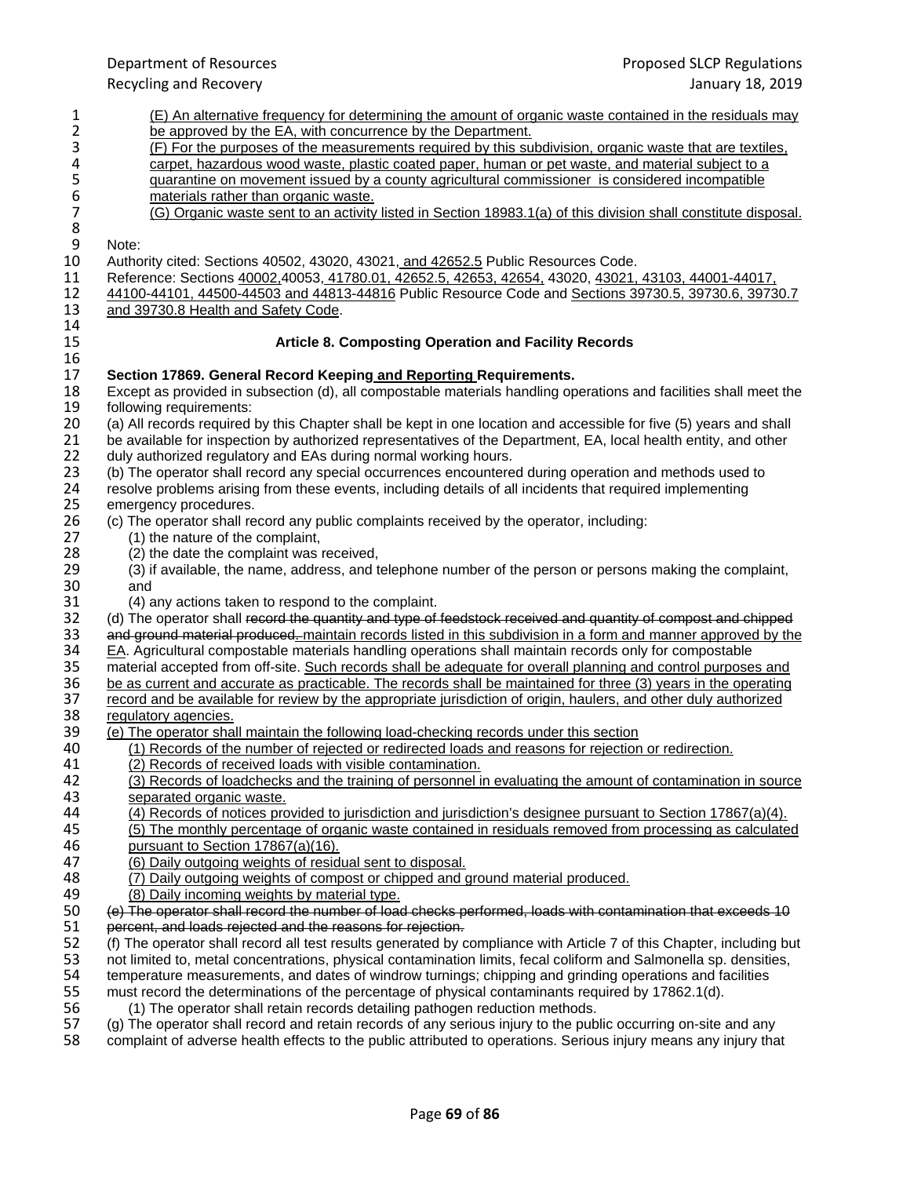(E) An alternative frequency for determining the amount of organic waste contained in the residuals may be approved by the EA, with concurrence by the Department.

(F) For the purposes of the measurements required by this subdivision, organic waste that are textiles, carpet, hazardous wood waste, plastic coated paper, human or pet waste, and material subject to a quarantine on movement issued by a county agricultural commissioner is considered incompatible materials rather than organic waste.

(G) Organic waste sent to an activity listed in Section 18983.1(a) of this division shall constitute disposal.

Note:
Authority cited: Sections 40502, 43020, 43021, and 42652.5 Public Resources Code.
Reference: Sections 40002,40053, 41780.01, 42652.5, 42653, 42654, 43020, 43021, 43103, 44001-44017, 44100-44101, 44500-44503 and 44813-44816 Public Resource Code and Sections 39730.5, 39730.6, 39730.7 and 39730.8 Health and Safety Code.

### Article 8. Composting Operation and Facility Records

**Section 17869. General Record Keeping and Reporting Requirements.**

Except as provided in subsection (d), all compostable materials handling operations and facilities shall meet the following requirements:

(a) All records required by this Chapter shall be kept in one location and accessible for five (5) years and shall be available for inspection by authorized representatives of the Department, EA, local health entity, and other duly authorized regulatory and EAs during normal working hours.

(b) The operator shall record any special occurrences encountered during operation and methods used to resolve problems arising from these events, including details of all incidents that required implementing emergency procedures.

(c) The operator shall record any public complaints received by the operator, including:

(1) the nature of the complaint,

(2) the date the complaint was received,

(3) if available, the name, address, and telephone number of the person or persons making the complaint, and

(4) any actions taken to respond to the complaint.

(d) The operator shall ~~record the quantity and type of feedstock received and quantity of compost and chipped and ground material produced.~~ maintain records listed in this subdivision in a form and manner approved by the EA. Agricultural compostable materials handling operations shall maintain records only for compostable material accepted from off-site. Such records shall be adequate for overall planning and control purposes and be as current and accurate as practicable. The records shall be maintained for three (3) years in the operating record and be available for review by the appropriate jurisdiction of origin, haulers, and other duly authorized regulatory agencies.

(e) The operator shall maintain the following load-checking records under this section

(1) Records of the number of rejected or redirected loads and reasons for rejection or redirection.

(2) Records of received loads with visible contamination.

(3) Records of loadchecks and the training of personnel in evaluating the amount of contamination in source separated organic waste.

(4) Records of notices provided to jurisdiction and jurisdiction's designee pursuant to Section 17867(a)(4).

(5) The monthly percentage of organic waste contained in residuals removed from processing as calculated pursuant to Section 17867(a)(16).

(6) Daily outgoing weights of residual sent to disposal.

(7) Daily outgoing weights of compost or chipped and ground material produced.

(8) Daily incoming weights by material type.

~~(e) The operator shall record the number of load checks performed, loads with contamination that exceeds 10 percent, and loads rejected and the reasons for rejection.~~

(f) The operator shall record all test results generated by compliance with Article 7 of this Chapter, including but not limited to, metal concentrations, physical contamination limits, fecal coliform and Salmonella sp. densities, temperature measurements, and dates of windrow turnings; chipping and grinding operations and facilities must record the determinations of the percentage of physical contaminants required by 17862.1(d).

(1) The operator shall retain records detailing pathogen reduction methods.

(g) The operator shall record and retain records of any serious injury to the public occurring on-site and any complaint of adverse health effects to the public attributed to operations. Serious injury means any injury that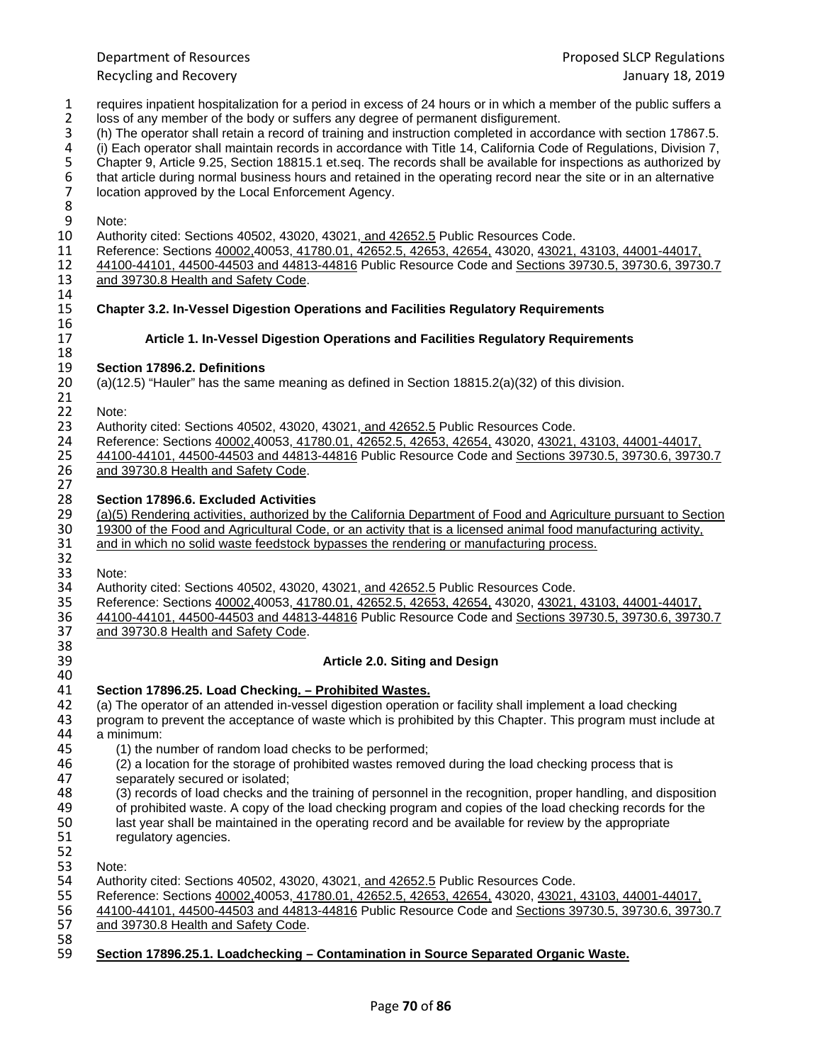requires inpatient hospitalization for a period in excess of 24 hours or in which a member of the public suffers a loss of any member of the body or suffers any degree of permanent disfigurement.

(h) The operator shall retain a record of training and instruction completed in accordance with section 17867.5.

(i) Each operator shall maintain records in accordance with Title 14, California Code of Regulations, Division 7, Chapter 9, Article 9.25, Section 18815.1 et.seq. The records shall be available for inspections as authorized by that article during normal business hours and retained in the operating record near the site or in an alternative location approved by the Local Enforcement Agency.

Note:
Authority cited: Sections 40502, 43020, 43021, and 42652.5 Public Resources Code.
Reference: Sections 40002,40053, 41780.01, 42652.5, 42653, 42654, 43020, 43021, 43103, 44001-44017, 44100-44101, 44500-44503 and 44813-44816 Public Resource Code and Sections 39730.5, 39730.6, 39730.7 and 39730.8 Health and Safety Code.

## Chapter 3.2. In-Vessel Digestion Operations and Facilities Regulatory Requirements

### Article 1. In-Vessel Digestion Operations and Facilities Regulatory Requirements

**Section 17896.2. Definitions**

(a)(12.5) "Hauler" has the same meaning as defined in Section 18815.2(a)(32) of this division.

Note:
Authority cited: Sections 40502, 43020, 43021, and 42652.5 Public Resources Code.
Reference: Sections 40002,40053, 41780.01, 42652.5, 42653, 42654, 43020, 43021, 43103, 44001-44017, 44100-44101, 44500-44503 and 44813-44816 Public Resource Code and Sections 39730.5, 39730.6, 39730.7 and 39730.8 Health and Safety Code.

**Section 17896.6. Excluded Activities**

(a)(5) Rendering activities, authorized by the California Department of Food and Agriculture pursuant to Section 19300 of the Food and Agricultural Code, or an activity that is a licensed animal food manufacturing activity, and in which no solid waste feedstock bypasses the rendering or manufacturing process.

Note:
Authority cited: Sections 40502, 43020, 43021, and 42652.5 Public Resources Code.
Reference: Sections 40002,40053, 41780.01, 42652.5, 42653, 42654, 43020, 43021, 43103, 44001-44017, 44100-44101, 44500-44503 and 44813-44816 Public Resource Code and Sections 39730.5, 39730.6, 39730.7 and 39730.8 Health and Safety Code.

### Article 2.0. Siting and Design

**Section 17896.25. Load Checking. – Prohibited Wastes.**

(a) The operator of an attended in-vessel digestion operation or facility shall implement a load checking program to prevent the acceptance of waste which is prohibited by this Chapter. This program must include at a minimum:

(1) the number of random load checks to be performed;

(2) a location for the storage of prohibited wastes removed during the load checking process that is separately secured or isolated;

(3) records of load checks and the training of personnel in the recognition, proper handling, and disposition of prohibited waste. A copy of the load checking program and copies of the load checking records for the last year shall be maintained in the operating record and be available for review by the appropriate regulatory agencies.

Note:
Authority cited: Sections 40502, 43020, 43021, and 42652.5 Public Resources Code.
Reference: Sections 40002,40053, 41780.01, 42652.5, 42653, 42654, 43020, 43021, 43103, 44001-44017, 44100-44101, 44500-44503 and 44813-44816 Public Resource Code and Sections 39730.5, 39730.6, 39730.7 and 39730.8 Health and Safety Code.

**Section 17896.25.1. Loadchecking – Contamination in Source Separated Organic Waste.**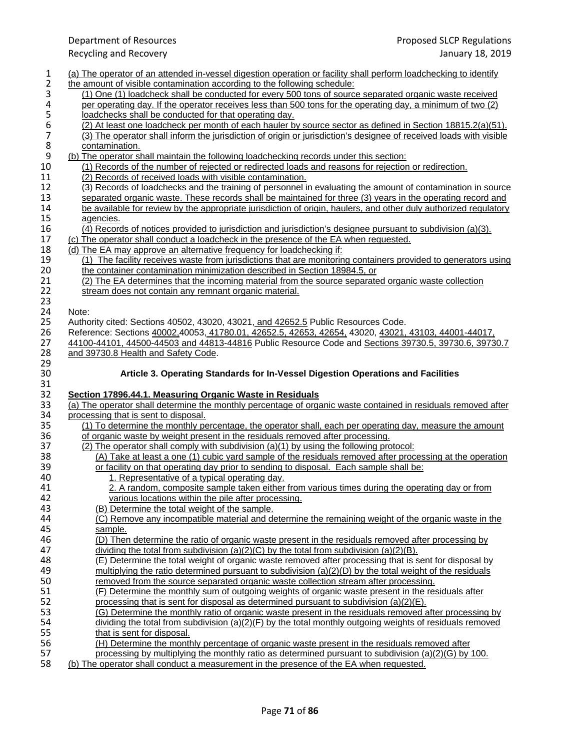(a) The operator of an attended in-vessel digestion operation or facility shall perform loadchecking to identify the amount of visible contamination according to the following schedule:

(1) One (1) loadcheck shall be conducted for every 500 tons of source separated organic waste received per operating day. If the operator receives less than 500 tons for the operating day, a minimum of two (2) loadchecks shall be conducted for that operating day.

(2) At least one loadcheck per month of each hauler by source sector as defined in Section 18815.2(a)(51).

(3) The operator shall inform the jurisdiction of origin or jurisdiction's designee of received loads with visible contamination.

(b) The operator shall maintain the following loadchecking records under this section:

(1) Records of the number of rejected or redirected loads and reasons for rejection or redirection.

(2) Records of received loads with visible contamination.

(3) Records of loadchecks and the training of personnel in evaluating the amount of contamination in source separated organic waste. These records shall be maintained for three (3) years in the operating record and be available for review by the appropriate jurisdiction of origin, haulers, and other duly authorized regulatory agencies.

(4) Records of notices provided to jurisdiction and jurisdiction's designee pursuant to subdivision (a)(3).

(c) The operator shall conduct a loadcheck in the presence of the EA when requested.

(d) The EA may approve an alternative frequency for loadchecking if:

(1) The facility receives waste from jurisdictions that are monitoring containers provided to generators using the container contamination minimization described in Section 18984.5, or

(2) The EA determines that the incoming material from the source separated organic waste collection stream does not contain any remnant organic material.

Note:
Authority cited: Sections 40502, 43020, 43021, and 42652.5 Public Resources Code.
Reference: Sections 40002,40053, 41780.01, 42652.5, 42653, 42654, 43020, 43021, 43103, 44001-44017, 44100-44101, 44500-44503 and 44813-44816 Public Resource Code and Sections 39730.5, 39730.6, 39730.7 and 39730.8 Health and Safety Code.

## Article 3. Operating Standards for In-Vessel Digestion Operations and Facilities

**Section 17896.44.1. Measuring Organic Waste in Residuals**

(a) The operator shall determine the monthly percentage of organic waste contained in residuals removed after processing that is sent to disposal.

(1) To determine the monthly percentage, the operator shall, each per operating day, measure the amount of organic waste by weight present in the residuals removed after processing.

(2) The operator shall comply with subdivision (a)(1) by using the following protocol:

(A) Take at least a one (1) cubic yard sample of the residuals removed after processing at the operation or facility on that operating day prior to sending to disposal. Each sample shall be:

1. Representative of a typical operating day.

2. A random, composite sample taken either from various times during the operating day or from various locations within the pile after processing.

(B) Determine the total weight of the sample.

(C) Remove any incompatible material and determine the remaining weight of the organic waste in the sample.

(D) Then determine the ratio of organic waste present in the residuals removed after processing by dividing the total from subdivision (a)(2)(C) by the total from subdivision (a)(2)(B).

(E) Determine the total weight of organic waste removed after processing that is sent for disposal by multiplying the ratio determined pursuant to subdivision (a)(2)(D) by the total weight of the residuals removed from the source separated organic waste collection stream after processing.

(F) Determine the monthly sum of outgoing weights of organic waste present in the residuals after processing that is sent for disposal as determined pursuant to subdivision (a)(2)(E).

(G) Determine the monthly ratio of organic waste present in the residuals removed after processing by dividing the total from subdivision (a)(2)(F) by the total monthly outgoing weights of residuals removed that is sent for disposal.

(H) Determine the monthly percentage of organic waste present in the residuals removed after processing by multiplying the monthly ratio as determined pursuant to subdivision (a)(2)(G) by 100.

(b) The operator shall conduct a measurement in the presence of the EA when requested.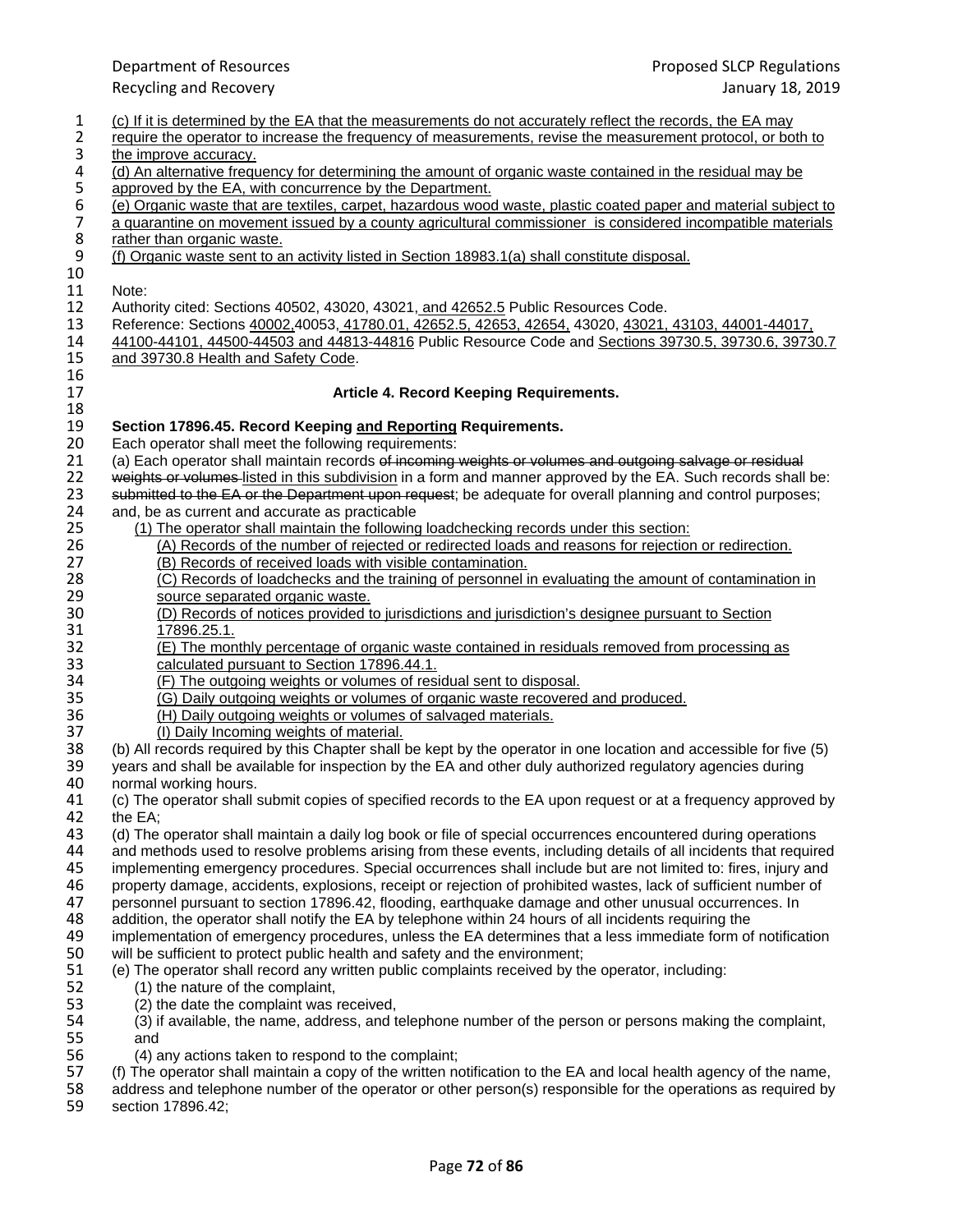(c) If it is determined by the EA that the measurements do not accurately reflect the records, the EA may require the operator to increase the frequency of measurements, revise the measurement protocol, or both to the improve accuracy.

(d) An alternative frequency for determining the amount of organic waste contained in the residual may be approved by the EA, with concurrence by the Department.

(e) Organic waste that are textiles, carpet, hazardous wood waste, plastic coated paper and material subject to a quarantine on movement issued by a county agricultural commissioner is considered incompatible materials rather than organic waste.

(f) Organic waste sent to an activity listed in Section 18983.1(a) shall constitute disposal.

Note:
Authority cited: Sections 40502, 43020, 43021, and 42652.5 Public Resources Code.
Reference: Sections 40002,40053, 41780.01, 42652.5, 42653, 42654, 43020, 43021, 43103, 44001-44017, 44100-44101, 44500-44503 and 44813-44816 Public Resource Code and Sections 39730.5, 39730.6, 39730.7 and 39730.8 Health and Safety Code.

### Article 4. Record Keeping Requirements.

**Section 17896.45. Record Keeping and Reporting Requirements.**

Each operator shall meet the following requirements:

(a) Each operator shall maintain records ~~of incoming weights or volumes and outgoing salvage or residual weights or volumes~~ listed in this subdivision in a form and manner approved by the EA. Such records shall be: ~~submitted to the EA or the Department upon request~~; be adequate for overall planning and control purposes; and, be as current and accurate as practicable

- (1) The operator shall maintain the following loadchecking records under this section:
  - (A) Records of the number of rejected or redirected loads and reasons for rejection or redirection.
  - (B) Records of received loads with visible contamination.
  - (C) Records of loadchecks and the training of personnel in evaluating the amount of contamination in source separated organic waste.
  - (D) Records of notices provided to jurisdictions and jurisdiction's designee pursuant to Section 17896.25.1.
  - (E) The monthly percentage of organic waste contained in residuals removed from processing as calculated pursuant to Section 17896.44.1.
  - (F) The outgoing weights or volumes of residual sent to disposal.
  - (G) Daily outgoing weights or volumes of organic waste recovered and produced.
  - (H) Daily outgoing weights or volumes of salvaged materials.
  - (I) Daily Incoming weights of material.

(b) All records required by this Chapter shall be kept by the operator in one location and accessible for five (5) years and shall be available for inspection by the EA and other duly authorized regulatory agencies during normal working hours.

(c) The operator shall submit copies of specified records to the EA upon request or at a frequency approved by the EA;

(d) The operator shall maintain a daily log book or file of special occurrences encountered during operations and methods used to resolve problems arising from these events, including details of all incidents that required implementing emergency procedures. Special occurrences shall include but are not limited to: fires, injury and property damage, accidents, explosions, receipt or rejection of prohibited wastes, lack of sufficient number of personnel pursuant to section 17896.42, flooding, earthquake damage and other unusual occurrences. In addition, the operator shall notify the EA by telephone within 24 hours of all incidents requiring the implementation of emergency procedures, unless the EA determines that a less immediate form of notification will be sufficient to protect public health and safety and the environment;

(e) The operator shall record any written public complaints received by the operator, including:

- (1) the nature of the complaint,
- (2) the date the complaint was received,
- (3) if available, the name, address, and telephone number of the person or persons making the complaint, and
- (4) any actions taken to respond to the complaint;

(f) The operator shall maintain a copy of the written notification to the EA and local health agency of the name, address and telephone number of the operator or other person(s) responsible for the operations as required by section 17896.42;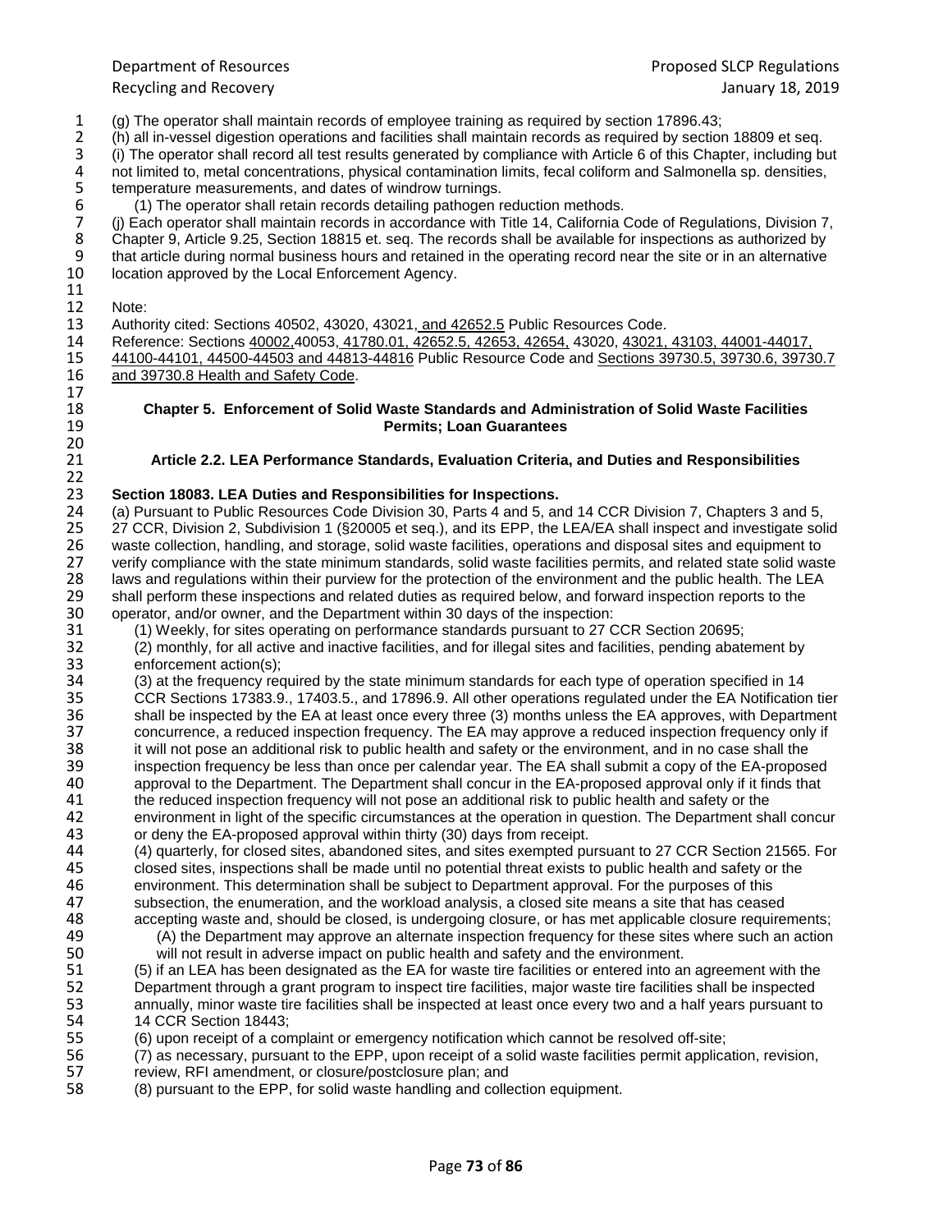(g) The operator shall maintain records of employee training as required by section 17896.43;

(h) all in-vessel digestion operations and facilities shall maintain records as required by section 18809 et seq.

(i) The operator shall record all test results generated by compliance with Article 6 of this Chapter, including but not limited to, metal concentrations, physical contamination limits, fecal coliform and Salmonella sp. densities, temperature measurements, and dates of windrow turnings.

(1) The operator shall retain records detailing pathogen reduction methods.

(j) Each operator shall maintain records in accordance with Title 14, California Code of Regulations, Division 7, Chapter 9, Article 9.25, Section 18815 et. seq. The records shall be available for inspections as authorized by that article during normal business hours and retained in the operating record near the site or in an alternative location approved by the Local Enforcement Agency.

Note:

Authority cited: Sections 40502, 43020, 43021, and 42652.5 Public Resources Code.

Reference: Sections 40002,40053, 41780.01, 42652.5, 42653, 42654, 43020, 43021, 43103, 44001-44017, 44100-44101, 44500-44503 and 44813-44816 Public Resource Code and Sections 39730.5, 39730.6, 39730.7 and 39730.8 Health and Safety Code.

## Chapter 5. Enforcement of Solid Waste Standards and Administration of Solid Waste Facilities Permits; Loan Guarantees

### Article 2.2. LEA Performance Standards, Evaluation Criteria, and Duties and Responsibilities

#### Section 18083. LEA Duties and Responsibilities for Inspections.

(a) Pursuant to Public Resources Code Division 30, Parts 4 and 5, and 14 CCR Division 7, Chapters 3 and 5, 27 CCR, Division 2, Subdivision 1 (§20005 et seq.), and its EPP, the LEA/EA shall inspect and investigate solid waste collection, handling, and storage, solid waste facilities, operations and disposal sites and equipment to verify compliance with the state minimum standards, solid waste facilities permits, and related state solid waste laws and regulations within their purview for the protection of the environment and the public health. The LEA shall perform these inspections and related duties as required below, and forward inspection reports to the operator, and/or owner, and the Department within 30 days of the inspection:

(1) Weekly, for sites operating on performance standards pursuant to 27 CCR Section 20695;

(2) monthly, for all active and inactive facilities, and for illegal sites and facilities, pending abatement by enforcement action(s);

(3) at the frequency required by the state minimum standards for each type of operation specified in 14 CCR Sections 17383.9., 17403.5., and 17896.9. All other operations regulated under the EA Notification tier shall be inspected by the EA at least once every three (3) months unless the EA approves, with Department concurrence, a reduced inspection frequency. The EA may approve a reduced inspection frequency only if it will not pose an additional risk to public health and safety or the environment, and in no case shall the inspection frequency be less than once per calendar year. The EA shall submit a copy of the EA-proposed approval to the Department. The Department shall concur in the EA-proposed approval only if it finds that the reduced inspection frequency will not pose an additional risk to public health and safety or the environment in light of the specific circumstances at the operation in question. The Department shall concur or deny the EA-proposed approval within thirty (30) days from receipt.

(4) quarterly, for closed sites, abandoned sites, and sites exempted pursuant to 27 CCR Section 21565. For closed sites, inspections shall be made until no potential threat exists to public health and safety or the environment. This determination shall be subject to Department approval. For the purposes of this subsection, the enumeration, and the workload analysis, a closed site means a site that has ceased accepting waste and, should be closed, is undergoing closure, or has met applicable closure requirements;

(A) the Department may approve an alternate inspection frequency for these sites where such an action will not result in adverse impact on public health and safety and the environment.

(5) if an LEA has been designated as the EA for waste tire facilities or entered into an agreement with the Department through a grant program to inspect tire facilities, major waste tire facilities shall be inspected annually, minor waste tire facilities shall be inspected at least once every two and a half years pursuant to 14 CCR Section 18443;

(6) upon receipt of a complaint or emergency notification which cannot be resolved off-site;

(7) as necessary, pursuant to the EPP, upon receipt of a solid waste facilities permit application, revision, review, RFI amendment, or closure/postclosure plan; and

(8) pursuant to the EPP, for solid waste handling and collection equipment.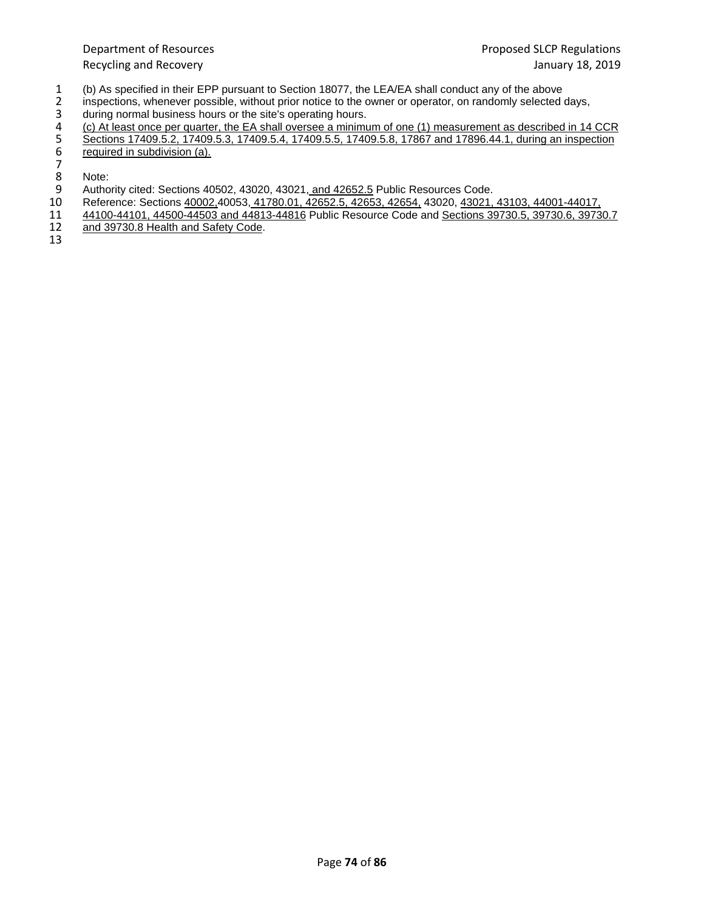(b) As specified in their EPP pursuant to Section 18077, the LEA/EA shall conduct any of the above inspections, whenever possible, without prior notice to the owner or operator, on randomly selected days, during normal business hours or the site's operating hours.

<u>(c) At least once per quarter, the EA shall oversee a minimum of one (1) measurement as described in 14 CCR Sections 17409.5.2, 17409.5.3, 17409.5.4, 17409.5.5, 17409.5.8, 17867 and 17896.44.1, during an inspection required in subdivision (a).</u>

Note:

Authority cited: Sections 40502, 43020, 43021<u>, and 42652.5</u> Public Resources Code.

Reference: Sections <u>40002,</u>40053<u>, 41780.01, 42652.5, 42653, 42654,</u> 43020, <u>43021, 43103, 44001-44017, 44100-44101, 44500-44503 and 44813-44816</u> Public Resource Code and <u>Sections 39730.5, 39730.6, 39730.7 and 39730.8 Health and Safety Code</u>.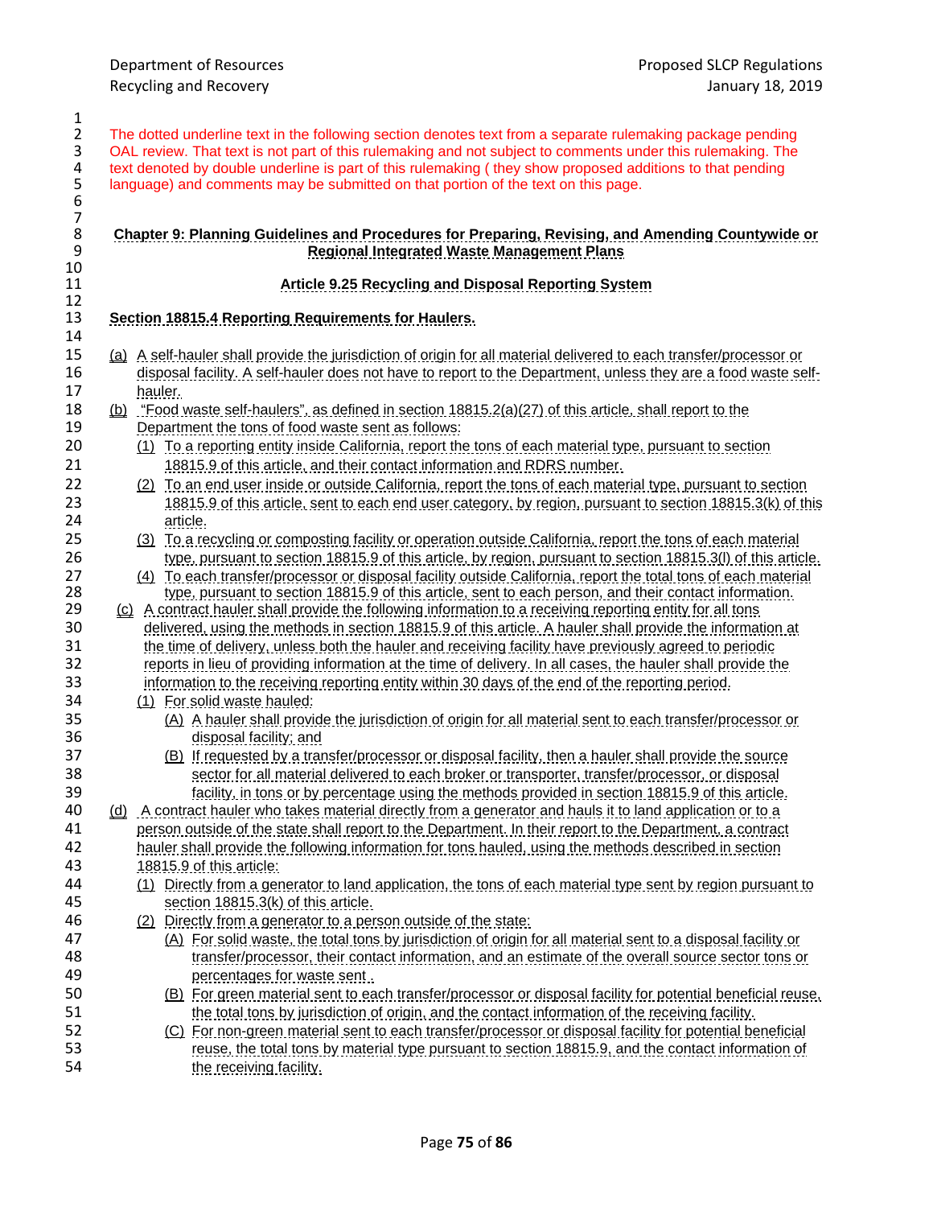The dotted underline text in the following section denotes text from a separate rulemaking package pending OAL review. That text is not part of this rulemaking and not subject to comments under this rulemaking. The text denoted by double underline is part of this rulemaking ( they show proposed additions to that pending language) and comments may be submitted on that portion of the text on this page.

## Chapter 9: Planning Guidelines and Procedures for Preparing, Revising, and Amending Countywide or Regional Integrated Waste Management Plans

### Article 9.25 Recycling and Disposal Reporting System

#### Section 18815.4 Reporting Requirements for Haulers.

(a) A self-hauler shall provide the jurisdiction of origin for all material delivered to each transfer/processor or disposal facility. A self-hauler does not have to report to the Department, unless they are a food waste self-hauler.

(b) "Food waste self-haulers", as defined in section 18815.2(a)(27) of this article, shall report to the Department the tons of food waste sent as follows:

- (1) To a reporting entity inside California, report the tons of each material type, pursuant to section 18815.9 of this article, and their contact information and RDRS number.
- (2) To an end user inside or outside California, report the tons of each material type, pursuant to section 18815.9 of this article, sent to each end user category, by region, pursuant to section 18815.3(k) of this article.
- (3) To a recycling or composting facility or operation outside California, report the tons of each material type, pursuant to section 18815.9 of this article, by region, pursuant to section 18815.3(l) of this article.
- (4) To each transfer/processor or disposal facility outside California, report the total tons of each material type, pursuant to section 18815.9 of this article, sent to each person, and their contact information.

(c) A contract hauler shall provide the following information to a receiving reporting entity for all tons delivered, using the methods in section 18815.9 of this article. A hauler shall provide the information at the time of delivery, unless both the hauler and receiving facility have previously agreed to periodic reports in lieu of providing information at the time of delivery. In all cases, the hauler shall provide the information to the receiving reporting entity within 30 days of the end of the reporting period.

- (1) For solid waste hauled:
  - (A) A hauler shall provide the jurisdiction of origin for all material sent to each transfer/processor or disposal facility; and
  - (B) If requested by a transfer/processor or disposal facility, then a hauler shall provide the source sector for all material delivered to each broker or transporter, transfer/processor, or disposal facility, in tons or by percentage using the methods provided in section 18815.9 of this article.

(d) A contract hauler who takes material directly from a generator and hauls it to land application or to a person outside of the state shall report to the Department. In their report to the Department, a contract hauler shall provide the following information for tons hauled, using the methods described in section 18815.9 of this article:

- (1) Directly from a generator to land application, the tons of each material type sent by region pursuant to section 18815.3(k) of this article.
- (2) Directly from a generator to a person outside of the state:
  - (A) For solid waste, the total tons by jurisdiction of origin for all material sent to a disposal facility or transfer/processor, their contact information, and an estimate of the overall source sector tons or percentages for waste sent .
  - (B) For green material sent to each transfer/processor or disposal facility for potential beneficial reuse, the total tons by jurisdiction of origin, and the contact information of the receiving facility.
  - (C) For non-green material sent to each transfer/processor or disposal facility for potential beneficial reuse, the total tons by material type pursuant to section 18815.9, and the contact information of the receiving facility.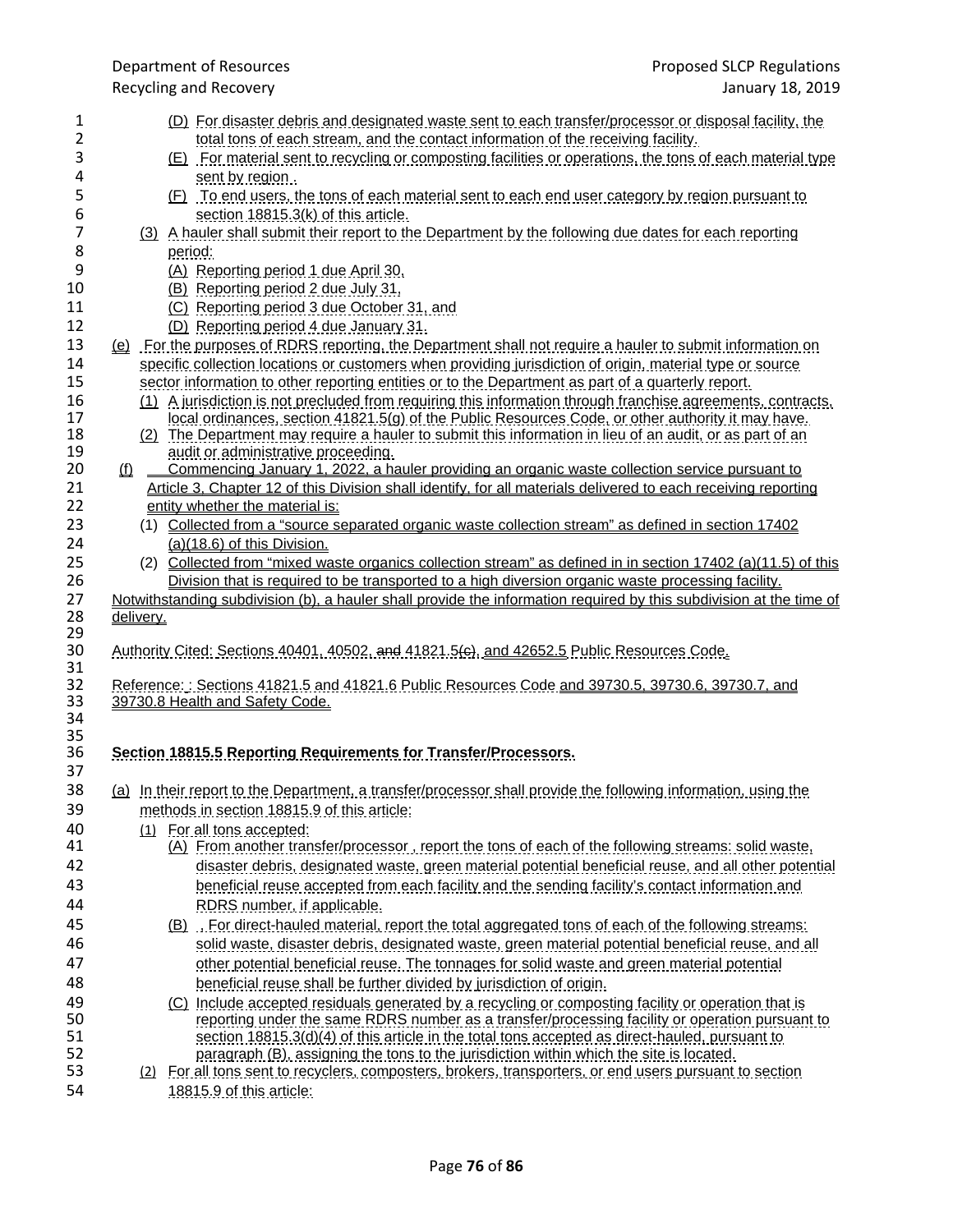(D) For disaster debris and designated waste sent to each transfer/processor or disposal facility, the total tons of each stream, and the contact information of the receiving facility.

(E) For material sent to recycling or composting facilities or operations, the tons of each material type sent by region .

(F) To end users, the tons of each material sent to each end user category by region pursuant to section 18815.3(k) of this article.

(3) A hauler shall submit their report to the Department by the following due dates for each reporting period:

(A) Reporting period 1 due April 30,

(B) Reporting period 2 due July 31,

(C) Reporting period 3 due October 31, and

(D) Reporting period 4 due January 31.

(e) For the purposes of RDRS reporting, the Department shall not require a hauler to submit information on specific collection locations or customers when providing jurisdiction of origin, material type or source sector information to other reporting entities or to the Department as part of a quarterly report.

(1) A jurisdiction is not precluded from requiring this information through franchise agreements, contracts, local ordinances, section 41821.5(g) of the Public Resources Code, or other authority it may have.

(2) The Department may require a hauler to submit this information in lieu of an audit, or as part of an audit or administrative proceeding.

(f) Commencing January 1, 2022, a hauler providing an organic waste collection service pursuant to Article 3, Chapter 12 of this Division shall identify, for all materials delivered to each receiving reporting entity whether the material is:

(1) Collected from a "source separated organic waste collection stream" as defined in section 17402 (a)(18.6) of this Division.

(2) Collected from "mixed waste organics collection stream" as defined in in section 17402 (a)(11.5) of this Division that is required to be transported to a high diversion organic waste processing facility.

Notwithstanding subdivision (b), a hauler shall provide the information required by this subdivision at the time of delivery.

Authority Cited: Sections 40401, 40502, ~~and~~ 41821.5~~(c)~~, and 42652.5 Public Resources Code.

Reference: : Sections 41821.5 and 41821.6 Public Resources Code and 39730.5, 39730.6, 39730.7, and 39730.8 Health and Safety Code.

**Section 18815.5 Reporting Requirements for Transfer/Processors.**

(a) In their report to the Department, a transfer/processor shall provide the following information, using the methods in section 18815.9 of this article:

(1) For all tons accepted:

(A) From another transfer/processor , report the tons of each of the following streams: solid waste, disaster debris, designated waste, green material potential beneficial reuse, and all other potential beneficial reuse accepted from each facility and the sending facility's contact information and RDRS number, if applicable.

(B) , For direct-hauled material, report the total aggregated tons of each of the following streams: solid waste, disaster debris, designated waste, green material potential beneficial reuse, and all other potential beneficial reuse. The tonnages for solid waste and green material potential beneficial reuse shall be further divided by jurisdiction of origin.

(C) Include accepted residuals generated by a recycling or composting facility or operation that is reporting under the same RDRS number as a transfer/processing facility or operation pursuant to section 18815.3(d)(4) of this article in the total tons accepted as direct-hauled, pursuant to paragraph (B), assigning the tons to the jurisdiction within which the site is located.

(2) For all tons sent to recyclers, composters, brokers, transporters, or end users pursuant to section 18815.9 of this article: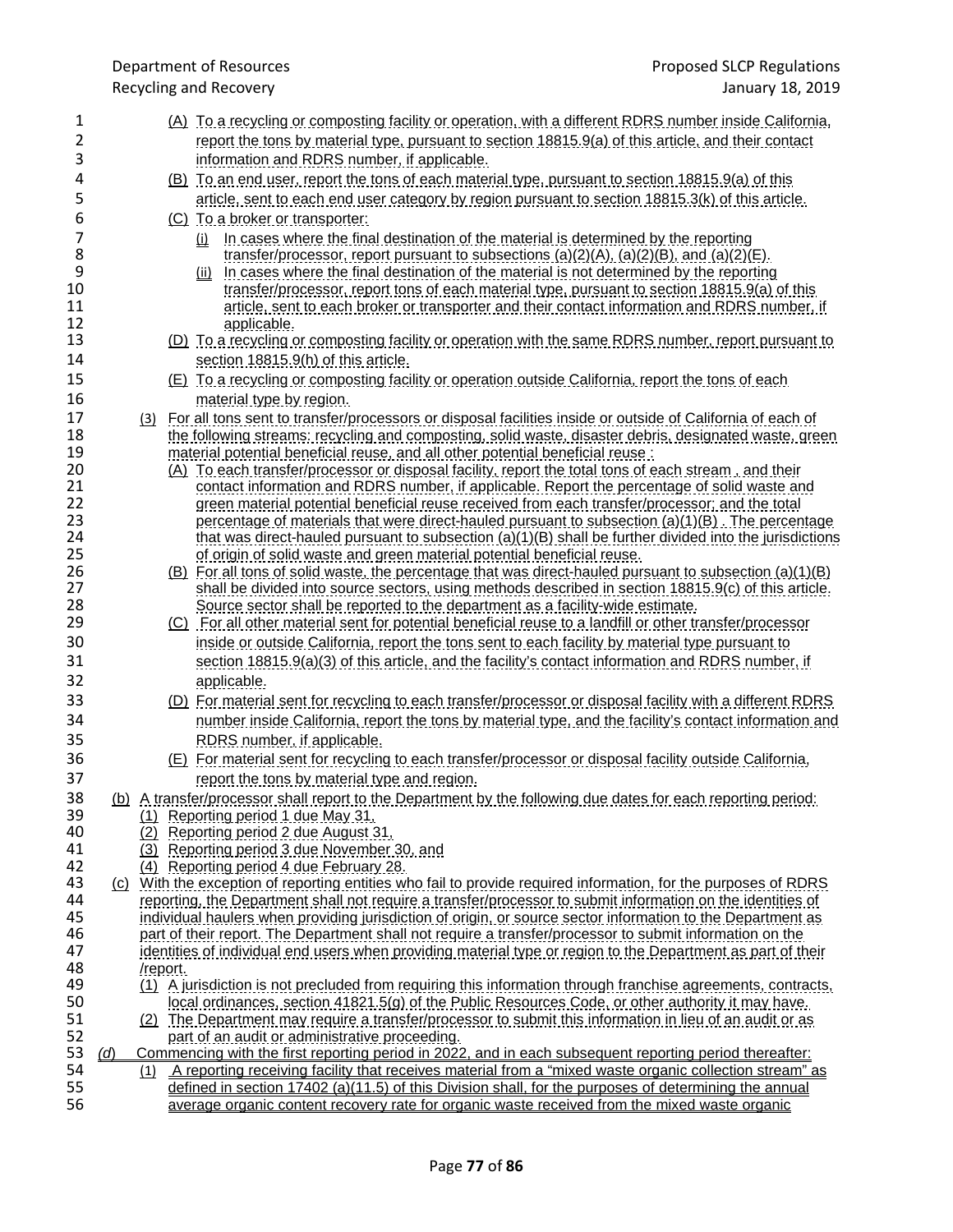(A) To a recycling or composting facility or operation, with a different RDRS number inside California, report the tons by material type, pursuant to section 18815.9(a) of this article, and their contact information and RDRS number, if applicable.

(B) To an end user, report the tons of each material type, pursuant to section 18815.9(a) of this article, sent to each end user category by region pursuant to section 18815.3(k) of this article.

(C) To a broker or transporter:

(i) In cases where the final destination of the material is determined by the reporting transfer/processor, report pursuant to subsections (a)(2)(A), (a)(2)(B), and (a)(2)(E).

(ii) In cases where the final destination of the material is not determined by the reporting transfer/processor, report tons of each material type, pursuant to section 18815.9(a) of this article, sent to each broker or transporter and their contact information and RDRS number, if applicable.

(D) To a recycling or composting facility or operation with the same RDRS number, report pursuant to section 18815.9(h) of this article.

(E) To a recycling or composting facility or operation outside California, report the tons of each material type by region.

(3) For all tons sent to transfer/processors or disposal facilities inside or outside of California of each of the following streams: recycling and composting, solid waste, disaster debris, designated waste, green material potential beneficial reuse, and all other potential beneficial reuse :

(A) To each transfer/processor or disposal facility, report the total tons of each stream , and their contact information and RDRS number, if applicable. Report the percentage of solid waste and green material potential beneficial reuse received from each transfer/processor; and the total percentage of materials that were direct-hauled pursuant to subsection (a)(1)(B) . The percentage that was direct-hauled pursuant to subsection (a)(1)(B) shall be further divided into the jurisdictions of origin of solid waste and green material potential beneficial reuse.

(B) For all tons of solid waste, the percentage that was direct-hauled pursuant to subsection (a)(1)(B) shall be divided into source sectors, using methods described in section 18815.9(c) of this article. Source sector shall be reported to the department as a facility-wide estimate.

(C) For all other material sent for potential beneficial reuse to a landfill or other transfer/processor inside or outside California, report the tons sent to each facility by material type pursuant to section 18815.9(a)(3) of this article, and the facility's contact information and RDRS number, if applicable.

(D) For material sent for recycling to each transfer/processor or disposal facility with a different RDRS number inside California, report the tons by material type, and the facility's contact information and RDRS number, if applicable.

(E) For material sent for recycling to each transfer/processor or disposal facility outside California, report the tons by material type and region.

(b) A transfer/processor shall report to the Department by the following due dates for each reporting period:

(1) Reporting period 1 due May 31,

(2) Reporting period 2 due August 31,

(3) Reporting period 3 due November 30, and

(4) Reporting period 4 due February 28.

(c) With the exception of reporting entities who fail to provide required information, for the purposes of RDRS reporting, the Department shall not require a transfer/processor to submit information on the identities of individual haulers when providing jurisdiction of origin, or source sector information to the Department as part of their report. The Department shall not require a transfer/processor to submit information on the identities of individual end users when providing material type or region to the Department as part of their /report.

(1) A jurisdiction is not precluded from requiring this information through franchise agreements, contracts, local ordinances, section 41821.5(g) of the Public Resources Code, or other authority it may have.

(2) The Department may require a transfer/processor to submit this information in lieu of an audit or as part of an audit or administrative proceeding.

*(d)* Commencing with the first reporting period in 2022, and in each subsequent reporting period thereafter:

(1) A reporting receiving facility that receives material from a "mixed waste organic collection stream" as defined in section 17402 (a)(11.5) of this Division shall, for the purposes of determining the annual average organic content recovery rate for organic waste received from the mixed waste organic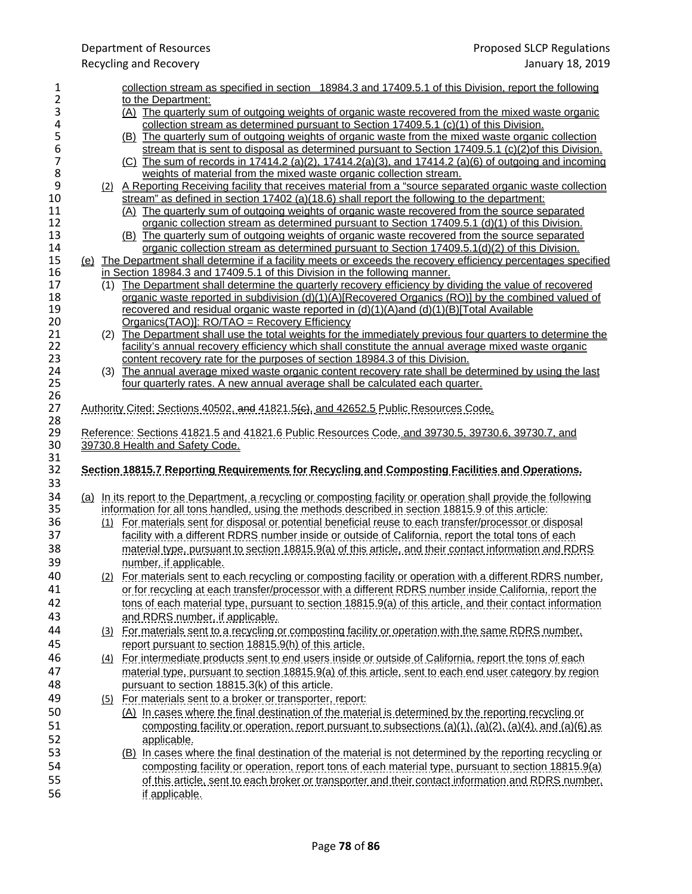collection stream as specified in section 18984.3 and 17409.5.1 of this Division, report the following to the Department:

(A) The quarterly sum of outgoing weights of organic waste recovered from the mixed waste organic collection stream as determined pursuant to Section 17409.5.1 (c)(1) of this Division.

(B) The quarterly sum of outgoing weights of organic waste from the mixed waste organic collection stream that is sent to disposal as determined pursuant to Section 17409.5.1 (c)(2)of this Division.

(C) The sum of records in 17414.2 (a)(2), 17414.2(a)(3), and 17414.2 (a)(6) of outgoing and incoming weights of material from the mixed waste organic collection stream.

(2) A Reporting Receiving facility that receives material from a "source separated organic waste collection stream" as defined in section 17402 (a)(18.6) shall report the following to the department:

(A) The quarterly sum of outgoing weights of organic waste recovered from the source separated organic collection stream as determined pursuant to Section 17409.5.1 (d)(1) of this Division.

(B) The quarterly sum of outgoing weights of organic waste recovered from the source separated organic collection stream as determined pursuant to Section 17409.5.1(d)(2) of this Division.

(e) The Department shall determine if a facility meets or exceeds the recovery efficiency percentages specified in Section 18984.3 and 17409.5.1 of this Division in the following manner.

(1) The Department shall determine the quarterly recovery efficiency by dividing the value of recovered organic waste reported in subdivision (d)(1)(A)[Recovered Organics (RO)] by the combined valued of recovered and residual organic waste reported in (d)(1)(A)and (d)(1)(B)[Total Available Organics(TAO)]: RO/TAO = Recovery Efficiency

(2) The Department shall use the total weights for the immediately previous four quarters to determine the facility's annual recovery efficiency which shall constitute the annual average mixed waste organic content recovery rate for the purposes of section 18984.3 of this Division.

(3) The annual average mixed waste organic content recovery rate shall be determined by using the last four quarterly rates. A new annual average shall be calculated each quarter.

Authority Cited: Sections 40502, ~~and~~ 41821.5~~(c)~~, and 42652.5 Public Resources Code.

Reference: Sections 41821.5 and 41821.6 Public Resources Code, and 39730.5, 39730.6, 39730.7, and 39730.8 Health and Safety Code.

**Section 18815.7 Reporting Requirements for Recycling and Composting Facilities and Operations.**

(a) In its report to the Department, a recycling or composting facility or operation shall provide the following information for all tons handled, using the methods described in section 18815.9 of this article:

(1) For materials sent for disposal or potential beneficial reuse to each transfer/processor or disposal facility with a different RDRS number inside or outside of California, report the total tons of each material type, pursuant to section 18815.9(a) of this article, and their contact information and RDRS number, if applicable.

(2) For materials sent to each recycling or composting facility or operation with a different RDRS number, or for recycling at each transfer/processor with a different RDRS number inside California, report the tons of each material type, pursuant to section 18815.9(a) of this article, and their contact information and RDRS number, if applicable.

(3) For materials sent to a recycling or composting facility or operation with the same RDRS number, report pursuant to section 18815.9(h) of this article.

(4) For intermediate products sent to end users inside or outside of California, report the tons of each material type, pursuant to section 18815.9(a) of this article, sent to each end user category by region pursuant to section 18815.3(k) of this article.

(5) For materials sent to a broker or transporter, report:

(A) In cases where the final destination of the material is determined by the reporting recycling or composting facility or operation, report pursuant to subsections (a)(1), (a)(2), (a)(4), and (a)(6) as applicable.

(B) In cases where the final destination of the material is not determined by the reporting recycling or composting facility or operation, report tons of each material type, pursuant to section 18815.9(a) of this article, sent to each broker or transporter and their contact information and RDRS number, if applicable.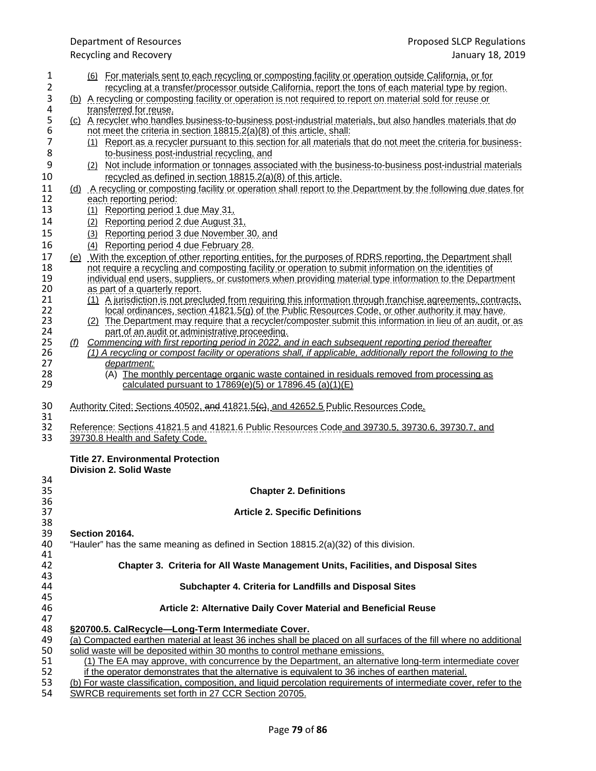(6) For materials sent to each recycling or composting facility or operation outside California, or for recycling at a transfer/processor outside California, report the tons of each material type by region.

(b) A recycling or composting facility or operation is not required to report on material sold for reuse or transferred for reuse.

(c) A recycler who handles business-to-business post-industrial materials, but also handles materials that do not meet the criteria in section 18815.2(a)(8) of this article, shall:

(1) Report as a recycler pursuant to this section for all materials that do not meet the criteria for business-to-business post-industrial recycling, and

(2) Not include information or tonnages associated with the business-to-business post-industrial materials recycled as defined in section 18815.2(a)(8) of this article.

(d) A recycling or composting facility or operation shall report to the Department by the following due dates for each reporting period:

(1) Reporting period 1 due May 31,

(2) Reporting period 2 due August 31,

(3) Reporting period 3 due November 30, and

(4) Reporting period 4 due February 28.

(e) With the exception of other reporting entities, for the purposes of RDRS reporting, the Department shall not require a recycling and composting facility or operation to submit information on the identities of individual end users, suppliers, or customers when providing material type information to the Department as part of a quarterly report.

(1) A jurisdiction is not precluded from requiring this information through franchise agreements, contracts, local ordinances, section 41821.5(g) of the Public Resources Code, or other authority it may have.

(2) The Department may require that a recycler/composter submit this information in lieu of an audit, or as part of an audit or administrative proceeding.

*(f) Commencing with first reporting period in 2022, and in each subsequent reporting period thereafter*

*(1) A recycling or compost facility or operations shall, if applicable, additionally report the following to the department:*

(A) The monthly percentage organic waste contained in residuals removed from processing as calculated pursuant to 17869(e)(5) or 17896.45 (a)(1)(E)

Authority Cited: Sections 40502, ~~and~~ 41821.5~~(c)~~, and 42652.5 Public Resources Code.

Reference: Sections 41821.5 and 41821.6 Public Resources Code and 39730.5, 39730.6, 39730.7, and 39730.8 Health and Safety Code.

**Title 27. Environmental Protection**
**Division 2. Solid Waste**

## Chapter 2. Definitions

### Article 2. Specific Definitions

**Section 20164.**
"Hauler" has the same meaning as defined in Section 18815.2(a)(32) of this division.

## Chapter 3. Criteria for All Waste Management Units, Facilities, and Disposal Sites

### Subchapter 4. Criteria for Landfills and Disposal Sites

### Article 2: Alternative Daily Cover Material and Beneficial Reuse

**§20700.5. CalRecycle—Long-Term Intermediate Cover.**

(a) Compacted earthen material at least 36 inches shall be placed on all surfaces of the fill where no additional solid waste will be deposited within 30 months to control methane emissions.

(1) The EA may approve, with concurrence by the Department, an alternative long-term intermediate cover if the operator demonstrates that the alternative is equivalent to 36 inches of earthen material.

(b) For waste classification, composition, and liquid percolation requirements of intermediate cover, refer to the SWRCB requirements set forth in 27 CCR Section 20705.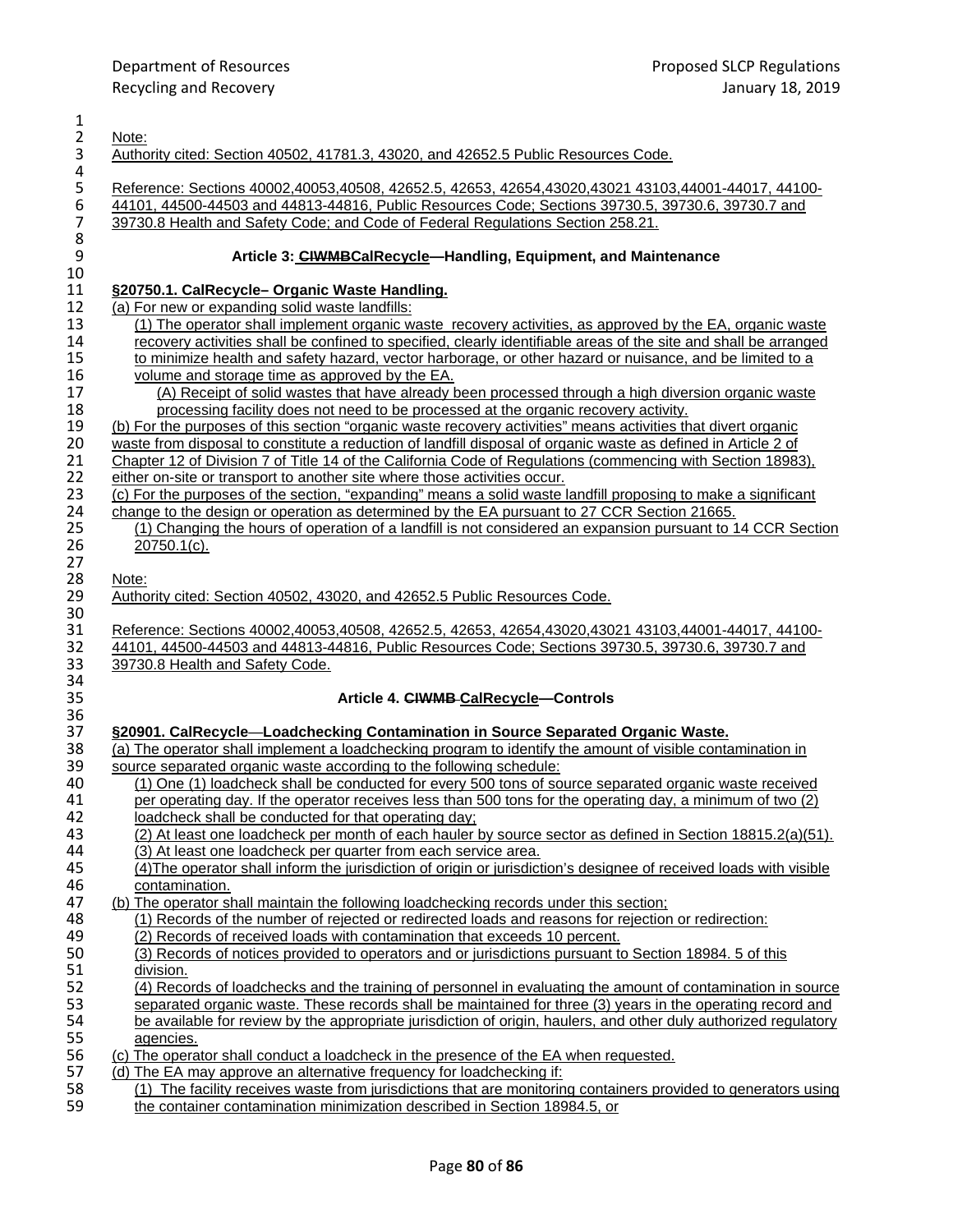Note:

Authority cited: Section 40502, 41781.3, 43020, and 42652.5 Public Resources Code.

Reference: Sections 40002,40053,40508, 42652.5, 42653, 42654,43020,43021 43103,44001-44017, 44100-44101, 44500-44503 and 44813-44816, Public Resources Code; Sections 39730.5, 39730.6, 39730.7 and 39730.8 Health and Safety Code; and Code of Federal Regulations Section 258.21.

## Article 3: ~~CIWMB~~CalRecycle—Handling, Equipment, and Maintenance

**§20750.1. CalRecycle– Organic Waste Handling.**

(a) For new or expanding solid waste landfills:

(1) The operator shall implement organic waste recovery activities, as approved by the EA, organic waste recovery activities shall be confined to specified, clearly identifiable areas of the site and shall be arranged to minimize health and safety hazard, vector harborage, or other hazard or nuisance, and be limited to a volume and storage time as approved by the EA.

(A) Receipt of solid wastes that have already been processed through a high diversion organic waste processing facility does not need to be processed at the organic recovery activity.

(b) For the purposes of this section "organic waste recovery activities" means activities that divert organic waste from disposal to constitute a reduction of landfill disposal of organic waste as defined in Article 2 of Chapter 12 of Division 7 of Title 14 of the California Code of Regulations (commencing with Section 18983), either on-site or transport to another site where those activities occur.

(c) For the purposes of the section, "expanding" means a solid waste landfill proposing to make a significant change to the design or operation as determined by the EA pursuant to 27 CCR Section 21665.

(1) Changing the hours of operation of a landfill is not considered an expansion pursuant to 14 CCR Section 20750.1(c).

Note:

Authority cited: Section 40502, 43020, and 42652.5 Public Resources Code.

Reference: Sections 40002,40053,40508, 42652.5, 42653, 42654,43020,43021 43103,44001-44017, 44100-44101, 44500-44503 and 44813-44816, Public Resources Code; Sections 39730.5, 39730.6, 39730.7 and 39730.8 Health and Safety Code.

## Article 4. ~~CIWMB~~ CalRecycle—Controls

**§20901. CalRecycle—Loadchecking Contamination in Source Separated Organic Waste.**

(a) The operator shall implement a loadchecking program to identify the amount of visible contamination in source separated organic waste according to the following schedule:

(1) One (1) loadcheck shall be conducted for every 500 tons of source separated organic waste received per operating day. If the operator receives less than 500 tons for the operating day, a minimum of two (2) loadcheck shall be conducted for that operating day;

(2) At least one loadcheck per month of each hauler by source sector as defined in Section 18815.2(a)(51).

(3) At least one loadcheck per quarter from each service area.

(4)The operator shall inform the jurisdiction of origin or jurisdiction's designee of received loads with visible contamination.

(b) The operator shall maintain the following loadchecking records under this section;

(1) Records of the number of rejected or redirected loads and reasons for rejection or redirection:

(2) Records of received loads with contamination that exceeds 10 percent.

(3) Records of notices provided to operators and or jurisdictions pursuant to Section 18984. 5 of this division.

(4) Records of loadchecks and the training of personnel in evaluating the amount of contamination in source separated organic waste. These records shall be maintained for three (3) years in the operating record and be available for review by the appropriate jurisdiction of origin, haulers, and other duly authorized regulatory agencies.

(c) The operator shall conduct a loadcheck in the presence of the EA when requested.

(d) The EA may approve an alternative frequency for loadchecking if:

(1) The facility receives waste from jurisdictions that are monitoring containers provided to generators using the container contamination minimization described in Section 18984.5, or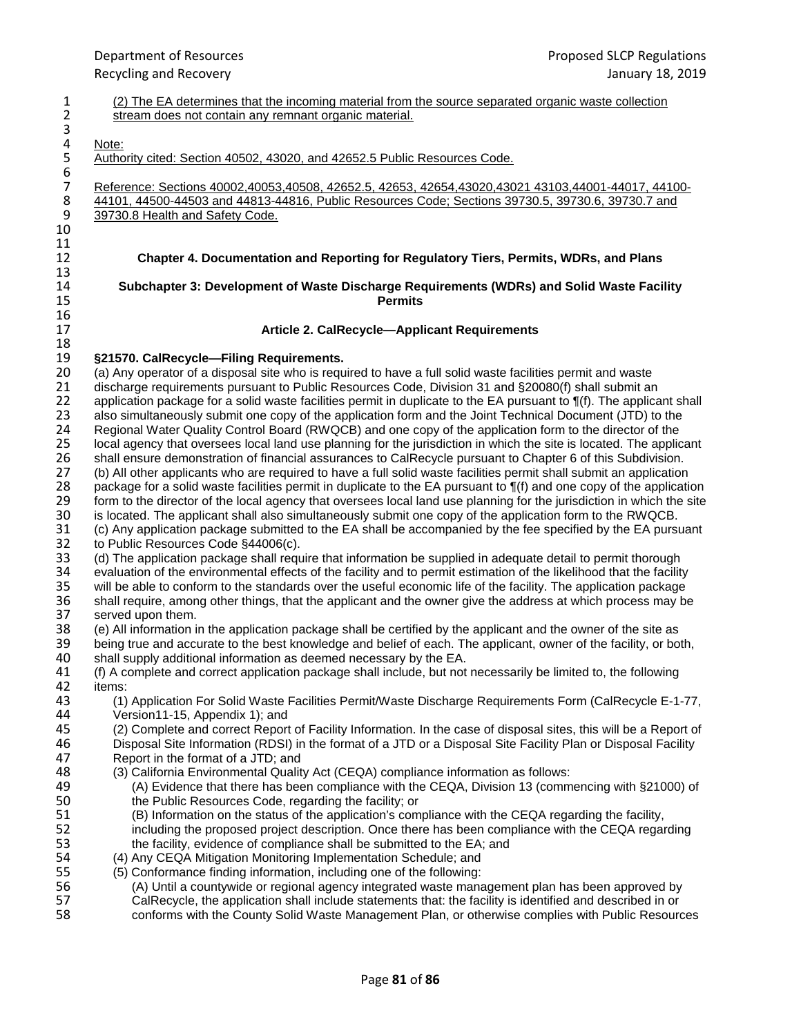(2) The EA determines that the incoming material from the source separated organic waste collection stream does not contain any remnant organic material.

Note:
Authority cited: Section 40502, 43020, and 42652.5 Public Resources Code.

Reference: Sections 40002,40053,40508, 42652.5, 42653, 42654,43020,43021 43103,44001-44017, 44100-44101, 44500-44503 and 44813-44816, Public Resources Code; Sections 39730.5, 39730.6, 39730.7 and 39730.8 Health and Safety Code.

## Chapter 4. Documentation and Reporting for Regulatory Tiers, Permits, WDRs, and Plans

### Subchapter 3: Development of Waste Discharge Requirements (WDRs) and Solid Waste Facility Permits

#### Article 2. CalRecycle—Applicant Requirements

**§21570. CalRecycle—Filing Requirements.**

(a) Any operator of a disposal site who is required to have a full solid waste facilities permit and waste discharge requirements pursuant to Public Resources Code, Division 31 and §20080(f) shall submit an application package for a solid waste facilities permit in duplicate to the EA pursuant to ¶(f). The applicant shall also simultaneously submit one copy of the application form and the Joint Technical Document (JTD) to the Regional Water Quality Control Board (RWQCB) and one copy of the application form to the director of the local agency that oversees local land use planning for the jurisdiction in which the site is located. The applicant shall ensure demonstration of financial assurances to CalRecycle pursuant to Chapter 6 of this Subdivision.

(b) All other applicants who are required to have a full solid waste facilities permit shall submit an application package for a solid waste facilities permit in duplicate to the EA pursuant to ¶(f) and one copy of the application form to the director of the local agency that oversees local land use planning for the jurisdiction in which the site is located. The applicant shall also simultaneously submit one copy of the application form to the RWQCB.

(c) Any application package submitted to the EA shall be accompanied by the fee specified by the EA pursuant to Public Resources Code §44006(c).

(d) The application package shall require that information be supplied in adequate detail to permit thorough evaluation of the environmental effects of the facility and to permit estimation of the likelihood that the facility will be able to conform to the standards over the useful economic life of the facility. The application package shall require, among other things, that the applicant and the owner give the address at which process may be served upon them.

(e) All information in the application package shall be certified by the applicant and the owner of the site as being true and accurate to the best knowledge and belief of each. The applicant, owner of the facility, or both, shall supply additional information as deemed necessary by the EA.

(f) A complete and correct application package shall include, but not necessarily be limited to, the following items:

- (1) Application For Solid Waste Facilities Permit/Waste Discharge Requirements Form (CalRecycle E-1-77, Version11-15, Appendix 1); and
- (2) Complete and correct Report of Facility Information. In the case of disposal sites, this will be a Report of Disposal Site Information (RDSI) in the format of a JTD or a Disposal Site Facility Plan or Disposal Facility Report in the format of a JTD; and
- (3) California Environmental Quality Act (CEQA) compliance information as follows:
  - (A) Evidence that there has been compliance with the CEQA, Division 13 (commencing with §21000) of the Public Resources Code, regarding the facility; or
  - (B) Information on the status of the application's compliance with the CEQA regarding the facility, including the proposed project description. Once there has been compliance with the CEQA regarding the facility, evidence of compliance shall be submitted to the EA; and
- (4) Any CEQA Mitigation Monitoring Implementation Schedule; and
- (5) Conformance finding information, including one of the following:
  - (A) Until a countywide or regional agency integrated waste management plan has been approved by CalRecycle, the application shall include statements that: the facility is identified and described in or conforms with the County Solid Waste Management Plan, or otherwise complies with Public Resources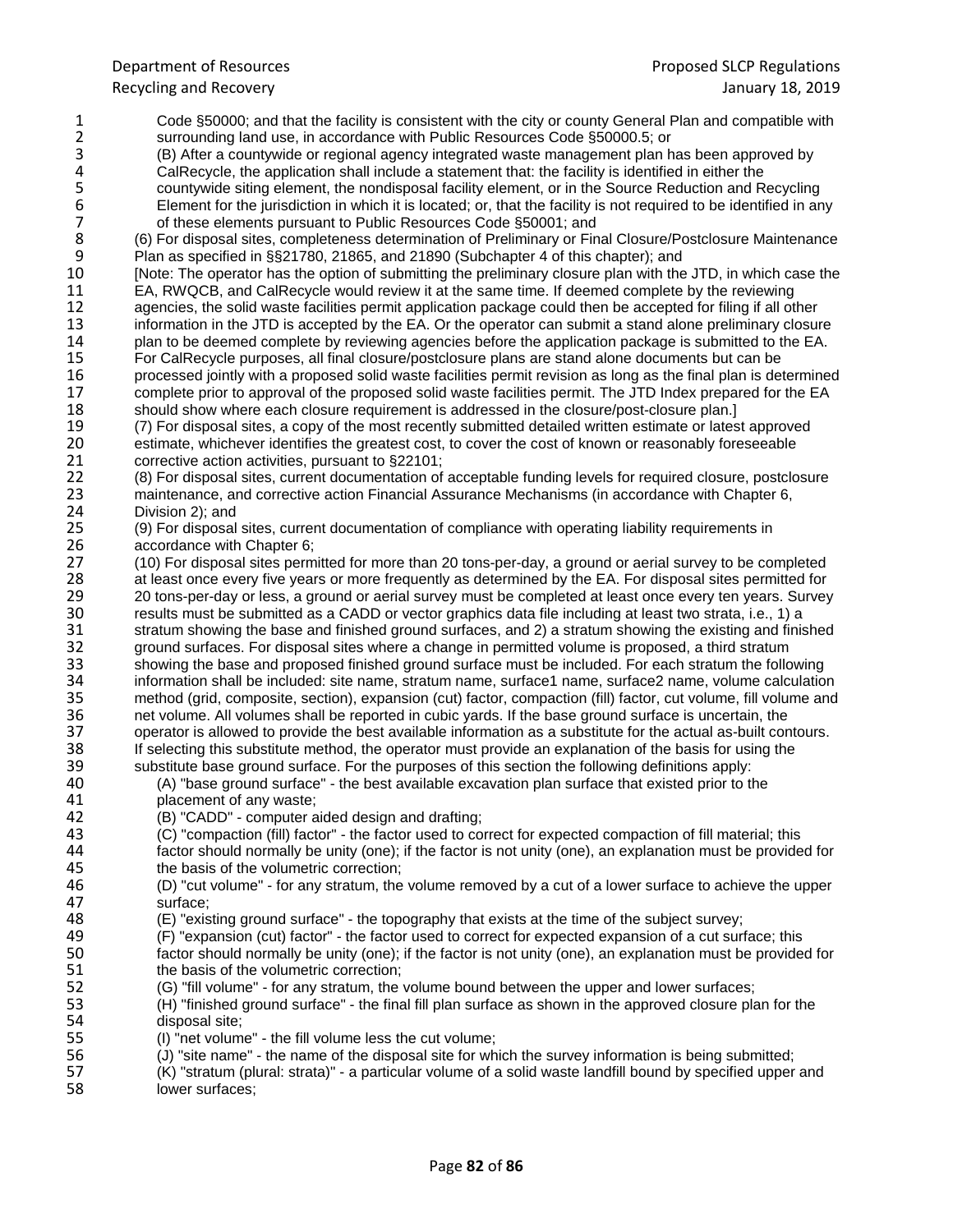Code §50000; and that the facility is consistent with the city or county General Plan and compatible with surrounding land use, in accordance with Public Resources Code §50000.5; or

(B) After a countywide or regional agency integrated waste management plan has been approved by CalRecycle, the application shall include a statement that: the facility is identified in either the countywide siting element, the nondisposal facility element, or in the Source Reduction and Recycling Element for the jurisdiction in which it is located; or, that the facility is not required to be identified in any of these elements pursuant to Public Resources Code §50001; and

(6) For disposal sites, completeness determination of Preliminary or Final Closure/Postclosure Maintenance Plan as specified in §§21780, 21865, and 21890 (Subchapter 4 of this chapter); and

[Note: The operator has the option of submitting the preliminary closure plan with the JTD, in which case the EA, RWQCB, and CalRecycle would review it at the same time. If deemed complete by the reviewing agencies, the solid waste facilities permit application package could then be accepted for filing if all other information in the JTD is accepted by the EA. Or the operator can submit a stand alone preliminary closure plan to be deemed complete by reviewing agencies before the application package is submitted to the EA. For CalRecycle purposes, all final closure/postclosure plans are stand alone documents but can be processed jointly with a proposed solid waste facilities permit revision as long as the final plan is determined complete prior to approval of the proposed solid waste facilities permit. The JTD Index prepared for the EA should show where each closure requirement is addressed in the closure/post-closure plan.]

(7) For disposal sites, a copy of the most recently submitted detailed written estimate or latest approved estimate, whichever identifies the greatest cost, to cover the cost of known or reasonably foreseeable corrective action activities, pursuant to §22101;

(8) For disposal sites, current documentation of acceptable funding levels for required closure, postclosure maintenance, and corrective action Financial Assurance Mechanisms (in accordance with Chapter 6, Division 2); and

(9) For disposal sites, current documentation of compliance with operating liability requirements in accordance with Chapter 6;

(10) For disposal sites permitted for more than 20 tons-per-day, a ground or aerial survey to be completed at least once every five years or more frequently as determined by the EA. For disposal sites permitted for 20 tons-per-day or less, a ground or aerial survey must be completed at least once every ten years. Survey results must be submitted as a CADD or vector graphics data file including at least two strata, i.e., 1) a stratum showing the base and finished ground surfaces, and 2) a stratum showing the existing and finished ground surfaces. For disposal sites where a change in permitted volume is proposed, a third stratum showing the base and proposed finished ground surface must be included. For each stratum the following information shall be included: site name, stratum name, surface1 name, surface2 name, volume calculation method (grid, composite, section), expansion (cut) factor, compaction (fill) factor, cut volume, fill volume and net volume. All volumes shall be reported in cubic yards. If the base ground surface is uncertain, the operator is allowed to provide the best available information as a substitute for the actual as-built contours. If selecting this substitute method, the operator must provide an explanation of the basis for using the substitute base ground surface. For the purposes of this section the following definitions apply:

(A) "base ground surface" - the best available excavation plan surface that existed prior to the placement of any waste;

(B) "CADD" - computer aided design and drafting;

(C) "compaction (fill) factor" - the factor used to correct for expected compaction of fill material; this factor should normally be unity (one); if the factor is not unity (one), an explanation must be provided for the basis of the volumetric correction;

(D) "cut volume" - for any stratum, the volume removed by a cut of a lower surface to achieve the upper surface;

(E) "existing ground surface" - the topography that exists at the time of the subject survey;

(F) "expansion (cut) factor" - the factor used to correct for expected expansion of a cut surface; this factor should normally be unity (one); if the factor is not unity (one), an explanation must be provided for the basis of the volumetric correction;

(G) "fill volume" - for any stratum, the volume bound between the upper and lower surfaces;

(H) "finished ground surface" - the final fill plan surface as shown in the approved closure plan for the disposal site;

(I) "net volume" - the fill volume less the cut volume;

(J) "site name" - the name of the disposal site for which the survey information is being submitted;

(K) "stratum (plural: strata)" - a particular volume of a solid waste landfill bound by specified upper and lower surfaces;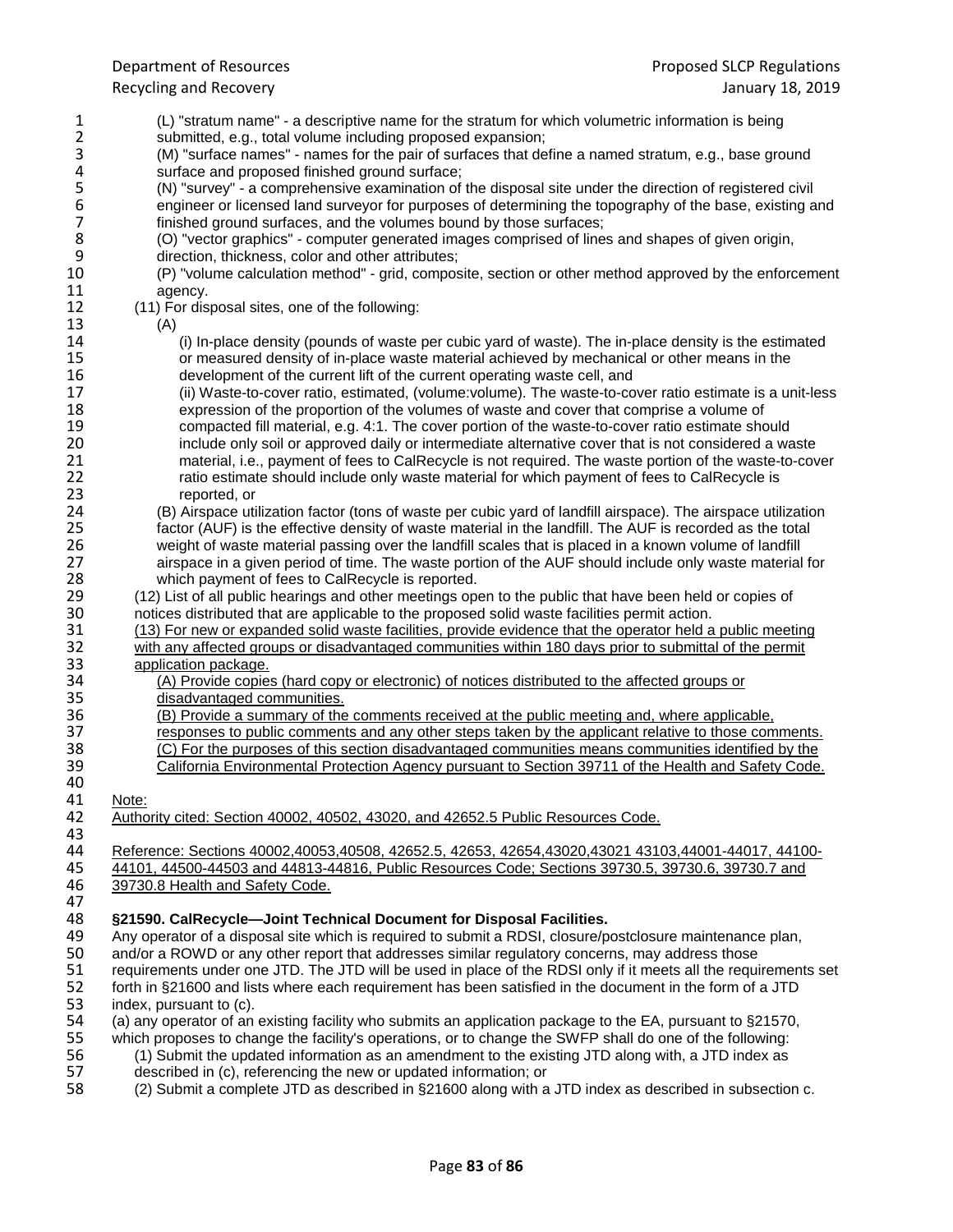(L) "stratum name" - a descriptive name for the stratum for which volumetric information is being submitted, e.g., total volume including proposed expansion;

(M) "surface names" - names for the pair of surfaces that define a named stratum, e.g., base ground surface and proposed finished ground surface;

(N) "survey" - a comprehensive examination of the disposal site under the direction of registered civil engineer or licensed land surveyor for purposes of determining the topography of the base, existing and finished ground surfaces, and the volumes bound by those surfaces;

(O) "vector graphics" - computer generated images comprised of lines and shapes of given origin, direction, thickness, color and other attributes;

(P) "volume calculation method" - grid, composite, section or other method approved by the enforcement agency.

(11) For disposal sites, one of the following:

(A)

(i) In-place density (pounds of waste per cubic yard of waste). The in-place density is the estimated or measured density of in-place waste material achieved by mechanical or other means in the development of the current lift of the current operating waste cell, and

(ii) Waste-to-cover ratio, estimated, (volume:volume). The waste-to-cover ratio estimate is a unit-less expression of the proportion of the volumes of waste and cover that comprise a volume of compacted fill material, e.g. 4:1. The cover portion of the waste-to-cover ratio estimate should include only soil or approved daily or intermediate alternative cover that is not considered a waste material, i.e., payment of fees to CalRecycle is not required. The waste portion of the waste-to-cover ratio estimate should include only waste material for which payment of fees to CalRecycle is reported, or

(B) Airspace utilization factor (tons of waste per cubic yard of landfill airspace). The airspace utilization factor (AUF) is the effective density of waste material in the landfill. The AUF is recorded as the total weight of waste material passing over the landfill scales that is placed in a known volume of landfill airspace in a given period of time. The waste portion of the AUF should include only waste material for which payment of fees to CalRecycle is reported.

(12) List of all public hearings and other meetings open to the public that have been held or copies of notices distributed that are applicable to the proposed solid waste facilities permit action.

(13) For new or expanded solid waste facilities, provide evidence that the operator held a public meeting with any affected groups or disadvantaged communities within 180 days prior to submittal of the permit application package.

(A) Provide copies (hard copy or electronic) of notices distributed to the affected groups or disadvantaged communities.

(B) Provide a summary of the comments received at the public meeting and, where applicable, responses to public comments and any other steps taken by the applicant relative to those comments.

(C) For the purposes of this section disadvantaged communities means communities identified by the California Environmental Protection Agency pursuant to Section 39711 of the Health and Safety Code.

Note:

Authority cited: Section 40002, 40502, 43020, and 42652.5 Public Resources Code.

Reference: Sections 40002,40053,40508, 42652.5, 42653, 42654,43020,43021 43103,44001-44017, 44100-44101, 44500-44503 and 44813-44816, Public Resources Code; Sections 39730.5, 39730.6, 39730.7 and 39730.8 Health and Safety Code.

**§21590. CalRecycle—Joint Technical Document for Disposal Facilities.**

Any operator of a disposal site which is required to submit a RDSI, closure/postclosure maintenance plan, and/or a ROWD or any other report that addresses similar regulatory concerns, may address those requirements under one JTD. The JTD will be used in place of the RDSI only if it meets all the requirements set forth in §21600 and lists where each requirement has been satisfied in the document in the form of a JTD index, pursuant to (c).

(a) any operator of an existing facility who submits an application package to the EA, pursuant to §21570, which proposes to change the facility's operations, or to change the SWFP shall do one of the following:

(1) Submit the updated information as an amendment to the existing JTD along with, a JTD index as described in (c), referencing the new or updated information; or

(2) Submit a complete JTD as described in §21600 along with a JTD index as described in subsection c.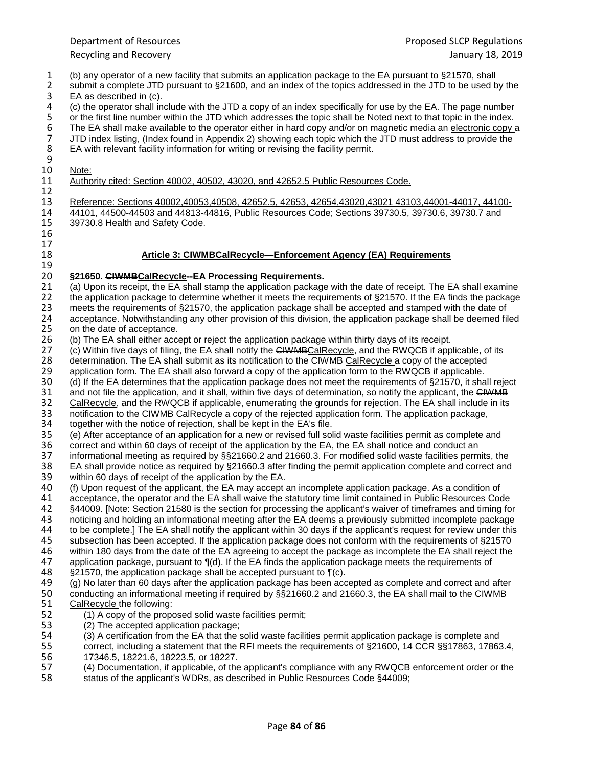(b) any operator of a new facility that submits an application package to the EA pursuant to §21570, shall submit a complete JTD pursuant to §21600, and an index of the topics addressed in the JTD to be used by the EA as described in (c).

(c) the operator shall include with the JTD a copy of an index specifically for use by the EA. The page number or the first line number within the JTD which addresses the topic shall be Noted next to that topic in the index. The EA shall make available to the operator either in hard copy and/or ~~on magnetic media an~~ electronic copy a JTD index listing, (Index found in Appendix 2) showing each topic which the JTD must address to provide the EA with relevant facility information for writing or revising the facility permit.

Note:

Authority cited: Section 40002, 40502, 43020, and 42652.5 Public Resources Code.

Reference: Sections 40002,40053,40508, 42652.5, 42653, 42654,43020,43021 43103,44001-44017, 44100-44101, 44500-44503 and 44813-44816, Public Resources Code; Sections 39730.5, 39730.6, 39730.7 and 39730.8 Health and Safety Code.

## Article 3: ~~CIWMB~~CalRecycle—Enforcement Agency (EA) Requirements

### §21650. ~~CIWMB~~CalRecycle--EA Processing Requirements.

(a) Upon its receipt, the EA shall stamp the application package with the date of receipt. The EA shall examine the application package to determine whether it meets the requirements of §21570. If the EA finds the package meets the requirements of §21570, the application package shall be accepted and stamped with the date of acceptance. Notwithstanding any other provision of this division, the application package shall be deemed filed on the date of acceptance.

(b) The EA shall either accept or reject the application package within thirty days of its receipt.

(c) Within five days of filing, the EA shall notify the ~~CIWMB~~CalRecycle, and the RWQCB if applicable, of its determination. The EA shall submit as its notification to the ~~CIWMB~~ CalRecycle a copy of the accepted application form. The EA shall also forward a copy of the application form to the RWQCB if applicable.

(d) If the EA determines that the application package does not meet the requirements of §21570, it shall reject and not file the application, and it shall, within five days of determination, so notify the applicant, the ~~CIWMB~~ CalRecycle, and the RWQCB if applicable, enumerating the grounds for rejection. The EA shall include in its notification to the ~~CIWMB~~ CalRecycle a copy of the rejected application form. The application package, together with the notice of rejection, shall be kept in the EA's file.

(e) After acceptance of an application for a new or revised full solid waste facilities permit as complete and correct and within 60 days of receipt of the application by the EA, the EA shall notice and conduct an informational meeting as required by §§21660.2 and 21660.3. For modified solid waste facilities permits, the EA shall provide notice as required by §21660.3 after finding the permit application complete and correct and within 60 days of receipt of the application by the EA.

(f) Upon request of the applicant, the EA may accept an incomplete application package. As a condition of acceptance, the operator and the EA shall waive the statutory time limit contained in Public Resources Code §44009. [Note: Section 21580 is the section for processing the applicant's waiver of timeframes and timing for noticing and holding an informational meeting after the EA deems a previously submitted incomplete package to be complete.] The EA shall notify the applicant within 30 days if the applicant's request for review under this subsection has been accepted. If the application package does not conform with the requirements of §21570 within 180 days from the date of the EA agreeing to accept the package as incomplete the EA shall reject the application package, pursuant to ¶(d). If the EA finds the application package meets the requirements of §21570, the application package shall be accepted pursuant to ¶(c).

(g) No later than 60 days after the application package has been accepted as complete and correct and after conducting an informational meeting if required by §§21660.2 and 21660.3, the EA shall mail to the ~~CIWMB~~ CalRecycle the following:

  (1) A copy of the proposed solid waste facilities permit;

  (2) The accepted application package;

  (3) A certification from the EA that the solid waste facilities permit application package is complete and correct, including a statement that the RFI meets the requirements of §21600, 14 CCR §§17863, 17863.4, 17346.5, 18221.6, 18223.5, or 18227.

  (4) Documentation, if applicable, of the applicant's compliance with any RWQCB enforcement order or the status of the applicant's WDRs, as described in Public Resources Code §44009;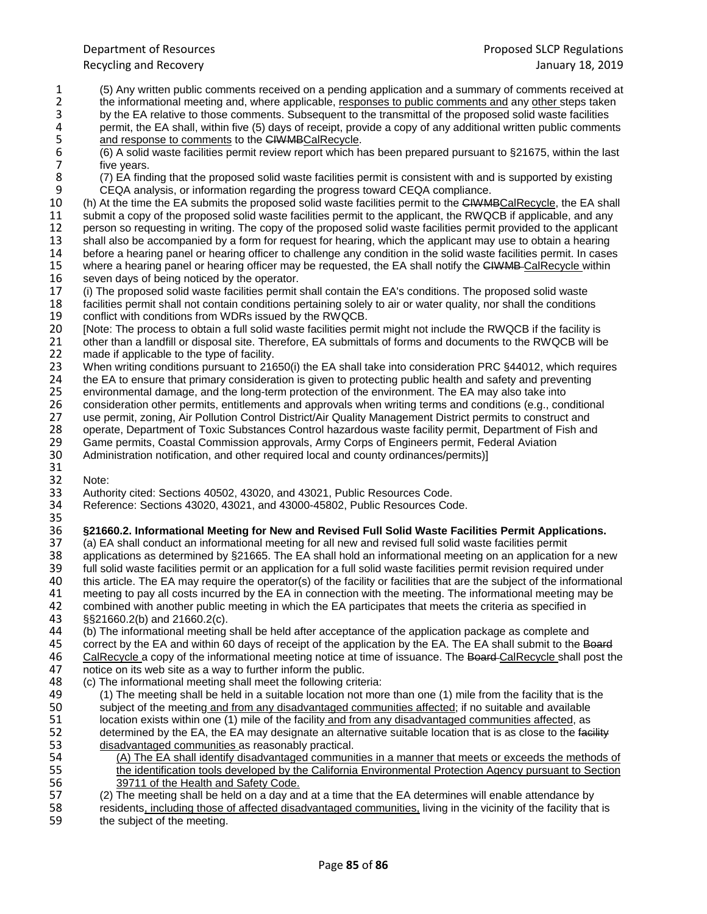(5) Any written public comments received on a pending application and a summary of comments received at the informational meeting and, where applicable, <u>responses to public comments and</u> any <u>other</u> steps taken by the EA relative to those comments. Subsequent to the transmittal of the proposed solid waste facilities permit, the EA shall, within five (5) days of receipt, provide a copy of any additional written public comments <u>and response to comments</u> to the ~~CIWMB~~<u>CalRecycle</u>.

(6) A solid waste facilities permit review report which has been prepared pursuant to §21675, within the last five years.

(7) EA finding that the proposed solid waste facilities permit is consistent with and is supported by existing CEQA analysis, or information regarding the progress toward CEQA compliance.

(h) At the time the EA submits the proposed solid waste facilities permit to the ~~CIWMB~~<u>CalRecycle</u>, the EA shall submit a copy of the proposed solid waste facilities permit to the applicant, the RWQCB if applicable, and any person so requesting in writing. The copy of the proposed solid waste facilities permit provided to the applicant shall also be accompanied by a form for request for hearing, which the applicant may use to obtain a hearing before a hearing panel or hearing officer to challenge any condition in the solid waste facilities permit. In cases where a hearing panel or hearing officer may be requested, the EA shall notify the ~~CIWMB~~ <u>CalRecycle</u> within seven days of being noticed by the operator.

(i) The proposed solid waste facilities permit shall contain the EA's conditions. The proposed solid waste facilities permit shall not contain conditions pertaining solely to air or water quality, nor shall the conditions conflict with conditions from WDRs issued by the RWQCB.

[Note: The process to obtain a full solid waste facilities permit might not include the RWQCB if the facility is other than a landfill or disposal site. Therefore, EA submittals of forms and documents to the RWQCB will be made if applicable to the type of facility.
When writing conditions pursuant to 21650(i) the EA shall take into consideration PRC §44012, which requires the EA to ensure that primary consideration is given to protecting public health and safety and preventing environmental damage, and the long-term protection of the environment. The EA may also take into consideration other permits, entitlements and approvals when writing terms and conditions (e.g., conditional use permit, zoning, Air Pollution Control District/Air Quality Management District permits to construct and operate, Department of Toxic Substances Control hazardous waste facility permit, Department of Fish and Game permits, Coastal Commission approvals, Army Corps of Engineers permit, Federal Aviation Administration notification, and other required local and county ordinances/permits)]

Note:
Authority cited: Sections 40502, 43020, and 43021, Public Resources Code.
Reference: Sections 43020, 43021, and 43000-45802, Public Resources Code.

**§21660.2. Informational Meeting for New and Revised Full Solid Waste Facilities Permit Applications.**

(a) EA shall conduct an informational meeting for all new and revised full solid waste facilities permit applications as determined by §21665. The EA shall hold an informational meeting on an application for a new full solid waste facilities permit or an application for a full solid waste facilities permit revision required under this article. The EA may require the operator(s) of the facility or facilities that are the subject of the informational meeting to pay all costs incurred by the EA in connection with the meeting. The informational meeting may be combined with another public meeting in which the EA participates that meets the criteria as specified in §§21660.2(b) and 21660.2(c).

(b) The informational meeting shall be held after acceptance of the application package as complete and correct by the EA and within 60 days of receipt of the application by the EA. The EA shall submit to the ~~Board~~ <u>CalRecycle</u> a copy of the informational meeting notice at time of issuance. The ~~Board~~ <u>CalRecycle</u> shall post the notice on its web site as a way to further inform the public.

(c) The informational meeting shall meet the following criteria:

(1) The meeting shall be held in a suitable location not more than one (1) mile from the facility that is the subject of the meeting<u> and from any disadvantaged communities affected</u>; if no suitable and available location exists within one (1) mile of the facility<u> and from any disadvantaged communities affected</u>, as determined by the EA, the EA may designate an alternative suitable location that is as close to the ~~facility~~ <u>disadvantaged communities</u> as reasonably practical.

<u>(A) The EA shall identify disadvantaged communities in a manner that meets or exceeds the methods of the identification tools developed by the California Environmental Protection Agency pursuant to Section 39711 of the Health and Safety Code.</u>

(2) The meeting shall be held on a day and at a time that the EA determines will enable attendance by residents<u>, including those of affected disadvantaged communities,</u> living in the vicinity of the facility that is the subject of the meeting.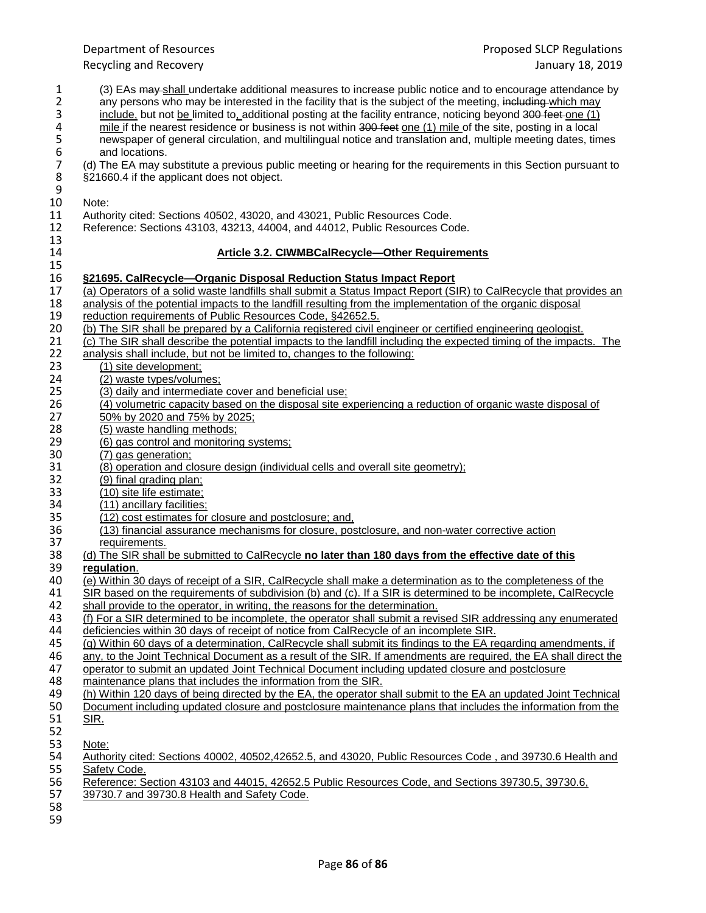(3) EAs ~~may~~ shall undertake additional measures to increase public notice and to encourage attendance by any persons who may be interested in the facility that is the subject of the meeting, ~~including~~ which may include, but not be limited to, additional posting at the facility entrance, noticing beyond ~~300 feet~~ one (1) mile if the nearest residence or business is not within ~~300 feet~~ one (1) mile of the site, posting in a local newspaper of general circulation, and multilingual notice and translation and, multiple meeting dates, times and locations.

(d) The EA may substitute a previous public meeting or hearing for the requirements in this Section pursuant to §21660.4 if the applicant does not object.

Note:
Authority cited: Sections 40502, 43020, and 43021, Public Resources Code.
Reference: Sections 43103, 43213, 44004, and 44012, Public Resources Code.

## Article 3.2. ~~CIWMB~~CalRecycle—Other Requirements

### §21695. CalRecycle—Organic Disposal Reduction Status Impact Report

(a) Operators of a solid waste landfills shall submit a Status Impact Report (SIR) to CalRecycle that provides an analysis of the potential impacts to the landfill resulting from the implementation of the organic disposal reduction requirements of Public Resources Code, §42652.5.

(b) The SIR shall be prepared by a California registered civil engineer or certified engineering geologist.

(c) The SIR shall describe the potential impacts to the landfill including the expected timing of the impacts. The analysis shall include, but not be limited to, changes to the following:

(1) site development;
(2) waste types/volumes;
(3) daily and intermediate cover and beneficial use;
(4) volumetric capacity based on the disposal site experiencing a reduction of organic waste disposal of 50% by 2020 and 75% by 2025;
(5) waste handling methods;
(6) gas control and monitoring systems;
(7) gas generation;
(8) operation and closure design (individual cells and overall site geometry);
(9) final grading plan;
(10) site life estimate;
(11) ancillary facilities;
(12) cost estimates for closure and postclosure; and,
(13) financial assurance mechanisms for closure, postclosure, and non-water corrective action requirements.

(d) The SIR shall be submitted to CalRecycle **no later than 180 days from the effective date of this regulation**.

(e) Within 30 days of receipt of a SIR, CalRecycle shall make a determination as to the completeness of the SIR based on the requirements of subdivision (b) and (c). If a SIR is determined to be incomplete, CalRecycle shall provide to the operator, in writing, the reasons for the determination.

(f) For a SIR determined to be incomplete, the operator shall submit a revised SIR addressing any enumerated deficiencies within 30 days of receipt of notice from CalRecycle of an incomplete SIR.

(g) Within 60 days of a determination, CalRecycle shall submit its findings to the EA regarding amendments, if any, to the Joint Technical Document as a result of the SIR. If amendments are required, the EA shall direct the operator to submit an updated Joint Technical Document including updated closure and postclosure maintenance plans that includes the information from the SIR.

(h) Within 120 days of being directed by the EA, the operator shall submit to the EA an updated Joint Technical Document including updated closure and postclosure maintenance plans that includes the information from the SIR.

Note:
Authority cited: Sections 40002, 40502,42652.5, and 43020, Public Resources Code , and 39730.6 Health and Safety Code.
Reference: Section 43103 and 44015, 42652.5 Public Resources Code, and Sections 39730.5, 39730.6, 39730.7 and 39730.8 Health and Safety Code.